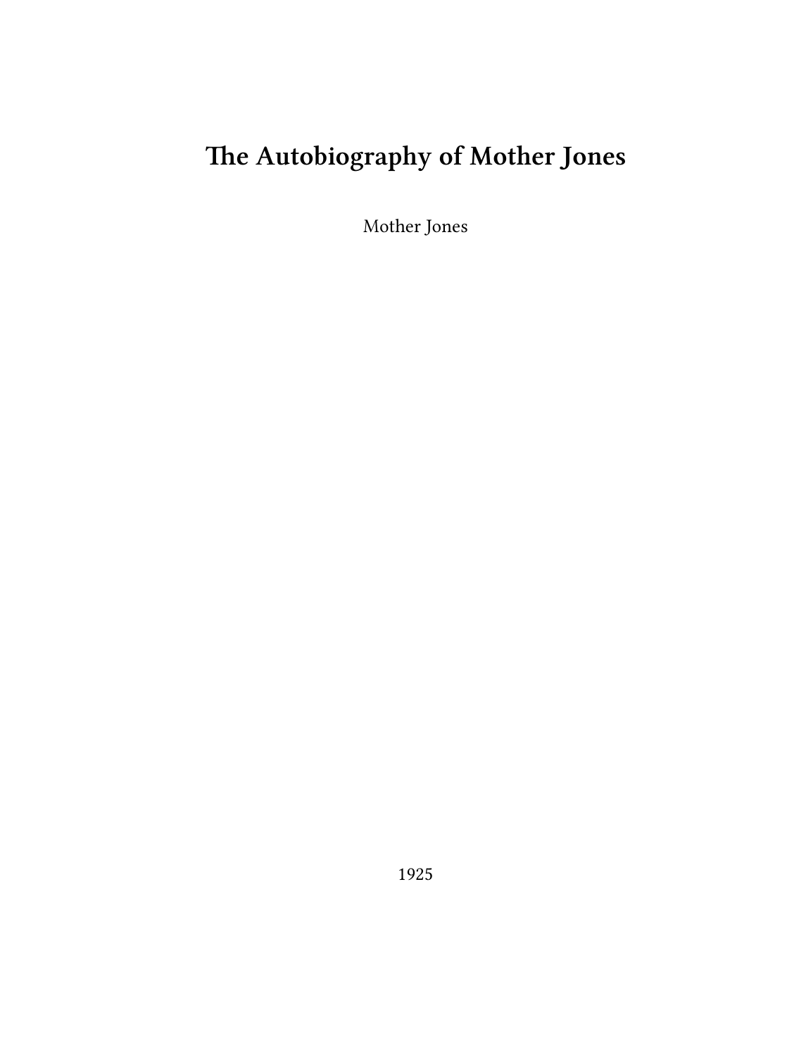# The Autobiography of Mother Jones

Mother Jones

1925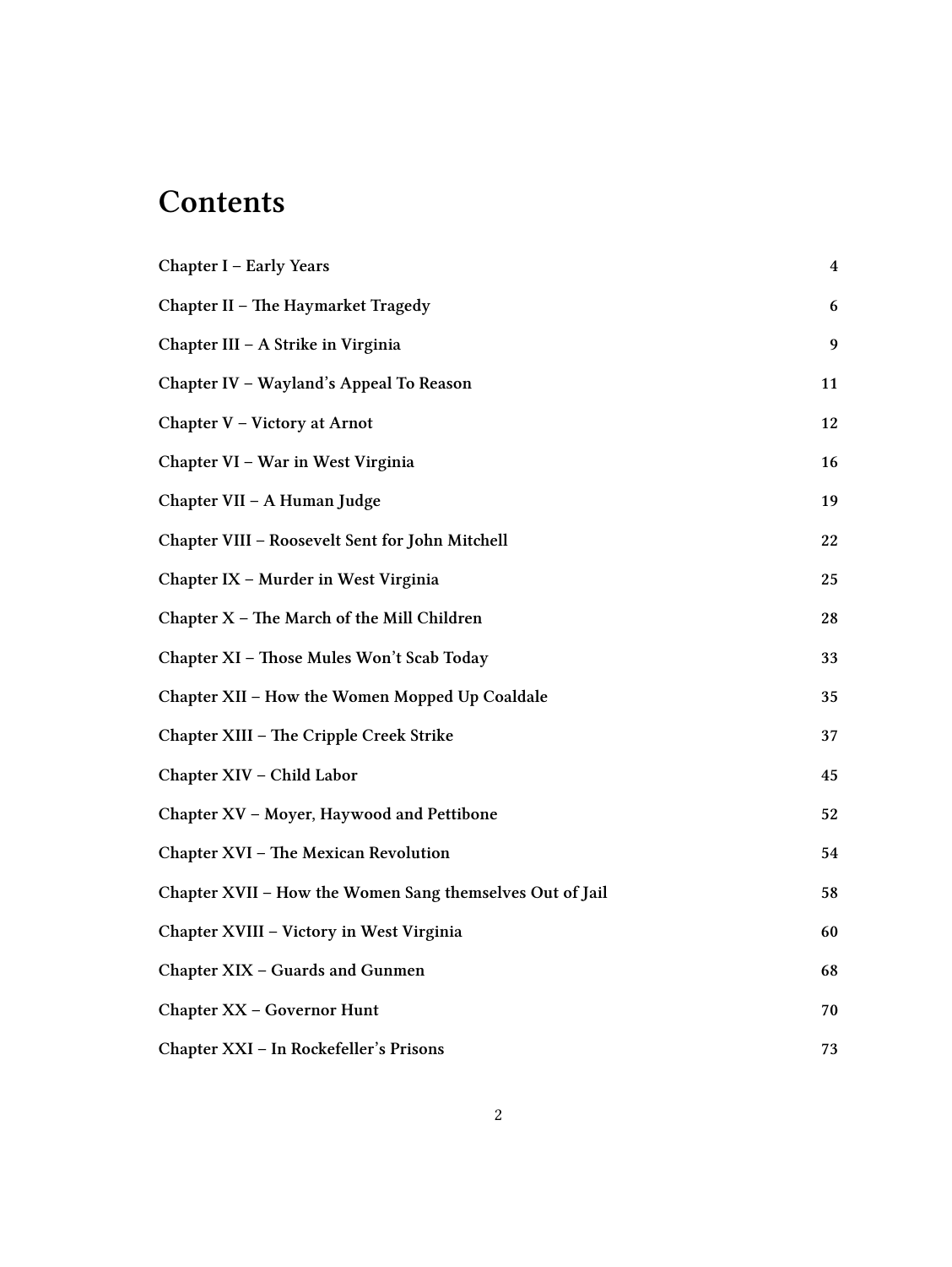# Contents

Chapter I – Early Years 4

Chapter II – The Haymarket Tragedy 6

Chapter III – A Strike in Virginia 9

Chapter IV – Wayland's Appeal To Reason 11

Chapter V – Victory at Arnot 12

Chapter VI – War in West Virginia 16

Chapter VII – A Human Judge 19

Chapter VIII – Roosevelt Sent for John Mitchell 22

Chapter IX – Murder in West Virginia 25

Chapter X – The March of the Mill Children 28

Chapter XI – Those Mules Won't Scab Today 33

Chapter XII – How the Women Mopped Up Coaldale 35

Chapter XIII – The Cripple Creek Strike 37

Chapter XIV – Child Labor 45

Chapter XV – Moyer, Haywood and Pettibone 52

Chapter XVI – The Mexican Revolution 54

Chapter XVII – How the Women Sang themselves Out of Jail 58

Chapter XVIII – Victory in West Virginia 60

Chapter XIX – Guards and Gunmen 68

Chapter XX – Governor Hunt 70

Chapter XXI – In Rockefeller's Prisons 73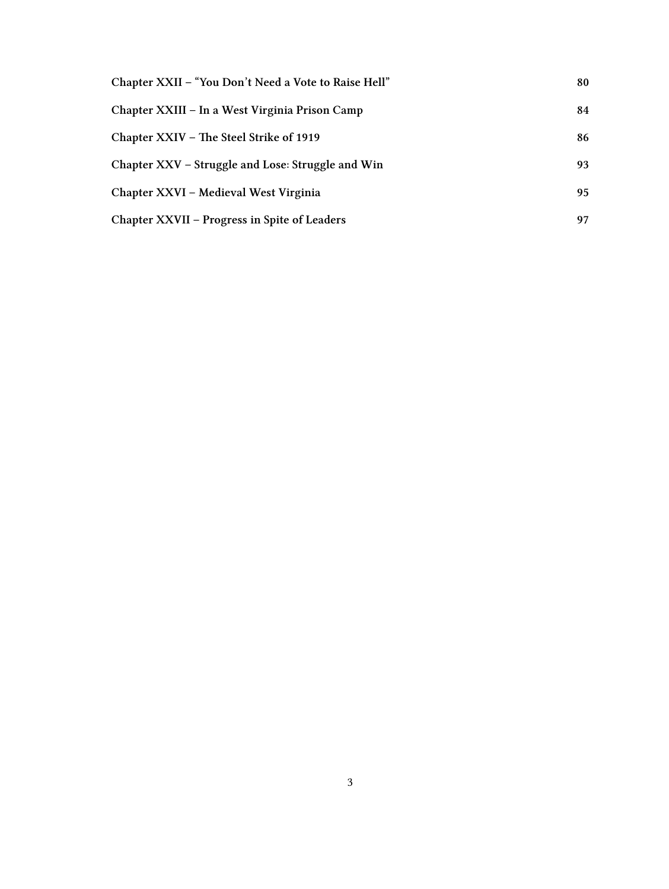| | |
|---|---|
| **Chapter XXII – "You Don't Need a Vote to Raise Hell"** | **80** |
| **Chapter XXIII – In a West Virginia Prison Camp** | **84** |
| **Chapter XXIV – The Steel Strike of 1919** | **86** |
| **Chapter XXV – Struggle and Lose: Struggle and Win** | **93** |
| **Chapter XXVI – Medieval West Virginia** | **95** |
| **Chapter XXVII – Progress in Spite of Leaders** | **97** |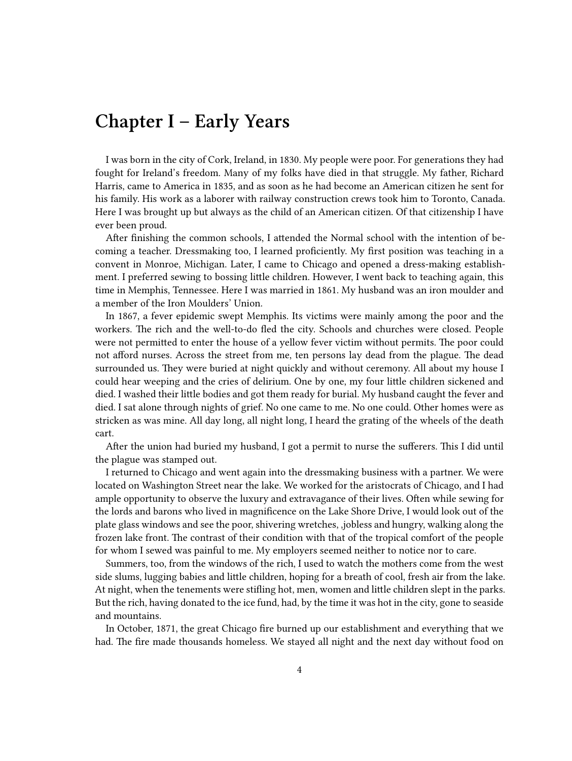# Chapter I – Early Years

I was born in the city of Cork, Ireland, in 1830. My people were poor. For generations they had fought for Ireland's freedom. Many of my folks have died in that struggle. My father, Richard Harris, came to America in 1835, and as soon as he had become an American citizen he sent for his family. His work as a laborer with railway construction crews took him to Toronto, Canada. Here I was brought up but always as the child of an American citizen. Of that citizenship I have ever been proud.

After finishing the common schools, I attended the Normal school with the intention of becoming a teacher. Dressmaking too, I learned proficiently. My first position was teaching in a convent in Monroe, Michigan. Later, I came to Chicago and opened a dress-making establishment. I preferred sewing to bossing little children. However, I went back to teaching again, this time in Memphis, Tennessee. Here I was married in 1861. My husband was an iron moulder and a member of the Iron Moulders' Union.

In 1867, a fever epidemic swept Memphis. Its victims were mainly among the poor and the workers. The rich and the well-to-do fled the city. Schools and churches were closed. People were not permitted to enter the house of a yellow fever victim without permits. The poor could not afford nurses. Across the street from me, ten persons lay dead from the plague. The dead surrounded us. They were buried at night quickly and without ceremony. All about my house I could hear weeping and the cries of delirium. One by one, my four little children sickened and died. I washed their little bodies and got them ready for burial. My husband caught the fever and died. I sat alone through nights of grief. No one came to me. No one could. Other homes were as stricken as was mine. All day long, all night long, I heard the grating of the wheels of the death cart.

After the union had buried my husband, I got a permit to nurse the sufferers. This I did until the plague was stamped out.

I returned to Chicago and went again into the dressmaking business with a partner. We were located on Washington Street near the lake. We worked for the aristocrats of Chicago, and I had ample opportunity to observe the luxury and extravagance of their lives. Often while sewing for the lords and barons who lived in magnificence on the Lake Shore Drive, I would look out of the plate glass windows and see the poor, shivering wretches, ,jobless and hungry, walking along the frozen lake front. The contrast of their condition with that of the tropical comfort of the people for whom I sewed was painful to me. My employers seemed neither to notice nor to care.

Summers, too, from the windows of the rich, I used to watch the mothers come from the west side slums, lugging babies and little children, hoping for a breath of cool, fresh air from the lake. At night, when the tenements were stifling hot, men, women and little children slept in the parks. But the rich, having donated to the ice fund, had, by the time it was hot in the city, gone to seaside and mountains.

In October, 1871, the great Chicago fire burned up our establishment and everything that we had. The fire made thousands homeless. We stayed all night and the next day without food on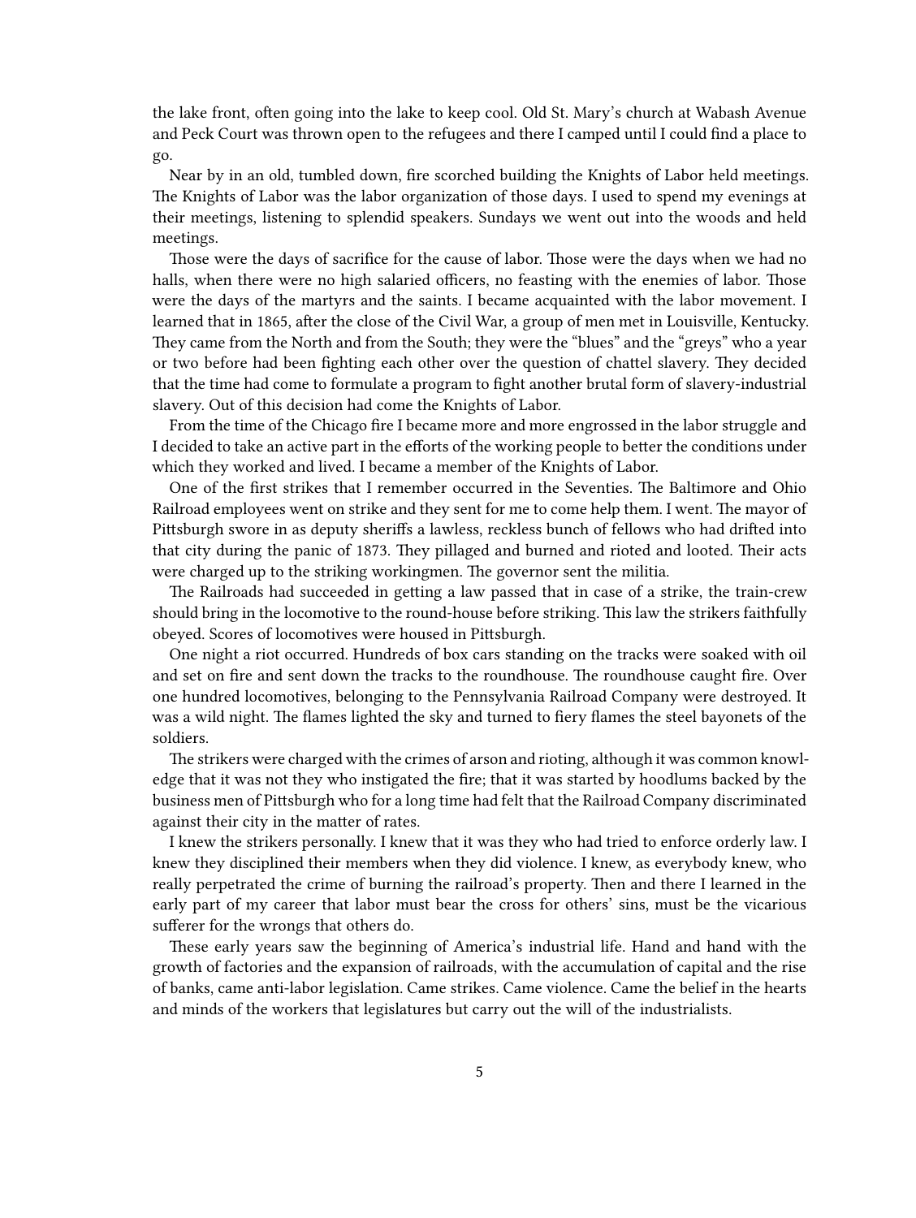the lake front, often going into the lake to keep cool. Old St. Mary's church at Wabash Avenue and Peck Court was thrown open to the refugees and there I camped until I could find a place to go.

Near by in an old, tumbled down, fire scorched building the Knights of Labor held meetings. The Knights of Labor was the labor organization of those days. I used to spend my evenings at their meetings, listening to splendid speakers. Sundays we went out into the woods and held meetings.

Those were the days of sacrifice for the cause of labor. Those were the days when we had no halls, when there were no high salaried officers, no feasting with the enemies of labor. Those were the days of the martyrs and the saints. I became acquainted with the labor movement. I learned that in 1865, after the close of the Civil War, a group of men met in Louisville, Kentucky. They came from the North and from the South; they were the "blues" and the "greys" who a year or two before had been fighting each other over the question of chattel slavery. They decided that the time had come to formulate a program to fight another brutal form of slavery-industrial slavery. Out of this decision had come the Knights of Labor.

From the time of the Chicago fire I became more and more engrossed in the labor struggle and I decided to take an active part in the efforts of the working people to better the conditions under which they worked and lived. I became a member of the Knights of Labor.

One of the first strikes that I remember occurred in the Seventies. The Baltimore and Ohio Railroad employees went on strike and they sent for me to come help them. I went. The mayor of Pittsburgh swore in as deputy sheriffs a lawless, reckless bunch of fellows who had drifted into that city during the panic of 1873. They pillaged and burned and rioted and looted. Their acts were charged up to the striking workingmen. The governor sent the militia.

The Railroads had succeeded in getting a law passed that in case of a strike, the train-crew should bring in the locomotive to the round-house before striking. This law the strikers faithfully obeyed. Scores of locomotives were housed in Pittsburgh.

One night a riot occurred. Hundreds of box cars standing on the tracks were soaked with oil and set on fire and sent down the tracks to the roundhouse. The roundhouse caught fire. Over one hundred locomotives, belonging to the Pennsylvania Railroad Company were destroyed. It was a wild night. The flames lighted the sky and turned to fiery flames the steel bayonets of the soldiers.

The strikers were charged with the crimes of arson and rioting, although it was common knowledge that it was not they who instigated the fire; that it was started by hoodlums backed by the business men of Pittsburgh who for a long time had felt that the Railroad Company discriminated against their city in the matter of rates.

I knew the strikers personally. I knew that it was they who had tried to enforce orderly law. I knew they disciplined their members when they did violence. I knew, as everybody knew, who really perpetrated the crime of burning the railroad's property. Then and there I learned in the early part of my career that labor must bear the cross for others' sins, must be the vicarious sufferer for the wrongs that others do.

These early years saw the beginning of America's industrial life. Hand and hand with the growth of factories and the expansion of railroads, with the accumulation of capital and the rise of banks, came anti-labor legislation. Came strikes. Came violence. Came the belief in the hearts and minds of the workers that legislatures but carry out the will of the industrialists.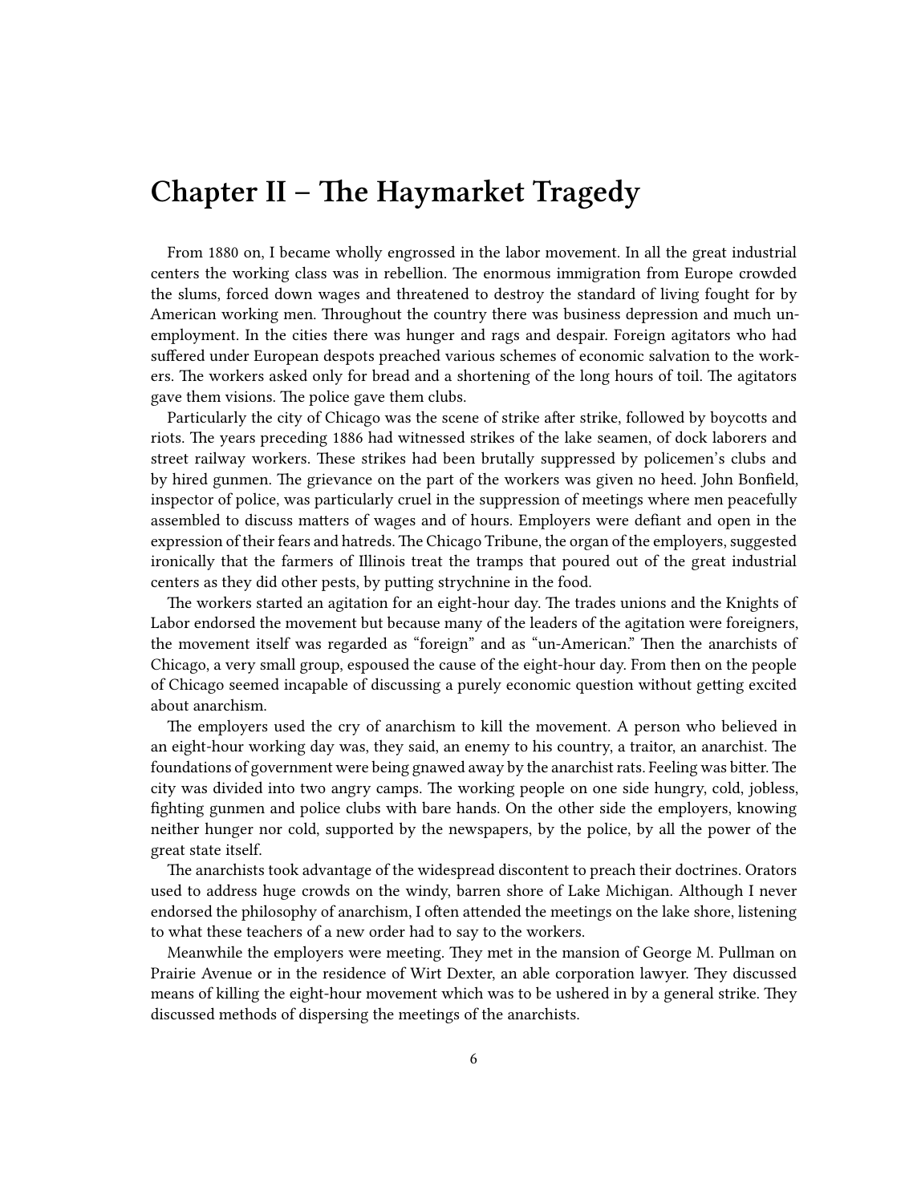# Chapter II – The Haymarket Tragedy

From 1880 on, I became wholly engrossed in the labor movement. In all the great industrial centers the working class was in rebellion. The enormous immigration from Europe crowded the slums, forced down wages and threatened to destroy the standard of living fought for by American working men. Throughout the country there was business depression and much unemployment. In the cities there was hunger and rags and despair. Foreign agitators who had suffered under European despots preached various schemes of economic salvation to the workers. The workers asked only for bread and a shortening of the long hours of toil. The agitators gave them visions. The police gave them clubs.

Particularly the city of Chicago was the scene of strike after strike, followed by boycotts and riots. The years preceding 1886 had witnessed strikes of the lake seamen, of dock laborers and street railway workers. These strikes had been brutally suppressed by policemen's clubs and by hired gunmen. The grievance on the part of the workers was given no heed. John Bonfield, inspector of police, was particularly cruel in the suppression of meetings where men peacefully assembled to discuss matters of wages and of hours. Employers were defiant and open in the expression of their fears and hatreds. The Chicago Tribune, the organ of the employers, suggested ironically that the farmers of Illinois treat the tramps that poured out of the great industrial centers as they did other pests, by putting strychnine in the food.

The workers started an agitation for an eight-hour day. The trades unions and the Knights of Labor endorsed the movement but because many of the leaders of the agitation were foreigners, the movement itself was regarded as "foreign" and as "un-American." Then the anarchists of Chicago, a very small group, espoused the cause of the eight-hour day. From then on the people of Chicago seemed incapable of discussing a purely economic question without getting excited about anarchism.

The employers used the cry of anarchism to kill the movement. A person who believed in an eight-hour working day was, they said, an enemy to his country, a traitor, an anarchist. The foundations of government were being gnawed away by the anarchist rats. Feeling was bitter. The city was divided into two angry camps. The working people on one side hungry, cold, jobless, fighting gunmen and police clubs with bare hands. On the other side the employers, knowing neither hunger nor cold, supported by the newspapers, by the police, by all the power of the great state itself.

The anarchists took advantage of the widespread discontent to preach their doctrines. Orators used to address huge crowds on the windy, barren shore of Lake Michigan. Although I never endorsed the philosophy of anarchism, I often attended the meetings on the lake shore, listening to what these teachers of a new order had to say to the workers.

Meanwhile the employers were meeting. They met in the mansion of George M. Pullman on Prairie Avenue or in the residence of Wirt Dexter, an able corporation lawyer. They discussed means of killing the eight-hour movement which was to be ushered in by a general strike. They discussed methods of dispersing the meetings of the anarchists.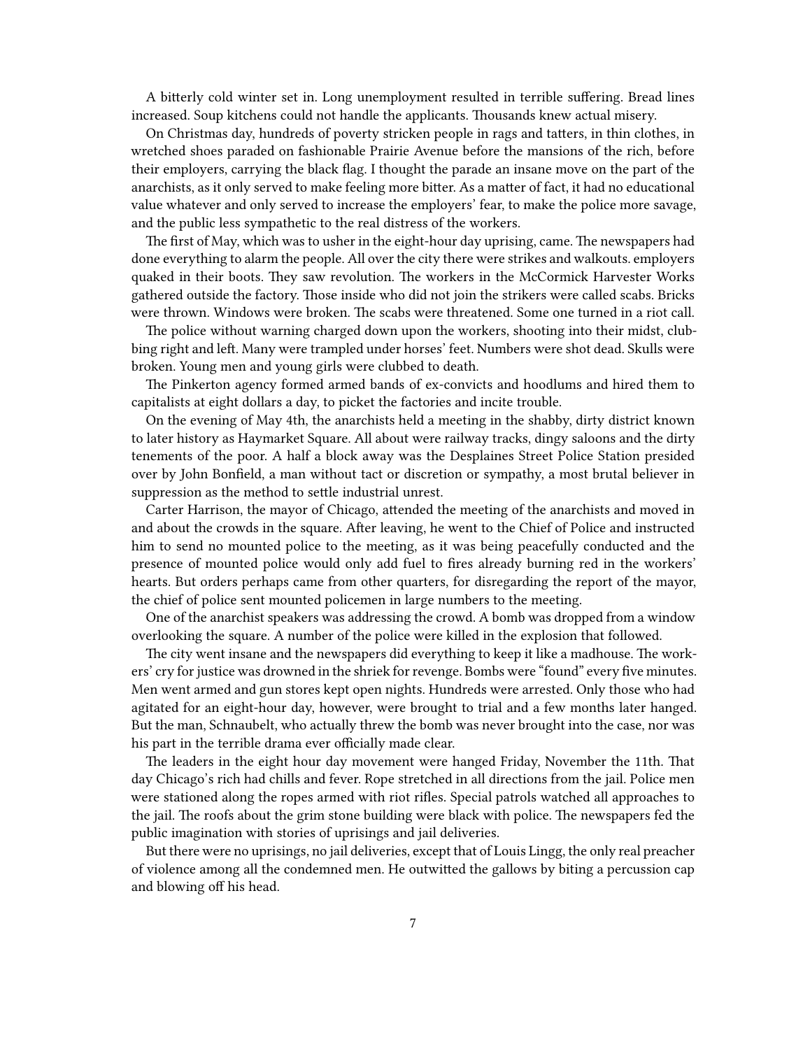A bitterly cold winter set in. Long unemployment resulted in terrible suffering. Bread lines increased. Soup kitchens could not handle the applicants. Thousands knew actual misery.

On Christmas day, hundreds of poverty stricken people in rags and tatters, in thin clothes, in wretched shoes paraded on fashionable Prairie Avenue before the mansions of the rich, before their employers, carrying the black flag. I thought the parade an insane move on the part of the anarchists, as it only served to make feeling more bitter. As a matter of fact, it had no educational value whatever and only served to increase the employers' fear, to make the police more savage, and the public less sympathetic to the real distress of the workers.

The first of May, which was to usher in the eight-hour day uprising, came. The newspapers had done everything to alarm the people. All over the city there were strikes and walkouts. employers quaked in their boots. They saw revolution. The workers in the McCormick Harvester Works gathered outside the factory. Those inside who did not join the strikers were called scabs. Bricks were thrown. Windows were broken. The scabs were threatened. Some one turned in a riot call.

The police without warning charged down upon the workers, shooting into their midst, clubbing right and left. Many were trampled under horses' feet. Numbers were shot dead. Skulls were broken. Young men and young girls were clubbed to death.

The Pinkerton agency formed armed bands of ex-convicts and hoodlums and hired them to capitalists at eight dollars a day, to picket the factories and incite trouble.

On the evening of May 4th, the anarchists held a meeting in the shabby, dirty district known to later history as Haymarket Square. All about were railway tracks, dingy saloons and the dirty tenements of the poor. A half a block away was the Desplaines Street Police Station presided over by John Bonfield, a man without tact or discretion or sympathy, a most brutal believer in suppression as the method to settle industrial unrest.

Carter Harrison, the mayor of Chicago, attended the meeting of the anarchists and moved in and about the crowds in the square. After leaving, he went to the Chief of Police and instructed him to send no mounted police to the meeting, as it was being peacefully conducted and the presence of mounted police would only add fuel to fires already burning red in the workers' hearts. But orders perhaps came from other quarters, for disregarding the report of the mayor, the chief of police sent mounted policemen in large numbers to the meeting.

One of the anarchist speakers was addressing the crowd. A bomb was dropped from a window overlooking the square. A number of the police were killed in the explosion that followed.

The city went insane and the newspapers did everything to keep it like a madhouse. The workers' cry for justice was drowned in the shriek for revenge. Bombs were "found" every five minutes. Men went armed and gun stores kept open nights. Hundreds were arrested. Only those who had agitated for an eight-hour day, however, were brought to trial and a few months later hanged. But the man, Schnaubelt, who actually threw the bomb was never brought into the case, nor was his part in the terrible drama ever officially made clear.

The leaders in the eight hour day movement were hanged Friday, November the 11th. That day Chicago's rich had chills and fever. Rope stretched in all directions from the jail. Police men were stationed along the ropes armed with riot rifles. Special patrols watched all approaches to the jail. The roofs about the grim stone building were black with police. The newspapers fed the public imagination with stories of uprisings and jail deliveries.

But there were no uprisings, no jail deliveries, except that of Louis Lingg, the only real preacher of violence among all the condemned men. He outwitted the gallows by biting a percussion cap and blowing off his head.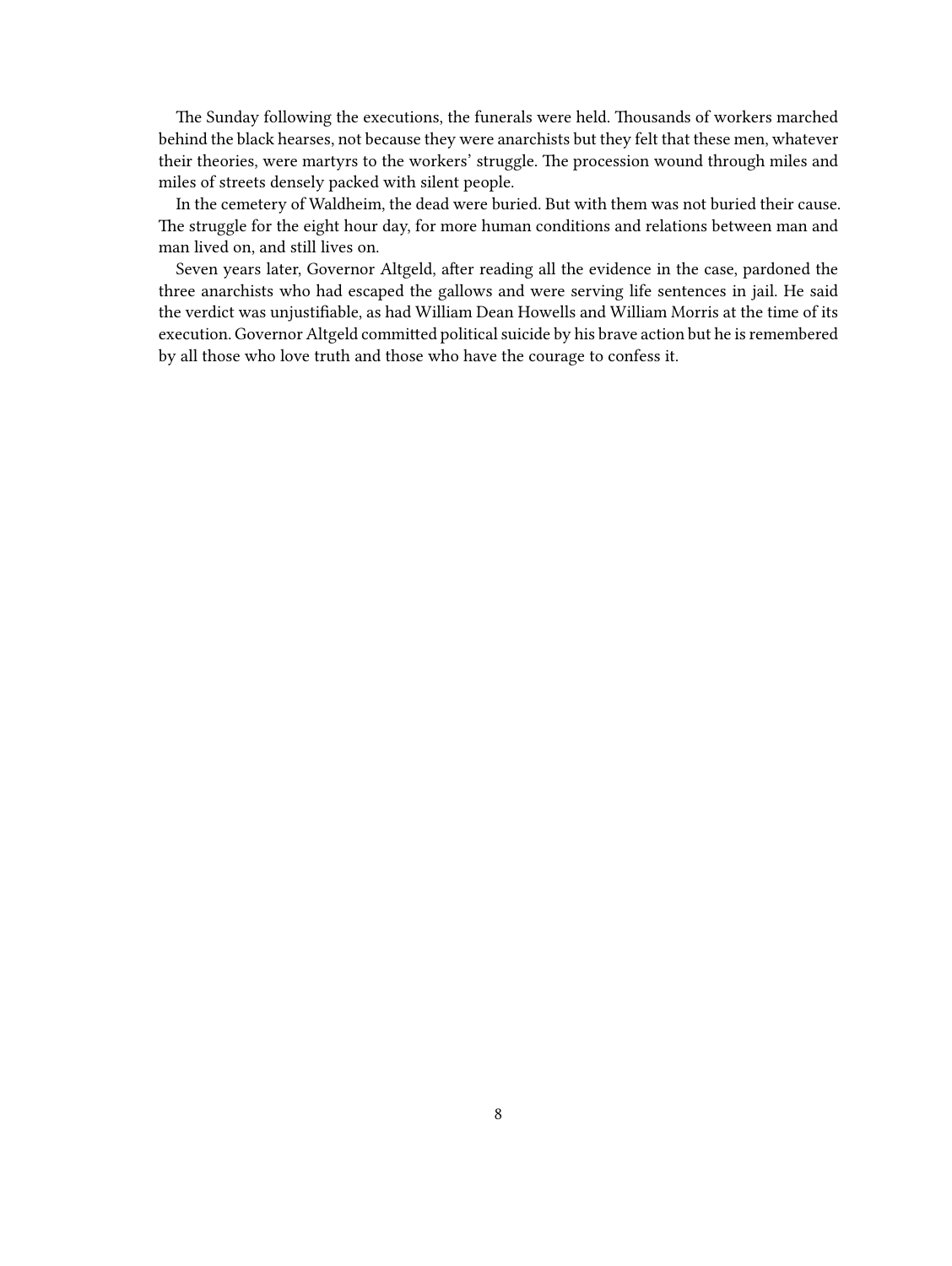The Sunday following the executions, the funerals were held. Thousands of workers marched behind the black hearses, not because they were anarchists but they felt that these men, whatever their theories, were martyrs to the workers' struggle. The procession wound through miles and miles of streets densely packed with silent people.

In the cemetery of Waldheim, the dead were buried. But with them was not buried their cause. The struggle for the eight hour day, for more human conditions and relations between man and man lived on, and still lives on.

Seven years later, Governor Altgeld, after reading all the evidence in the case, pardoned the three anarchists who had escaped the gallows and were serving life sentences in jail. He said the verdict was unjustifiable, as had William Dean Howells and William Morris at the time of its execution. Governor Altgeld committed political suicide by his brave action but he is remembered by all those who love truth and those who have the courage to confess it.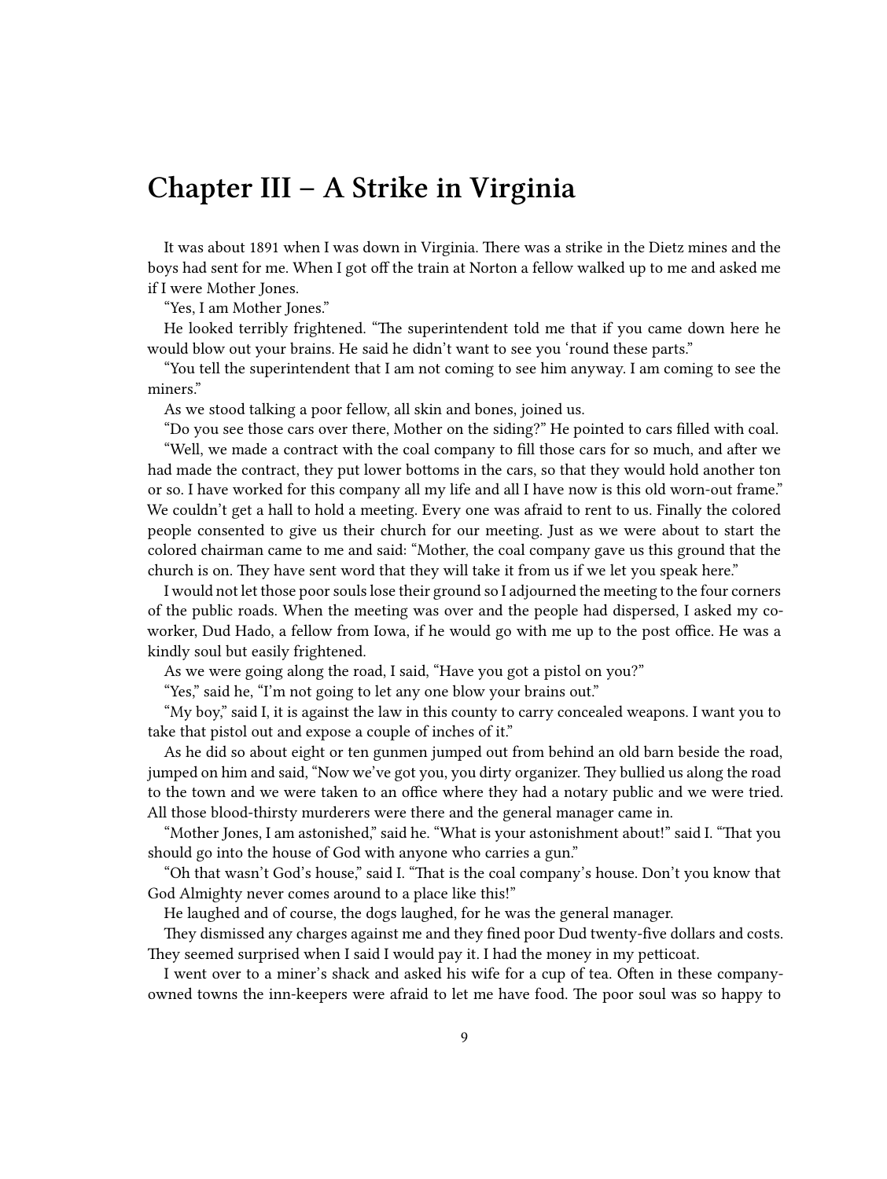# Chapter III – A Strike in Virginia

It was about 1891 when I was down in Virginia. There was a strike in the Dietz mines and the boys had sent for me. When I got off the train at Norton a fellow walked up to me and asked me if I were Mother Jones.

"Yes, I am Mother Jones."

He looked terribly frightened. "The superintendent told me that if you came down here he would blow out your brains. He said he didn't want to see you 'round these parts."

"You tell the superintendent that I am not coming to see him anyway. I am coming to see the miners."

As we stood talking a poor fellow, all skin and bones, joined us.

"Do you see those cars over there, Mother on the siding?" He pointed to cars filled with coal.

"Well, we made a contract with the coal company to fill those cars for so much, and after we had made the contract, they put lower bottoms in the cars, so that they would hold another ton or so. I have worked for this company all my life and all I have now is this old worn-out frame." We couldn't get a hall to hold a meeting. Every one was afraid to rent to us. Finally the colored people consented to give us their church for our meeting. Just as we were about to start the colored chairman came to me and said: "Mother, the coal company gave us this ground that the church is on. They have sent word that they will take it from us if we let you speak here."

I would not let those poor souls lose their ground so I adjourned the meeting to the four corners of the public roads. When the meeting was over and the people had dispersed, I asked my co-worker, Dud Hado, a fellow from Iowa, if he would go with me up to the post office. He was a kindly soul but easily frightened.

As we were going along the road, I said, "Have you got a pistol on you?"

"Yes," said he, "I'm not going to let any one blow your brains out."

"My boy," said I, it is against the law in this county to carry concealed weapons. I want you to take that pistol out and expose a couple of inches of it."

As he did so about eight or ten gunmen jumped out from behind an old barn beside the road, jumped on him and said, "Now we've got you, you dirty organizer. They bullied us along the road to the town and we were taken to an office where they had a notary public and we were tried. All those blood-thirsty murderers were there and the general manager came in.

"Mother Jones, I am astonished," said he. "What is your astonishment about!" said I. "That you should go into the house of God with anyone who carries a gun."

"Oh that wasn't God's house," said I. "That is the coal company's house. Don't you know that God Almighty never comes around to a place like this!"

He laughed and of course, the dogs laughed, for he was the general manager.

They dismissed any charges against me and they fined poor Dud twenty-five dollars and costs. They seemed surprised when I said I would pay it. I had the money in my petticoat.

I went over to a miner's shack and asked his wife for a cup of tea. Often in these company-owned towns the inn-keepers were afraid to let me have food. The poor soul was so happy to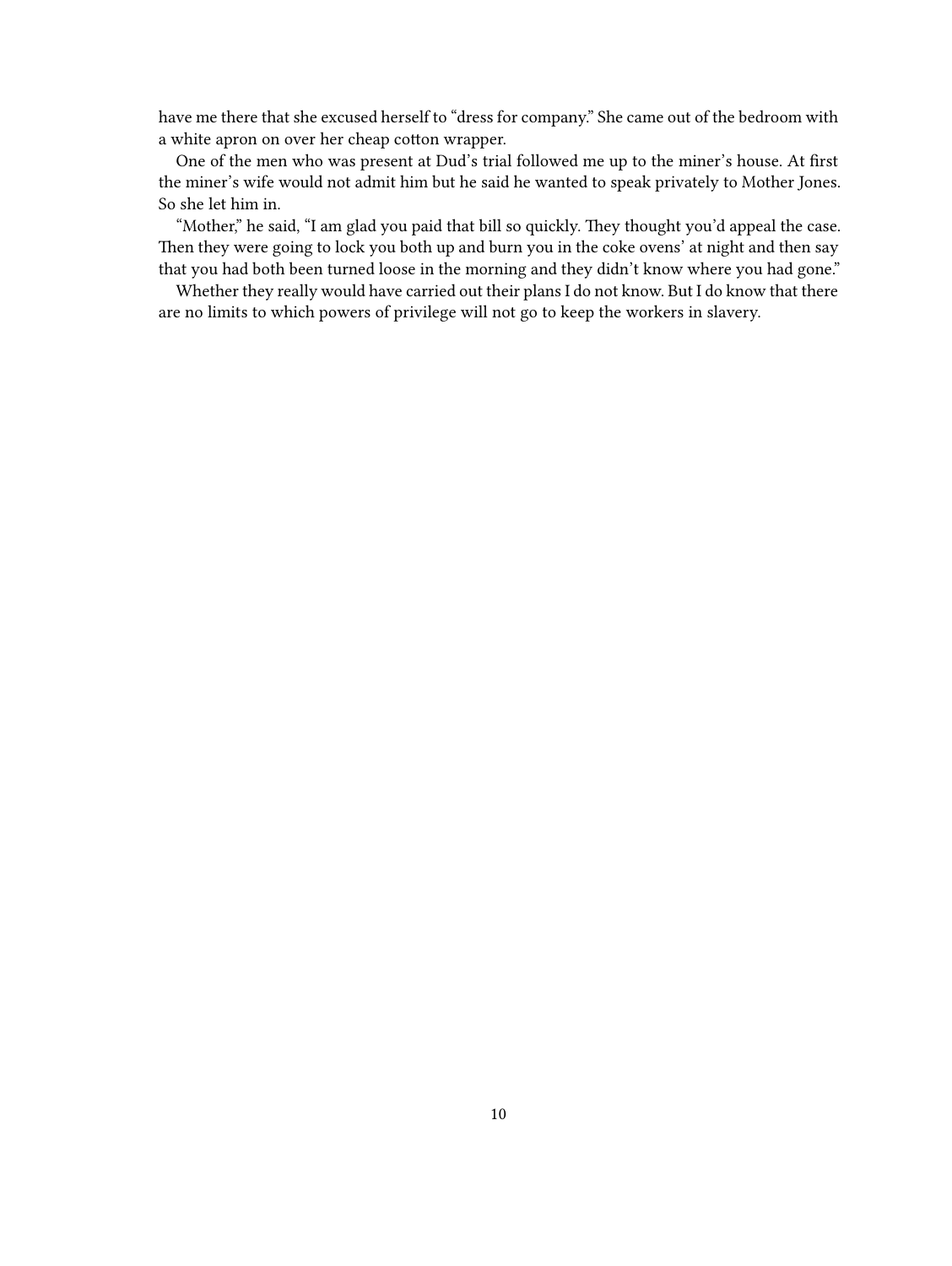have me there that she excused herself to "dress for company." She came out of the bedroom with a white apron on over her cheap cotton wrapper.

One of the men who was present at Dud's trial followed me up to the miner's house. At first the miner's wife would not admit him but he said he wanted to speak privately to Mother Jones. So she let him in.

"Mother," he said, "I am glad you paid that bill so quickly. They thought you'd appeal the case. Then they were going to lock you both up and burn you in the coke ovens' at night and then say that you had both been turned loose in the morning and they didn't know where you had gone."

Whether they really would have carried out their plans I do not know. But I do know that there are no limits to which powers of privilege will not go to keep the workers in slavery.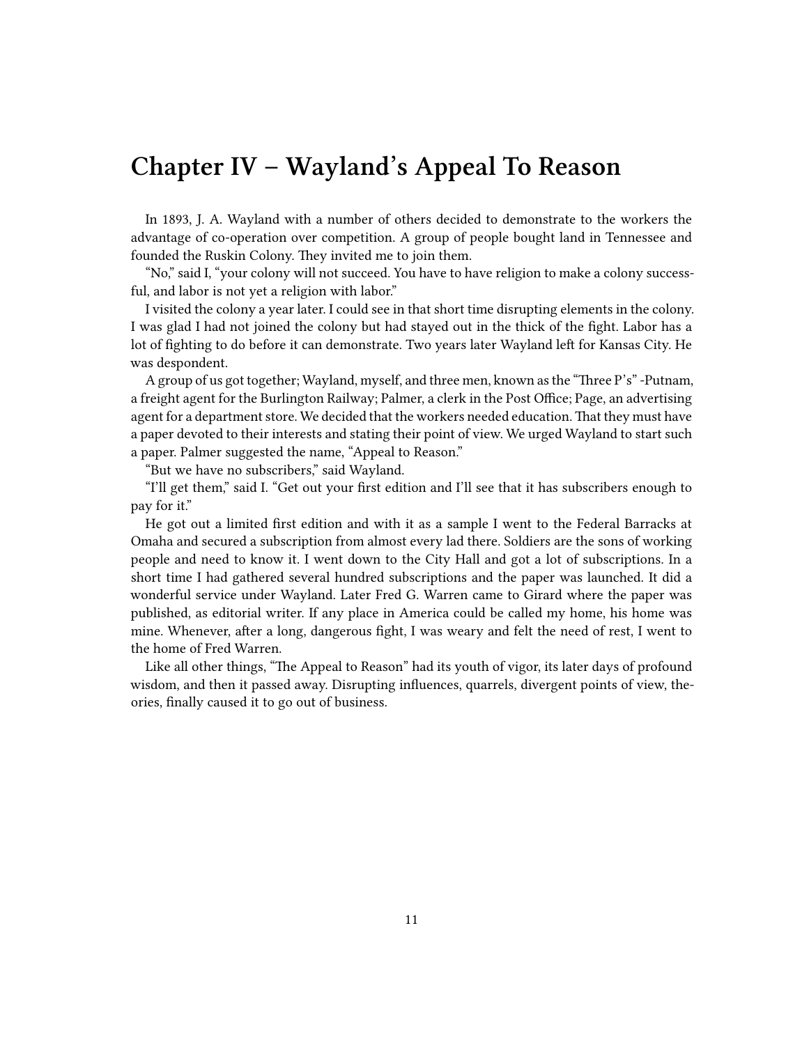# Chapter IV – Wayland's Appeal To Reason

In 1893, J. A. Wayland with a number of others decided to demonstrate to the workers the advantage of co-operation over competition. A group of people bought land in Tennessee and founded the Ruskin Colony. They invited me to join them.

"No," said I, "your colony will not succeed. You have to have religion to make a colony successful, and labor is not yet a religion with labor."

I visited the colony a year later. I could see in that short time disrupting elements in the colony. I was glad I had not joined the colony but had stayed out in the thick of the fight. Labor has a lot of fighting to do before it can demonstrate. Two years later Wayland left for Kansas City. He was despondent.

A group of us got together; Wayland, myself, and three men, known as the "Three P's" -Putnam, a freight agent for the Burlington Railway; Palmer, a clerk in the Post Office; Page, an advertising agent for a department store. We decided that the workers needed education. That they must have a paper devoted to their interests and stating their point of view. We urged Wayland to start such a paper. Palmer suggested the name, "Appeal to Reason."

"But we have no subscribers," said Wayland.

"I'll get them," said I. "Get out your first edition and I'll see that it has subscribers enough to pay for it."

He got out a limited first edition and with it as a sample I went to the Federal Barracks at Omaha and secured a subscription from almost every lad there. Soldiers are the sons of working people and need to know it. I went down to the City Hall and got a lot of subscriptions. In a short time I had gathered several hundred subscriptions and the paper was launched. It did a wonderful service under Wayland. Later Fred G. Warren came to Girard where the paper was published, as editorial writer. If any place in America could be called my home, his home was mine. Whenever, after a long, dangerous fight, I was weary and felt the need of rest, I went to the home of Fred Warren.

Like all other things, "The Appeal to Reason" had its youth of vigor, its later days of profound wisdom, and then it passed away. Disrupting influences, quarrels, divergent points of view, theories, finally caused it to go out of business.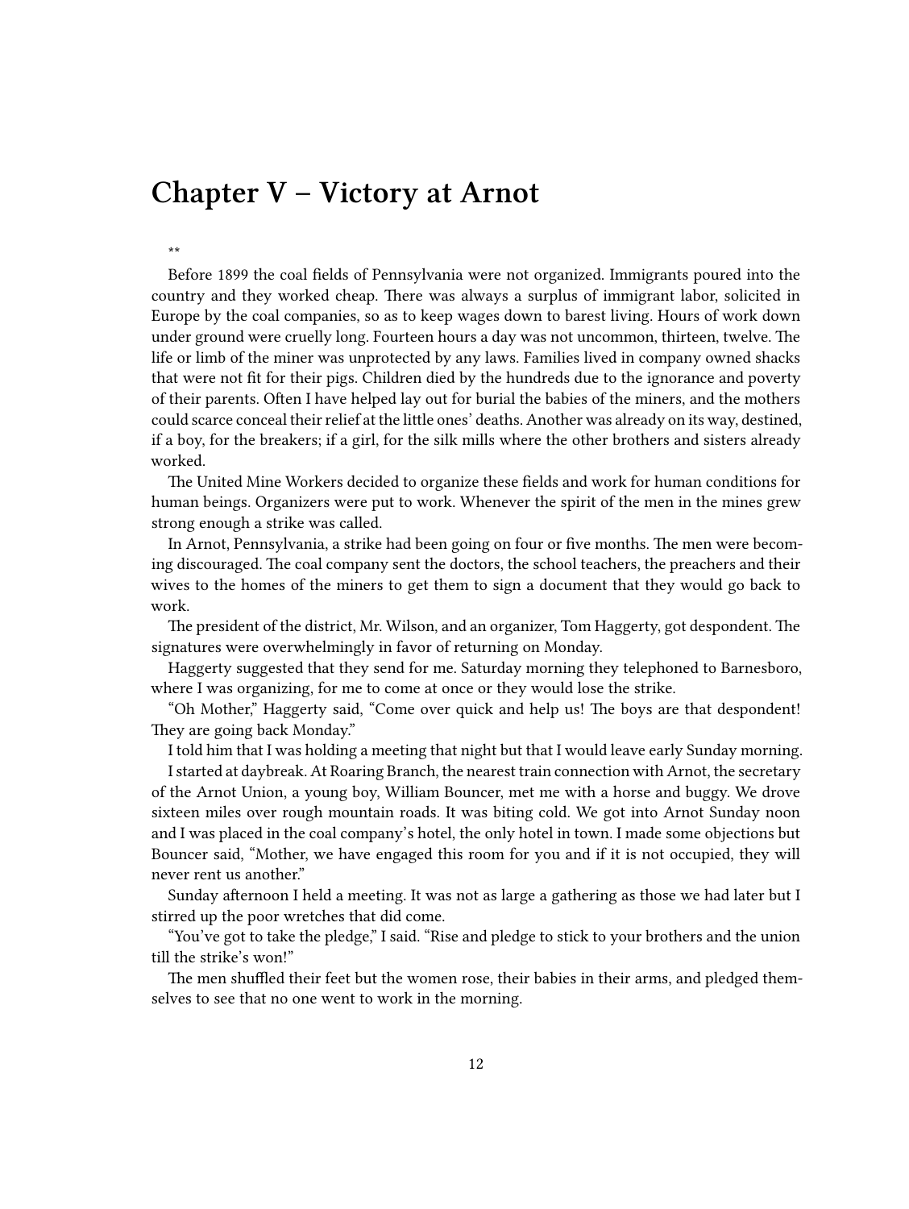# Chapter V – Victory at Arnot

**

Before 1899 the coal fields of Pennsylvania were not organized. Immigrants poured into the country and they worked cheap. There was always a surplus of immigrant labor, solicited in Europe by the coal companies, so as to keep wages down to barest living. Hours of work down under ground were cruelly long. Fourteen hours a day was not uncommon, thirteen, twelve. The life or limb of the miner was unprotected by any laws. Families lived in company owned shacks that were not fit for their pigs. Children died by the hundreds due to the ignorance and poverty of their parents. Often I have helped lay out for burial the babies of the miners, and the mothers could scarce conceal their relief at the little ones' deaths. Another was already on its way, destined, if a boy, for the breakers; if a girl, for the silk mills where the other brothers and sisters already worked.

The United Mine Workers decided to organize these fields and work for human conditions for human beings. Organizers were put to work. Whenever the spirit of the men in the mines grew strong enough a strike was called.

In Arnot, Pennsylvania, a strike had been going on four or five months. The men were becoming discouraged. The coal company sent the doctors, the school teachers, the preachers and their wives to the homes of the miners to get them to sign a document that they would go back to work.

The president of the district, Mr. Wilson, and an organizer, Tom Haggerty, got despondent. The signatures were overwhelmingly in favor of returning on Monday.

Haggerty suggested that they send for me. Saturday morning they telephoned to Barnesboro, where I was organizing, for me to come at once or they would lose the strike.

"Oh Mother," Haggerty said, "Come over quick and help us! The boys are that despondent! They are going back Monday."

I told him that I was holding a meeting that night but that I would leave early Sunday morning.

I started at daybreak. At Roaring Branch, the nearest train connection with Arnot, the secretary of the Arnot Union, a young boy, William Bouncer, met me with a horse and buggy. We drove sixteen miles over rough mountain roads. It was biting cold. We got into Arnot Sunday noon and I was placed in the coal company's hotel, the only hotel in town. I made some objections but Bouncer said, "Mother, we have engaged this room for you and if it is not occupied, they will never rent us another."

Sunday afternoon I held a meeting. It was not as large a gathering as those we had later but I stirred up the poor wretches that did come.

"You've got to take the pledge," I said. "Rise and pledge to stick to your brothers and the union till the strike's won!"

The men shuffled their feet but the women rose, their babies in their arms, and pledged themselves to see that no one went to work in the morning.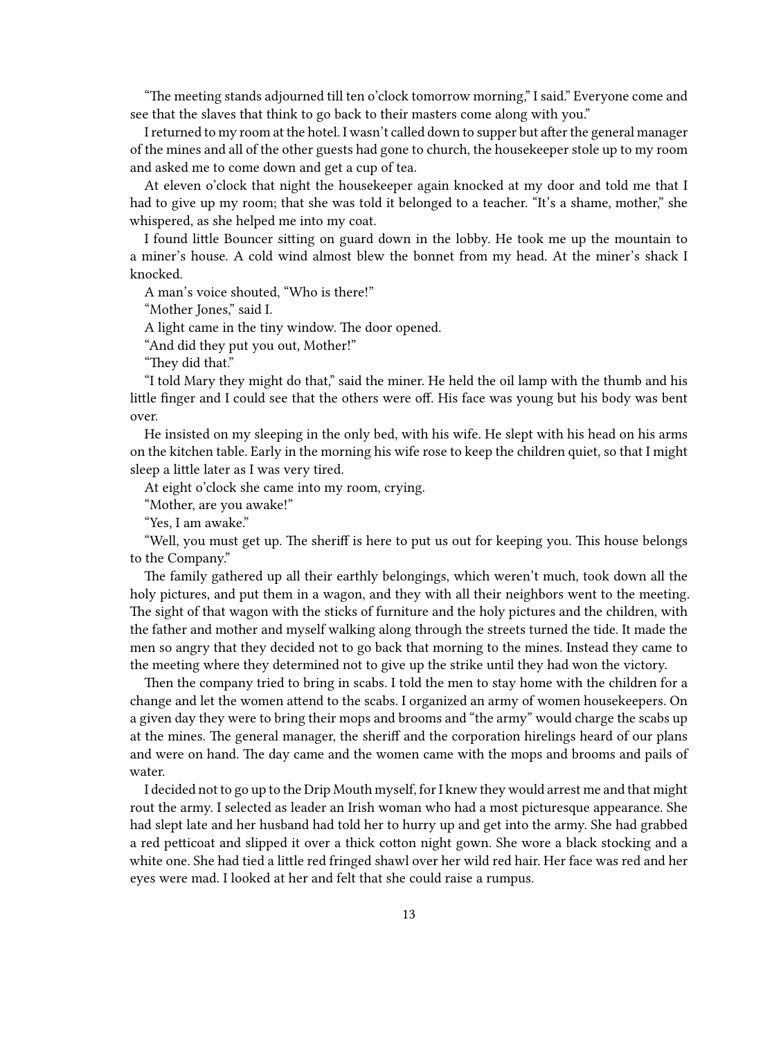"The meeting stands adjourned till ten o'clock tomorrow morning," I said." Everyone come and see that the slaves that think to go back to their masters come along with you."

I returned to my room at the hotel. I wasn't called down to supper but after the general manager of the mines and all of the other guests had gone to church, the housekeeper stole up to my room and asked me to come down and get a cup of tea.

At eleven o'clock that night the housekeeper again knocked at my door and told me that I had to give up my room; that she was told it belonged to a teacher. "It's a shame, mother," she whispered, as she helped me into my coat.

I found little Bouncer sitting on guard down in the lobby. He took me up the mountain to a miner's house. A cold wind almost blew the bonnet from my head. At the miner's shack I knocked.

A man's voice shouted, "Who is there!"

"Mother Jones," said I.

A light came in the tiny window. The door opened.

"And did they put you out, Mother!"

"They did that."

"I told Mary they might do that," said the miner. He held the oil lamp with the thumb and his little finger and I could see that the others were off. His face was young but his body was bent over.

He insisted on my sleeping in the only bed, with his wife. He slept with his head on his arms on the kitchen table. Early in the morning his wife rose to keep the children quiet, so that I might sleep a little later as I was very tired.

At eight o'clock she came into my room, crying.

"Mother, are you awake!"

"Yes, I am awake."

"Well, you must get up. The sheriff is here to put us out for keeping you. This house belongs to the Company."

The family gathered up all their earthly belongings, which weren't much, took down all the holy pictures, and put them in a wagon, and they with all their neighbors went to the meeting. The sight of that wagon with the sticks of furniture and the holy pictures and the children, with the father and mother and myself walking along through the streets turned the tide. It made the men so angry that they decided not to go back that morning to the mines. Instead they came to the meeting where they determined not to give up the strike until they had won the victory.

Then the company tried to bring in scabs. I told the men to stay home with the children for a change and let the women attend to the scabs. I organized an army of women housekeepers. On a given day they were to bring their mops and brooms and "the army" would charge the scabs up at the mines. The general manager, the sheriff and the corporation hirelings heard of our plans and were on hand. The day came and the women came with the mops and brooms and pails of water.

I decided not to go up to the Drip Mouth myself, for I knew they would arrest me and that might rout the army. I selected as leader an Irish woman who had a most picturesque appearance. She had slept late and her husband had told her to hurry up and get into the army. She had grabbed a red petticoat and slipped it over a thick cotton night gown. She wore a black stocking and a white one. She had tied a little red fringed shawl over her wild red hair. Her face was red and her eyes were mad. I looked at her and felt that she could raise a rumpus.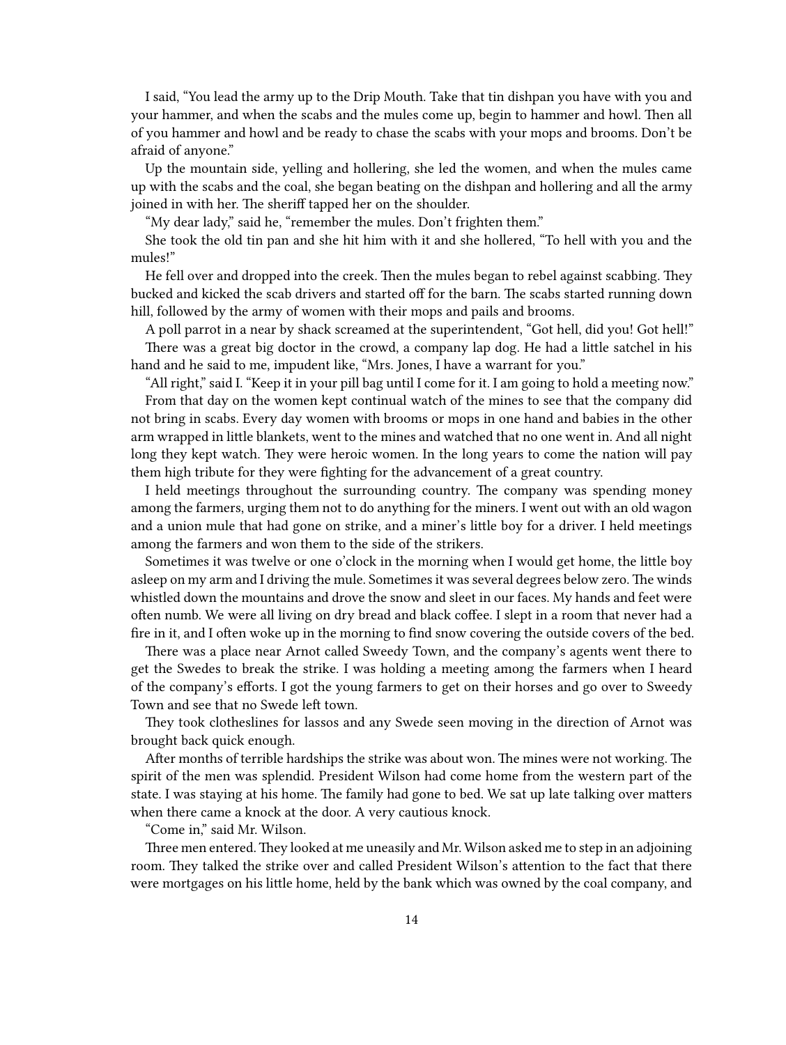I said, "You lead the army up to the Drip Mouth. Take that tin dishpan you have with you and your hammer, and when the scabs and the mules come up, begin to hammer and howl. Then all of you hammer and howl and be ready to chase the scabs with your mops and brooms. Don't be afraid of anyone."

Up the mountain side, yelling and hollering, she led the women, and when the mules came up with the scabs and the coal, she began beating on the dishpan and hollering and all the army joined in with her. The sheriff tapped her on the shoulder.

"My dear lady," said he, "remember the mules. Don't frighten them."

She took the old tin pan and she hit him with it and she hollered, "To hell with you and the mules!"

He fell over and dropped into the creek. Then the mules began to rebel against scabbing. They bucked and kicked the scab drivers and started off for the barn. The scabs started running down hill, followed by the army of women with their mops and pails and brooms.

A poll parrot in a near by shack screamed at the superintendent, "Got hell, did you! Got hell!"

There was a great big doctor in the crowd, a company lap dog. He had a little satchel in his hand and he said to me, impudent like, "Mrs. Jones, I have a warrant for you."

"All right," said I. "Keep it in your pill bag until I come for it. I am going to hold a meeting now."

From that day on the women kept continual watch of the mines to see that the company did not bring in scabs. Every day women with brooms or mops in one hand and babies in the other arm wrapped in little blankets, went to the mines and watched that no one went in. And all night long they kept watch. They were heroic women. In the long years to come the nation will pay them high tribute for they were fighting for the advancement of a great country.

I held meetings throughout the surrounding country. The company was spending money among the farmers, urging them not to do anything for the miners. I went out with an old wagon and a union mule that had gone on strike, and a miner's little boy for a driver. I held meetings among the farmers and won them to the side of the strikers.

Sometimes it was twelve or one o'clock in the morning when I would get home, the little boy asleep on my arm and I driving the mule. Sometimes it was several degrees below zero. The winds whistled down the mountains and drove the snow and sleet in our faces. My hands and feet were often numb. We were all living on dry bread and black coffee. I slept in a room that never had a fire in it, and I often woke up in the morning to find snow covering the outside covers of the bed.

There was a place near Arnot called Sweedy Town, and the company's agents went there to get the Swedes to break the strike. I was holding a meeting among the farmers when I heard of the company's efforts. I got the young farmers to get on their horses and go over to Sweedy Town and see that no Swede left town.

They took clotheslines for lassos and any Swede seen moving in the direction of Arnot was brought back quick enough.

After months of terrible hardships the strike was about won. The mines were not working. The spirit of the men was splendid. President Wilson had come home from the western part of the state. I was staying at his home. The family had gone to bed. We sat up late talking over matters when there came a knock at the door. A very cautious knock.

"Come in," said Mr. Wilson.

Three men entered. They looked at me uneasily and Mr. Wilson asked me to step in an adjoining room. They talked the strike over and called President Wilson's attention to the fact that there were mortgages on his little home, held by the bank which was owned by the coal company, and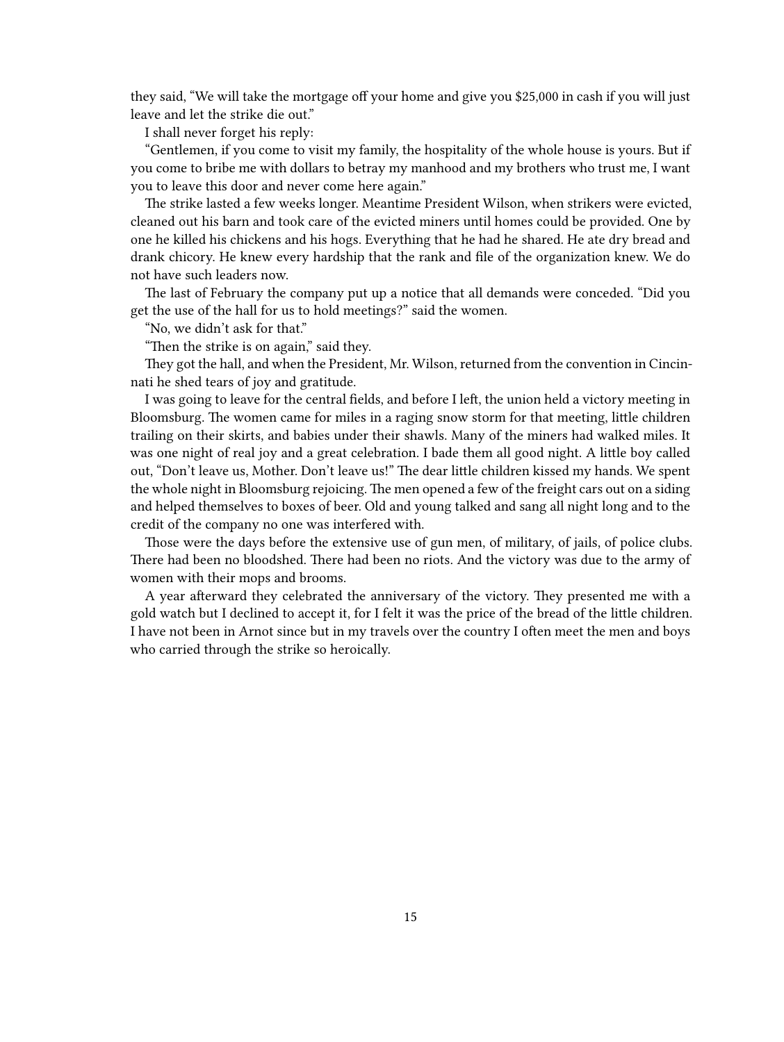they said, "We will take the mortgage off your home and give you $25,000 in cash if you will just leave and let the strike die out."

I shall never forget his reply:

"Gentlemen, if you come to visit my family, the hospitality of the whole house is yours. But if you come to bribe me with dollars to betray my manhood and my brothers who trust me, I want you to leave this door and never come here again."

The strike lasted a few weeks longer. Meantime President Wilson, when strikers were evicted, cleaned out his barn and took care of the evicted miners until homes could be provided. One by one he killed his chickens and his hogs. Everything that he had he shared. He ate dry bread and drank chicory. He knew every hardship that the rank and file of the organization knew. We do not have such leaders now.

The last of February the company put up a notice that all demands were conceded. "Did you get the use of the hall for us to hold meetings?" said the women.

"No, we didn't ask for that."

"Then the strike is on again," said they.

They got the hall, and when the President, Mr. Wilson, returned from the convention in Cincinnati he shed tears of joy and gratitude.

I was going to leave for the central fields, and before I left, the union held a victory meeting in Bloomsburg. The women came for miles in a raging snow storm for that meeting, little children trailing on their skirts, and babies under their shawls. Many of the miners had walked miles. It was one night of real joy and a great celebration. I bade them all good night. A little boy called out, "Don't leave us, Mother. Don't leave us!" The dear little children kissed my hands. We spent the whole night in Bloomsburg rejoicing. The men opened a few of the freight cars out on a siding and helped themselves to boxes of beer. Old and young talked and sang all night long and to the credit of the company no one was interfered with.

Those were the days before the extensive use of gun men, of military, of jails, of police clubs. There had been no bloodshed. There had been no riots. And the victory was due to the army of women with their mops and brooms.

A year afterward they celebrated the anniversary of the victory. They presented me with a gold watch but I declined to accept it, for I felt it was the price of the bread of the little children. I have not been in Arnot since but in my travels over the country I often meet the men and boys who carried through the strike so heroically.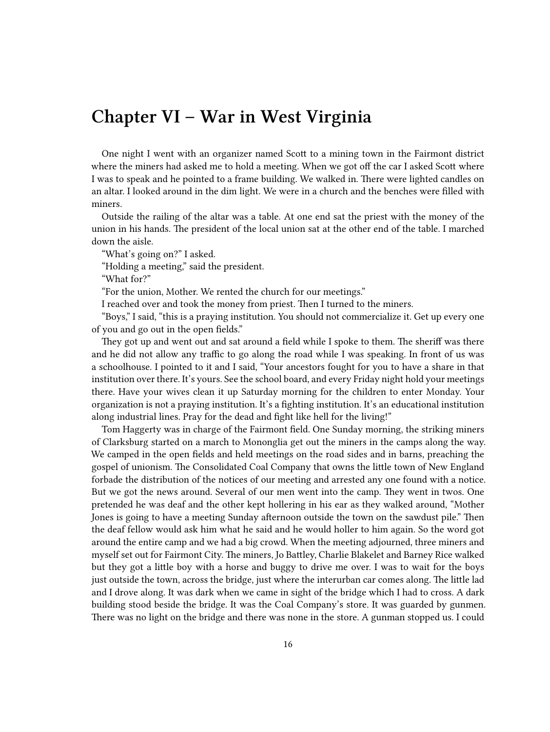# Chapter VI – War in West Virginia

One night I went with an organizer named Scott to a mining town in the Fairmont district where the miners had asked me to hold a meeting. When we got off the car I asked Scott where I was to speak and he pointed to a frame building. We walked in. There were lighted candles on an altar. I looked around in the dim light. We were in a church and the benches were filled with miners.

Outside the railing of the altar was a table. At one end sat the priest with the money of the union in his hands. The president of the local union sat at the other end of the table. I marched down the aisle.

"What's going on?" I asked.

"Holding a meeting," said the president.

"What for?"

"For the union, Mother. We rented the church for our meetings."

I reached over and took the money from priest. Then I turned to the miners.

"Boys," I said, "this is a praying institution. You should not commercialize it. Get up every one of you and go out in the open fields."

They got up and went out and sat around a field while I spoke to them. The sheriff was there and he did not allow any traffic to go along the road while I was speaking. In front of us was a schoolhouse. I pointed to it and I said, "Your ancestors fought for you to have a share in that institution over there. It's yours. See the school board, and every Friday night hold your meetings there. Have your wives clean it up Saturday morning for the children to enter Monday. Your organization is not a praying institution. It's a fighting institution. It's an educational institution along industrial lines. Pray for the dead and fight like hell for the living!"

Tom Haggerty was in charge of the Fairmont field. One Sunday morning, the striking miners of Clarksburg started on a march to Mononglia get out the miners in the camps along the way. We camped in the open fields and held meetings on the road sides and in barns, preaching the gospel of unionism. The Consolidated Coal Company that owns the little town of New England forbade the distribution of the notices of our meeting and arrested any one found with a notice. But we got the news around. Several of our men went into the camp. They went in twos. One pretended he was deaf and the other kept hollering in his ear as they walked around, "Mother Jones is going to have a meeting Sunday afternoon outside the town on the sawdust pile." Then the deaf fellow would ask him what he said and he would holler to him again. So the word got around the entire camp and we had a big crowd. When the meeting adjourned, three miners and myself set out for Fairmont City. The miners, Jo Battley, Charlie Blakelet and Barney Rice walked but they got a little boy with a horse and buggy to drive me over. I was to wait for the boys just outside the town, across the bridge, just where the interurban car comes along. The little lad and I drove along. It was dark when we came in sight of the bridge which I had to cross. A dark building stood beside the bridge. It was the Coal Company's store. It was guarded by gunmen. There was no light on the bridge and there was none in the store. A gunman stopped us. I could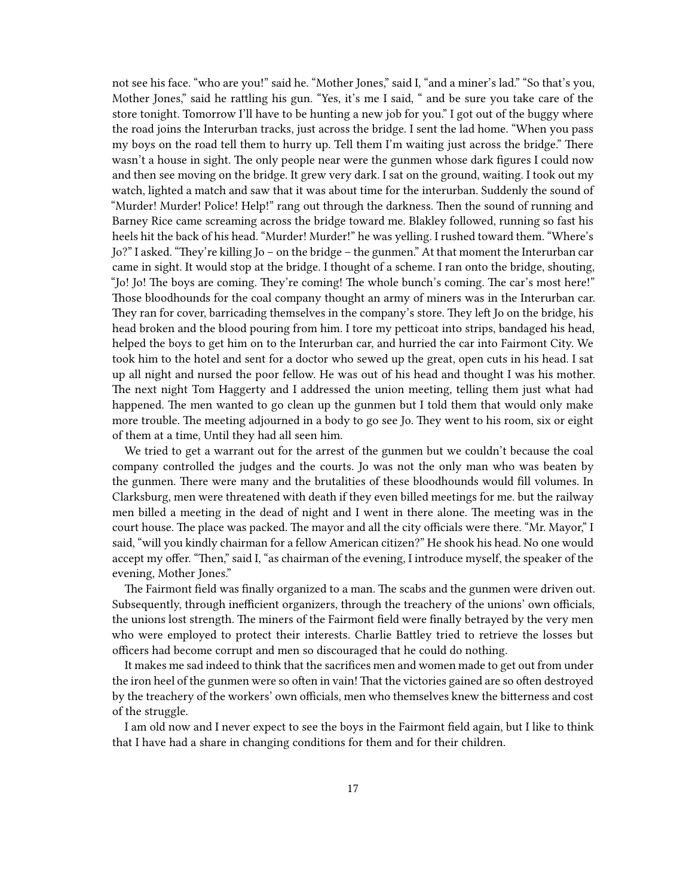not see his face. "who are you!" said he. "Mother Jones," said I, "and a miner's lad." "So that's you, Mother Jones," said he rattling his gun. "Yes, it's me I said, " and be sure you take care of the store tonight. Tomorrow I'll have to be hunting a new job for you." I got out of the buggy where the road joins the Interurban tracks, just across the bridge. I sent the lad home. "When you pass my boys on the road tell them to hurry up. Tell them I'm waiting just across the bridge." There wasn't a house in sight. The only people near were the gunmen whose dark figures I could now and then see moving on the bridge. It grew very dark. I sat on the ground, waiting. I took out my watch, lighted a match and saw that it was about time for the interurban. Suddenly the sound of "Murder! Murder! Police! Help!" rang out through the darkness. Then the sound of running and Barney Rice came screaming across the bridge toward me. Blakley followed, running so fast his heels hit the back of his head. "Murder! Murder!" he was yelling. I rushed toward them. "Where's Jo?" I asked. "They're killing Jo – on the bridge – the gunmen." At that moment the Interurban car came in sight. It would stop at the bridge. I thought of a scheme. I ran onto the bridge, shouting, "Jo! Jo! The boys are coming. They're coming! The whole bunch's coming. The car's most here!" Those bloodhounds for the coal company thought an army of miners was in the Interurban car. They ran for cover, barricading themselves in the company's store. They left Jo on the bridge, his head broken and the blood pouring from him. I tore my petticoat into strips, bandaged his head, helped the boys to get him on to the Interurban car, and hurried the car into Fairmont City. We took him to the hotel and sent for a doctor who sewed up the great, open cuts in his head. I sat up all night and nursed the poor fellow. He was out of his head and thought I was his mother. The next night Tom Haggerty and I addressed the union meeting, telling them just what had happened. The men wanted to go clean up the gunmen but I told them that would only make more trouble. The meeting adjourned in a body to go see Jo. They went to his room, six or eight of them at a time, Until they had all seen him.

We tried to get a warrant out for the arrest of the gunmen but we couldn't because the coal company controlled the judges and the courts. Jo was not the only man who was beaten by the gunmen. There were many and the brutalities of these bloodhounds would fill volumes. In Clarksburg, men were threatened with death if they even billed meetings for me. but the railway men billed a meeting in the dead of night and I went in there alone. The meeting was in the court house. The place was packed. The mayor and all the city officials were there. "Mr. Mayor," I said, "will you kindly chairman for a fellow American citizen?" He shook his head. No one would accept my offer. "Then," said I, "as chairman of the evening, I introduce myself, the speaker of the evening, Mother Jones."

The Fairmont field was finally organized to a man. The scabs and the gunmen were driven out. Subsequently, through inefficient organizers, through the treachery of the unions' own officials, the unions lost strength. The miners of the Fairmont field were finally betrayed by the very men who were employed to protect their interests. Charlie Battley tried to retrieve the losses but officers had become corrupt and men so discouraged that he could do nothing.

It makes me sad indeed to think that the sacrifices men and women made to get out from under the iron heel of the gunmen were so often in vain! That the victories gained are so often destroyed by the treachery of the workers' own officials, men who themselves knew the bitterness and cost of the struggle.

I am old now and I never expect to see the boys in the Fairmont field again, but I like to think that I have had a share in changing conditions for them and for their children.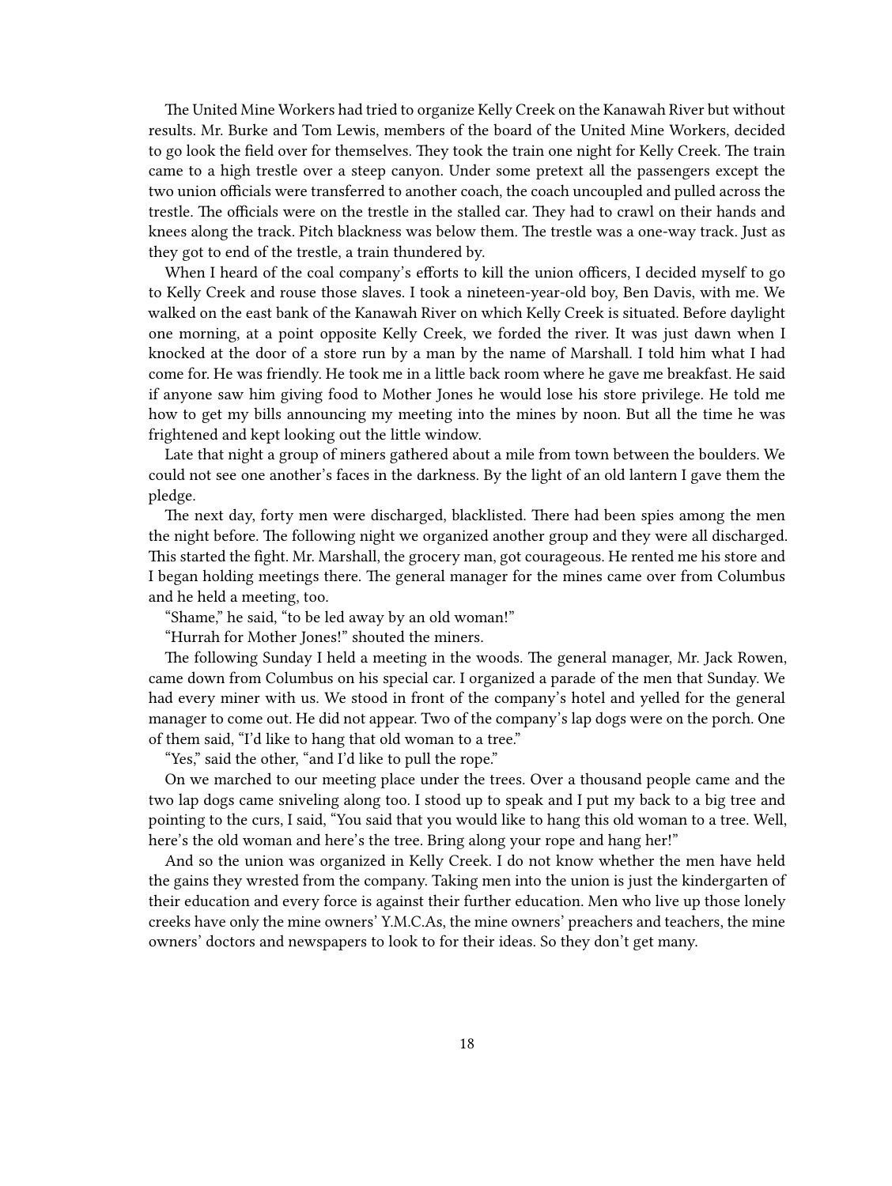The United Mine Workers had tried to organize Kelly Creek on the Kanawah River but without results. Mr. Burke and Tom Lewis, members of the board of the United Mine Workers, decided to go look the field over for themselves. They took the train one night for Kelly Creek. The train came to a high trestle over a steep canyon. Under some pretext all the passengers except the two union officials were transferred to another coach, the coach uncoupled and pulled across the trestle. The officials were on the trestle in the stalled car. They had to crawl on their hands and knees along the track. Pitch blackness was below them. The trestle was a one-way track. Just as they got to end of the trestle, a train thundered by.

When I heard of the coal company's efforts to kill the union officers, I decided myself to go to Kelly Creek and rouse those slaves. I took a nineteen-year-old boy, Ben Davis, with me. We walked on the east bank of the Kanawah River on which Kelly Creek is situated. Before daylight one morning, at a point opposite Kelly Creek, we forded the river. It was just dawn when I knocked at the door of a store run by a man by the name of Marshall. I told him what I had come for. He was friendly. He took me in a little back room where he gave me breakfast. He said if anyone saw him giving food to Mother Jones he would lose his store privilege. He told me how to get my bills announcing my meeting into the mines by noon. But all the time he was frightened and kept looking out the little window.

Late that night a group of miners gathered about a mile from town between the boulders. We could not see one another's faces in the darkness. By the light of an old lantern I gave them the pledge.

The next day, forty men were discharged, blacklisted. There had been spies among the men the night before. The following night we organized another group and they were all discharged. This started the fight. Mr. Marshall, the grocery man, got courageous. He rented me his store and I began holding meetings there. The general manager for the mines came over from Columbus and he held a meeting, too.

"Shame," he said, "to be led away by an old woman!"

"Hurrah for Mother Jones!" shouted the miners.

The following Sunday I held a meeting in the woods. The general manager, Mr. Jack Rowen, came down from Columbus on his special car. I organized a parade of the men that Sunday. We had every miner with us. We stood in front of the company's hotel and yelled for the general manager to come out. He did not appear. Two of the company's lap dogs were on the porch. One of them said, "I'd like to hang that old woman to a tree."

"Yes," said the other, "and I'd like to pull the rope."

On we marched to our meeting place under the trees. Over a thousand people came and the two lap dogs came sniveling along too. I stood up to speak and I put my back to a big tree and pointing to the curs, I said, "You said that you would like to hang this old woman to a tree. Well, here's the old woman and here's the tree. Bring along your rope and hang her!"

And so the union was organized in Kelly Creek. I do not know whether the men have held the gains they wrested from the company. Taking men into the union is just the kindergarten of their education and every force is against their further education. Men who live up those lonely creeks have only the mine owners' Y.M.C.As, the mine owners' preachers and teachers, the mine owners' doctors and newspapers to look to for their ideas. So they don't get many.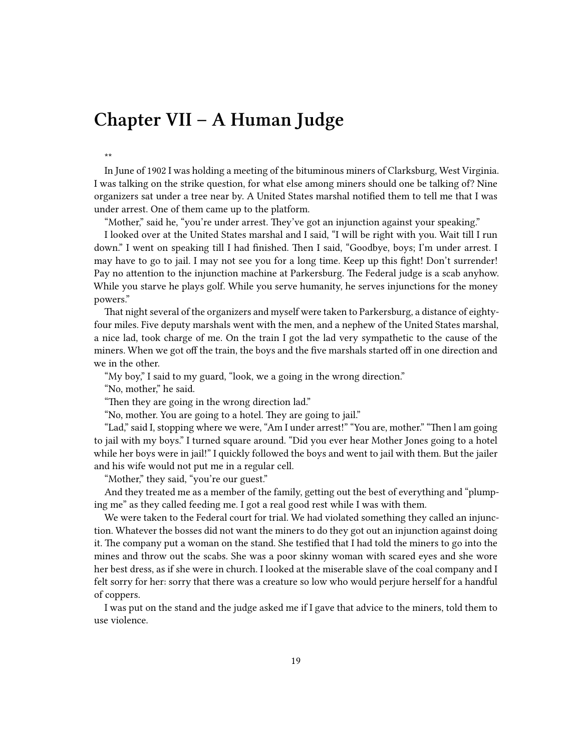# Chapter VII – A Human Judge

**

In June of 1902 I was holding a meeting of the bituminous miners of Clarksburg, West Virginia. I was talking on the strike question, for what else among miners should one be talking of? Nine organizers sat under a tree near by. A United States marshal notified them to tell me that I was under arrest. One of them came up to the platform.

"Mother," said he, "you're under arrest. They've got an injunction against your speaking."

I looked over at the United States marshal and I said, "I will be right with you. Wait till I run down." I went on speaking till I had finished. Then I said, "Goodbye, boys; I'm under arrest. I may have to go to jail. I may not see you for a long time. Keep up this fight! Don't surrender! Pay no attention to the injunction machine at Parkersburg. The Federal judge is a scab anyhow. While you starve he plays golf. While you serve humanity, he serves injunctions for the money powers."

That night several of the organizers and myself were taken to Parkersburg, a distance of eighty-four miles. Five deputy marshals went with the men, and a nephew of the United States marshal, a nice lad, took charge of me. On the train I got the lad very sympathetic to the cause of the miners. When we got off the train, the boys and the five marshals started off in one direction and we in the other.

"My boy," I said to my guard, "look, we a going in the wrong direction."

"No, mother," he said.

"Then they are going in the wrong direction lad."

"No, mother. You are going to a hotel. They are going to jail."

"Lad," said I, stopping where we were, "Am I under arrest!" "You are, mother." "Then l am going to jail with my boys." I turned square around. "Did you ever hear Mother Jones going to a hotel while her boys were in jail!" I quickly followed the boys and went to jail with them. But the jailer and his wife would not put me in a regular cell.

"Mother," they said, "you're our guest."

And they treated me as a member of the family, getting out the best of everything and "plumping me" as they called feeding me. I got a real good rest while I was with them.

We were taken to the Federal court for trial. We had violated something they called an injunction. Whatever the bosses did not want the miners to do they got out an injunction against doing it. The company put a woman on the stand. She testified that I had told the miners to go into the mines and throw out the scabs. She was a poor skinny woman with scared eyes and she wore her best dress, as if she were in church. I looked at the miserable slave of the coal company and I felt sorry for her: sorry that there was a creature so low who would perjure herself for a handful of coppers.

I was put on the stand and the judge asked me if I gave that advice to the miners, told them to use violence.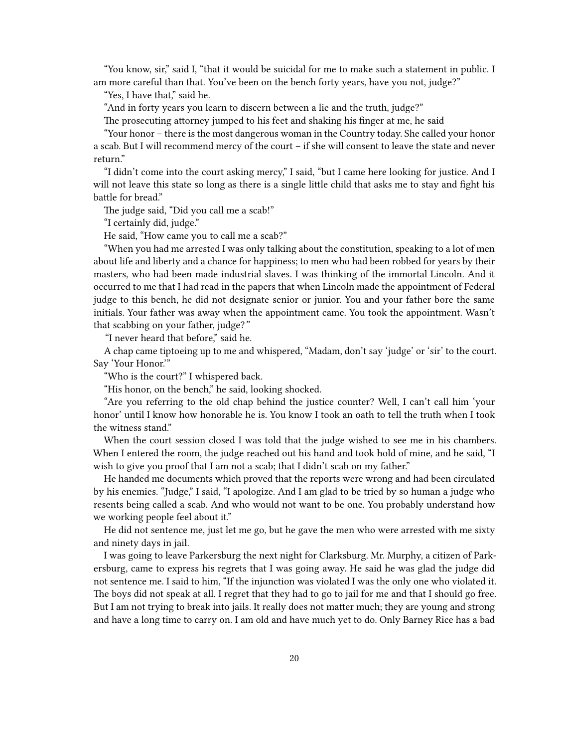"You know, sir," said I, "that it would be suicidal for me to make such a statement in public. I am more careful than that. You've been on the bench forty years, have you not, judge?"

"Yes, I have that," said he.

"And in forty years you learn to discern between a lie and the truth, judge?"

The prosecuting attorney jumped to his feet and shaking his finger at me, he said

"Your honor – there is the most dangerous woman in the Country today. She called your honor a scab. But I will recommend mercy of the court – if she will consent to leave the state and never return."

"I didn't come into the court asking mercy," I said, "but I came here looking for justice. And I will not leave this state so long as there is a single little child that asks me to stay and fight his battle for bread."

The judge said, "Did you call me a scab!"

"I certainly did, judge."

He said, "How came you to call me a scab?"

"When you had me arrested I was only talking about the constitution, speaking to a lot of men about life and liberty and a chance for happiness; to men who had been robbed for years by their masters, who had been made industrial slaves. I was thinking of the immortal Lincoln. And it occurred to me that I had read in the papers that when Lincoln made the appointment of Federal judge to this bench, he did not designate senior or junior. You and your father bore the same initials. Your father was away when the appointment came. You took the appointment. Wasn't that scabbing on your father, judge?"

"I never heard that before," said he.

A chap came tiptoeing up to me and whispered, "Madam, don't say 'judge' or 'sir' to the court. Say 'Your Honor.'"

"Who is the court?" I whispered back.

"His honor, on the bench," he said, looking shocked.

"Are you referring to the old chap behind the justice counter? Well, I can't call him 'your honor' until I know how honorable he is. You know I took an oath to tell the truth when I took the witness stand."

When the court session closed I was told that the judge wished to see me in his chambers. When I entered the room, the judge reached out his hand and took hold of mine, and he said, "I wish to give you proof that I am not a scab; that I didn't scab on my father."

He handed me documents which proved that the reports were wrong and had been circulated by his enemies. "Judge," I said, "I apologize. And I am glad to be tried by so human a judge who resents being called a scab. And who would not want to be one. You probably understand how we working people feel about it."

He did not sentence me, just let me go, but he gave the men who were arrested with me sixty and ninety days in jail.

I was going to leave Parkersburg the next night for Clarksburg. Mr. Murphy, a citizen of Parkersburg, came to express his regrets that I was going away. He said he was glad the judge did not sentence me. I said to him, "If the injunction was violated I was the only one who violated it. The boys did not speak at all. I regret that they had to go to jail for me and that I should go free. But I am not trying to break into jails. It really does not matter much; they are young and strong and have a long time to carry on. I am old and have much yet to do. Only Barney Rice has a bad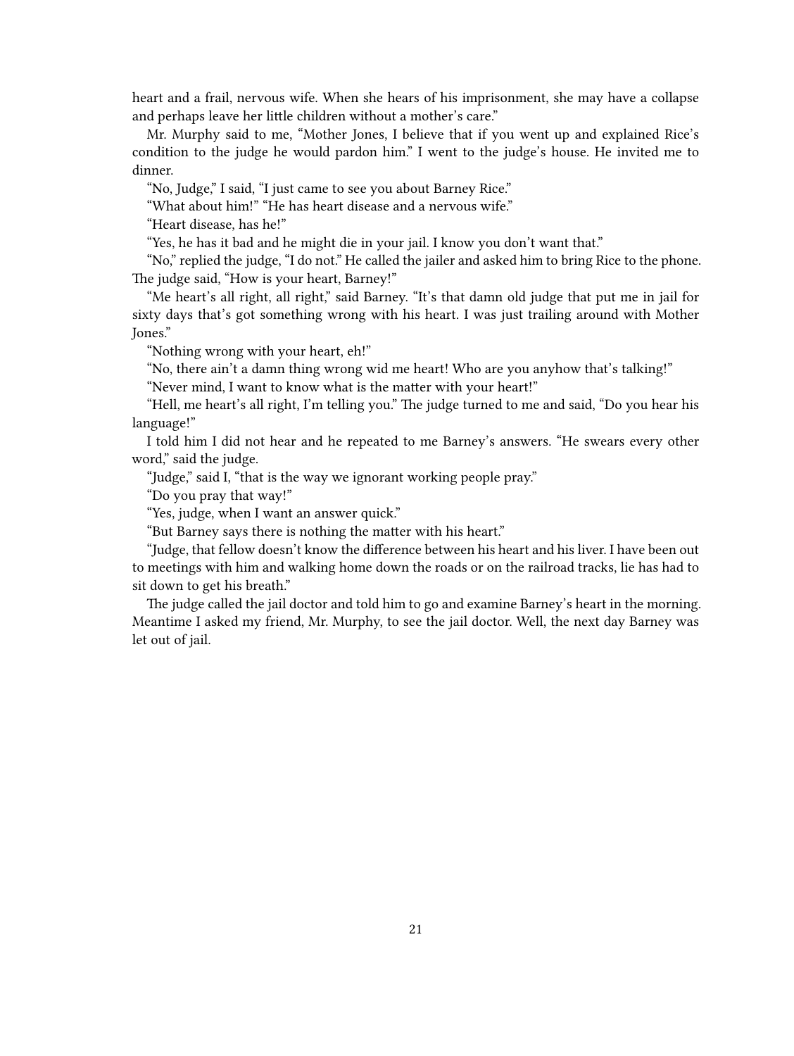heart and a frail, nervous wife. When she hears of his imprisonment, she may have a collapse and perhaps leave her little children without a mother's care."

Mr. Murphy said to me, "Mother Jones, I believe that if you went up and explained Rice's condition to the judge he would pardon him." I went to the judge's house. He invited me to dinner.

"No, Judge," I said, "I just came to see you about Barney Rice."

"What about him!" "He has heart disease and a nervous wife."

"Heart disease, has he!"

"Yes, he has it bad and he might die in your jail. I know you don't want that."

"No," replied the judge, "I do not." He called the jailer and asked him to bring Rice to the phone. The judge said, "How is your heart, Barney!"

"Me heart's all right, all right," said Barney. "It's that damn old judge that put me in jail for sixty days that's got something wrong with his heart. I was just trailing around with Mother Jones."

"Nothing wrong with your heart, eh!"

"No, there ain't a damn thing wrong wid me heart! Who are you anyhow that's talking!"

"Never mind, I want to know what is the matter with your heart!"

"Hell, me heart's all right, I'm telling you." The judge turned to me and said, "Do you hear his language!"

I told him I did not hear and he repeated to me Barney's answers. "He swears every other word," said the judge.

"Judge," said I, "that is the way we ignorant working people pray."

"Do you pray that way!"

"Yes, judge, when I want an answer quick."

"But Barney says there is nothing the matter with his heart."

"Judge, that fellow doesn't know the difference between his heart and his liver. I have been out to meetings with him and walking home down the roads or on the railroad tracks, lie has had to sit down to get his breath."

The judge called the jail doctor and told him to go and examine Barney's heart in the morning. Meantime I asked my friend, Mr. Murphy, to see the jail doctor. Well, the next day Barney was let out of jail.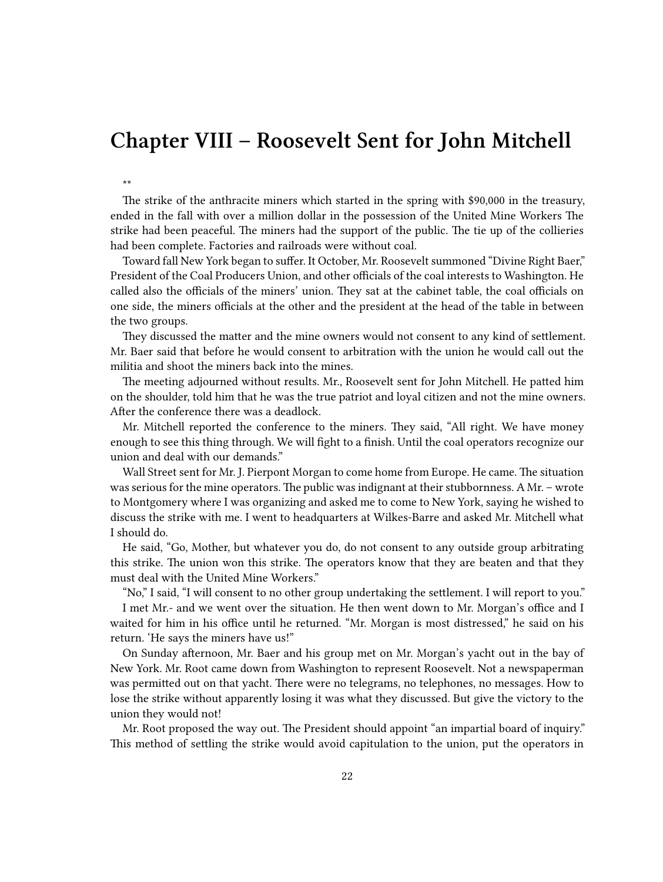# Chapter VIII – Roosevelt Sent for John Mitchell

**

The strike of the anthracite miners which started in the spring with $90,000 in the treasury, ended in the fall with over a million dollar in the possession of the United Mine Workers The strike had been peaceful. The miners had the support of the public. The tie up of the collieries had been complete. Factories and railroads were without coal.

Toward fall New York began to suffer. It October, Mr. Roosevelt summoned "Divine Right Baer," President of the Coal Producers Union, and other officials of the coal interests to Washington. He called also the officials of the miners' union. They sat at the cabinet table, the coal officials on one side, the miners officials at the other and the president at the head of the table in between the two groups.

They discussed the matter and the mine owners would not consent to any kind of settlement. Mr. Baer said that before he would consent to arbitration with the union he would call out the militia and shoot the miners back into the mines.

The meeting adjourned without results. Mr., Roosevelt sent for John Mitchell. He patted him on the shoulder, told him that he was the true patriot and loyal citizen and not the mine owners. After the conference there was a deadlock.

Mr. Mitchell reported the conference to the miners. They said, "All right. We have money enough to see this thing through. We will fight to a finish. Until the coal operators recognize our union and deal with our demands."

Wall Street sent for Mr. J. Pierpont Morgan to come home from Europe. He came. The situation was serious for the mine operators. The public was indignant at their stubbornness. A Mr. – wrote to Montgomery where I was organizing and asked me to come to New York, saying he wished to discuss the strike with me. I went to headquarters at Wilkes-Barre and asked Mr. Mitchell what I should do.

He said, "Go, Mother, but whatever you do, do not consent to any outside group arbitrating this strike. The union won this strike. The operators know that they are beaten and that they must deal with the United Mine Workers."

"No," I said, "I will consent to no other group undertaking the settlement. I will report to you."

I met Mr.- and we went over the situation. He then went down to Mr. Morgan's office and I waited for him in his office until he returned. "Mr. Morgan is most distressed," he said on his return. 'He says the miners have us!"

On Sunday afternoon, Mr. Baer and his group met on Mr. Morgan's yacht out in the bay of New York. Mr. Root came down from Washington to represent Roosevelt. Not a newspaperman was permitted out on that yacht. There were no telegrams, no telephones, no messages. How to lose the strike without apparently losing it was what they discussed. But give the victory to the union they would not!

Mr. Root proposed the way out. The President should appoint "an impartial board of inquiry." This method of settling the strike would avoid capitulation to the union, put the operators in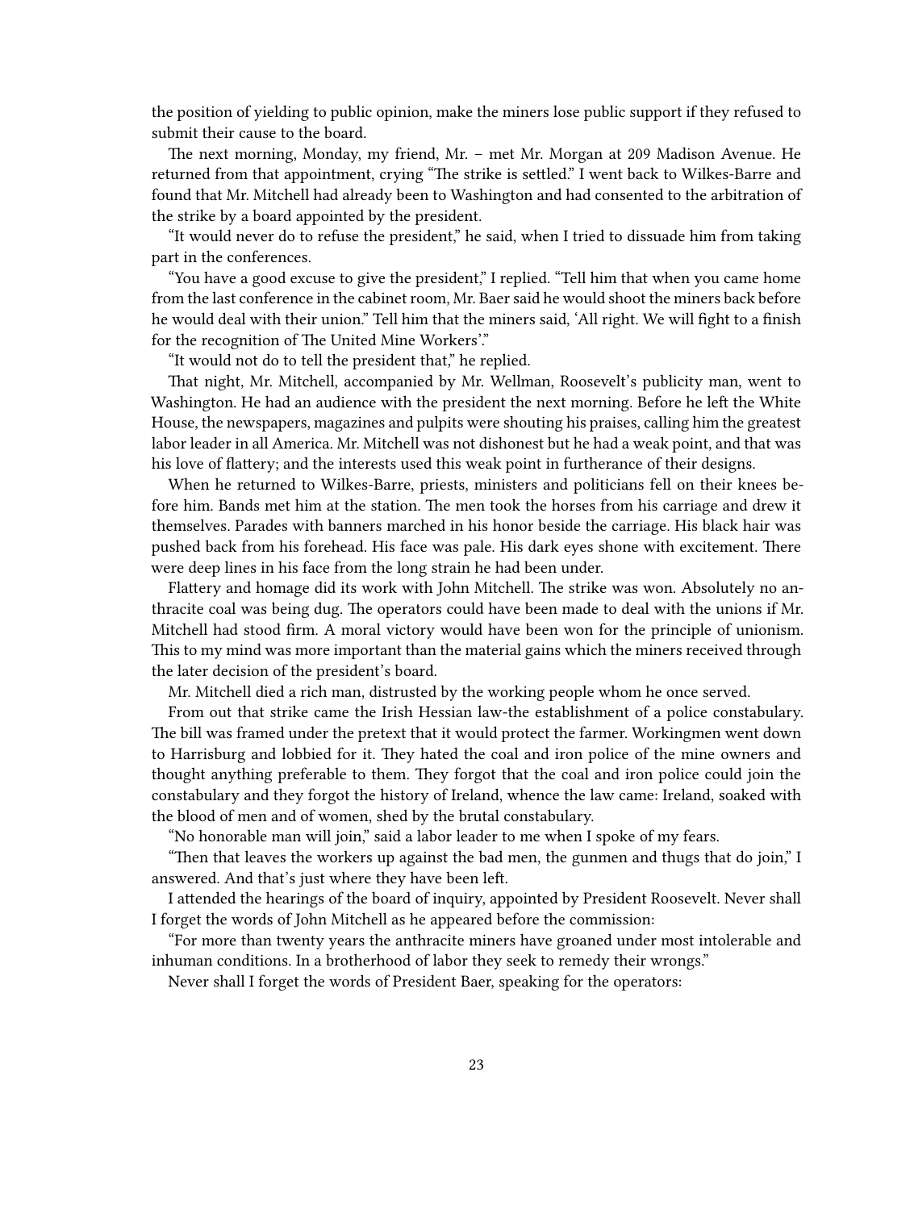the position of yielding to public opinion, make the miners lose public support if they refused to submit their cause to the board.

The next morning, Monday, my friend, Mr. – met Mr. Morgan at 209 Madison Avenue. He returned from that appointment, crying "The strike is settled." I went back to Wilkes-Barre and found that Mr. Mitchell had already been to Washington and had consented to the arbitration of the strike by a board appointed by the president.

"It would never do to refuse the president," he said, when I tried to dissuade him from taking part in the conferences.

"You have a good excuse to give the president," I replied. "Tell him that when you came home from the last conference in the cabinet room, Mr. Baer said he would shoot the miners back before he would deal with their union." Tell him that the miners said, 'All right. We will fight to a finish for the recognition of The United Mine Workers'."

"It would not do to tell the president that," he replied.

That night, Mr. Mitchell, accompanied by Mr. Wellman, Roosevelt's publicity man, went to Washington. He had an audience with the president the next morning. Before he left the White House, the newspapers, magazines and pulpits were shouting his praises, calling him the greatest labor leader in all America. Mr. Mitchell was not dishonest but he had a weak point, and that was his love of flattery; and the interests used this weak point in furtherance of their designs.

When he returned to Wilkes-Barre, priests, ministers and politicians fell on their knees before him. Bands met him at the station. The men took the horses from his carriage and drew it themselves. Parades with banners marched in his honor beside the carriage. His black hair was pushed back from his forehead. His face was pale. His dark eyes shone with excitement. There were deep lines in his face from the long strain he had been under.

Flattery and homage did its work with John Mitchell. The strike was won. Absolutely no anthracite coal was being dug. The operators could have been made to deal with the unions if Mr. Mitchell had stood firm. A moral victory would have been won for the principle of unionism. This to my mind was more important than the material gains which the miners received through the later decision of the president's board.

Mr. Mitchell died a rich man, distrusted by the working people whom he once served.

From out that strike came the Irish Hessian law-the establishment of a police constabulary. The bill was framed under the pretext that it would protect the farmer. Workingmen went down to Harrisburg and lobbied for it. They hated the coal and iron police of the mine owners and thought anything preferable to them. They forgot that the coal and iron police could join the constabulary and they forgot the history of Ireland, whence the law came: Ireland, soaked with the blood of men and of women, shed by the brutal constabulary.

"No honorable man will join," said a labor leader to me when I spoke of my fears.

"Then that leaves the workers up against the bad men, the gunmen and thugs that do join," I answered. And that's just where they have been left.

I attended the hearings of the board of inquiry, appointed by President Roosevelt. Never shall I forget the words of John Mitchell as he appeared before the commission:

"For more than twenty years the anthracite miners have groaned under most intolerable and inhuman conditions. In a brotherhood of labor they seek to remedy their wrongs."

Never shall I forget the words of President Baer, speaking for the operators: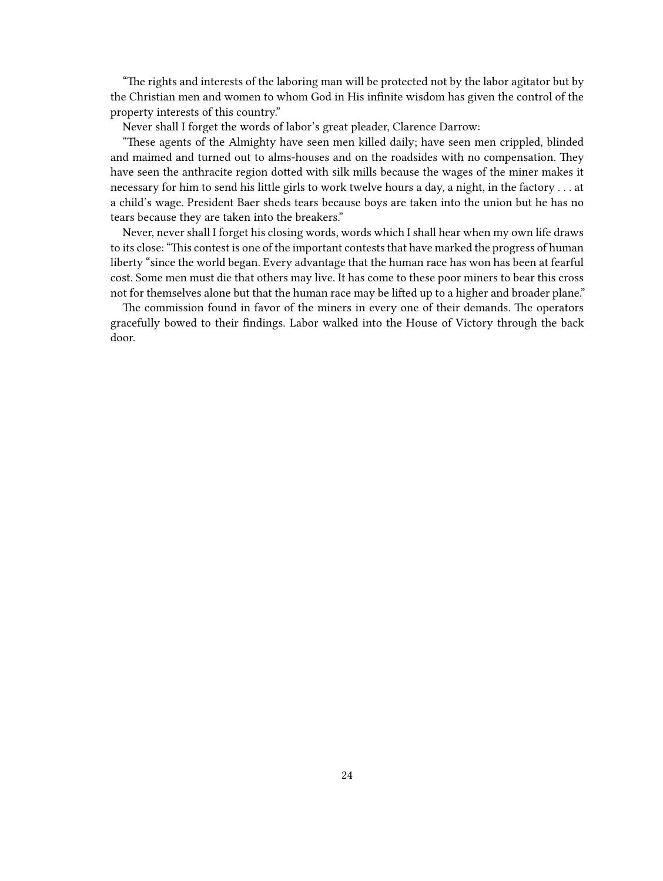"The rights and interests of the laboring man will be protected not by the labor agitator but by the Christian men and women to whom God in His infinite wisdom has given the control of the property interests of this country."

Never shall I forget the words of labor's great pleader, Clarence Darrow:

"These agents of the Almighty have seen men killed daily; have seen men crippled, blinded and maimed and turned out to alms-houses and on the roadsides with no compensation. They have seen the anthracite region dotted with silk mills because the wages of the miner makes it necessary for him to send his little girls to work twelve hours a day, a night, in the factory . . . at a child's wage. President Baer sheds tears because boys are taken into the union but he has no tears because they are taken into the breakers."

Never, never shall I forget his closing words, words which I shall hear when my own life draws to its close: "This contest is one of the important contests that have marked the progress of human liberty "since the world began. Every advantage that the human race has won has been at fearful cost. Some men must die that others may live. It has come to these poor miners to bear this cross not for themselves alone but that the human race may be lifted up to a higher and broader plane."

The commission found in favor of the miners in every one of their demands. The operators gracefully bowed to their findings. Labor walked into the House of Victory through the back door.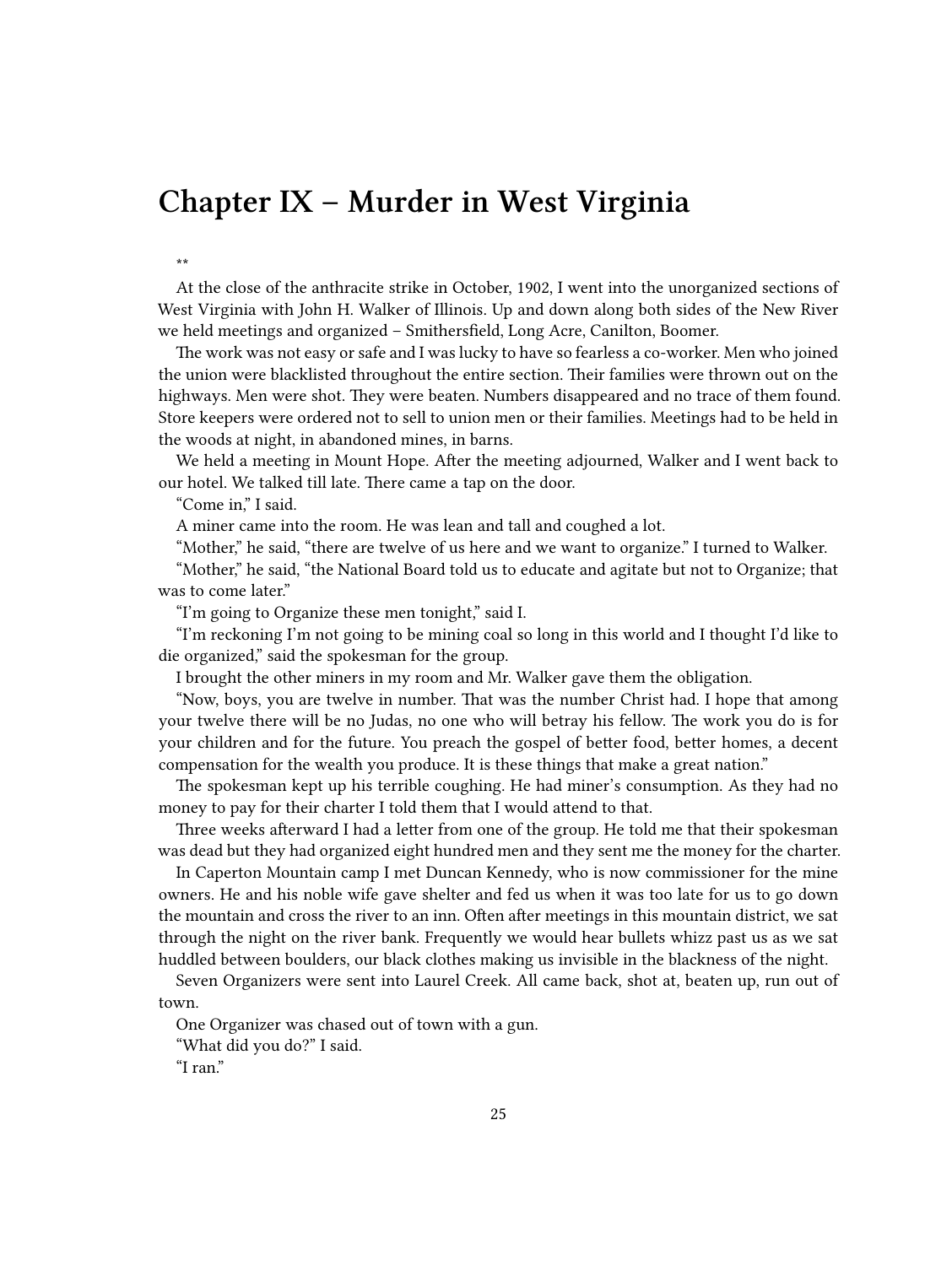# Chapter IX – Murder in West Virginia

**

At the close of the anthracite strike in October, 1902, I went into the unorganized sections of West Virginia with John H. Walker of Illinois. Up and down along both sides of the New River we held meetings and organized – Smithersfield, Long Acre, Canilton, Boomer.

The work was not easy or safe and I was lucky to have so fearless a co-worker. Men who joined the union were blacklisted throughout the entire section. Their families were thrown out on the highways. Men were shot. They were beaten. Numbers disappeared and no trace of them found. Store keepers were ordered not to sell to union men or their families. Meetings had to be held in the woods at night, in abandoned mines, in barns.

We held a meeting in Mount Hope. After the meeting adjourned, Walker and I went back to our hotel. We talked till late. There came a tap on the door.

"Come in," I said.

A miner came into the room. He was lean and tall and coughed a lot.

"Mother," he said, "there are twelve of us here and we want to organize." I turned to Walker.

"Mother," he said, "the National Board told us to educate and agitate but not to Organize; that was to come later."

"I'm going to Organize these men tonight," said I.

"I'm reckoning I'm not going to be mining coal so long in this world and I thought I'd like to die organized," said the spokesman for the group.

I brought the other miners in my room and Mr. Walker gave them the obligation.

"Now, boys, you are twelve in number. That was the number Christ had. I hope that among your twelve there will be no Judas, no one who will betray his fellow. The work you do is for your children and for the future. You preach the gospel of better food, better homes, a decent compensation for the wealth you produce. It is these things that make a great nation."

The spokesman kept up his terrible coughing. He had miner's consumption. As they had no money to pay for their charter I told them that I would attend to that.

Three weeks afterward I had a letter from one of the group. He told me that their spokesman was dead but they had organized eight hundred men and they sent me the money for the charter.

In Caperton Mountain camp I met Duncan Kennedy, who is now commissioner for the mine owners. He and his noble wife gave shelter and fed us when it was too late for us to go down the mountain and cross the river to an inn. Often after meetings in this mountain district, we sat through the night on the river bank. Frequently we would hear bullets whizz past us as we sat huddled between boulders, our black clothes making us invisible in the blackness of the night.

Seven Organizers were sent into Laurel Creek. All came back, shot at, beaten up, run out of town.

One Organizer was chased out of town with a gun.

"What did you do?" I said.

"I ran."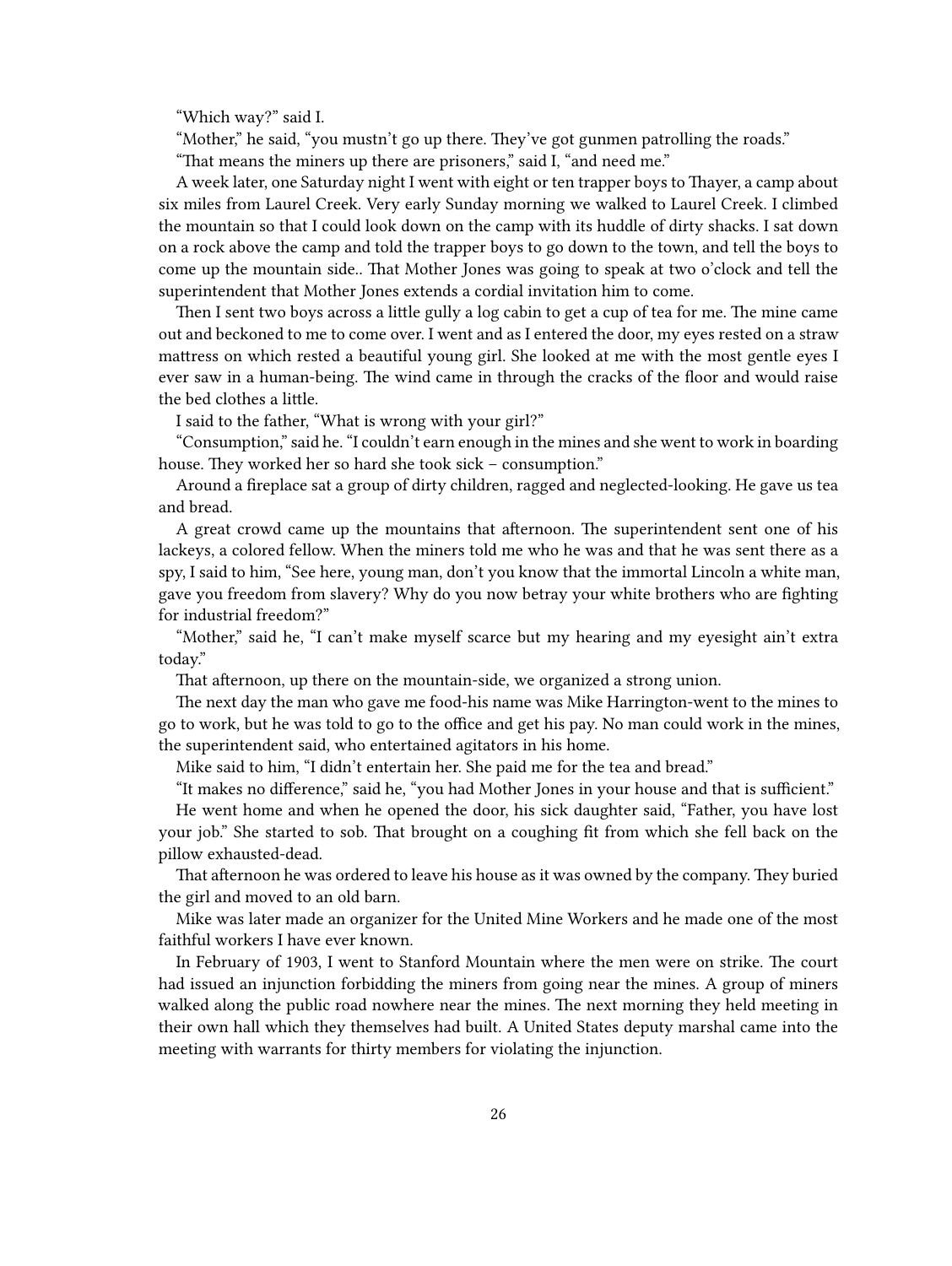"Which way?" said I.

"Mother," he said, "you mustn't go up there. They've got gunmen patrolling the roads."

"That means the miners up there are prisoners," said I, "and need me."

A week later, one Saturday night I went with eight or ten trapper boys to Thayer, a camp about six miles from Laurel Creek. Very early Sunday morning we walked to Laurel Creek. I climbed the mountain so that I could look down on the camp with its huddle of dirty shacks. I sat down on a rock above the camp and told the trapper boys to go down to the town, and tell the boys to come up the mountain side.. That Mother Jones was going to speak at two o'clock and tell the superintendent that Mother Jones extends a cordial invitation him to come.

Then I sent two boys across a little gully a log cabin to get a cup of tea for me. The mine came out and beckoned to me to come over. I went and as I entered the door, my eyes rested on a straw mattress on which rested a beautiful young girl. She looked at me with the most gentle eyes I ever saw in a human-being. The wind came in through the cracks of the floor and would raise the bed clothes a little.

I said to the father, "What is wrong with your girl?"

"Consumption," said he. "I couldn't earn enough in the mines and she went to work in boarding house. They worked her so hard she took sick – consumption."

Around a fireplace sat a group of dirty children, ragged and neglected-looking. He gave us tea and bread.

A great crowd came up the mountains that afternoon. The superintendent sent one of his lackeys, a colored fellow. When the miners told me who he was and that he was sent there as a spy, I said to him, "See here, young man, don't you know that the immortal Lincoln a white man, gave you freedom from slavery? Why do you now betray your white brothers who are fighting for industrial freedom?"

"Mother," said he, "I can't make myself scarce but my hearing and my eyesight ain't extra today."

That afternoon, up there on the mountain-side, we organized a strong union.

The next day the man who gave me food-his name was Mike Harrington-went to the mines to go to work, but he was told to go to the office and get his pay. No man could work in the mines, the superintendent said, who entertained agitators in his home.

Mike said to him, "I didn't entertain her. She paid me for the tea and bread."

"It makes no difference," said he, "you had Mother Jones in your house and that is sufficient."

He went home and when he opened the door, his sick daughter said, "Father, you have lost your job." She started to sob. That brought on a coughing fit from which she fell back on the pillow exhausted-dead.

That afternoon he was ordered to leave his house as it was owned by the company. They buried the girl and moved to an old barn.

Mike was later made an organizer for the United Mine Workers and he made one of the most faithful workers I have ever known.

In February of 1903, I went to Stanford Mountain where the men were on strike. The court had issued an injunction forbidding the miners from going near the mines. A group of miners walked along the public road nowhere near the mines. The next morning they held meeting in their own hall which they themselves had built. A United States deputy marshal came into the meeting with warrants for thirty members for violating the injunction.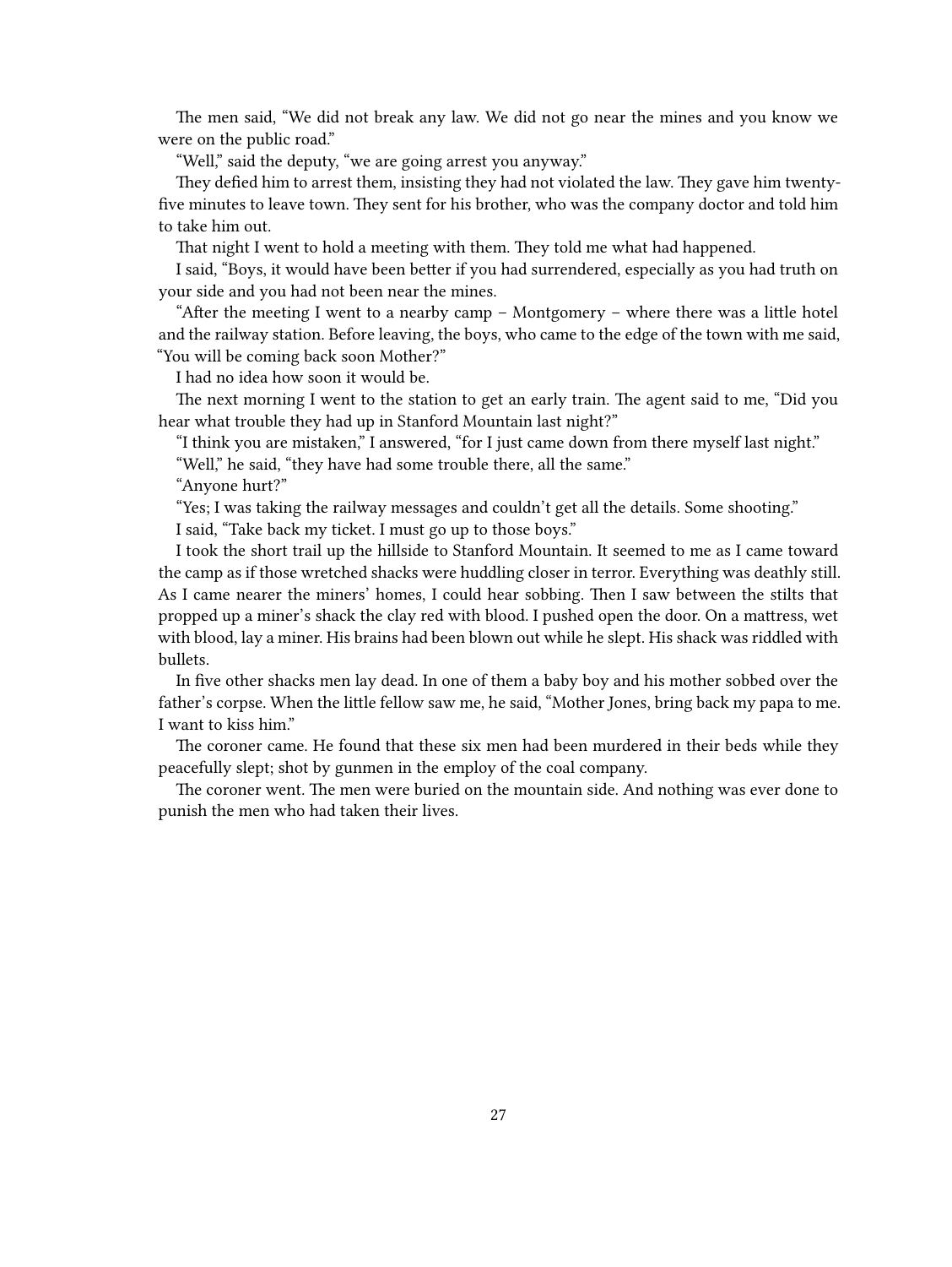The men said, "We did not break any law. We did not go near the mines and you know we were on the public road."

"Well," said the deputy, "we are going arrest you anyway."

They defied him to arrest them, insisting they had not violated the law. They gave him twenty-five minutes to leave town. They sent for his brother, who was the company doctor and told him to take him out.

That night I went to hold a meeting with them. They told me what had happened.

I said, "Boys, it would have been better if you had surrendered, especially as you had truth on your side and you had not been near the mines.

"After the meeting I went to a nearby camp – Montgomery – where there was a little hotel and the railway station. Before leaving, the boys, who came to the edge of the town with me said, "You will be coming back soon Mother?"

I had no idea how soon it would be.

The next morning I went to the station to get an early train. The agent said to me, "Did you hear what trouble they had up in Stanford Mountain last night?"

"I think you are mistaken," I answered, "for I just came down from there myself last night."

"Well," he said, "they have had some trouble there, all the same."

"Anyone hurt?"

"Yes; I was taking the railway messages and couldn't get all the details. Some shooting."

I said, "Take back my ticket. I must go up to those boys."

I took the short trail up the hillside to Stanford Mountain. It seemed to me as I came toward the camp as if those wretched shacks were huddling closer in terror. Everything was deathly still. As I came nearer the miners' homes, I could hear sobbing. Then I saw between the stilts that propped up a miner's shack the clay red with blood. I pushed open the door. On a mattress, wet with blood, lay a miner. His brains had been blown out while he slept. His shack was riddled with bullets.

In five other shacks men lay dead. In one of them a baby boy and his mother sobbed over the father's corpse. When the little fellow saw me, he said, "Mother Jones, bring back my papa to me. I want to kiss him."

The coroner came. He found that these six men had been murdered in their beds while they peacefully slept; shot by gunmen in the employ of the coal company.

The coroner went. The men were buried on the mountain side. And nothing was ever done to punish the men who had taken their lives.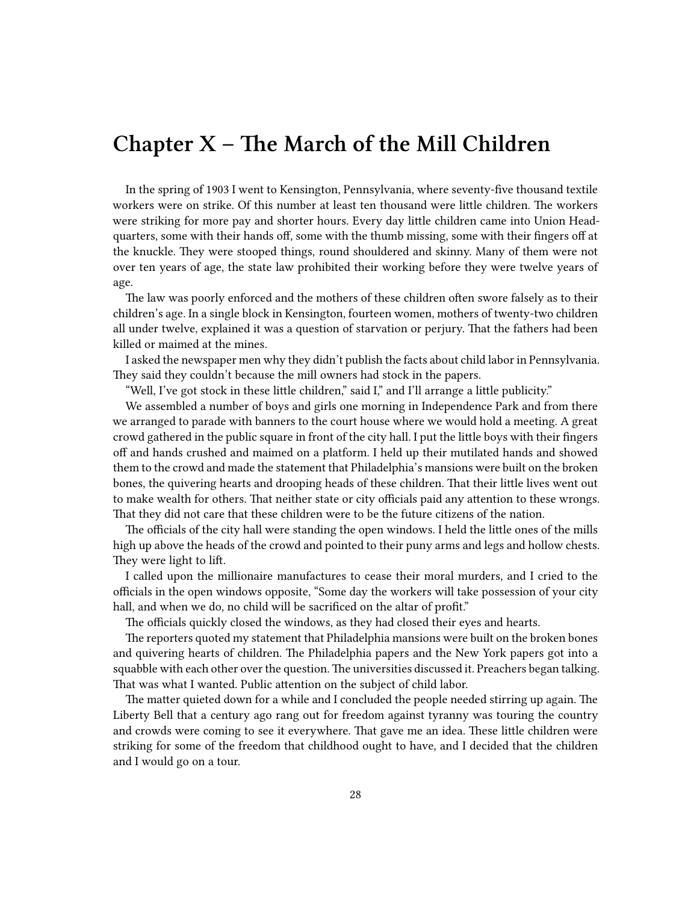# Chapter X – The March of the Mill Children

In the spring of 1903 I went to Kensington, Pennsylvania, where seventy-five thousand textile workers were on strike. Of this number at least ten thousand were little children. The workers were striking for more pay and shorter hours. Every day little children came into Union Headquarters, some with their hands off, some with the thumb missing, some with their fingers off at the knuckle. They were stooped things, round shouldered and skinny. Many of them were not over ten years of age, the state law prohibited their working before they were twelve years of age.

The law was poorly enforced and the mothers of these children often swore falsely as to their children's age. In a single block in Kensington, fourteen women, mothers of twenty-two children all under twelve, explained it was a question of starvation or perjury. That the fathers had been killed or maimed at the mines.

I asked the newspaper men why they didn't publish the facts about child labor in Pennsylvania. They said they couldn't because the mill owners had stock in the papers.

"Well, I've got stock in these little children," said I," and I'll arrange a little publicity."

We assembled a number of boys and girls one morning in Independence Park and from there we arranged to parade with banners to the court house where we would hold a meeting. A great crowd gathered in the public square in front of the city hall. I put the little boys with their fingers off and hands crushed and maimed on a platform. I held up their mutilated hands and showed them to the crowd and made the statement that Philadelphia's mansions were built on the broken bones, the quivering hearts and drooping heads of these children. That their little lives went out to make wealth for others. That neither state or city officials paid any attention to these wrongs. That they did not care that these children were to be the future citizens of the nation.

The officials of the city hall were standing the open windows. I held the little ones of the mills high up above the heads of the crowd and pointed to their puny arms and legs and hollow chests. They were light to lift.

I called upon the millionaire manufactures to cease their moral murders, and I cried to the officials in the open windows opposite, "Some day the workers will take possession of your city hall, and when we do, no child will be sacrificed on the altar of profit."

The officials quickly closed the windows, as they had closed their eyes and hearts.

The reporters quoted my statement that Philadelphia mansions were built on the broken bones and quivering hearts of children. The Philadelphia papers and the New York papers got into a squabble with each other over the question. The universities discussed it. Preachers began talking. That was what I wanted. Public attention on the subject of child labor.

The matter quieted down for a while and I concluded the people needed stirring up again. The Liberty Bell that a century ago rang out for freedom against tyranny was touring the country and crowds were coming to see it everywhere. That gave me an idea. These little children were striking for some of the freedom that childhood ought to have, and I decided that the children and I would go on a tour.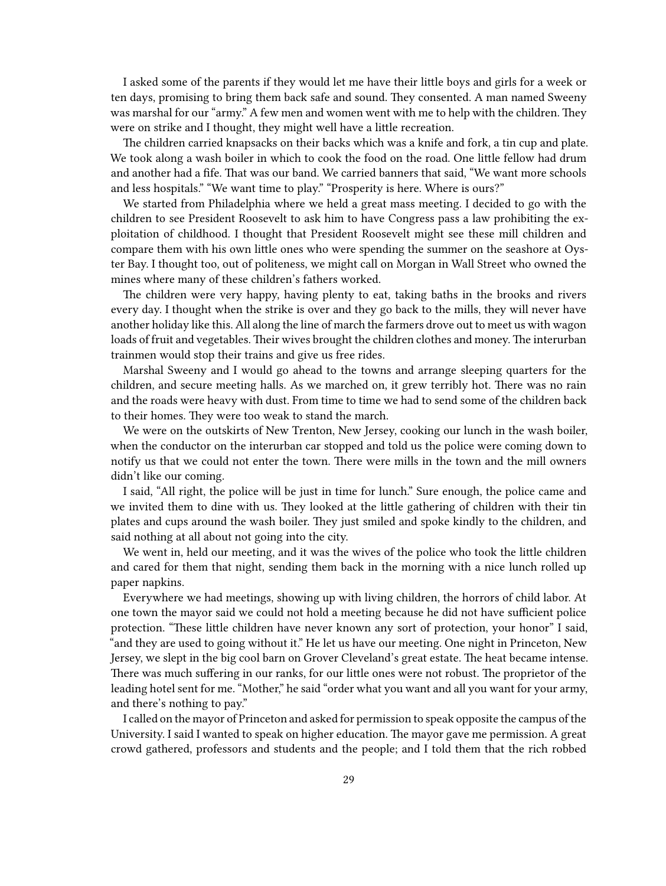I asked some of the parents if they would let me have their little boys and girls for a week or ten days, promising to bring them back safe and sound. They consented. A man named Sweeny was marshal for our "army." A few men and women went with me to help with the children. They were on strike and I thought, they might well have a little recreation.

The children carried knapsacks on their backs which was a knife and fork, a tin cup and plate. We took along a wash boiler in which to cook the food on the road. One little fellow had drum and another had a fife. That was our band. We carried banners that said, "We want more schools and less hospitals." "We want time to play." "Prosperity is here. Where is ours?"

We started from Philadelphia where we held a great mass meeting. I decided to go with the children to see President Roosevelt to ask him to have Congress pass a law prohibiting the exploitation of childhood. I thought that President Roosevelt might see these mill children and compare them with his own little ones who were spending the summer on the seashore at Oyster Bay. I thought too, out of politeness, we might call on Morgan in Wall Street who owned the mines where many of these children's fathers worked.

The children were very happy, having plenty to eat, taking baths in the brooks and rivers every day. I thought when the strike is over and they go back to the mills, they will never have another holiday like this. All along the line of march the farmers drove out to meet us with wagon loads of fruit and vegetables. Their wives brought the children clothes and money. The interurban trainmen would stop their trains and give us free rides.

Marshal Sweeny and I would go ahead to the towns and arrange sleeping quarters for the children, and secure meeting halls. As we marched on, it grew terribly hot. There was no rain and the roads were heavy with dust. From time to time we had to send some of the children back to their homes. They were too weak to stand the march.

We were on the outskirts of New Trenton, New Jersey, cooking our lunch in the wash boiler, when the conductor on the interurban car stopped and told us the police were coming down to notify us that we could not enter the town. There were mills in the town and the mill owners didn't like our coming.

I said, "All right, the police will be just in time for lunch." Sure enough, the police came and we invited them to dine with us. They looked at the little gathering of children with their tin plates and cups around the wash boiler. They just smiled and spoke kindly to the children, and said nothing at all about not going into the city.

We went in, held our meeting, and it was the wives of the police who took the little children and cared for them that night, sending them back in the morning with a nice lunch rolled up paper napkins.

Everywhere we had meetings, showing up with living children, the horrors of child labor. At one town the mayor said we could not hold a meeting because he did not have sufficient police protection. "These little children have never known any sort of protection, your honor" I said, "and they are used to going without it." He let us have our meeting. One night in Princeton, New Jersey, we slept in the big cool barn on Grover Cleveland's great estate. The heat became intense. There was much suffering in our ranks, for our little ones were not robust. The proprietor of the leading hotel sent for me. "Mother," he said "order what you want and all you want for your army, and there's nothing to pay."

I called on the mayor of Princeton and asked for permission to speak opposite the campus of the University. I said I wanted to speak on higher education. The mayor gave me permission. A great crowd gathered, professors and students and the people; and I told them that the rich robbed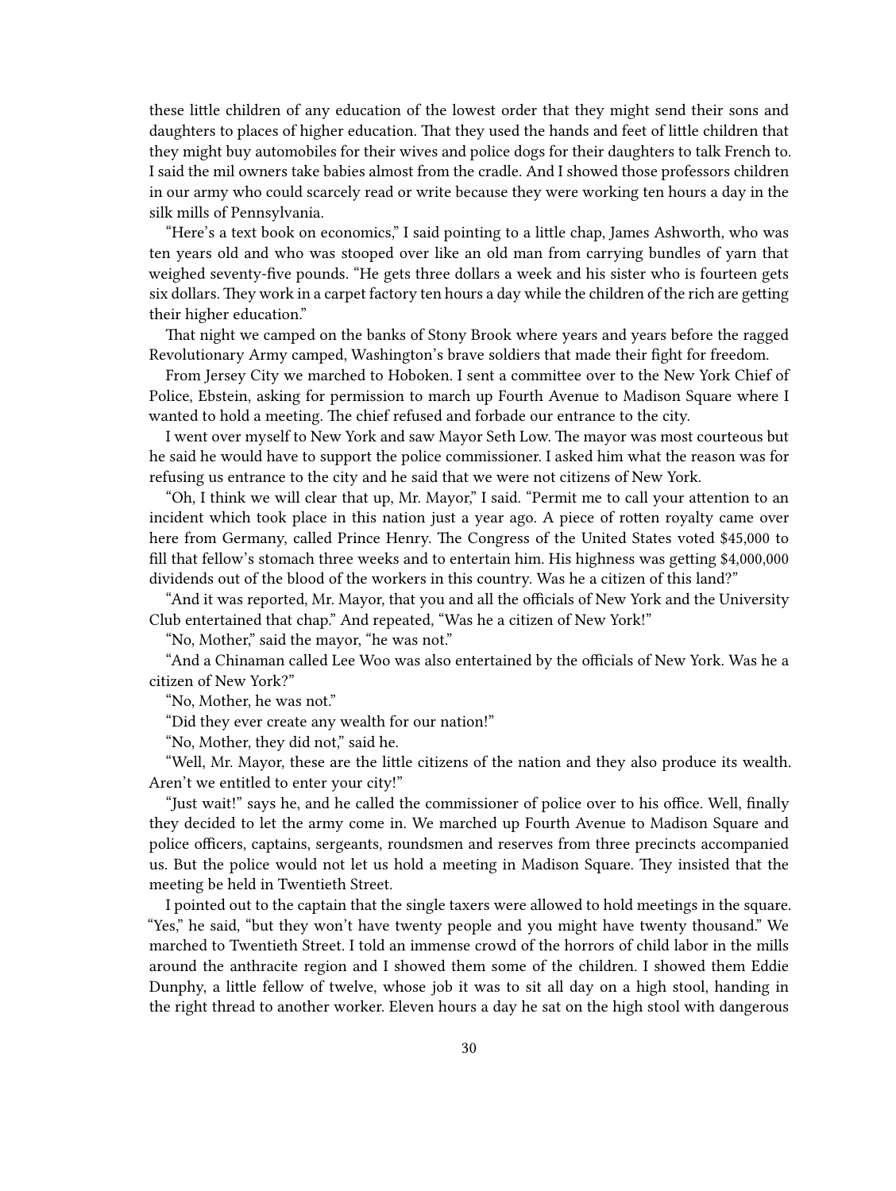these little children of any education of the lowest order that they might send their sons and daughters to places of higher education. That they used the hands and feet of little children that they might buy automobiles for their wives and police dogs for their daughters to talk French to. I said the mil owners take babies almost from the cradle. And I showed those professors children in our army who could scarcely read or write because they were working ten hours a day in the silk mills of Pennsylvania.

"Here's a text book on economics," I said pointing to a little chap, James Ashworth, who was ten years old and who was stooped over like an old man from carrying bundles of yarn that weighed seventy-five pounds. "He gets three dollars a week and his sister who is fourteen gets six dollars. They work in a carpet factory ten hours a day while the children of the rich are getting their higher education."

That night we camped on the banks of Stony Brook where years and years before the ragged Revolutionary Army camped, Washington's brave soldiers that made their fight for freedom.

From Jersey City we marched to Hoboken. I sent a committee over to the New York Chief of Police, Ebstein, asking for permission to march up Fourth Avenue to Madison Square where I wanted to hold a meeting. The chief refused and forbade our entrance to the city.

I went over myself to New York and saw Mayor Seth Low. The mayor was most courteous but he said he would have to support the police commissioner. I asked him what the reason was for refusing us entrance to the city and he said that we were not citizens of New York.

"Oh, I think we will clear that up, Mr. Mayor," I said. "Permit me to call your attention to an incident which took place in this nation just a year ago. A piece of rotten royalty came over here from Germany, called Prince Henry. The Congress of the United States voted $45,000 to fill that fellow's stomach three weeks and to entertain him. His highness was getting $4,000,000 dividends out of the blood of the workers in this country. Was he a citizen of this land?"

"And it was reported, Mr. Mayor, that you and all the officials of New York and the University Club entertained that chap." And repeated, "Was he a citizen of New York!"

"No, Mother," said the mayor, "he was not."

"And a Chinaman called Lee Woo was also entertained by the officials of New York. Was he a citizen of New York?"

"No, Mother, he was not."

"Did they ever create any wealth for our nation!"

"No, Mother, they did not," said he.

"Well, Mr. Mayor, these are the little citizens of the nation and they also produce its wealth. Aren't we entitled to enter your city!"

"Just wait!" says he, and he called the commissioner of police over to his office. Well, finally they decided to let the army come in. We marched up Fourth Avenue to Madison Square and police officers, captains, sergeants, roundsmen and reserves from three precincts accompanied us. But the police would not let us hold a meeting in Madison Square. They insisted that the meeting be held in Twentieth Street.

I pointed out to the captain that the single taxers were allowed to hold meetings in the square. "Yes," he said, "but they won't have twenty people and you might have twenty thousand." We marched to Twentieth Street. I told an immense crowd of the horrors of child labor in the mills around the anthracite region and I showed them some of the children. I showed them Eddie Dunphy, a little fellow of twelve, whose job it was to sit all day on a high stool, handing in the right thread to another worker. Eleven hours a day he sat on the high stool with dangerous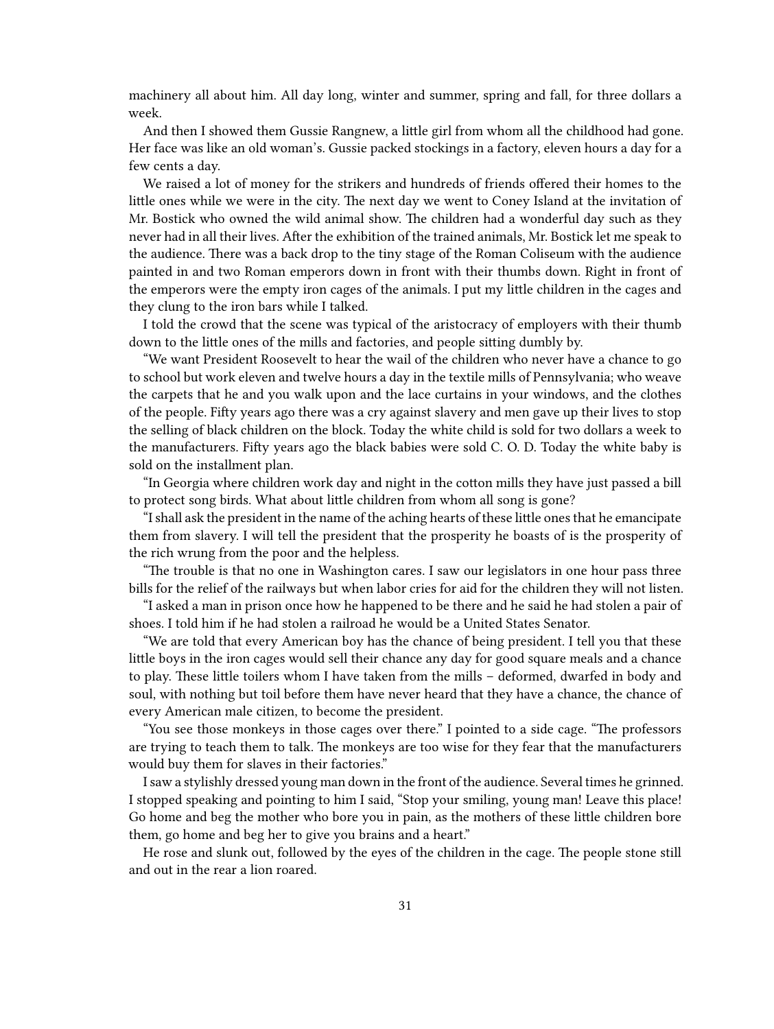machinery all about him. All day long, winter and summer, spring and fall, for three dollars a week.

And then I showed them Gussie Rangnew, a little girl from whom all the childhood had gone. Her face was like an old woman's. Gussie packed stockings in a factory, eleven hours a day for a few cents a day.

We raised a lot of money for the strikers and hundreds of friends offered their homes to the little ones while we were in the city. The next day we went to Coney Island at the invitation of Mr. Bostick who owned the wild animal show. The children had a wonderful day such as they never had in all their lives. After the exhibition of the trained animals, Mr. Bostick let me speak to the audience. There was a back drop to the tiny stage of the Roman Coliseum with the audience painted in and two Roman emperors down in front with their thumbs down. Right in front of the emperors were the empty iron cages of the animals. I put my little children in the cages and they clung to the iron bars while I talked.

I told the crowd that the scene was typical of the aristocracy of employers with their thumb down to the little ones of the mills and factories, and people sitting dumbly by.

"We want President Roosevelt to hear the wail of the children who never have a chance to go to school but work eleven and twelve hours a day in the textile mills of Pennsylvania; who weave the carpets that he and you walk upon and the lace curtains in your windows, and the clothes of the people. Fifty years ago there was a cry against slavery and men gave up their lives to stop the selling of black children on the block. Today the white child is sold for two dollars a week to the manufacturers. Fifty years ago the black babies were sold C. O. D. Today the white baby is sold on the installment plan.

"In Georgia where children work day and night in the cotton mills they have just passed a bill to protect song birds. What about little children from whom all song is gone?

"I shall ask the president in the name of the aching hearts of these little ones that he emancipate them from slavery. I will tell the president that the prosperity he boasts of is the prosperity of the rich wrung from the poor and the helpless.

"The trouble is that no one in Washington cares. I saw our legislators in one hour pass three bills for the relief of the railways but when labor cries for aid for the children they will not listen.

"I asked a man in prison once how he happened to be there and he said he had stolen a pair of shoes. I told him if he had stolen a railroad he would be a United States Senator.

"We are told that every American boy has the chance of being president. I tell you that these little boys in the iron cages would sell their chance any day for good square meals and a chance to play. These little toilers whom I have taken from the mills – deformed, dwarfed in body and soul, with nothing but toil before them have never heard that they have a chance, the chance of every American male citizen, to become the president.

"You see those monkeys in those cages over there." I pointed to a side cage. "The professors are trying to teach them to talk. The monkeys are too wise for they fear that the manufacturers would buy them for slaves in their factories."

I saw a stylishly dressed young man down in the front of the audience. Several times he grinned. I stopped speaking and pointing to him I said, "Stop your smiling, young man! Leave this place! Go home and beg the mother who bore you in pain, as the mothers of these little children bore them, go home and beg her to give you brains and a heart."

He rose and slunk out, followed by the eyes of the children in the cage. The people stone still and out in the rear a lion roared.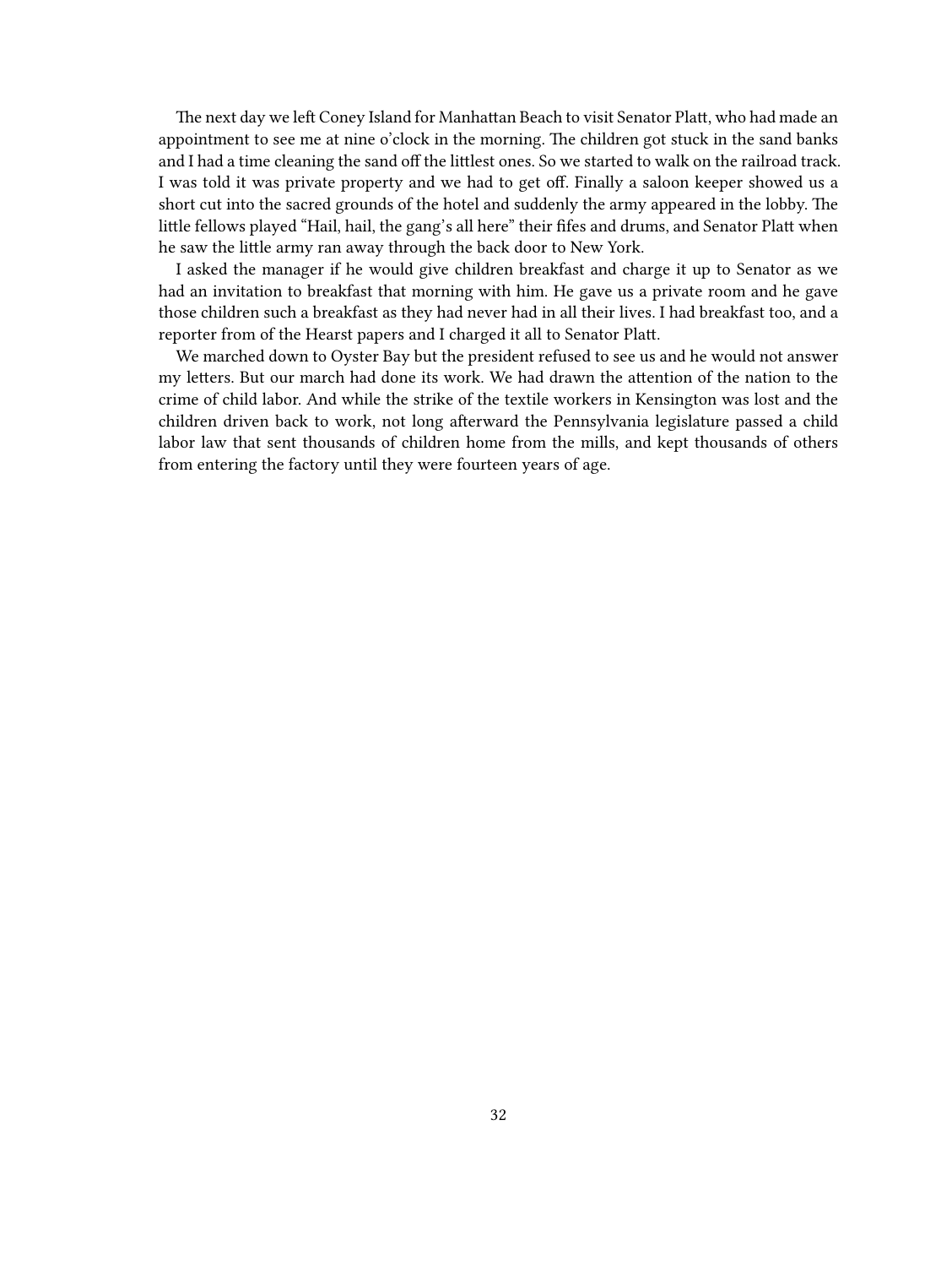The next day we left Coney Island for Manhattan Beach to visit Senator Platt, who had made an appointment to see me at nine o'clock in the morning. The children got stuck in the sand banks and I had a time cleaning the sand off the littlest ones. So we started to walk on the railroad track. I was told it was private property and we had to get off. Finally a saloon keeper showed us a short cut into the sacred grounds of the hotel and suddenly the army appeared in the lobby. The little fellows played "Hail, hail, the gang's all here" their fifes and drums, and Senator Platt when he saw the little army ran away through the back door to New York.

I asked the manager if he would give children breakfast and charge it up to Senator as we had an invitation to breakfast that morning with him. He gave us a private room and he gave those children such a breakfast as they had never had in all their lives. I had breakfast too, and a reporter from of the Hearst papers and I charged it all to Senator Platt.

We marched down to Oyster Bay but the president refused to see us and he would not answer my letters. But our march had done its work. We had drawn the attention of the nation to the crime of child labor. And while the strike of the textile workers in Kensington was lost and the children driven back to work, not long afterward the Pennsylvania legislature passed a child labor law that sent thousands of children home from the mills, and kept thousands of others from entering the factory until they were fourteen years of age.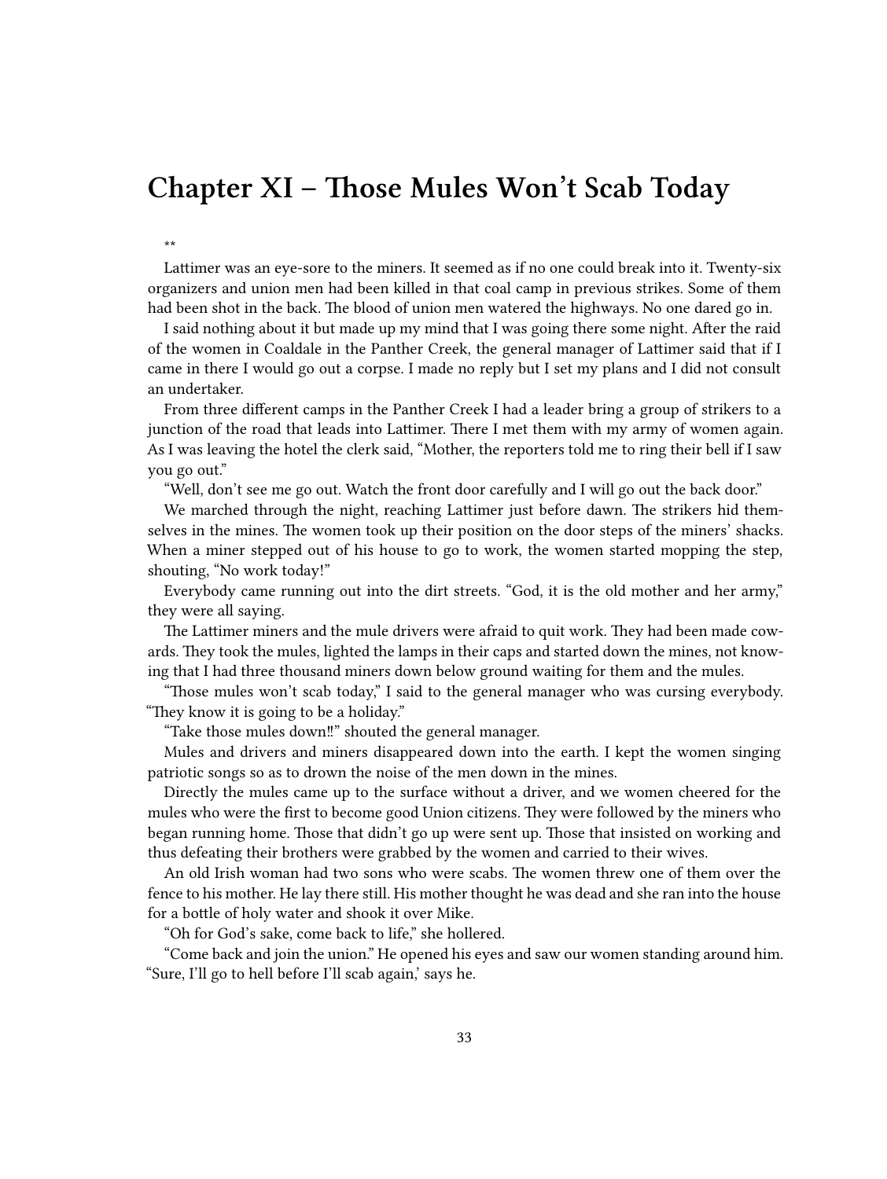# Chapter XI – Those Mules Won't Scab Today

**

Lattimer was an eye-sore to the miners. It seemed as if no one could break into it. Twenty-six organizers and union men had been killed in that coal camp in previous strikes. Some of them had been shot in the back. The blood of union men watered the highways. No one dared go in.

I said nothing about it but made up my mind that I was going there some night. After the raid of the women in Coaldale in the Panther Creek, the general manager of Lattimer said that if I came in there I would go out a corpse. I made no reply but I set my plans and I did not consult an undertaker.

From three different camps in the Panther Creek I had a leader bring a group of strikers to a junction of the road that leads into Lattimer. There I met them with my army of women again. As I was leaving the hotel the clerk said, "Mother, the reporters told me to ring their bell if I saw you go out."

"Well, don't see me go out. Watch the front door carefully and I will go out the back door."

We marched through the night, reaching Lattimer just before dawn. The strikers hid themselves in the mines. The women took up their position on the door steps of the miners' shacks. When a miner stepped out of his house to go to work, the women started mopping the step, shouting, "No work today!"

Everybody came running out into the dirt streets. "God, it is the old mother and her army," they were all saying.

The Lattimer miners and the mule drivers were afraid to quit work. They had been made cowards. They took the mules, lighted the lamps in their caps and started down the mines, not knowing that I had three thousand miners down below ground waiting for them and the mules.

"Those mules won't scab today," I said to the general manager who was cursing everybody. "They know it is going to be a holiday."

"Take those mules down‼" shouted the general manager.

Mules and drivers and miners disappeared down into the earth. I kept the women singing patriotic songs so as to drown the noise of the men down in the mines.

Directly the mules came up to the surface without a driver, and we women cheered for the mules who were the first to become good Union citizens. They were followed by the miners who began running home. Those that didn't go up were sent up. Those that insisted on working and thus defeating their brothers were grabbed by the women and carried to their wives.

An old Irish woman had two sons who were scabs. The women threw one of them over the fence to his mother. He lay there still. His mother thought he was dead and she ran into the house for a bottle of holy water and shook it over Mike.

"Oh for God's sake, come back to life," she hollered.

"Come back and join the union." He opened his eyes and saw our women standing around him. "Sure, I'll go to hell before I'll scab again,' says he.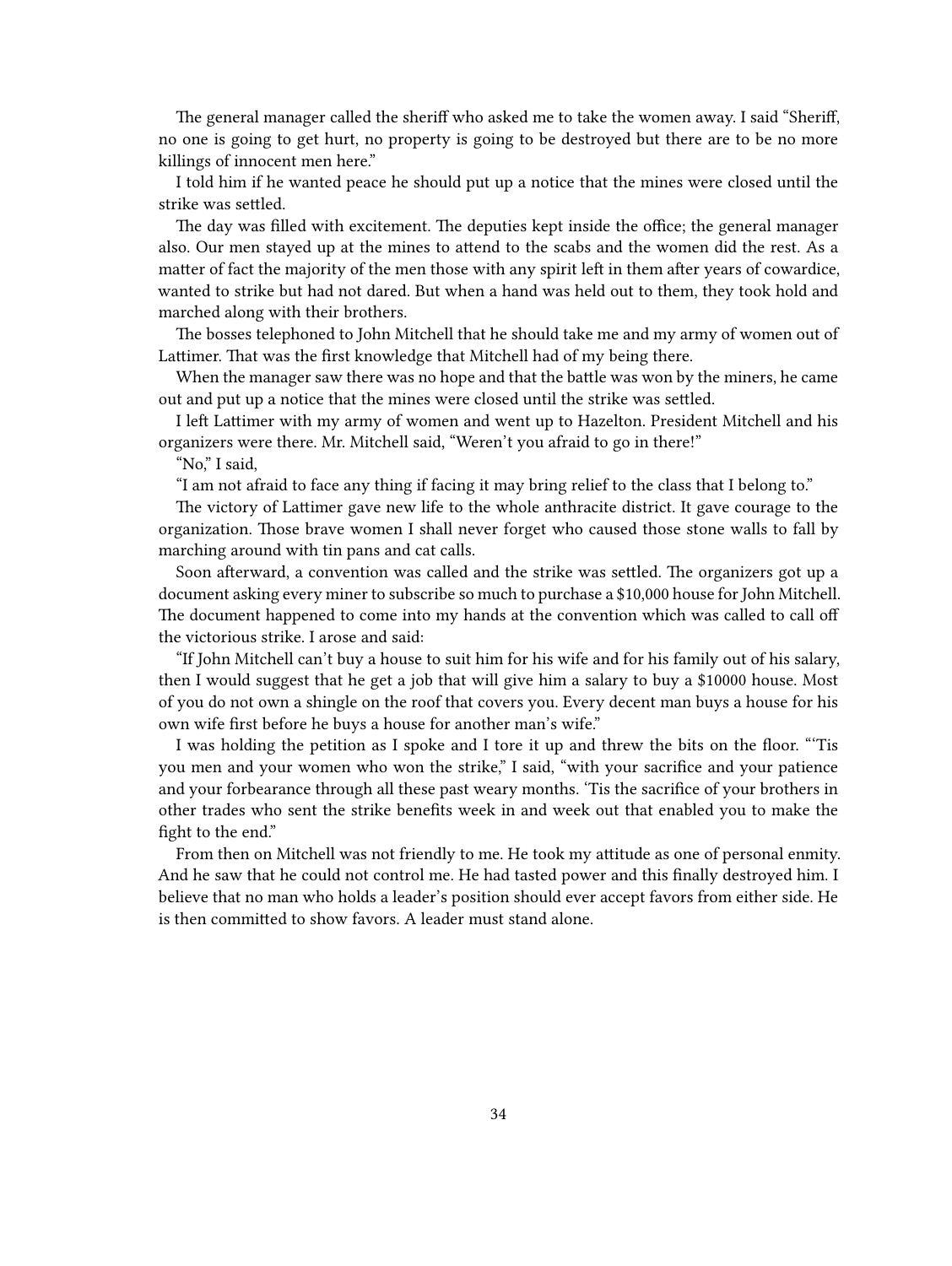The general manager called the sheriff who asked me to take the women away. I said "Sheriff, no one is going to get hurt, no property is going to be destroyed but there are to be no more killings of innocent men here."

I told him if he wanted peace he should put up a notice that the mines were closed until the strike was settled.

The day was filled with excitement. The deputies kept inside the office; the general manager also. Our men stayed up at the mines to attend to the scabs and the women did the rest. As a matter of fact the majority of the men those with any spirit left in them after years of cowardice, wanted to strike but had not dared. But when a hand was held out to them, they took hold and marched along with their brothers.

The bosses telephoned to John Mitchell that he should take me and my army of women out of Lattimer. That was the first knowledge that Mitchell had of my being there.

When the manager saw there was no hope and that the battle was won by the miners, he came out and put up a notice that the mines were closed until the strike was settled.

I left Lattimer with my army of women and went up to Hazelton. President Mitchell and his organizers were there. Mr. Mitchell said, "Weren't you afraid to go in there!"

"No," I said,

"I am not afraid to face any thing if facing it may bring relief to the class that I belong to."

The victory of Lattimer gave new life to the whole anthracite district. It gave courage to the organization. Those brave women I shall never forget who caused those stone walls to fall by marching around with tin pans and cat calls.

Soon afterward, a convention was called and the strike was settled. The organizers got up a document asking every miner to subscribe so much to purchase a $10,000 house for John Mitchell. The document happened to come into my hands at the convention which was called to call off the victorious strike. I arose and said:

"If John Mitchell can't buy a house to suit him for his wife and for his family out of his salary, then I would suggest that he get a job that will give him a salary to buy a $10000 house. Most of you do not own a shingle on the roof that covers you. Every decent man buys a house for his own wife first before he buys a house for another man's wife."

I was holding the petition as I spoke and I tore it up and threw the bits on the floor. "'Tis you men and your women who won the strike," I said, "with your sacrifice and your patience and your forbearance through all these past weary months. 'Tis the sacrifice of your brothers in other trades who sent the strike benefits week in and week out that enabled you to make the fight to the end."

From then on Mitchell was not friendly to me. He took my attitude as one of personal enmity. And he saw that he could not control me. He had tasted power and this finally destroyed him. I believe that no man who holds a leader's position should ever accept favors from either side. He is then committed to show favors. A leader must stand alone.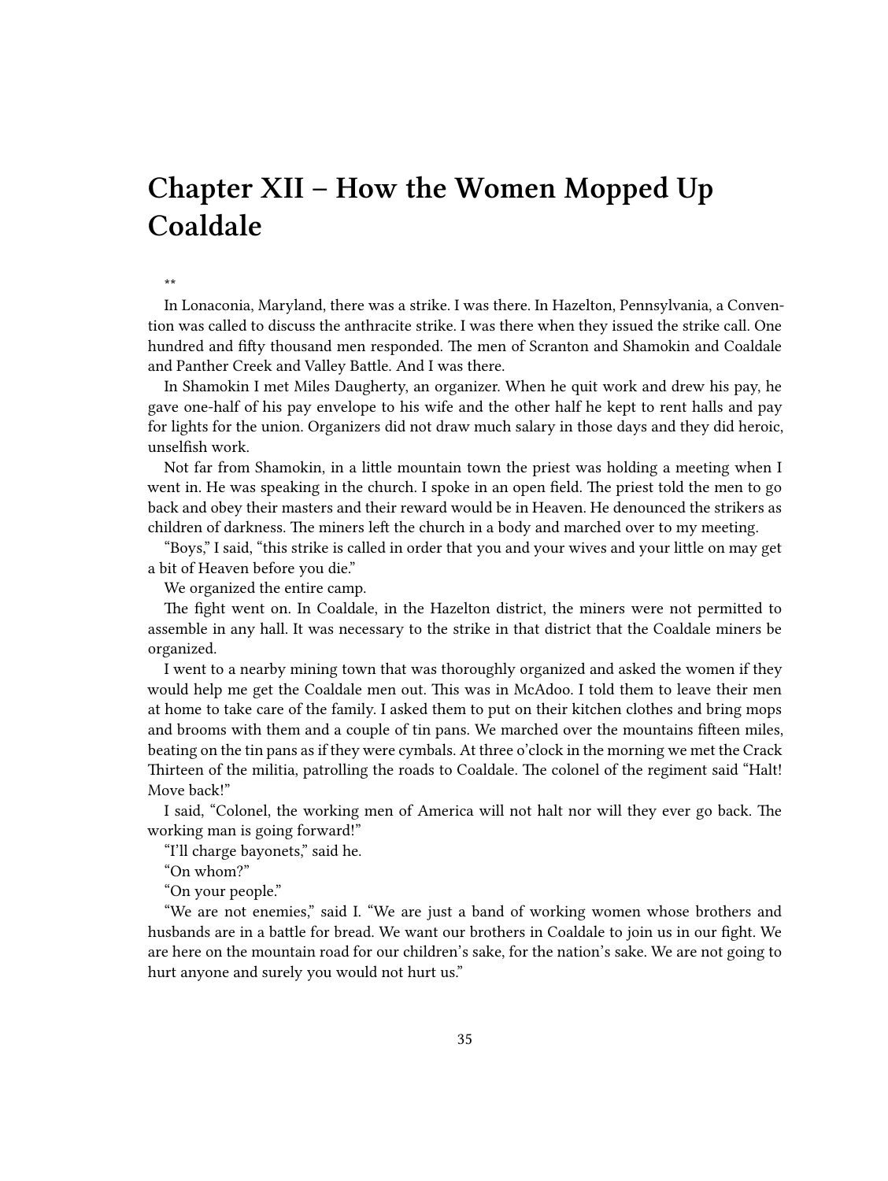# Chapter XII – How the Women Mopped Up Coaldale

**

In Lonaconia, Maryland, there was a strike. I was there. In Hazelton, Pennsylvania, a Convention was called to discuss the anthracite strike. I was there when they issued the strike call. One hundred and fifty thousand men responded. The men of Scranton and Shamokin and Coaldale and Panther Creek and Valley Battle. And I was there.

In Shamokin I met Miles Daugherty, an organizer. When he quit work and drew his pay, he gave one-half of his pay envelope to his wife and the other half he kept to rent halls and pay for lights for the union. Organizers did not draw much salary in those days and they did heroic, unselfish work.

Not far from Shamokin, in a little mountain town the priest was holding a meeting when I went in. He was speaking in the church. I spoke in an open field. The priest told the men to go back and obey their masters and their reward would be in Heaven. He denounced the strikers as children of darkness. The miners left the church in a body and marched over to my meeting.

"Boys," I said, "this strike is called in order that you and your wives and your little on may get a bit of Heaven before you die."

We organized the entire camp.

The fight went on. In Coaldale, in the Hazelton district, the miners were not permitted to assemble in any hall. It was necessary to the strike in that district that the Coaldale miners be organized.

I went to a nearby mining town that was thoroughly organized and asked the women if they would help me get the Coaldale men out. This was in McAdoo. I told them to leave their men at home to take care of the family. I asked them to put on their kitchen clothes and bring mops and brooms with them and a couple of tin pans. We marched over the mountains fifteen miles, beating on the tin pans as if they were cymbals. At three o'clock in the morning we met the Crack Thirteen of the militia, patrolling the roads to Coaldale. The colonel of the regiment said "Halt! Move back!"

I said, "Colonel, the working men of America will not halt nor will they ever go back. The working man is going forward!"

"I'll charge bayonets," said he.

"On whom?"

"On your people."

"We are not enemies," said I. "We are just a band of working women whose brothers and husbands are in a battle for bread. We want our brothers in Coaldale to join us in our fight. We are here on the mountain road for our children's sake, for the nation's sake. We are not going to hurt anyone and surely you would not hurt us."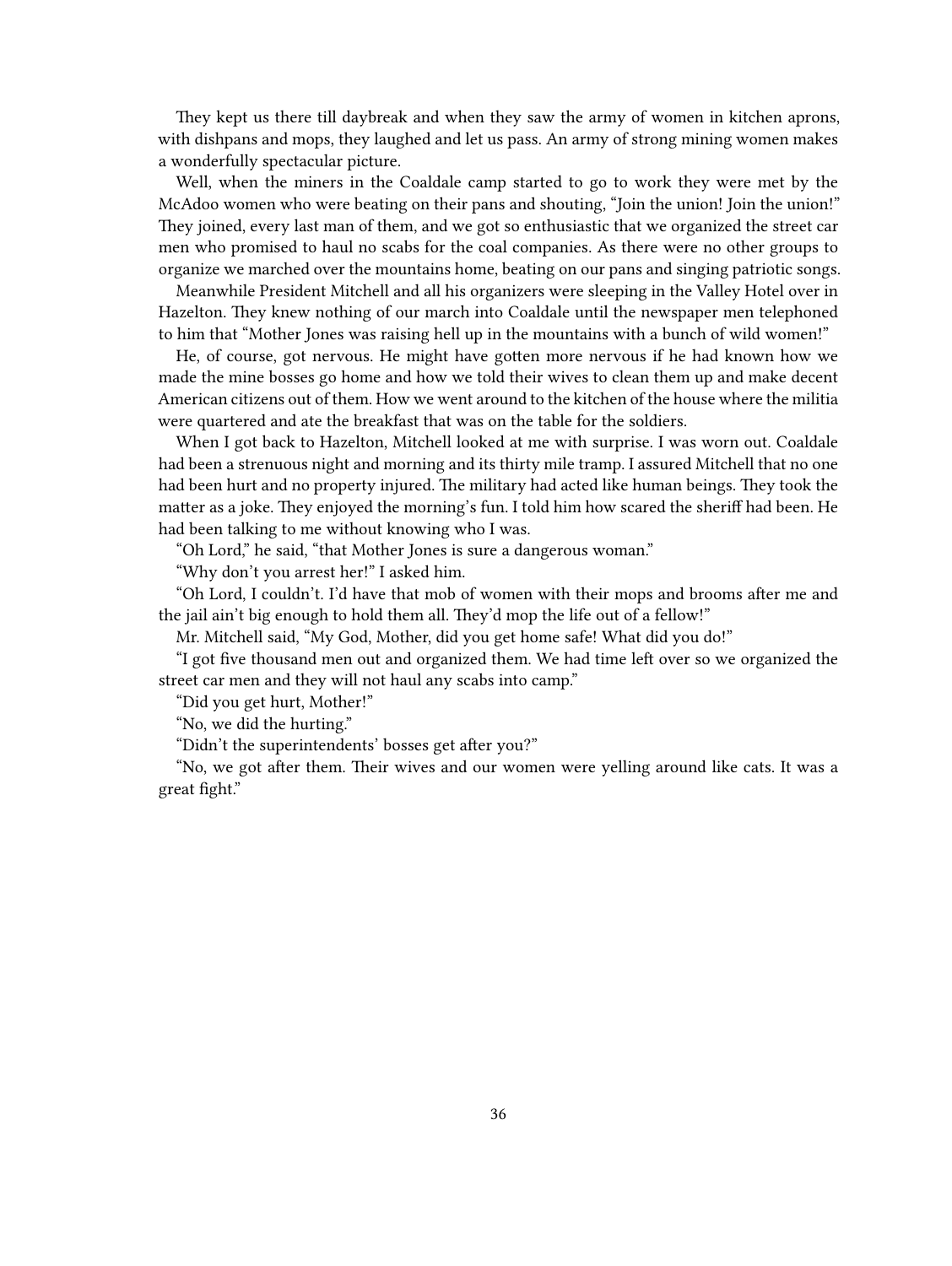They kept us there till daybreak and when they saw the army of women in kitchen aprons, with dishpans and mops, they laughed and let us pass. An army of strong mining women makes a wonderfully spectacular picture.

Well, when the miners in the Coaldale camp started to go to work they were met by the McAdoo women who were beating on their pans and shouting, "Join the union! Join the union!" They joined, every last man of them, and we got so enthusiastic that we organized the street car men who promised to haul no scabs for the coal companies. As there were no other groups to organize we marched over the mountains home, beating on our pans and singing patriotic songs.

Meanwhile President Mitchell and all his organizers were sleeping in the Valley Hotel over in Hazelton. They knew nothing of our march into Coaldale until the newspaper men telephoned to him that "Mother Jones was raising hell up in the mountains with a bunch of wild women!"

He, of course, got nervous. He might have gotten more nervous if he had known how we made the mine bosses go home and how we told their wives to clean them up and make decent American citizens out of them. How we went around to the kitchen of the house where the militia were quartered and ate the breakfast that was on the table for the soldiers.

When I got back to Hazelton, Mitchell looked at me with surprise. I was worn out. Coaldale had been a strenuous night and morning and its thirty mile tramp. I assured Mitchell that no one had been hurt and no property injured. The military had acted like human beings. They took the matter as a joke. They enjoyed the morning's fun. I told him how scared the sheriff had been. He had been talking to me without knowing who I was.

"Oh Lord," he said, "that Mother Jones is sure a dangerous woman."

"Why don't you arrest her!" I asked him.

"Oh Lord, I couldn't. I'd have that mob of women with their mops and brooms after me and the jail ain't big enough to hold them all. They'd mop the life out of a fellow!"

Mr. Mitchell said, "My God, Mother, did you get home safe! What did you do!"

"I got five thousand men out and organized them. We had time left over so we organized the street car men and they will not haul any scabs into camp."

"Did you get hurt, Mother!"

"No, we did the hurting."

"Didn't the superintendents' bosses get after you?"

"No, we got after them. Their wives and our women were yelling around like cats. It was a great fight."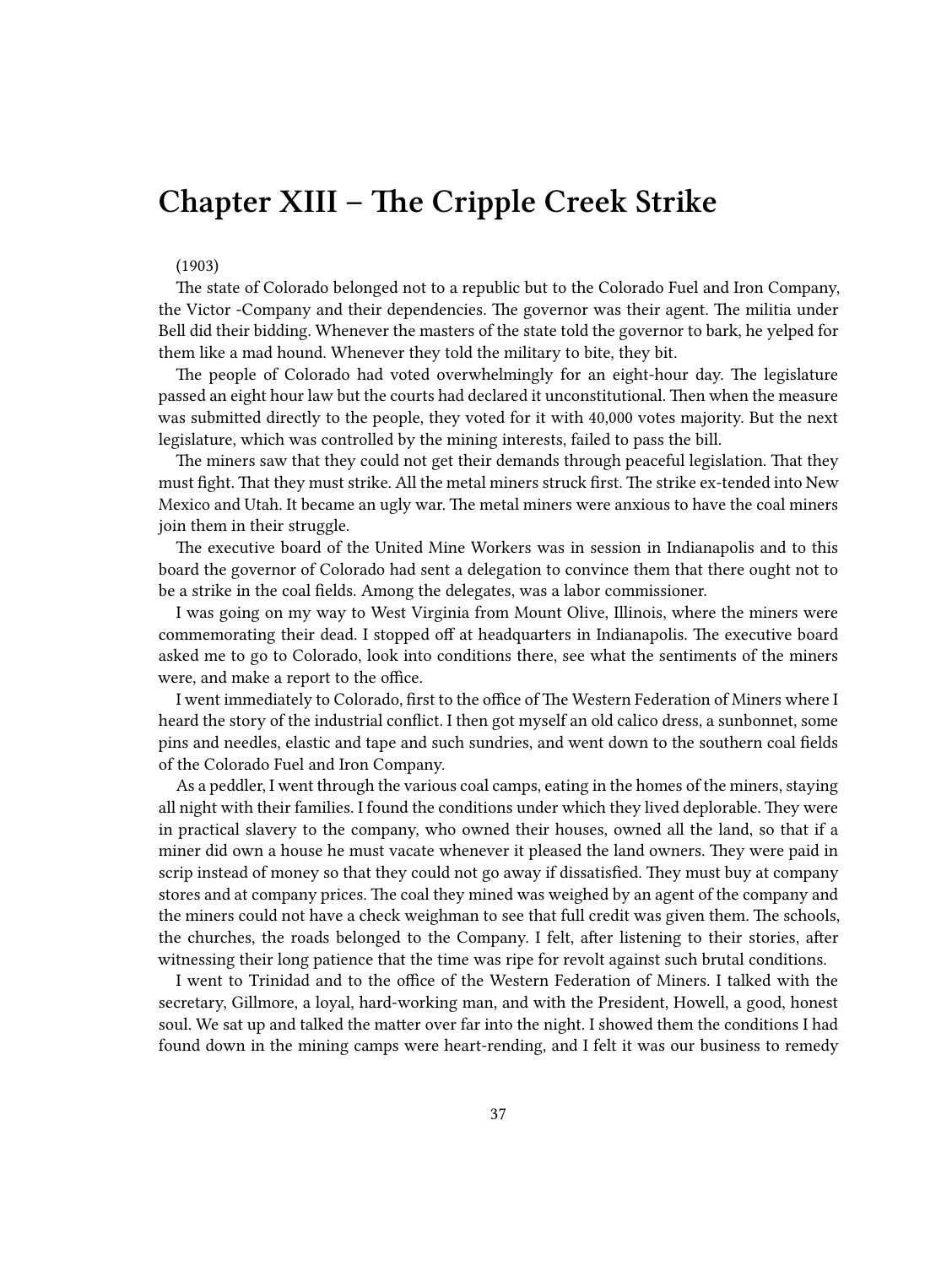# Chapter XIII – The Cripple Creek Strike

(1903)

The state of Colorado belonged not to a republic but to the Colorado Fuel and Iron Company, the Victor -Company and their dependencies. The governor was their agent. The militia under Bell did their bidding. Whenever the masters of the state told the governor to bark, he yelped for them like a mad hound. Whenever they told the military to bite, they bit.

The people of Colorado had voted overwhelmingly for an eight-hour day. The legislature passed an eight hour law but the courts had declared it unconstitutional. Then when the measure was submitted directly to the people, they voted for it with 40,000 votes majority. But the next legislature, which was controlled by the mining interests, failed to pass the bill.

The miners saw that they could not get their demands through peaceful legislation. That they must fight. That they must strike. All the metal miners struck first. The strike ex-tended into New Mexico and Utah. It became an ugly war. The metal miners were anxious to have the coal miners join them in their struggle.

The executive board of the United Mine Workers was in session in Indianapolis and to this board the governor of Colorado had sent a delegation to convince them that there ought not to be a strike in the coal fields. Among the delegates, was a labor commissioner.

I was going on my way to West Virginia from Mount Olive, Illinois, where the miners were commemorating their dead. I stopped off at headquarters in Indianapolis. The executive board asked me to go to Colorado, look into conditions there, see what the sentiments of the miners were, and make a report to the office.

I went immediately to Colorado, first to the office of The Western Federation of Miners where I heard the story of the industrial conflict. I then got myself an old calico dress, a sunbonnet, some pins and needles, elastic and tape and such sundries, and went down to the southern coal fields of the Colorado Fuel and Iron Company.

As a peddler, I went through the various coal camps, eating in the homes of the miners, staying all night with their families. I found the conditions under which they lived deplorable. They were in practical slavery to the company, who owned their houses, owned all the land, so that if a miner did own a house he must vacate whenever it pleased the land owners. They were paid in scrip instead of money so that they could not go away if dissatisfied. They must buy at company stores and at company prices. The coal they mined was weighed by an agent of the company and the miners could not have a check weighman to see that full credit was given them. The schools, the churches, the roads belonged to the Company. I felt, after listening to their stories, after witnessing their long patience that the time was ripe for revolt against such brutal conditions.

I went to Trinidad and to the office of the Western Federation of Miners. I talked with the secretary, Gillmore, a loyal, hard-working man, and with the President, Howell, a good, honest soul. We sat up and talked the matter over far into the night. I showed them the conditions I had found down in the mining camps were heart-rending, and I felt it was our business to remedy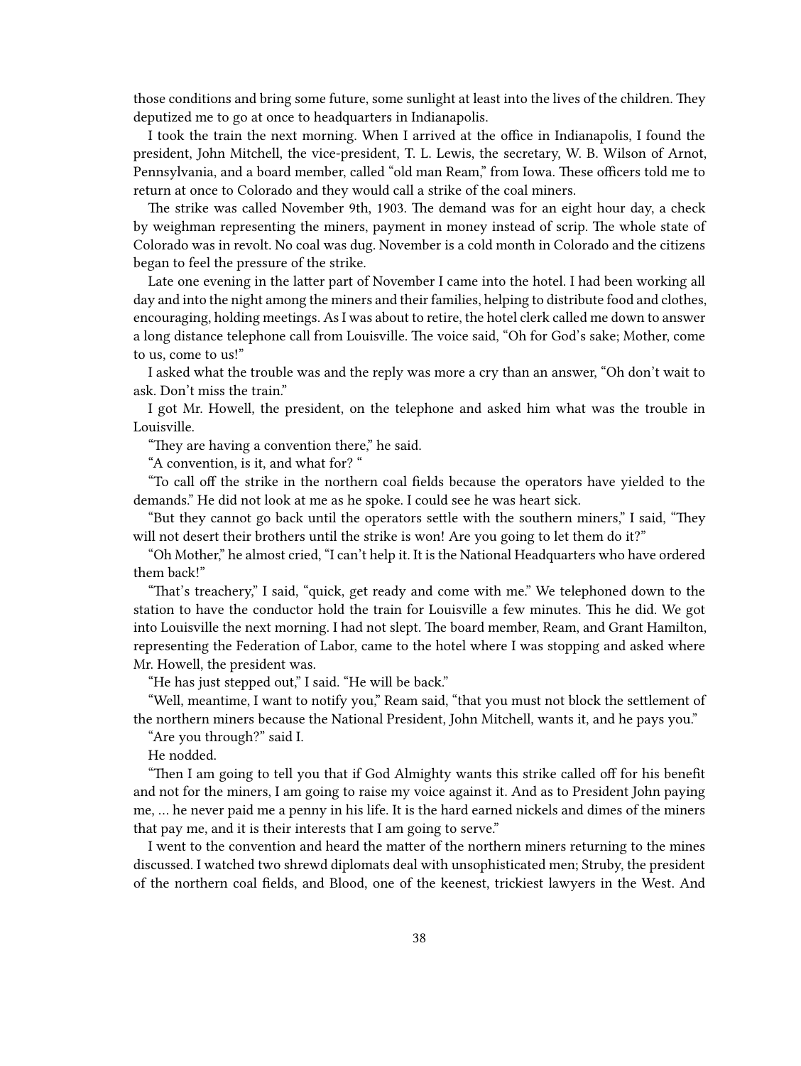those conditions and bring some future, some sunlight at least into the lives of the children. They deputized me to go at once to headquarters in Indianapolis.

I took the train the next morning. When I arrived at the office in Indianapolis, I found the president, John Mitchell, the vice-president, T. L. Lewis, the secretary, W. B. Wilson of Arnot, Pennsylvania, and a board member, called "old man Ream," from Iowa. These officers told me to return at once to Colorado and they would call a strike of the coal miners.

The strike was called November 9th, 1903. The demand was for an eight hour day, a check by weighman representing the miners, payment in money instead of scrip. The whole state of Colorado was in revolt. No coal was dug. November is a cold month in Colorado and the citizens began to feel the pressure of the strike.

Late one evening in the latter part of November I came into the hotel. I had been working all day and into the night among the miners and their families, helping to distribute food and clothes, encouraging, holding meetings. As I was about to retire, the hotel clerk called me down to answer a long distance telephone call from Louisville. The voice said, "Oh for God's sake; Mother, come to us, come to us!"

I asked what the trouble was and the reply was more a cry than an answer, "Oh don't wait to ask. Don't miss the train."

I got Mr. Howell, the president, on the telephone and asked him what was the trouble in Louisville.

"They are having a convention there," he said.

"A convention, is it, and what for? "

"To call off the strike in the northern coal fields because the operators have yielded to the demands." He did not look at me as he spoke. I could see he was heart sick.

"But they cannot go back until the operators settle with the southern miners," I said, "They will not desert their brothers until the strike is won! Are you going to let them do it?"

"Oh Mother," he almost cried, "I can't help it. It is the National Headquarters who have ordered them back!"

"That's treachery," I said, "quick, get ready and come with me." We telephoned down to the station to have the conductor hold the train for Louisville a few minutes. This he did. We got into Louisville the next morning. I had not slept. The board member, Ream, and Grant Hamilton, representing the Federation of Labor, came to the hotel where I was stopping and asked where Mr. Howell, the president was.

"He has just stepped out," I said. "He will be back."

"Well, meantime, I want to notify you," Ream said, "that you must not block the settlement of the northern miners because the National President, John Mitchell, wants it, and he pays you."

"Are you through?" said I.

He nodded.

"Then I am going to tell you that if God Almighty wants this strike called off for his benefit and not for the miners, I am going to raise my voice against it. And as to President John paying me, … he never paid me a penny in his life. It is the hard earned nickels and dimes of the miners that pay me, and it is their interests that I am going to serve."

I went to the convention and heard the matter of the northern miners returning to the mines discussed. I watched two shrewd diplomats deal with unsophisticated men; Struby, the president of the northern coal fields, and Blood, one of the keenest, trickiest lawyers in the West. And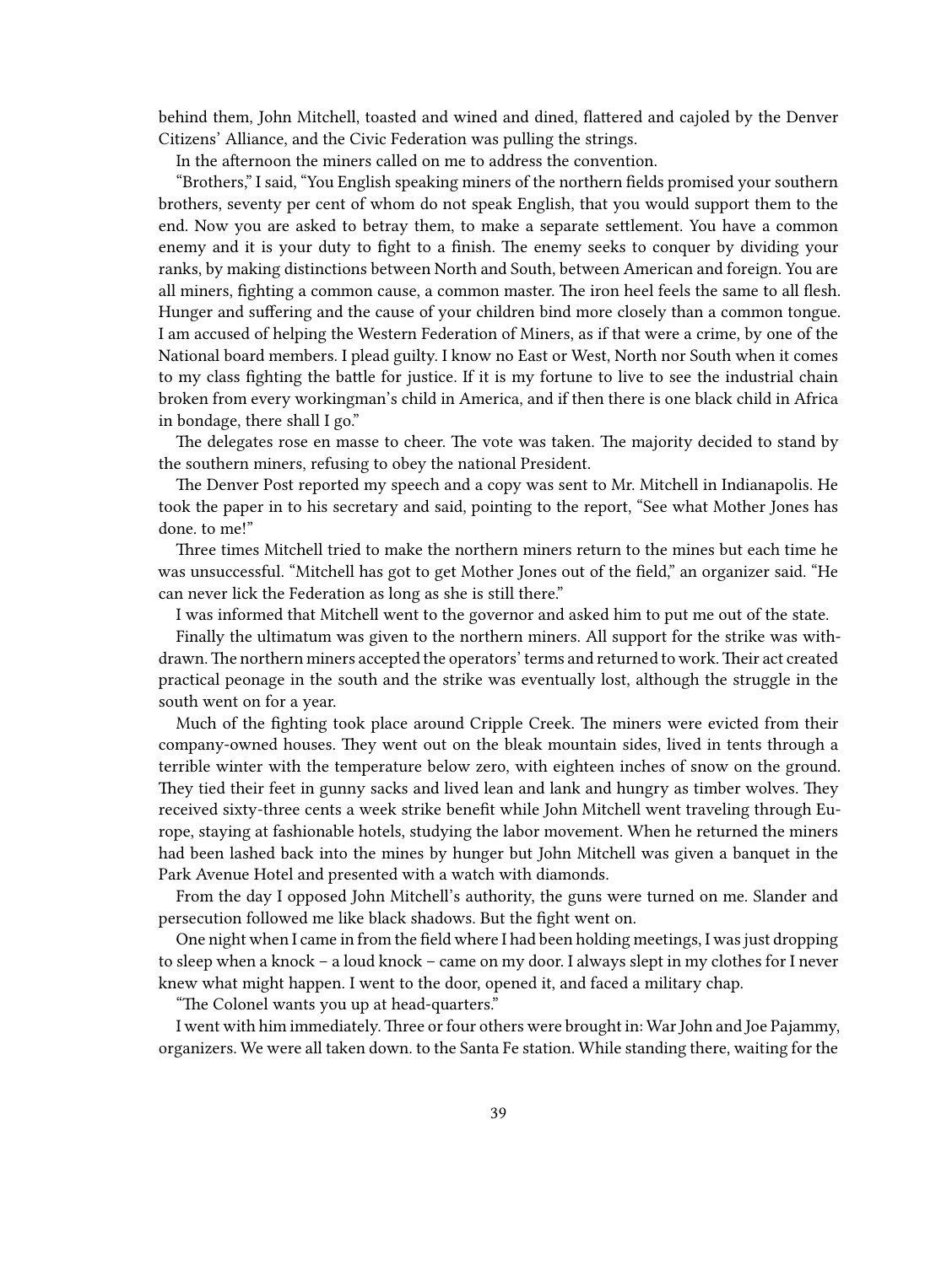behind them, John Mitchell, toasted and wined and dined, flattered and cajoled by the Denver Citizens' Alliance, and the Civic Federation was pulling the strings.

In the afternoon the miners called on me to address the convention.

"Brothers," I said, "You English speaking miners of the northern fields promised your southern brothers, seventy per cent of whom do not speak English, that you would support them to the end. Now you are asked to betray them, to make a separate settlement. You have a common enemy and it is your duty to fight to a finish. The enemy seeks to conquer by dividing your ranks, by making distinctions between North and South, between American and foreign. You are all miners, fighting a common cause, a common master. The iron heel feels the same to all flesh. Hunger and suffering and the cause of your children bind more closely than a common tongue. I am accused of helping the Western Federation of Miners, as if that were a crime, by one of the National board members. I plead guilty. I know no East or West, North nor South when it comes to my class fighting the battle for justice. If it is my fortune to live to see the industrial chain broken from every workingman's child in America, and if then there is one black child in Africa in bondage, there shall I go."

The delegates rose en masse to cheer. The vote was taken. The majority decided to stand by the southern miners, refusing to obey the national President.

The Denver Post reported my speech and a copy was sent to Mr. Mitchell in Indianapolis. He took the paper in to his secretary and said, pointing to the report, "See what Mother Jones has done. to me!"

Three times Mitchell tried to make the northern miners return to the mines but each time he was unsuccessful. "Mitchell has got to get Mother Jones out of the field," an organizer said. "He can never lick the Federation as long as she is still there."

I was informed that Mitchell went to the governor and asked him to put me out of the state.

Finally the ultimatum was given to the northern miners. All support for the strike was withdrawn. The northern miners accepted the operators' terms and returned to work. Their act created practical peonage in the south and the strike was eventually lost, although the struggle in the south went on for a year.

Much of the fighting took place around Cripple Creek. The miners were evicted from their company-owned houses. They went out on the bleak mountain sides, lived in tents through a terrible winter with the temperature below zero, with eighteen inches of snow on the ground. They tied their feet in gunny sacks and lived lean and lank and hungry as timber wolves. They received sixty-three cents a week strike benefit while John Mitchell went traveling through Europe, staying at fashionable hotels, studying the labor movement. When he returned the miners had been lashed back into the mines by hunger but John Mitchell was given a banquet in the Park Avenue Hotel and presented with a watch with diamonds.

From the day I opposed John Mitchell's authority, the guns were turned on me. Slander and persecution followed me like black shadows. But the fight went on.

One night when I came in from the field where I had been holding meetings, I was just dropping to sleep when a knock – a loud knock – came on my door. I always slept in my clothes for I never knew what might happen. I went to the door, opened it, and faced a military chap.

"The Colonel wants you up at head-quarters."

I went with him immediately. Three or four others were brought in: War John and Joe Pajammy, organizers. We were all taken down. to the Santa Fe station. While standing there, waiting for the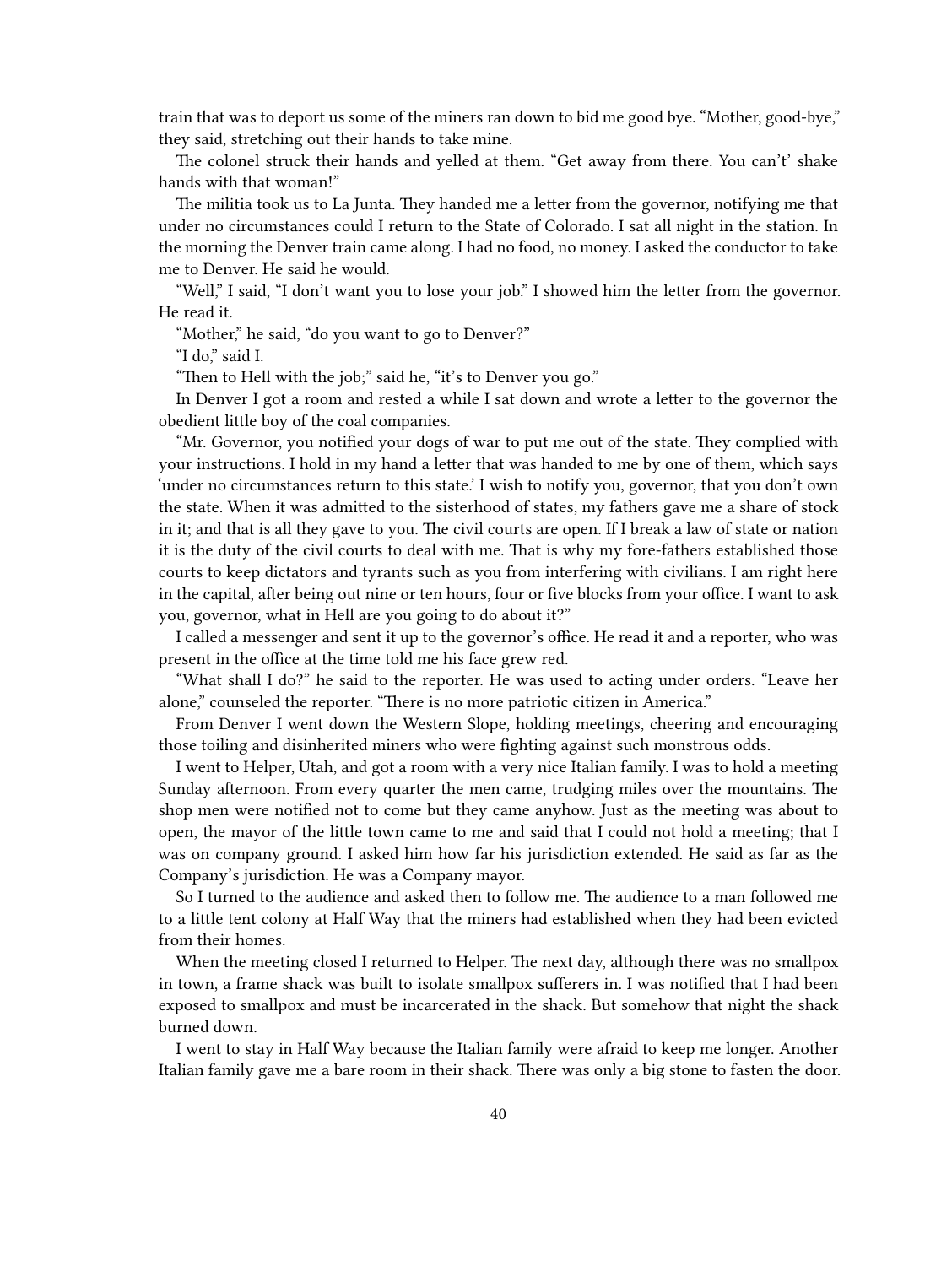train that was to deport us some of the miners ran down to bid me good bye. "Mother, good-bye," they said, stretching out their hands to take mine.

The colonel struck their hands and yelled at them. "Get away from there. You can't' shake hands with that woman!"

The militia took us to La Junta. They handed me a letter from the governor, notifying me that under no circumstances could I return to the State of Colorado. I sat all night in the station. In the morning the Denver train came along. I had no food, no money. I asked the conductor to take me to Denver. He said he would.

"Well," I said, "I don't want you to lose your job." I showed him the letter from the governor. He read it.

"Mother," he said, "do you want to go to Denver?"

"I do," said I.

"Then to Hell with the job;" said he, "it's to Denver you go."

In Denver I got a room and rested a while I sat down and wrote a letter to the governor the obedient little boy of the coal companies.

"Mr. Governor, you notified your dogs of war to put me out of the state. They complied with your instructions. I hold in my hand a letter that was handed to me by one of them, which says 'under no circumstances return to this state.' I wish to notify you, governor, that you don't own the state. When it was admitted to the sisterhood of states, my fathers gave me a share of stock in it; and that is all they gave to you. The civil courts are open. If I break a law of state or nation it is the duty of the civil courts to deal with me. That is why my fore-fathers established those courts to keep dictators and tyrants such as you from interfering with civilians. I am right here in the capital, after being out nine or ten hours, four or five blocks from your office. I want to ask you, governor, what in Hell are you going to do about it?"

I called a messenger and sent it up to the governor's office. He read it and a reporter, who was present in the office at the time told me his face grew red.

"What shall I do?" he said to the reporter. He was used to acting under orders. "Leave her alone," counseled the reporter. "There is no more patriotic citizen in America."

From Denver I went down the Western Slope, holding meetings, cheering and encouraging those toiling and disinherited miners who were fighting against such monstrous odds.

I went to Helper, Utah, and got a room with a very nice Italian family. I was to hold a meeting Sunday afternoon. From every quarter the men came, trudging miles over the mountains. The shop men were notified not to come but they came anyhow. Just as the meeting was about to open, the mayor of the little town came to me and said that I could not hold a meeting; that I was on company ground. I asked him how far his jurisdiction extended. He said as far as the Company's jurisdiction. He was a Company mayor.

So I turned to the audience and asked then to follow me. The audience to a man followed me to a little tent colony at Half Way that the miners had established when they had been evicted from their homes.

When the meeting closed I returned to Helper. The next day, although there was no smallpox in town, a frame shack was built to isolate smallpox sufferers in. I was notified that I had been exposed to smallpox and must be incarcerated in the shack. But somehow that night the shack burned down.

I went to stay in Half Way because the Italian family were afraid to keep me longer. Another Italian family gave me a bare room in their shack. There was only a big stone to fasten the door.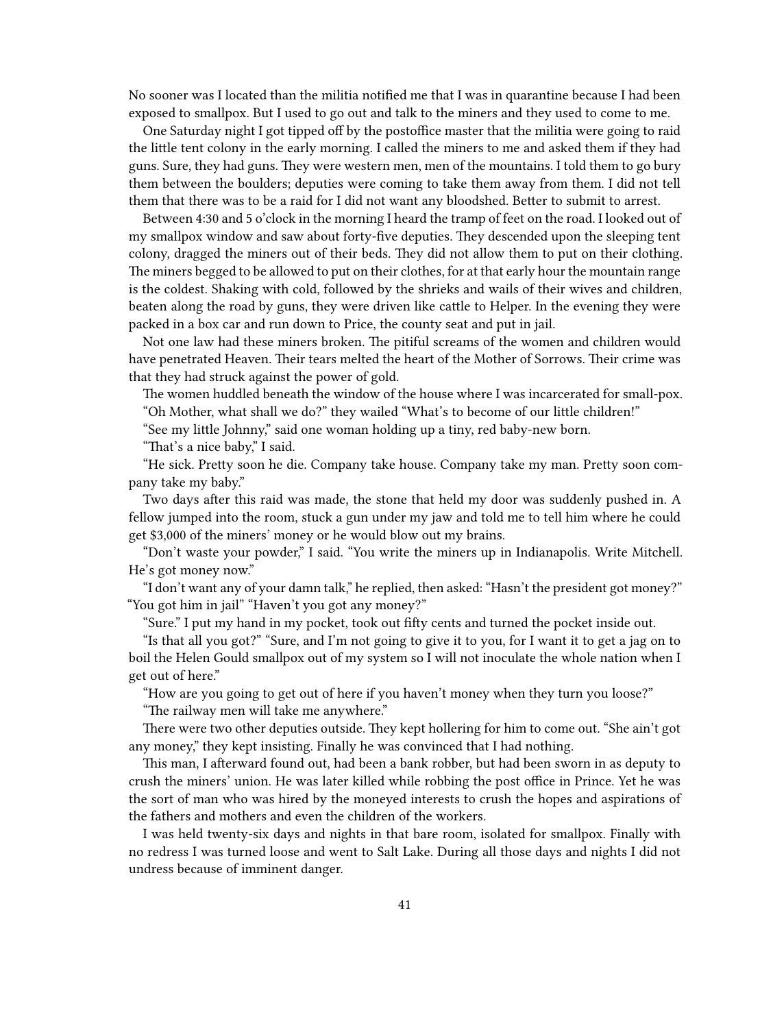No sooner was I located than the militia notified me that I was in quarantine because I had been exposed to smallpox. But I used to go out and talk to the miners and they used to come to me.

One Saturday night I got tipped off by the postoffice master that the militia were going to raid the little tent colony in the early morning. I called the miners to me and asked them if they had guns. Sure, they had guns. They were western men, men of the mountains. I told them to go bury them between the boulders; deputies were coming to take them away from them. I did not tell them that there was to be a raid for I did not want any bloodshed. Better to submit to arrest.

Between 4:30 and 5 o'clock in the morning I heard the tramp of feet on the road. I looked out of my smallpox window and saw about forty-five deputies. They descended upon the sleeping tent colony, dragged the miners out of their beds. They did not allow them to put on their clothing. The miners begged to be allowed to put on their clothes, for at that early hour the mountain range is the coldest. Shaking with cold, followed by the shrieks and wails of their wives and children, beaten along the road by guns, they were driven like cattle to Helper. In the evening they were packed in a box car and run down to Price, the county seat and put in jail.

Not one law had these miners broken. The pitiful screams of the women and children would have penetrated Heaven. Their tears melted the heart of the Mother of Sorrows. Their crime was that they had struck against the power of gold.

The women huddled beneath the window of the house where I was incarcerated for small-pox.

"Oh Mother, what shall we do?" they wailed "What's to become of our little children!"

"See my little Johnny," said one woman holding up a tiny, red baby-new born.

"That's a nice baby," I said.

"He sick. Pretty soon he die. Company take house. Company take my man. Pretty soon company take my baby."

Two days after this raid was made, the stone that held my door was suddenly pushed in. A fellow jumped into the room, stuck a gun under my jaw and told me to tell him where he could get $3,000 of the miners' money or he would blow out my brains.

"Don't waste your powder," I said. "You write the miners up in Indianapolis. Write Mitchell. He's got money now."

"I don't want any of your damn talk," he replied, then asked: "Hasn't the president got money?" "You got him in jail" "Haven't you got any money?"

"Sure." I put my hand in my pocket, took out fifty cents and turned the pocket inside out.

"Is that all you got?" "Sure, and I'm not going to give it to you, for I want it to get a jag on to boil the Helen Gould smallpox out of my system so I will not inoculate the whole nation when I get out of here."

"How are you going to get out of here if you haven't money when they turn you loose?"

"The railway men will take me anywhere."

There were two other deputies outside. They kept hollering for him to come out. "She ain't got any money," they kept insisting. Finally he was convinced that I had nothing.

This man, I afterward found out, had been a bank robber, but had been sworn in as deputy to crush the miners' union. He was later killed while robbing the post office in Prince. Yet he was the sort of man who was hired by the moneyed interests to crush the hopes and aspirations of the fathers and mothers and even the children of the workers.

I was held twenty-six days and nights in that bare room, isolated for smallpox. Finally with no redress I was turned loose and went to Salt Lake. During all those days and nights I did not undress because of imminent danger.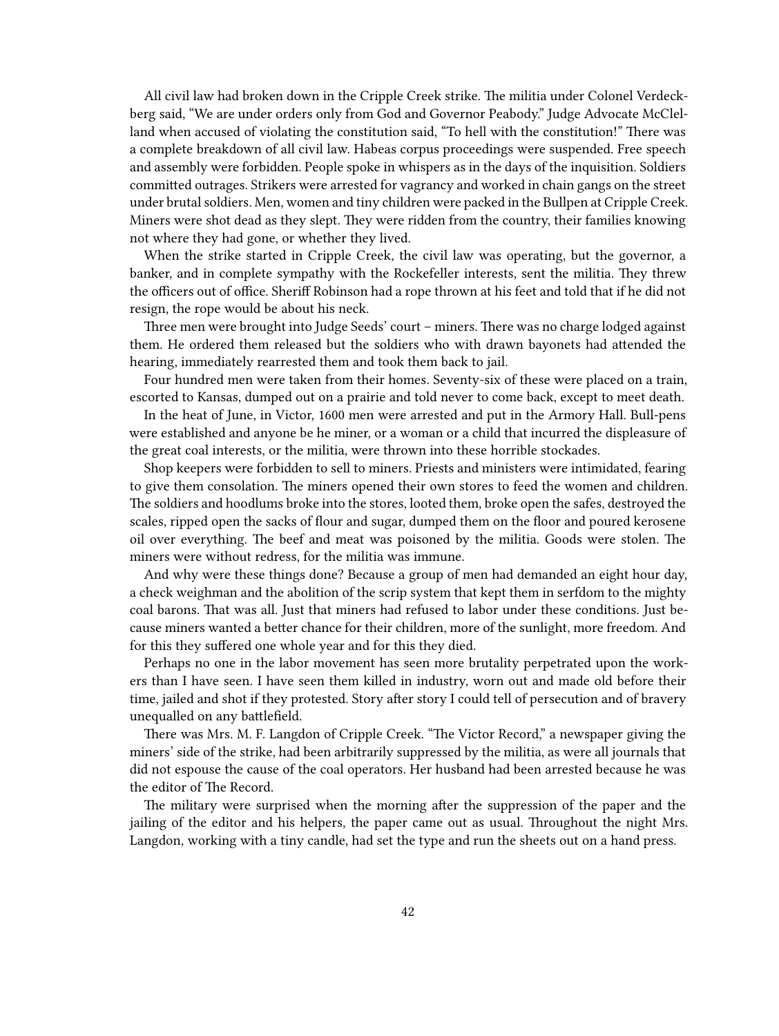All civil law had broken down in the Cripple Creek strike. The militia under Colonel Verdeckberg said, "We are under orders only from God and Governor Peabody." Judge Advocate McClelland when accused of violating the constitution said, "To hell with the constitution!" There was a complete breakdown of all civil law. Habeas corpus proceedings were suspended. Free speech and assembly were forbidden. People spoke in whispers as in the days of the inquisition. Soldiers committed outrages. Strikers were arrested for vagrancy and worked in chain gangs on the street under brutal soldiers. Men, women and tiny children were packed in the Bullpen at Cripple Creek. Miners were shot dead as they slept. They were ridden from the country, their families knowing not where they had gone, or whether they lived.

When the strike started in Cripple Creek, the civil law was operating, but the governor, a banker, and in complete sympathy with the Rockefeller interests, sent the militia. They threw the officers out of office. Sheriff Robinson had a rope thrown at his feet and told that if he did not resign, the rope would be about his neck.

Three men were brought into Judge Seeds' court – miners. There was no charge lodged against them. He ordered them released but the soldiers who with drawn bayonets had attended the hearing, immediately rearrested them and took them back to jail.

Four hundred men were taken from their homes. Seventy-six of these were placed on a train, escorted to Kansas, dumped out on a prairie and told never to come back, except to meet death.

In the heat of June, in Victor, 1600 men were arrested and put in the Armory Hall. Bull-pens were established and anyone be he miner, or a woman or a child that incurred the displeasure of the great coal interests, or the militia, were thrown into these horrible stockades.

Shop keepers were forbidden to sell to miners. Priests and ministers were intimidated, fearing to give them consolation. The miners opened their own stores to feed the women and children. The soldiers and hoodlums broke into the stores, looted them, broke open the safes, destroyed the scales, ripped open the sacks of flour and sugar, dumped them on the floor and poured kerosene oil over everything. The beef and meat was poisoned by the militia. Goods were stolen. The miners were without redress, for the militia was immune.

And why were these things done? Because a group of men had demanded an eight hour day, a check weighman and the abolition of the scrip system that kept them in serfdom to the mighty coal barons. That was all. Just that miners had refused to labor under these conditions. Just because miners wanted a better chance for their children, more of the sunlight, more freedom. And for this they suffered one whole year and for this they died.

Perhaps no one in the labor movement has seen more brutality perpetrated upon the workers than I have seen. I have seen them killed in industry, worn out and made old before their time, jailed and shot if they protested. Story after story I could tell of persecution and of bravery unequalled on any battlefield.

There was Mrs. M. F. Langdon of Cripple Creek. "The Victor Record," a newspaper giving the miners' side of the strike, had been arbitrarily suppressed by the militia, as were all journals that did not espouse the cause of the coal operators. Her husband had been arrested because he was the editor of The Record.

The military were surprised when the morning after the suppression of the paper and the jailing of the editor and his helpers, the paper came out as usual. Throughout the night Mrs. Langdon, working with a tiny candle, had set the type and run the sheets out on a hand press.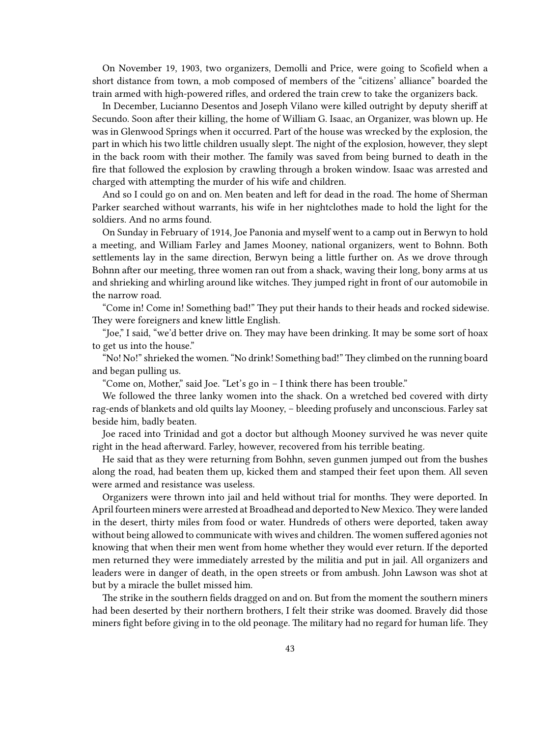On November 19, 1903, two organizers, Demolli and Price, were going to Scofield when a short distance from town, a mob composed of members of the "citizens' alliance" boarded the train armed with high-powered rifles, and ordered the train crew to take the organizers back.

In December, Lucianno Desentos and Joseph Vilano were killed outright by deputy sheriff at Secundo. Soon after their killing, the home of William G. Isaac, an Organizer, was blown up. He was in Glenwood Springs when it occurred. Part of the house was wrecked by the explosion, the part in which his two little children usually slept. The night of the explosion, however, they slept in the back room with their mother. The family was saved from being burned to death in the fire that followed the explosion by crawling through a broken window. Isaac was arrested and charged with attempting the murder of his wife and children.

And so I could go on and on. Men beaten and left for dead in the road. The home of Sherman Parker searched without warrants, his wife in her nightclothes made to hold the light for the soldiers. And no arms found.

On Sunday in February of 1914, Joe Panonia and myself went to a camp out in Berwyn to hold a meeting, and William Farley and James Mooney, national organizers, went to Bohnn. Both settlements lay in the same direction, Berwyn being a little further on. As we drove through Bohnn after our meeting, three women ran out from a shack, waving their long, bony arms at us and shrieking and whirling around like witches. They jumped right in front of our automobile in the narrow road.

"Come in! Come in! Something bad!" They put their hands to their heads and rocked sidewise. They were foreigners and knew little English.

"Joe," I said, "we'd better drive on. They may have been drinking. It may be some sort of hoax to get us into the house."

"No! No!" shrieked the women. "No drink! Something bad!" They climbed on the running board and began pulling us.

"Come on, Mother," said Joe. "Let's go in – I think there has been trouble."

We followed the three lanky women into the shack. On a wretched bed covered with dirty rag-ends of blankets and old quilts lay Mooney, – bleeding profusely and unconscious. Farley sat beside him, badly beaten.

Joe raced into Trinidad and got a doctor but although Mooney survived he was never quite right in the head afterward. Farley, however, recovered from his terrible beating.

He said that as they were returning from Bohhn, seven gunmen jumped out from the bushes along the road, had beaten them up, kicked them and stamped their feet upon them. All seven were armed and resistance was useless.

Organizers were thrown into jail and held without trial for months. They were deported. In April fourteen miners were arrested at Broadhead and deported to New Mexico. They were landed in the desert, thirty miles from food or water. Hundreds of others were deported, taken away without being allowed to communicate with wives and children. The women suffered agonies not knowing that when their men went from home whether they would ever return. If the deported men returned they were immediately arrested by the militia and put in jail. All organizers and leaders were in danger of death, in the open streets or from ambush. John Lawson was shot at but by a miracle the bullet missed him.

The strike in the southern fields dragged on and on. But from the moment the southern miners had been deserted by their northern brothers, I felt their strike was doomed. Bravely did those miners fight before giving in to the old peonage. The military had no regard for human life. They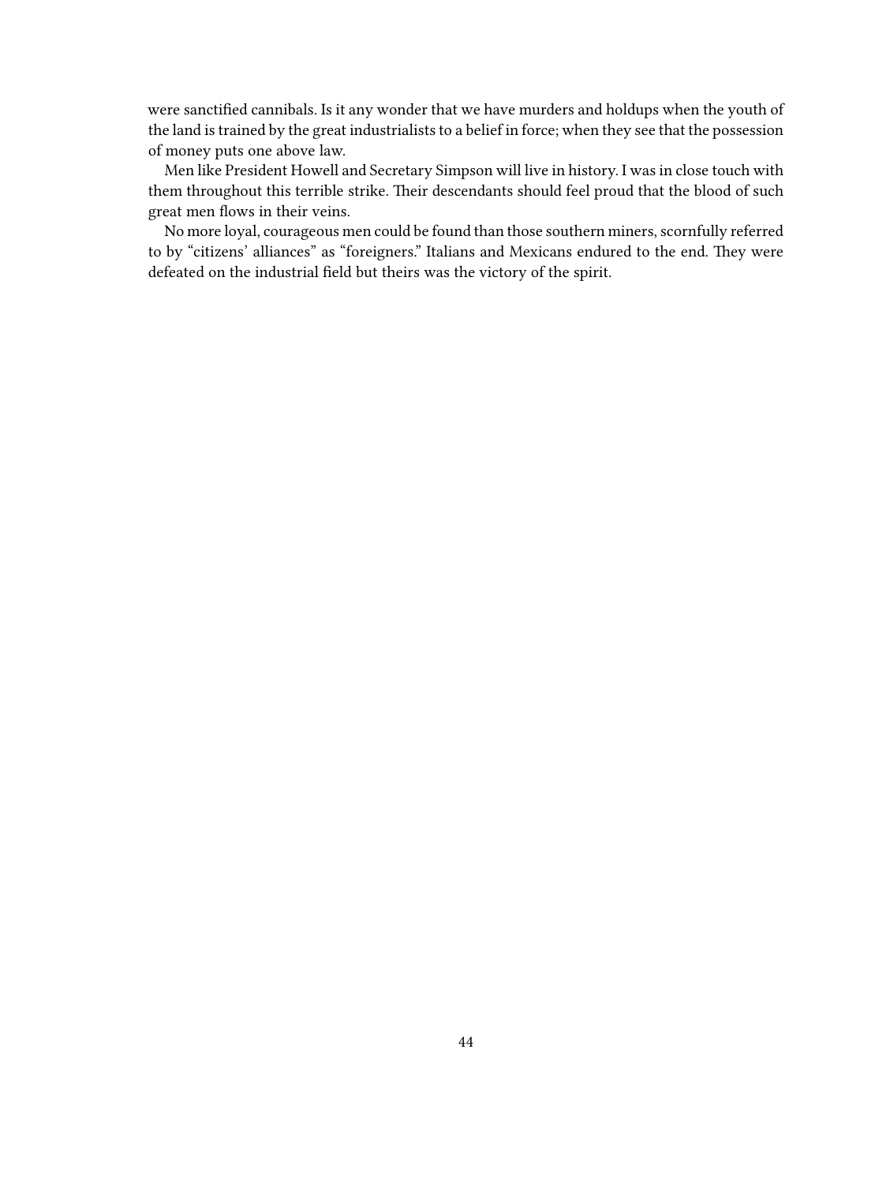were sanctified cannibals. Is it any wonder that we have murders and holdups when the youth of the land is trained by the great industrialists to a belief in force; when they see that the possession of money puts one above law.

Men like President Howell and Secretary Simpson will live in history. I was in close touch with them throughout this terrible strike. Their descendants should feel proud that the blood of such great men flows in their veins.

No more loyal, courageous men could be found than those southern miners, scornfully referred to by "citizens' alliances" as "foreigners." Italians and Mexicans endured to the end. They were defeated on the industrial field but theirs was the victory of the spirit.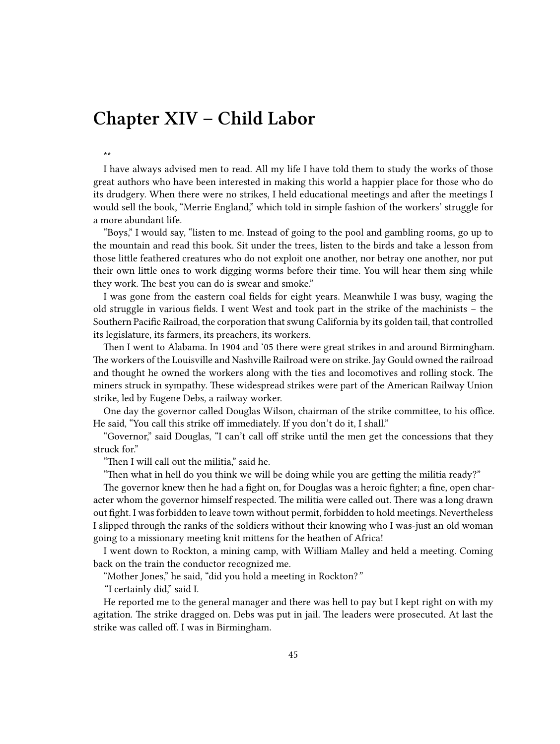# Chapter XIV – Child Labor

**

I have always advised men to read. All my life I have told them to study the works of those great authors who have been interested in making this world a happier place for those who do its drudgery. When there were no strikes, I held educational meetings and after the meetings I would sell the book, "Merrie England," which told in simple fashion of the workers' struggle for a more abundant life.

"Boys," I would say, "listen to me. Instead of going to the pool and gambling rooms, go up to the mountain and read this book. Sit under the trees, listen to the birds and take a lesson from those little feathered creatures who do not exploit one another, nor betray one another, nor put their own little ones to work digging worms before their time. You will hear them sing while they work. The best you can do is swear and smoke."

I was gone from the eastern coal fields for eight years. Meanwhile I was busy, waging the old struggle in various fields. I went West and took part in the strike of the machinists – the Southern Pacific Railroad, the corporation that swung California by its golden tail, that controlled its legislature, its farmers, its preachers, its workers.

Then I went to Alabama. In 1904 and '05 there were great strikes in and around Birmingham. The workers of the Louisville and Nashville Railroad were on strike. Jay Gould owned the railroad and thought he owned the workers along with the ties and locomotives and rolling stock. The miners struck in sympathy. These widespread strikes were part of the American Railway Union strike, led by Eugene Debs, a railway worker.

One day the governor called Douglas Wilson, chairman of the strike committee, to his office. He said, "You call this strike off immediately. If you don't do it, I shall."

"Governor," said Douglas, "I can't call off strike until the men get the concessions that they struck for."

"Then I will call out the militia," said he.

"Then what in hell do you think we will be doing while you are getting the militia ready?"

The governor knew then he had a fight on, for Douglas was a heroic fighter; a fine, open character whom the governor himself respected. The militia were called out. There was a long drawn out fight. I was forbidden to leave town without permit, forbidden to hold meetings. Nevertheless I slipped through the ranks of the soldiers without their knowing who I was-just an old woman going to a missionary meeting knit mittens for the heathen of Africa!

I went down to Rockton, a mining camp, with William Malley and held a meeting. Coming back on the train the conductor recognized me.

"Mother Jones," he said, "did you hold a meeting in Rockton?"

"I certainly did," said I.

He reported me to the general manager and there was hell to pay but I kept right on with my agitation. The strike dragged on. Debs was put in jail. The leaders were prosecuted. At last the strike was called off. I was in Birmingham.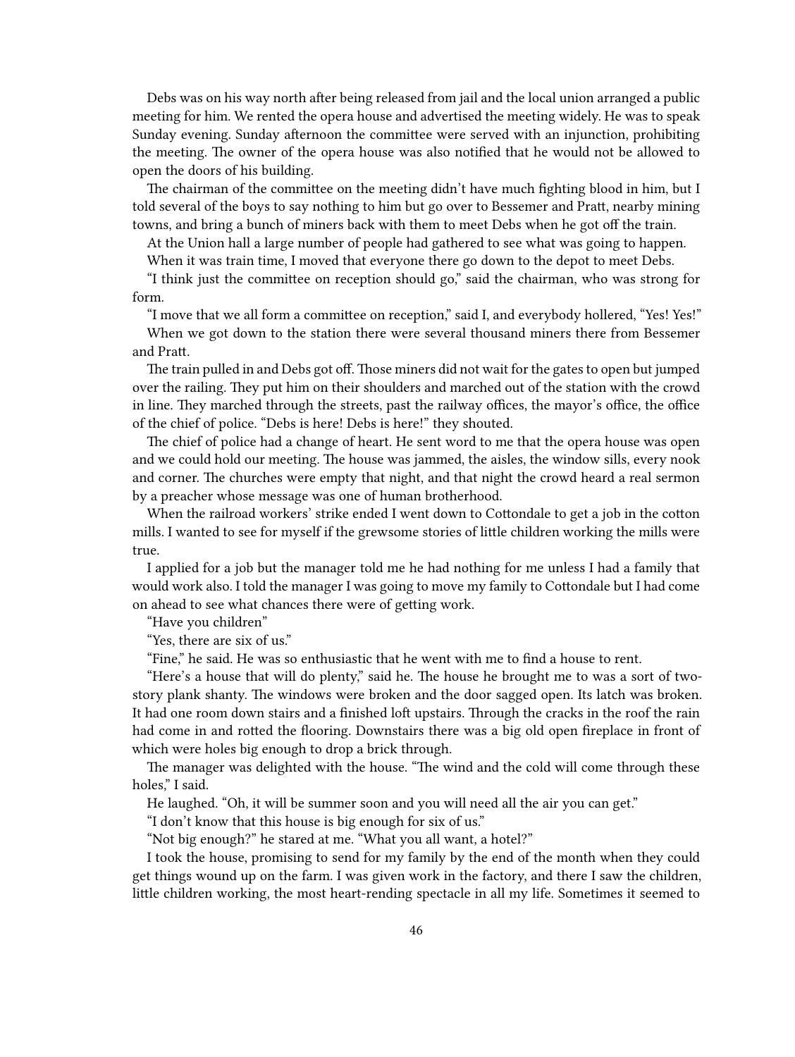Debs was on his way north after being released from jail and the local union arranged a public meeting for him. We rented the opera house and advertised the meeting widely. He was to speak Sunday evening. Sunday afternoon the committee were served with an injunction, prohibiting the meeting. The owner of the opera house was also notified that he would not be allowed to open the doors of his building.

The chairman of the committee on the meeting didn't have much fighting blood in him, but I told several of the boys to say nothing to him but go over to Bessemer and Pratt, nearby mining towns, and bring a bunch of miners back with them to meet Debs when he got off the train.

At the Union hall a large number of people had gathered to see what was going to happen.

When it was train time, I moved that everyone there go down to the depot to meet Debs.

"I think just the committee on reception should go," said the chairman, who was strong for form.

"I move that we all form a committee on reception," said I, and everybody hollered, "Yes! Yes!"

When we got down to the station there were several thousand miners there from Bessemer and Pratt.

The train pulled in and Debs got off. Those miners did not wait for the gates to open but jumped over the railing. They put him on their shoulders and marched out of the station with the crowd in line. They marched through the streets, past the railway offices, the mayor's office, the office of the chief of police. "Debs is here! Debs is here!" they shouted.

The chief of police had a change of heart. He sent word to me that the opera house was open and we could hold our meeting. The house was jammed, the aisles, the window sills, every nook and corner. The churches were empty that night, and that night the crowd heard a real sermon by a preacher whose message was one of human brotherhood.

When the railroad workers' strike ended I went down to Cottondale to get a job in the cotton mills. I wanted to see for myself if the grewsome stories of little children working the mills were true.

I applied for a job but the manager told me he had nothing for me unless I had a family that would work also. I told the manager I was going to move my family to Cottondale but I had come on ahead to see what chances there were of getting work.

"Have you children"

"Yes, there are six of us."

"Fine," he said. He was so enthusiastic that he went with me to find a house to rent.

"Here's a house that will do plenty," said he. The house he brought me to was a sort of two-story plank shanty. The windows were broken and the door sagged open. Its latch was broken. It had one room down stairs and a finished loft upstairs. Through the cracks in the roof the rain had come in and rotted the flooring. Downstairs there was a big old open fireplace in front of which were holes big enough to drop a brick through.

The manager was delighted with the house. "The wind and the cold will come through these holes," I said.

He laughed. "Oh, it will be summer soon and you will need all the air you can get."

"I don't know that this house is big enough for six of us."

"Not big enough?" he stared at me. "What you all want, a hotel?"

I took the house, promising to send for my family by the end of the month when they could get things wound up on the farm. I was given work in the factory, and there I saw the children, little children working, the most heart-rending spectacle in all my life. Sometimes it seemed to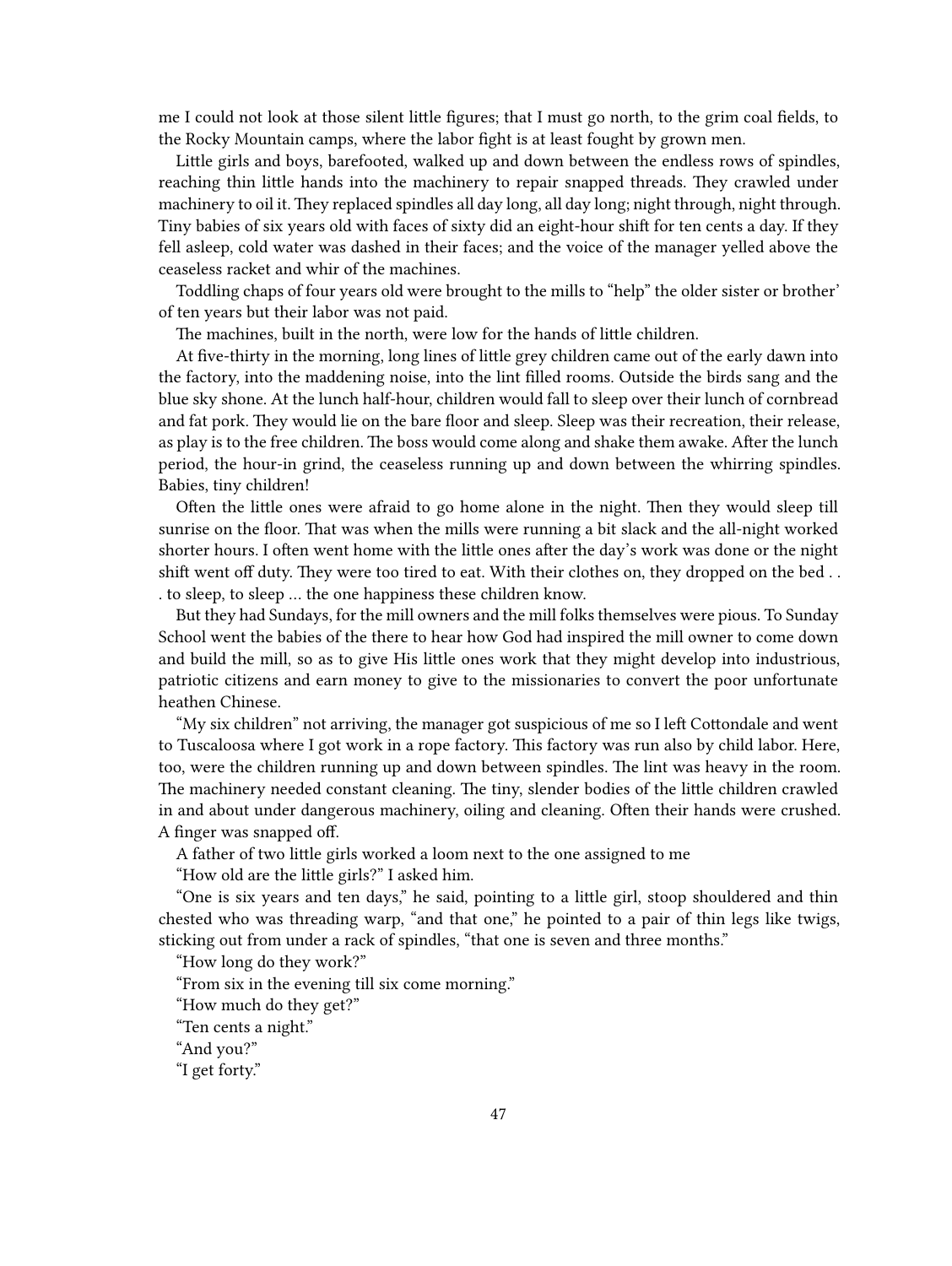me I could not look at those silent little figures; that I must go north, to the grim coal fields, to the Rocky Mountain camps, where the labor fight is at least fought by grown men.

Little girls and boys, barefooted, walked up and down between the endless rows of spindles, reaching thin little hands into the machinery to repair snapped threads. They crawled under machinery to oil it. They replaced spindles all day long, all day long; night through, night through. Tiny babies of six years old with faces of sixty did an eight-hour shift for ten cents a day. If they fell asleep, cold water was dashed in their faces; and the voice of the manager yelled above the ceaseless racket and whir of the machines.

Toddling chaps of four years old were brought to the mills to "help" the older sister or brother' of ten years but their labor was not paid.

The machines, built in the north, were low for the hands of little children.

At five-thirty in the morning, long lines of little grey children came out of the early dawn into the factory, into the maddening noise, into the lint filled rooms. Outside the birds sang and the blue sky shone. At the lunch half-hour, children would fall to sleep over their lunch of cornbread and fat pork. They would lie on the bare floor and sleep. Sleep was their recreation, their release, as play is to the free children. The boss would come along and shake them awake. After the lunch period, the hour-in grind, the ceaseless running up and down between the whirring spindles. Babies, tiny children!

Often the little ones were afraid to go home alone in the night. Then they would sleep till sunrise on the floor. That was when the mills were running a bit slack and the all-night worked shorter hours. I often went home with the little ones after the day's work was done or the night shift went off duty. They were too tired to eat. With their clothes on, they dropped on the bed . . . to sleep, to sleep … the one happiness these children know.

But they had Sundays, for the mill owners and the mill folks themselves were pious. To Sunday School went the babies of the there to hear how God had inspired the mill owner to come down and build the mill, so as to give His little ones work that they might develop into industrious, patriotic citizens and earn money to give to the missionaries to convert the poor unfortunate heathen Chinese.

"My six children" not arriving, the manager got suspicious of me so I left Cottondale and went to Tuscaloosa where I got work in a rope factory. This factory was run also by child labor. Here, too, were the children running up and down between spindles. The lint was heavy in the room. The machinery needed constant cleaning. The tiny, slender bodies of the little children crawled in and about under dangerous machinery, oiling and cleaning. Often their hands were crushed. A finger was snapped off.

A father of two little girls worked a loom next to the one assigned to me

"How old are the little girls?" I asked him.

"One is six years and ten days," he said, pointing to a little girl, stoop shouldered and thin chested who was threading warp, "and that one," he pointed to a pair of thin legs like twigs, sticking out from under a rack of spindles, "that one is seven and three months."

"How long do they work?"

"From six in the evening till six come morning."

"How much do they get?"

"Ten cents a night."

"And you?"

"I get forty."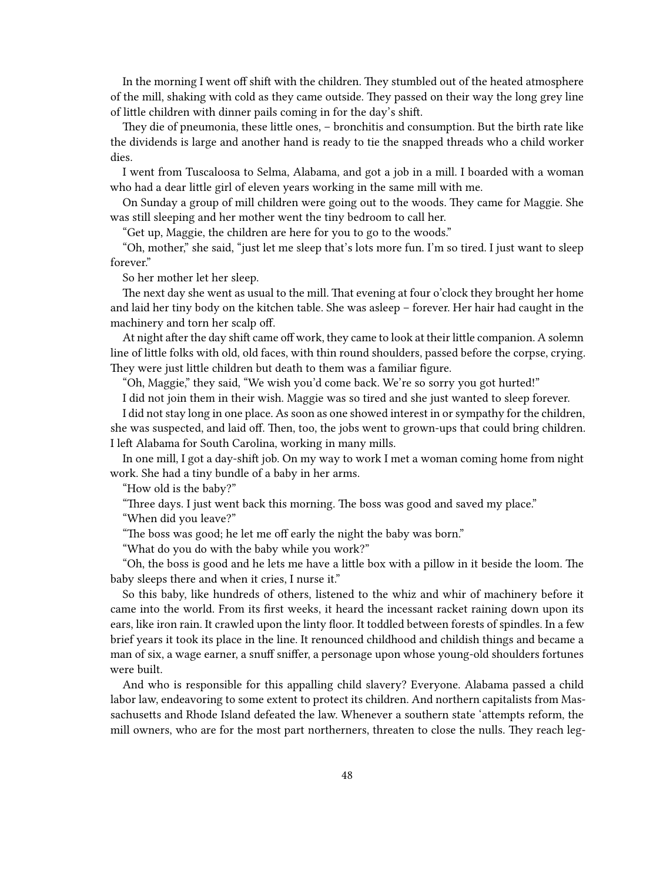In the morning I went off shift with the children. They stumbled out of the heated atmosphere of the mill, shaking with cold as they came outside. They passed on their way the long grey line of little children with dinner pails coming in for the day's shift.

They die of pneumonia, these little ones, – bronchitis and consumption. But the birth rate like the dividends is large and another hand is ready to tie the snapped threads who a child worker dies.

I went from Tuscaloosa to Selma, Alabama, and got a job in a mill. I boarded with a woman who had a dear little girl of eleven years working in the same mill with me.

On Sunday a group of mill children were going out to the woods. They came for Maggie. She was still sleeping and her mother went the tiny bedroom to call her.

"Get up, Maggie, the children are here for you to go to the woods."

"Oh, mother," she said, "just let me sleep that's lots more fun. I'm so tired. I just want to sleep forever."

So her mother let her sleep.

The next day she went as usual to the mill. That evening at four o'clock they brought her home and laid her tiny body on the kitchen table. She was asleep – forever. Her hair had caught in the machinery and torn her scalp off.

At night after the day shift came off work, they came to look at their little companion. A solemn line of little folks with old, old faces, with thin round shoulders, passed before the corpse, crying. They were just little children but death to them was a familiar figure.

"Oh, Maggie," they said, "We wish you'd come back. We're so sorry you got hurted!"

I did not join them in their wish. Maggie was so tired and she just wanted to sleep forever.

I did not stay long in one place. As soon as one showed interest in or sympathy for the children, she was suspected, and laid off. Then, too, the jobs went to grown-ups that could bring children. I left Alabama for South Carolina, working in many mills.

In one mill, I got a day-shift job. On my way to work I met a woman coming home from night work. She had a tiny bundle of a baby in her arms.

"How old is the baby?"

"Three days. I just went back this morning. The boss was good and saved my place."

"When did you leave?"

"The boss was good; he let me off early the night the baby was born."

"What do you do with the baby while you work?"

"Oh, the boss is good and he lets me have a little box with a pillow in it beside the loom. The baby sleeps there and when it cries, I nurse it."

So this baby, like hundreds of others, listened to the whiz and whir of machinery before it came into the world. From its first weeks, it heard the incessant racket raining down upon its ears, like iron rain. It crawled upon the linty floor. It toddled between forests of spindles. In a few brief years it took its place in the line. It renounced childhood and childish things and became a man of six, a wage earner, a snuff sniffer, a personage upon whose young-old shoulders fortunes were built.

And who is responsible for this appalling child slavery? Everyone. Alabama passed a child labor law, endeavoring to some extent to protect its children. And northern capitalists from Massachusetts and Rhode Island defeated the law. Whenever a southern state 'attempts reform, the mill owners, who are for the most part northerners, threaten to close the nulls. They reach leg-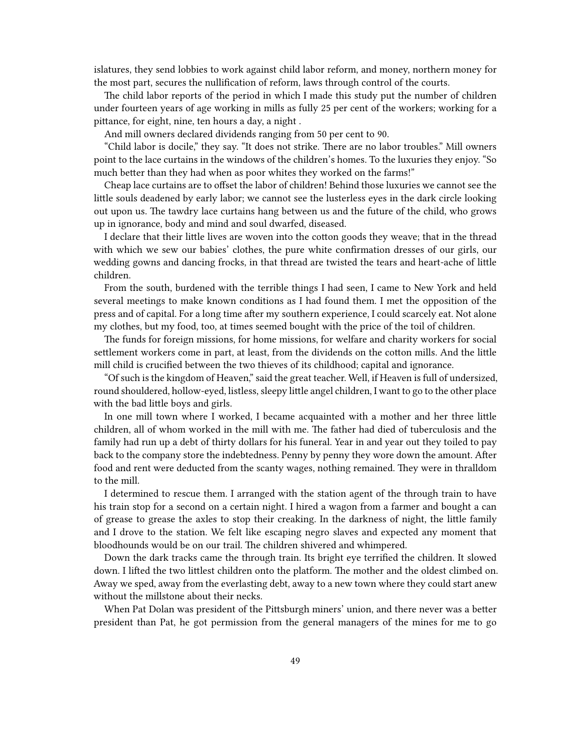islatures, they send lobbies to work against child labor reform, and money, northern money for the most part, secures the nullification of reform, laws through control of the courts.

The child labor reports of the period in which I made this study put the number of children under fourteen years of age working in mills as fully 25 per cent of the workers; working for a pittance, for eight, nine, ten hours a day, a night .

And mill owners declared dividends ranging from 50 per cent to 90.

"Child labor is docile," they say. "It does not strike. There are no labor troubles." Mill owners point to the lace curtains in the windows of the children's homes. To the luxuries they enjoy. "So much better than they had when as poor whites they worked on the farms!"

Cheap lace curtains are to offset the labor of children! Behind those luxuries we cannot see the little souls deadened by early labor; we cannot see the lusterless eyes in the dark circle looking out upon us. The tawdry lace curtains hang between us and the future of the child, who grows up in ignorance, body and mind and soul dwarfed, diseased.

I declare that their little lives are woven into the cotton goods they weave; that in the thread with which we sew our babies' clothes, the pure white confirmation dresses of our girls, our wedding gowns and dancing frocks, in that thread are twisted the tears and heart-ache of little children.

From the south, burdened with the terrible things I had seen, I came to New York and held several meetings to make known conditions as I had found them. I met the opposition of the press and of capital. For a long time after my southern experience, I could scarcely eat. Not alone my clothes, but my food, too, at times seemed bought with the price of the toil of children.

The funds for foreign missions, for home missions, for welfare and charity workers for social settlement workers come in part, at least, from the dividends on the cotton mills. And the little mill child is crucified between the two thieves of its childhood; capital and ignorance.

"Of such is the kingdom of Heaven," said the great teacher. Well, if Heaven is full of undersized, round shouldered, hollow-eyed, listless, sleepy little angel children, I want to go to the other place with the bad little boys and girls.

In one mill town where I worked, I became acquainted with a mother and her three little children, all of whom worked in the mill with me. The father had died of tuberculosis and the family had run up a debt of thirty dollars for his funeral. Year in and year out they toiled to pay back to the company store the indebtedness. Penny by penny they wore down the amount. After food and rent were deducted from the scanty wages, nothing remained. They were in thralldom to the mill.

I determined to rescue them. I arranged with the station agent of the through train to have his train stop for a second on a certain night. I hired a wagon from a farmer and bought a can of grease to grease the axles to stop their creaking. In the darkness of night, the little family and I drove to the station. We felt like escaping negro slaves and expected any moment that bloodhounds would be on our trail. The children shivered and whimpered.

Down the dark tracks came the through train. Its bright eye terrified the children. It slowed down. I lifted the two littlest children onto the platform. The mother and the oldest climbed on. Away we sped, away from the everlasting debt, away to a new town where they could start anew without the millstone about their necks.

When Pat Dolan was president of the Pittsburgh miners' union, and there never was a better president than Pat, he got permission from the general managers of the mines for me to go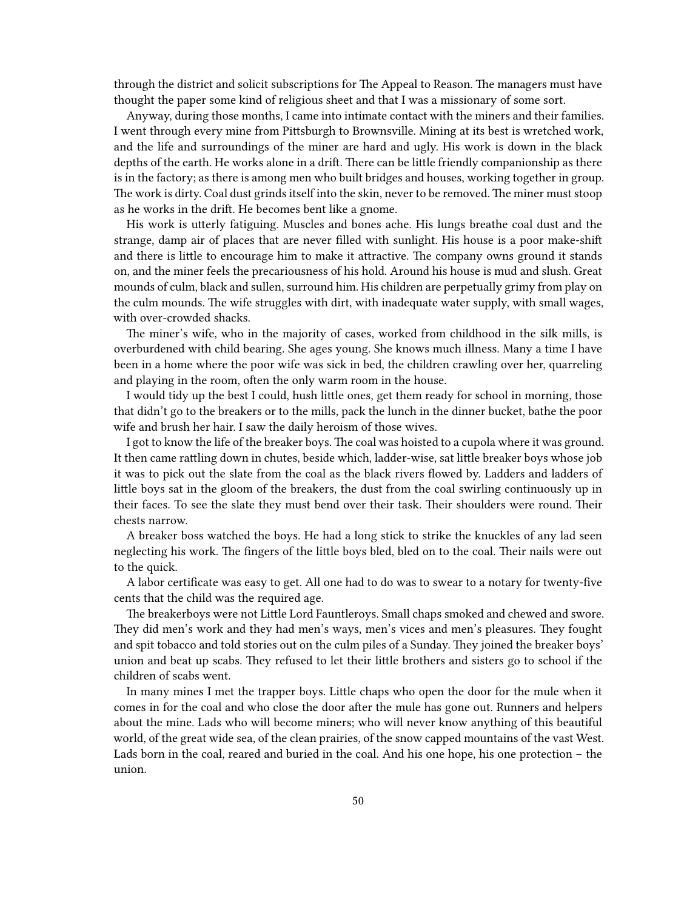through the district and solicit subscriptions for The Appeal to Reason. The managers must have thought the paper some kind of religious sheet and that I was a missionary of some sort.

Anyway, during those months, I came into intimate contact with the miners and their families. I went through every mine from Pittsburgh to Brownsville. Mining at its best is wretched work, and the life and surroundings of the miner are hard and ugly. His work is down in the black depths of the earth. He works alone in a drift. There can be little friendly companionship as there is in the factory; as there is among men who built bridges and houses, working together in group. The work is dirty. Coal dust grinds itself into the skin, never to be removed. The miner must stoop as he works in the drift. He becomes bent like a gnome.

His work is utterly fatiguing. Muscles and bones ache. His lungs breathe coal dust and the strange, damp air of places that are never filled with sunlight. His house is a poor make-shift and there is little to encourage him to make it attractive. The company owns ground it stands on, and the miner feels the precariousness of his hold. Around his house is mud and slush. Great mounds of culm, black and sullen, surround him. His children are perpetually grimy from play on the culm mounds. The wife struggles with dirt, with inadequate water supply, with small wages, with over-crowded shacks.

The miner's wife, who in the majority of cases, worked from childhood in the silk mills, is overburdened with child bearing. She ages young. She knows much illness. Many a time I have been in a home where the poor wife was sick in bed, the children crawling over her, quarreling and playing in the room, often the only warm room in the house.

I would tidy up the best I could, hush little ones, get them ready for school in morning, those that didn't go to the breakers or to the mills, pack the lunch in the dinner bucket, bathe the poor wife and brush her hair. I saw the daily heroism of those wives.

I got to know the life of the breaker boys. The coal was hoisted to a cupola where it was ground. It then came rattling down in chutes, beside which, ladder-wise, sat little breaker boys whose job it was to pick out the slate from the coal as the black rivers flowed by. Ladders and ladders of little boys sat in the gloom of the breakers, the dust from the coal swirling continuously up in their faces. To see the slate they must bend over their task. Their shoulders were round. Their chests narrow.

A breaker boss watched the boys. He had a long stick to strike the knuckles of any lad seen neglecting his work. The fingers of the little boys bled, bled on to the coal. Their nails were out to the quick.

A labor certificate was easy to get. All one had to do was to swear to a notary for twenty-five cents that the child was the required age.

The breakerboys were not Little Lord Fauntleroys. Small chaps smoked and chewed and swore. They did men's work and they had men's ways, men's vices and men's pleasures. They fought and spit tobacco and told stories out on the culm piles of a Sunday. They joined the breaker boys' union and beat up scabs. They refused to let their little brothers and sisters go to school if the children of scabs went.

In many mines I met the trapper boys. Little chaps who open the door for the mule when it comes in for the coal and who close the door after the mule has gone out. Runners and helpers about the mine. Lads who will become miners; who will never know anything of this beautiful world, of the great wide sea, of the clean prairies, of the snow capped mountains of the vast West. Lads born in the coal, reared and buried in the coal. And his one hope, his one protection – the union.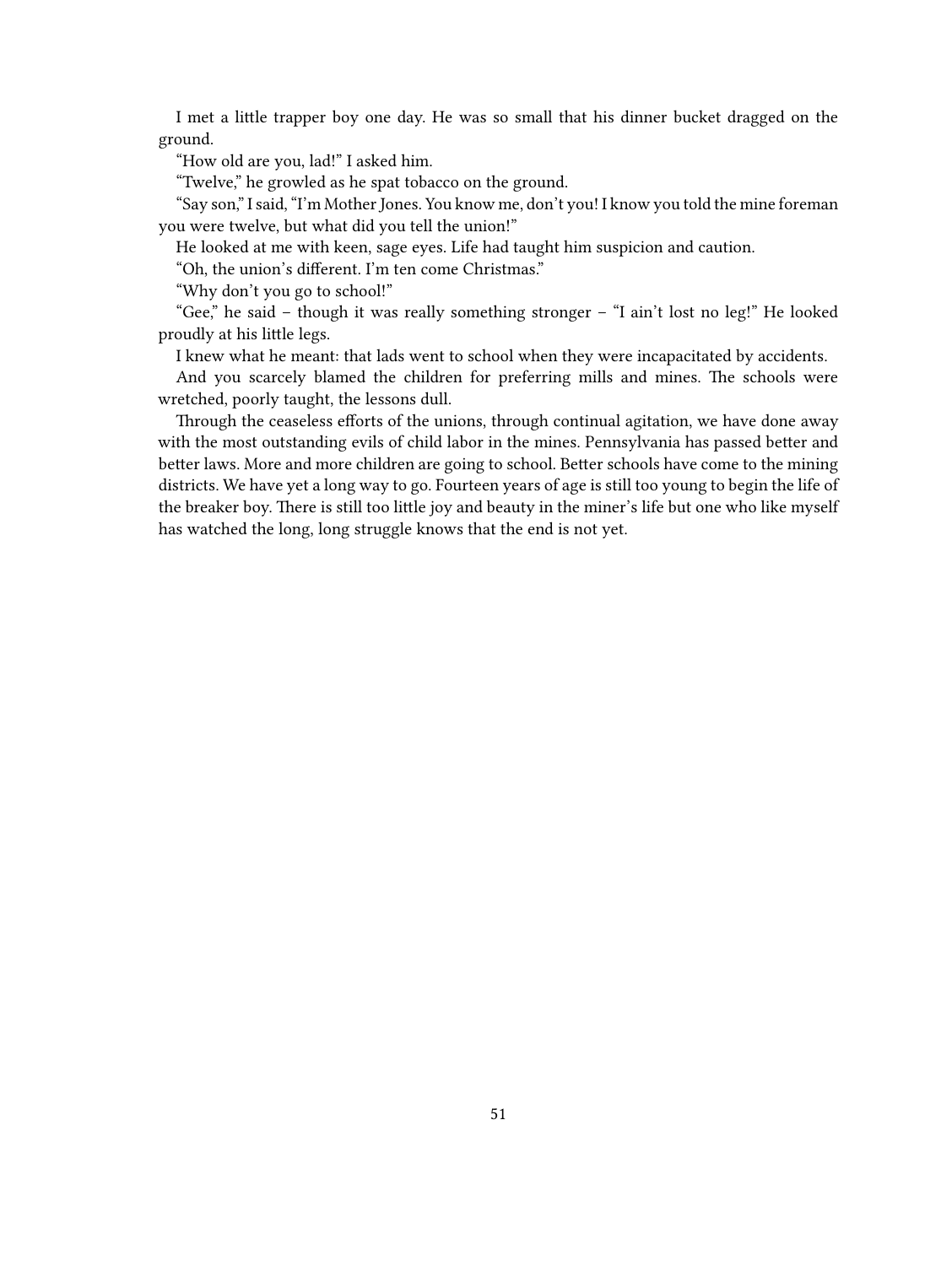I met a little trapper boy one day. He was so small that his dinner bucket dragged on the ground.

"How old are you, lad!" I asked him.

"Twelve," he growled as he spat tobacco on the ground.

"Say son," I said, "I'm Mother Jones. You know me, don't you! I know you told the mine foreman you were twelve, but what did you tell the union!"

He looked at me with keen, sage eyes. Life had taught him suspicion and caution.

"Oh, the union's different. I'm ten come Christmas."

"Why don't you go to school!"

"Gee," he said – though it was really something stronger – "I ain't lost no leg!" He looked proudly at his little legs.

I knew what he meant: that lads went to school when they were incapacitated by accidents.

And you scarcely blamed the children for preferring mills and mines. The schools were wretched, poorly taught, the lessons dull.

Through the ceaseless efforts of the unions, through continual agitation, we have done away with the most outstanding evils of child labor in the mines. Pennsylvania has passed better and better laws. More and more children are going to school. Better schools have come to the mining districts. We have yet a long way to go. Fourteen years of age is still too young to begin the life of the breaker boy. There is still too little joy and beauty in the miner's life but one who like myself has watched the long, long struggle knows that the end is not yet.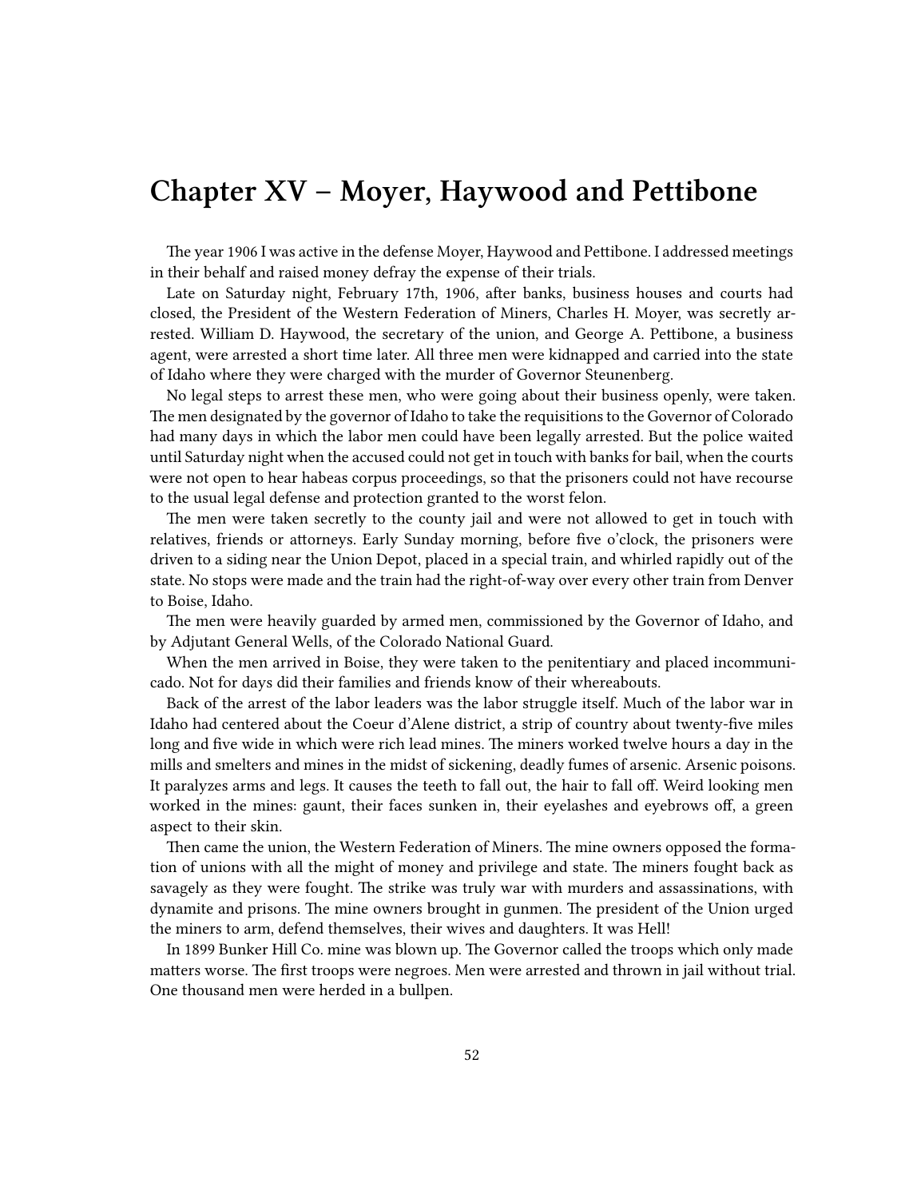# Chapter XV – Moyer, Haywood and Pettibone

The year 1906 I was active in the defense Moyer, Haywood and Pettibone. I addressed meetings in their behalf and raised money defray the expense of their trials.

Late on Saturday night, February 17th, 1906, after banks, business houses and courts had closed, the President of the Western Federation of Miners, Charles H. Moyer, was secretly arrested. William D. Haywood, the secretary of the union, and George A. Pettibone, a business agent, were arrested a short time later. All three men were kidnapped and carried into the state of Idaho where they were charged with the murder of Governor Steunenberg.

No legal steps to arrest these men, who were going about their business openly, were taken. The men designated by the governor of Idaho to take the requisitions to the Governor of Colorado had many days in which the labor men could have been legally arrested. But the police waited until Saturday night when the accused could not get in touch with banks for bail, when the courts were not open to hear habeas corpus proceedings, so that the prisoners could not have recourse to the usual legal defense and protection granted to the worst felon.

The men were taken secretly to the county jail and were not allowed to get in touch with relatives, friends or attorneys. Early Sunday morning, before five o'clock, the prisoners were driven to a siding near the Union Depot, placed in a special train, and whirled rapidly out of the state. No stops were made and the train had the right-of-way over every other train from Denver to Boise, Idaho.

The men were heavily guarded by armed men, commissioned by the Governor of Idaho, and by Adjutant General Wells, of the Colorado National Guard.

When the men arrived in Boise, they were taken to the penitentiary and placed incommunicado. Not for days did their families and friends know of their whereabouts.

Back of the arrest of the labor leaders was the labor struggle itself. Much of the labor war in Idaho had centered about the Coeur d'Alene district, a strip of country about twenty-five miles long and five wide in which were rich lead mines. The miners worked twelve hours a day in the mills and smelters and mines in the midst of sickening, deadly fumes of arsenic. Arsenic poisons. It paralyzes arms and legs. It causes the teeth to fall out, the hair to fall off. Weird looking men worked in the mines: gaunt, their faces sunken in, their eyelashes and eyebrows off, a green aspect to their skin.

Then came the union, the Western Federation of Miners. The mine owners opposed the formation of unions with all the might of money and privilege and state. The miners fought back as savagely as they were fought. The strike was truly war with murders and assassinations, with dynamite and prisons. The mine owners brought in gunmen. The president of the Union urged the miners to arm, defend themselves, their wives and daughters. It was Hell!

In 1899 Bunker Hill Co. mine was blown up. The Governor called the troops which only made matters worse. The first troops were negroes. Men were arrested and thrown in jail without trial. One thousand men were herded in a bullpen.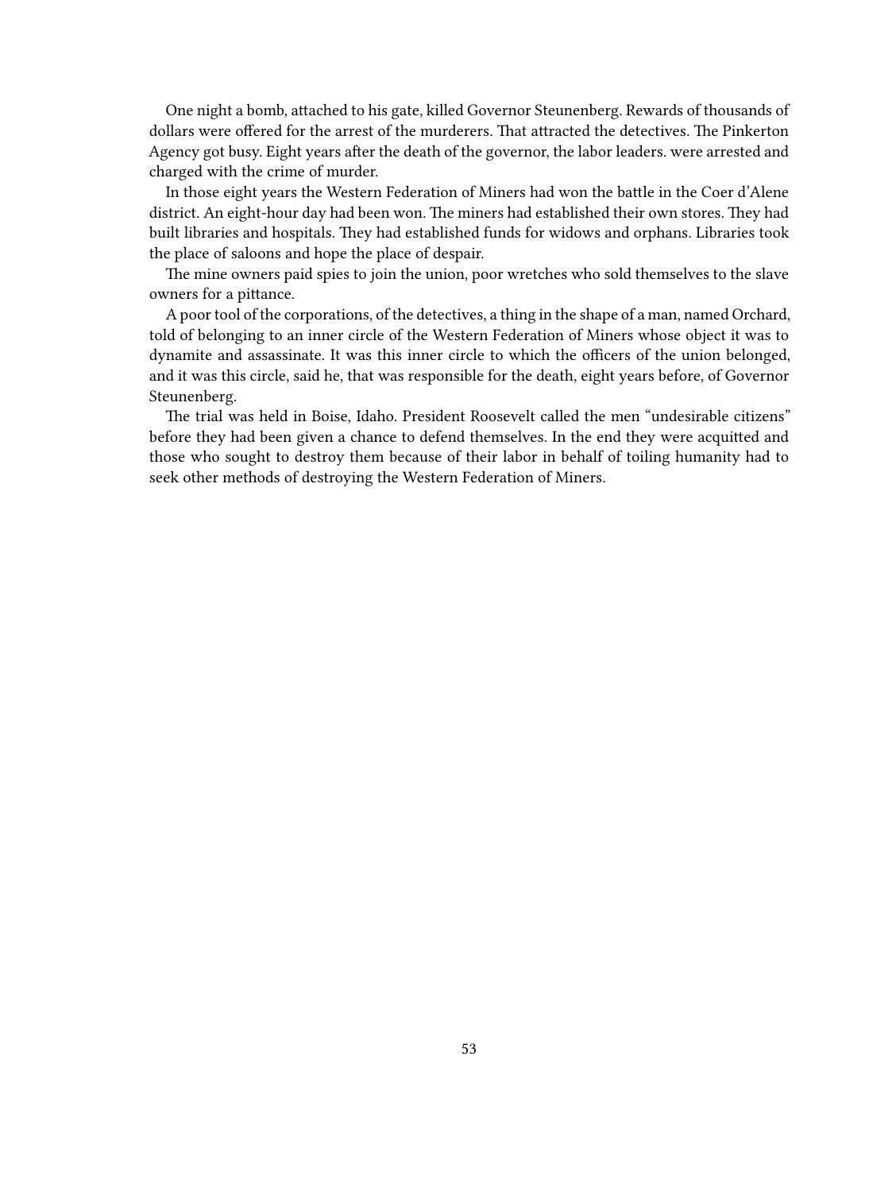One night a bomb, attached to his gate, killed Governor Steunenberg. Rewards of thousands of dollars were offered for the arrest of the murderers. That attracted the detectives. The Pinkerton Agency got busy. Eight years after the death of the governor, the labor leaders. were arrested and charged with the crime of murder.

In those eight years the Western Federation of Miners had won the battle in the Coer d'Alene district. An eight-hour day had been won. The miners had established their own stores. They had built libraries and hospitals. They had established funds for widows and orphans. Libraries took the place of saloons and hope the place of despair.

The mine owners paid spies to join the union, poor wretches who sold themselves to the slave owners for a pittance.

A poor tool of the corporations, of the detectives, a thing in the shape of a man, named Orchard, told of belonging to an inner circle of the Western Federation of Miners whose object it was to dynamite and assassinate. It was this inner circle to which the officers of the union belonged, and it was this circle, said he, that was responsible for the death, eight years before, of Governor Steunenberg.

The trial was held in Boise, Idaho. President Roosevelt called the men "undesirable citizens" before they had been given a chance to defend themselves. In the end they were acquitted and those who sought to destroy them because of their labor in behalf of toiling humanity had to seek other methods of destroying the Western Federation of Miners.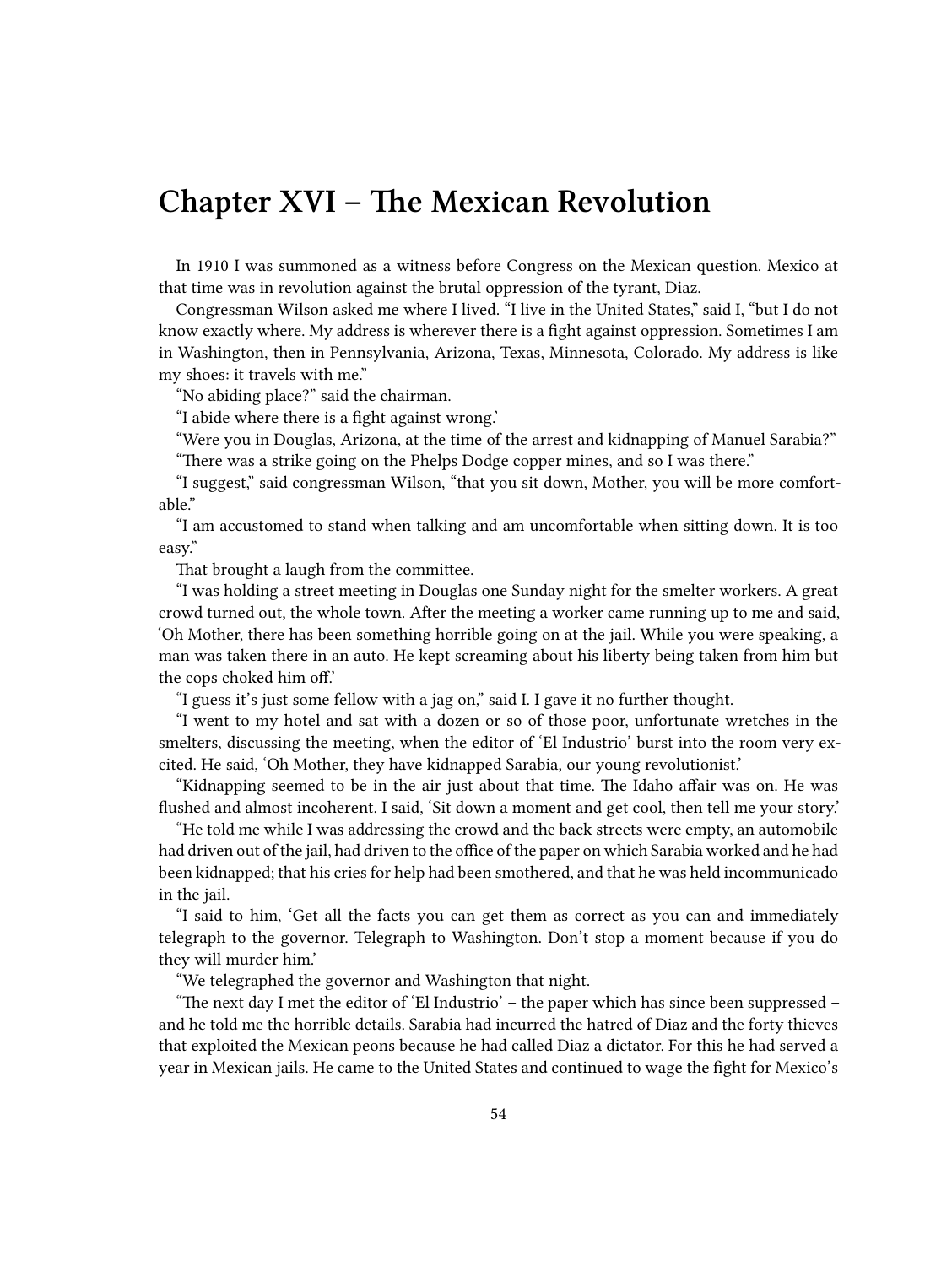# Chapter XVI – The Mexican Revolution

In 1910 I was summoned as a witness before Congress on the Mexican question. Mexico at that time was in revolution against the brutal oppression of the tyrant, Diaz.

Congressman Wilson asked me where I lived. "I live in the United States," said I, "but I do not know exactly where. My address is wherever there is a fight against oppression. Sometimes I am in Washington, then in Pennsylvania, Arizona, Texas, Minnesota, Colorado. My address is like my shoes: it travels with me."

"No abiding place?" said the chairman.

"I abide where there is a fight against wrong.'

"Were you in Douglas, Arizona, at the time of the arrest and kidnapping of Manuel Sarabia?"

"There was a strike going on the Phelps Dodge copper mines, and so I was there."

"I suggest," said congressman Wilson, "that you sit down, Mother, you will be more comfortable."

"I am accustomed to stand when talking and am uncomfortable when sitting down. It is too easy."

That brought a laugh from the committee.

"I was holding a street meeting in Douglas one Sunday night for the smelter workers. A great crowd turned out, the whole town. After the meeting a worker came running up to me and said, 'Oh Mother, there has been something horrible going on at the jail. While you were speaking, a man was taken there in an auto. He kept screaming about his liberty being taken from him but the cops choked him off.'

"I guess it's just some fellow with a jag on," said I. I gave it no further thought.

"I went to my hotel and sat with a dozen or so of those poor, unfortunate wretches in the smelters, discussing the meeting, when the editor of 'El Industrio' burst into the room very excited. He said, 'Oh Mother, they have kidnapped Sarabia, our young revolutionist.'

"Kidnapping seemed to be in the air just about that time. The Idaho affair was on. He was flushed and almost incoherent. I said, 'Sit down a moment and get cool, then tell me your story.'

"He told me while I was addressing the crowd and the back streets were empty, an automobile had driven out of the jail, had driven to the office of the paper on which Sarabia worked and he had been kidnapped; that his cries for help had been smothered, and that he was held incommunicado in the jail.

"I said to him, 'Get all the facts you can get them as correct as you can and immediately telegraph to the governor. Telegraph to Washington. Don't stop a moment because if you do they will murder him.'

"We telegraphed the governor and Washington that night.

"The next day I met the editor of 'El Industrio' – the paper which has since been suppressed – and he told me the horrible details. Sarabia had incurred the hatred of Diaz and the forty thieves that exploited the Mexican peons because he had called Diaz a dictator. For this he had served a year in Mexican jails. He came to the United States and continued to wage the fight for Mexico's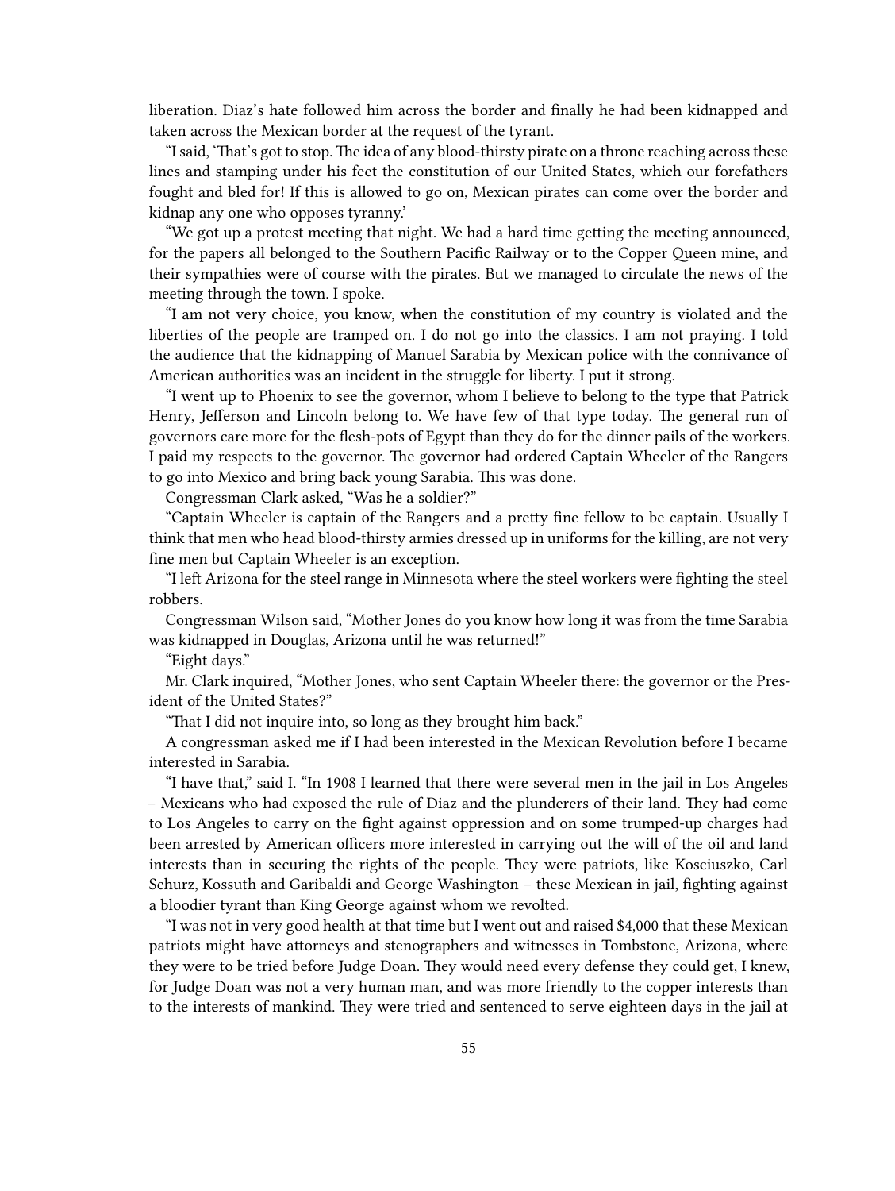liberation. Diaz's hate followed him across the border and finally he had been kidnapped and taken across the Mexican border at the request of the tyrant.

"I said, 'That's got to stop. The idea of any blood-thirsty pirate on a throne reaching across these lines and stamping under his feet the constitution of our United States, which our forefathers fought and bled for! If this is allowed to go on, Mexican pirates can come over the border and kidnap any one who opposes tyranny.'

"We got up a protest meeting that night. We had a hard time getting the meeting announced, for the papers all belonged to the Southern Pacific Railway or to the Copper Queen mine, and their sympathies were of course with the pirates. But we managed to circulate the news of the meeting through the town. I spoke.

"I am not very choice, you know, when the constitution of my country is violated and the liberties of the people are tramped on. I do not go into the classics. I am not praying. I told the audience that the kidnapping of Manuel Sarabia by Mexican police with the connivance of American authorities was an incident in the struggle for liberty. I put it strong.

"I went up to Phoenix to see the governor, whom I believe to belong to the type that Patrick Henry, Jefferson and Lincoln belong to. We have few of that type today. The general run of governors care more for the flesh-pots of Egypt than they do for the dinner pails of the workers. I paid my respects to the governor. The governor had ordered Captain Wheeler of the Rangers to go into Mexico and bring back young Sarabia. This was done.

Congressman Clark asked, "Was he a soldier?"

"Captain Wheeler is captain of the Rangers and a pretty fine fellow to be captain. Usually I think that men who head blood-thirsty armies dressed up in uniforms for the killing, are not very fine men but Captain Wheeler is an exception.

"I left Arizona for the steel range in Minnesota where the steel workers were fighting the steel robbers.

Congressman Wilson said, "Mother Jones do you know how long it was from the time Sarabia was kidnapped in Douglas, Arizona until he was returned!"

"Eight days."

Mr. Clark inquired, "Mother Jones, who sent Captain Wheeler there: the governor or the President of the United States?"

"That I did not inquire into, so long as they brought him back."

A congressman asked me if I had been interested in the Mexican Revolution before I became interested in Sarabia.

"I have that," said I. "In 1908 I learned that there were several men in the jail in Los Angeles – Mexicans who had exposed the rule of Diaz and the plunderers of their land. They had come to Los Angeles to carry on the fight against oppression and on some trumped-up charges had been arrested by American officers more interested in carrying out the will of the oil and land interests than in securing the rights of the people. They were patriots, like Kosciuszko, Carl Schurz, Kossuth and Garibaldi and George Washington – these Mexican in jail, fighting against a bloodier tyrant than King George against whom we revolted.

"I was not in very good health at that time but I went out and raised $4,000 that these Mexican patriots might have attorneys and stenographers and witnesses in Tombstone, Arizona, where they were to be tried before Judge Doan. They would need every defense they could get, I knew, for Judge Doan was not a very human man, and was more friendly to the copper interests than to the interests of mankind. They were tried and sentenced to serve eighteen days in the jail at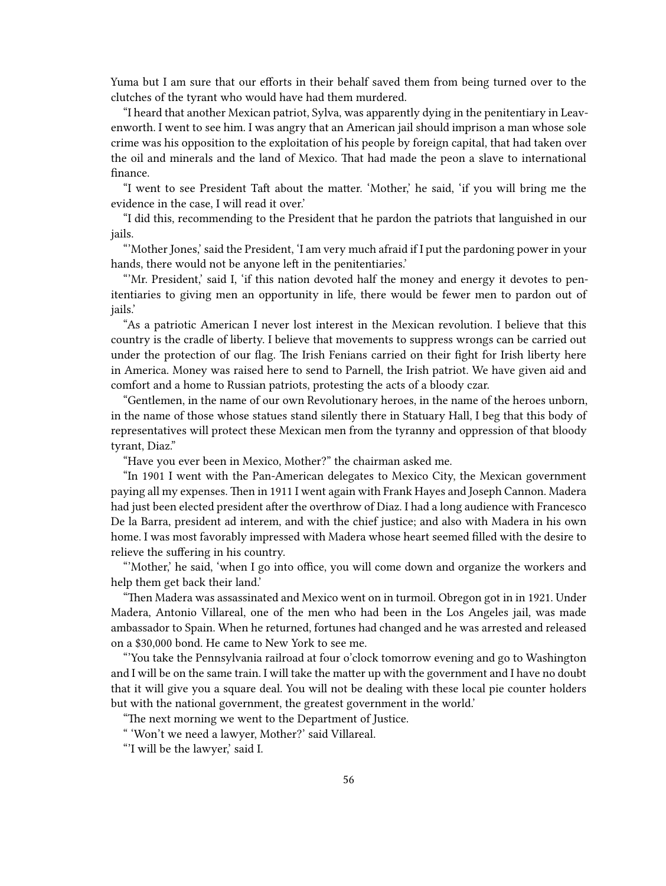Yuma but I am sure that our efforts in their behalf saved them from being turned over to the clutches of the tyrant who would have had them murdered.

"I heard that another Mexican patriot, Sylva, was apparently dying in the penitentiary in Leavenworth. I went to see him. I was angry that an American jail should imprison a man whose sole crime was his opposition to the exploitation of his people by foreign capital, that had taken over the oil and minerals and the land of Mexico. That had made the peon a slave to international finance.

"I went to see President Taft about the matter. 'Mother,' he said, 'if you will bring me the evidence in the case, I will read it over.'

"I did this, recommending to the President that he pardon the patriots that languished in our jails.

"'Mother Jones,' said the President, 'I am very much afraid if I put the pardoning power in your hands, there would not be anyone left in the penitentiaries.'

"'Mr. President,' said I, 'if this nation devoted half the money and energy it devotes to penitentiaries to giving men an opportunity in life, there would be fewer men to pardon out of jails.'

"As a patriotic American I never lost interest in the Mexican revolution. I believe that this country is the cradle of liberty. I believe that movements to suppress wrongs can be carried out under the protection of our flag. The Irish Fenians carried on their fight for Irish liberty here in America. Money was raised here to send to Parnell, the Irish patriot. We have given aid and comfort and a home to Russian patriots, protesting the acts of a bloody czar.

"Gentlemen, in the name of our own Revolutionary heroes, in the name of the heroes unborn, in the name of those whose statues stand silently there in Statuary Hall, I beg that this body of representatives will protect these Mexican men from the tyranny and oppression of that bloody tyrant, Diaz."

"Have you ever been in Mexico, Mother?" the chairman asked me.

"In 1901 I went with the Pan-American delegates to Mexico City, the Mexican government paying all my expenses. Then in 1911 I went again with Frank Hayes and Joseph Cannon. Madera had just been elected president after the overthrow of Diaz. I had a long audience with Francesco De la Barra, president ad interem, and with the chief justice; and also with Madera in his own home. I was most favorably impressed with Madera whose heart seemed filled with the desire to relieve the suffering in his country.

"'Mother,' he said, 'when I go into office, you will come down and organize the workers and help them get back their land.'

"Then Madera was assassinated and Mexico went on in turmoil. Obregon got in in 1921. Under Madera, Antonio Villareal, one of the men who had been in the Los Angeles jail, was made ambassador to Spain. When he returned, fortunes had changed and he was arrested and released on a $30,000 bond. He came to New York to see me.

"'You take the Pennsylvania railroad at four o'clock tomorrow evening and go to Washington and I will be on the same train. I will take the matter up with the government and I have no doubt that it will give you a square deal. You will not be dealing with these local pie counter holders but with the national government, the greatest government in the world.'

"The next morning we went to the Department of Justice.

" 'Won't we need a lawyer, Mother?' said Villareal.

"'I will be the lawyer,' said I.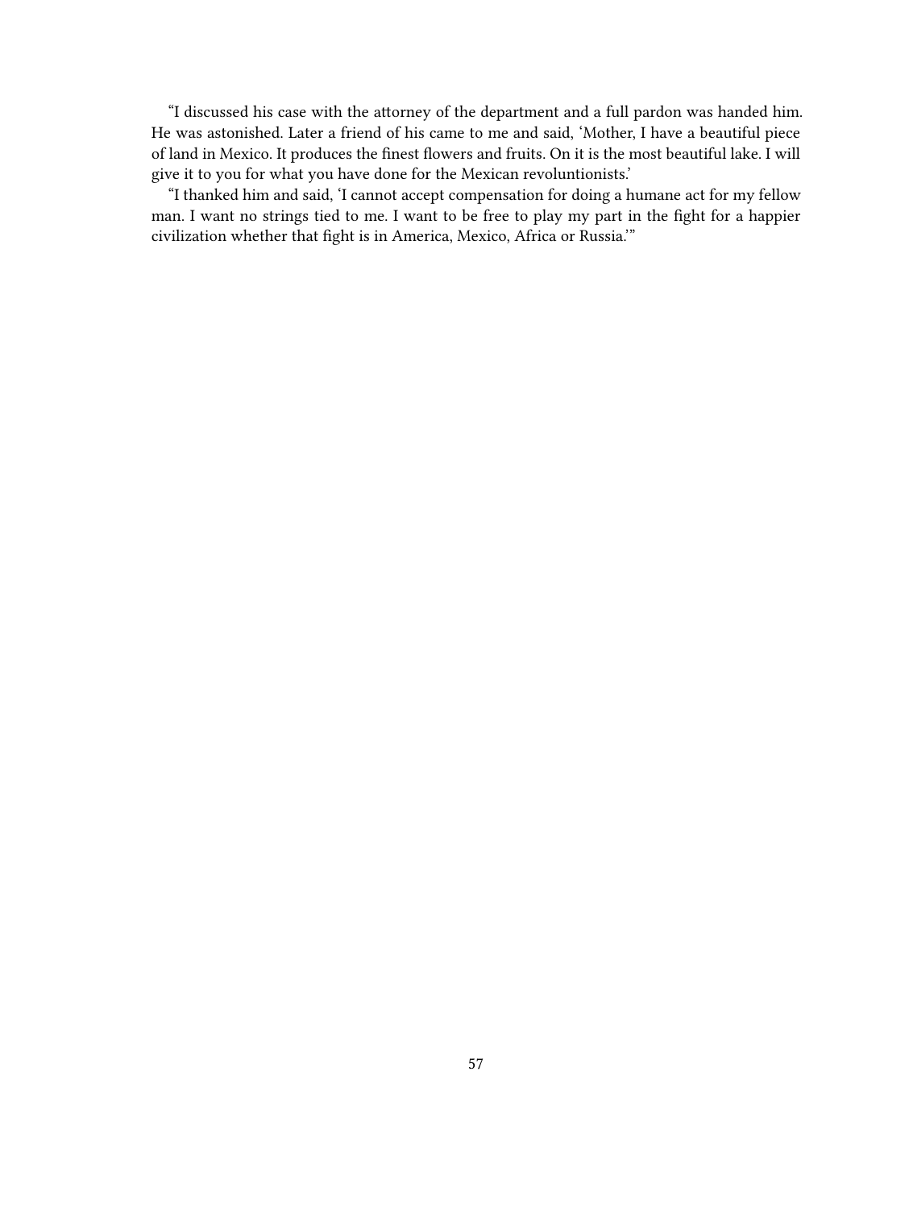"I discussed his case with the attorney of the department and a full pardon was handed him. He was astonished. Later a friend of his came to me and said, 'Mother, I have a beautiful piece of land in Mexico. It produces the finest flowers and fruits. On it is the most beautiful lake. I will give it to you for what you have done for the Mexican revoluntionists.'

"I thanked him and said, 'I cannot accept compensation for doing a humane act for my fellow man. I want no strings tied to me. I want to be free to play my part in the fight for a happier civilization whether that fight is in America, Mexico, Africa or Russia.'"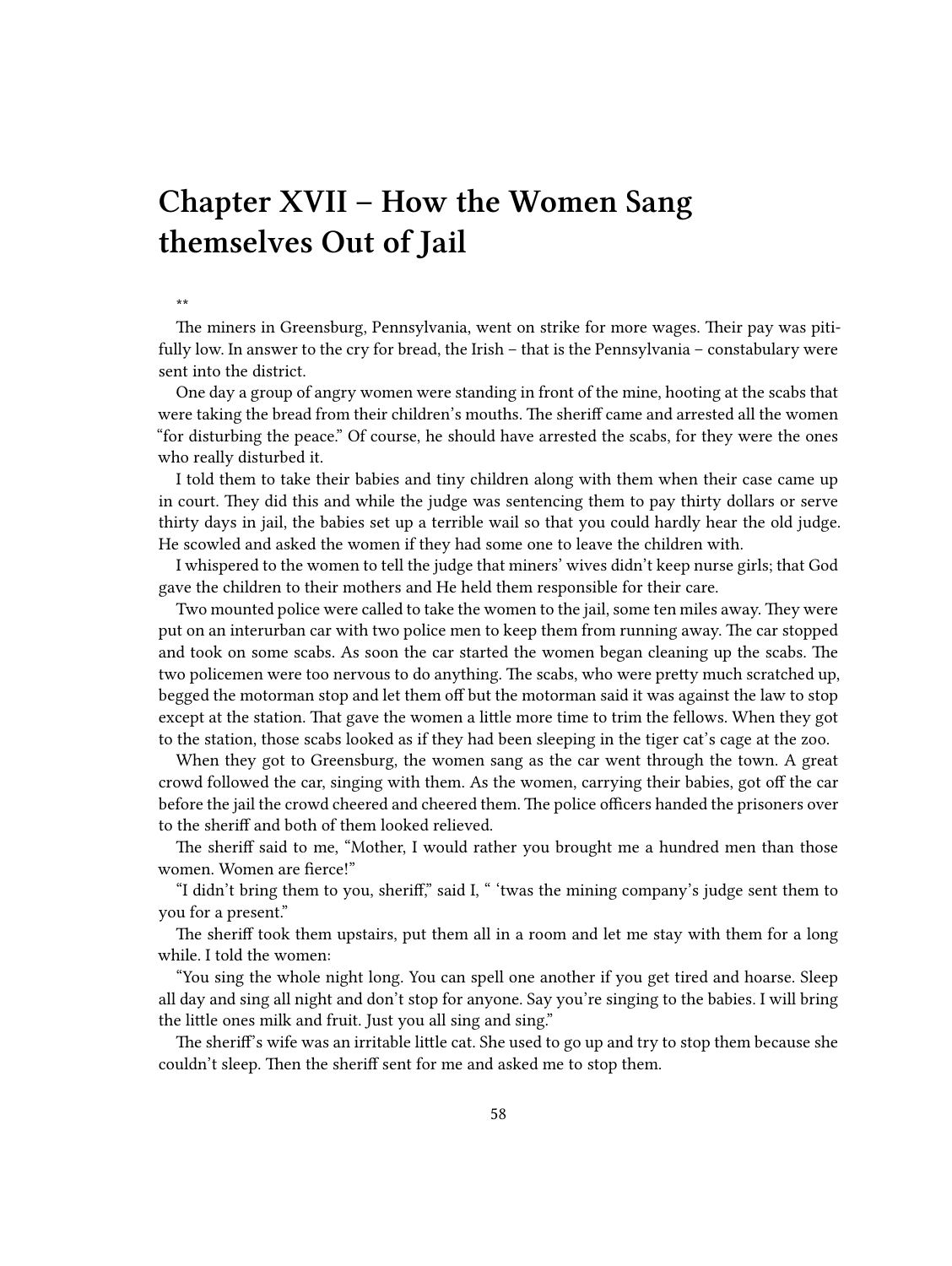# Chapter XVII – How the Women Sang themselves Out of Jail

**

The miners in Greensburg, Pennsylvania, went on strike for more wages. Their pay was pitifully low. In answer to the cry for bread, the Irish – that is the Pennsylvania – constabulary were sent into the district.

One day a group of angry women were standing in front of the mine, hooting at the scabs that were taking the bread from their children's mouths. The sheriff came and arrested all the women "for disturbing the peace." Of course, he should have arrested the scabs, for they were the ones who really disturbed it.

I told them to take their babies and tiny children along with them when their case came up in court. They did this and while the judge was sentencing them to pay thirty dollars or serve thirty days in jail, the babies set up a terrible wail so that you could hardly hear the old judge. He scowled and asked the women if they had some one to leave the children with.

I whispered to the women to tell the judge that miners' wives didn't keep nurse girls; that God gave the children to their mothers and He held them responsible for their care.

Two mounted police were called to take the women to the jail, some ten miles away. They were put on an interurban car with two police men to keep them from running away. The car stopped and took on some scabs. As soon the car started the women began cleaning up the scabs. The two policemen were too nervous to do anything. The scabs, who were pretty much scratched up, begged the motorman stop and let them off but the motorman said it was against the law to stop except at the station. That gave the women a little more time to trim the fellows. When they got to the station, those scabs looked as if they had been sleeping in the tiger cat's cage at the zoo.

When they got to Greensburg, the women sang as the car went through the town. A great crowd followed the car, singing with them. As the women, carrying their babies, got off the car before the jail the crowd cheered and cheered them. The police officers handed the prisoners over to the sheriff and both of them looked relieved.

The sheriff said to me, "Mother, I would rather you brought me a hundred men than those women. Women are fierce!"

"I didn't bring them to you, sheriff," said I, " 'twas the mining company's judge sent them to you for a present."

The sheriff took them upstairs, put them all in a room and let me stay with them for a long while. I told the women:

"You sing the whole night long. You can spell one another if you get tired and hoarse. Sleep all day and sing all night and don't stop for anyone. Say you're singing to the babies. I will bring the little ones milk and fruit. Just you all sing and sing."

The sheriff's wife was an irritable little cat. She used to go up and try to stop them because she couldn't sleep. Then the sheriff sent for me and asked me to stop them.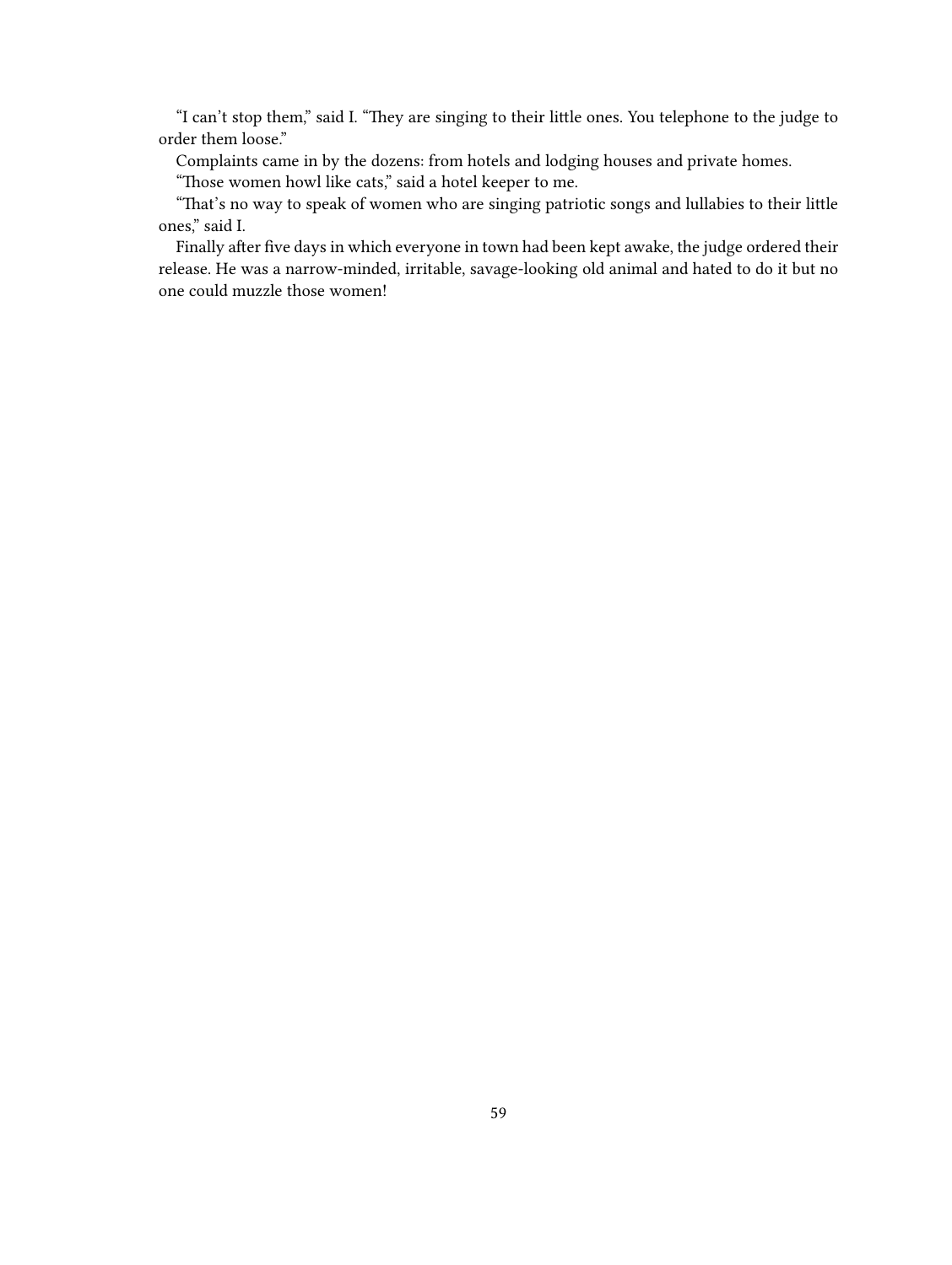"I can't stop them," said I. "They are singing to their little ones. You telephone to the judge to order them loose."

Complaints came in by the dozens: from hotels and lodging houses and private homes.

"Those women howl like cats," said a hotel keeper to me.

"That's no way to speak of women who are singing patriotic songs and lullabies to their little ones," said I.

Finally after five days in which everyone in town had been kept awake, the judge ordered their release. He was a narrow-minded, irritable, savage-looking old animal and hated to do it but no one could muzzle those women!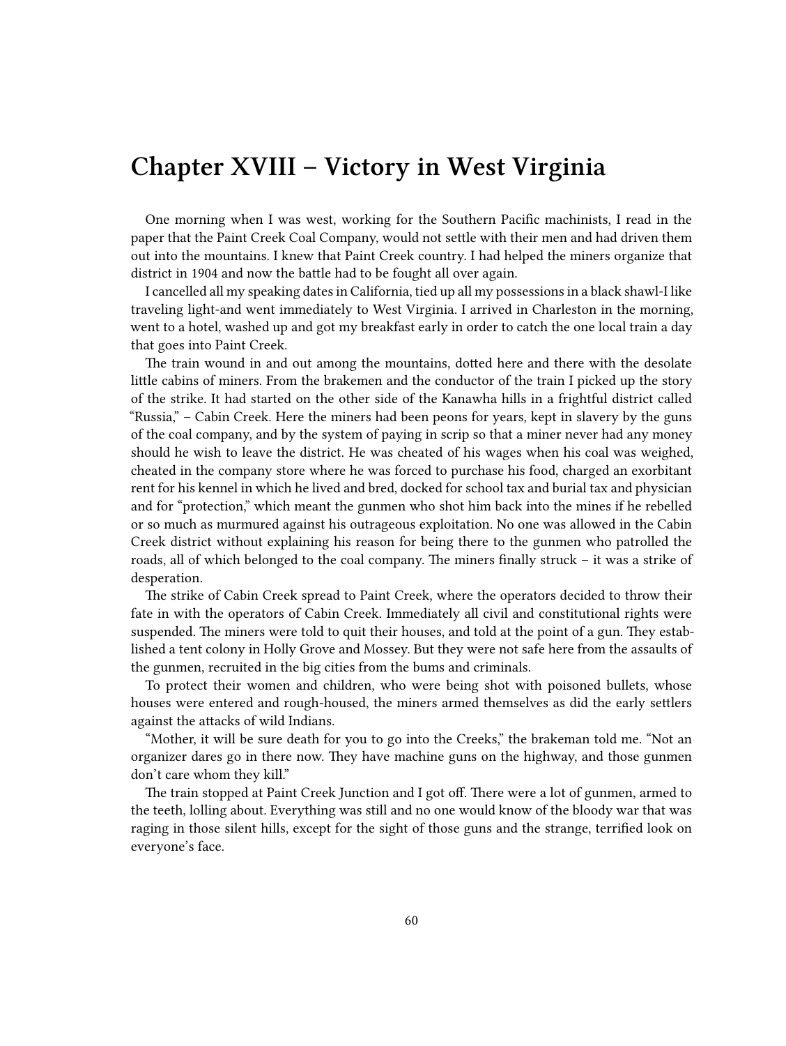# Chapter XVIII – Victory in West Virginia

One morning when I was west, working for the Southern Pacific machinists, I read in the paper that the Paint Creek Coal Company, would not settle with their men and had driven them out into the mountains. I knew that Paint Creek country. I had helped the miners organize that district in 1904 and now the battle had to be fought all over again.

I cancelled all my speaking dates in California, tied up all my possessions in a black shawl-I like traveling light-and went immediately to West Virginia. I arrived in Charleston in the morning, went to a hotel, washed up and got my breakfast early in order to catch the one local train a day that goes into Paint Creek.

The train wound in and out among the mountains, dotted here and there with the desolate little cabins of miners. From the brakemen and the conductor of the train I picked up the story of the strike. It had started on the other side of the Kanawha hills in a frightful district called "Russia," – Cabin Creek. Here the miners had been peons for years, kept in slavery by the guns of the coal company, and by the system of paying in scrip so that a miner never had any money should he wish to leave the district. He was cheated of his wages when his coal was weighed, cheated in the company store where he was forced to purchase his food, charged an exorbitant rent for his kennel in which he lived and bred, docked for school tax and burial tax and physician and for "protection," which meant the gunmen who shot him back into the mines if he rebelled or so much as murmured against his outrageous exploitation. No one was allowed in the Cabin Creek district without explaining his reason for being there to the gunmen who patrolled the roads, all of which belonged to the coal company. The miners finally struck – it was a strike of desperation.

The strike of Cabin Creek spread to Paint Creek, where the operators decided to throw their fate in with the operators of Cabin Creek. Immediately all civil and constitutional rights were suspended. The miners were told to quit their houses, and told at the point of a gun. They established a tent colony in Holly Grove and Mossey. But they were not safe here from the assaults of the gunmen, recruited in the big cities from the bums and criminals.

To protect their women and children, who were being shot with poisoned bullets, whose houses were entered and rough-housed, the miners armed themselves as did the early settlers against the attacks of wild Indians.

"Mother, it will be sure death for you to go into the Creeks," the brakeman told me. "Not an organizer dares go in there now. They have machine guns on the highway, and those gunmen don't care whom they kill."

The train stopped at Paint Creek Junction and I got off. There were a lot of gunmen, armed to the teeth, lolling about. Everything was still and no one would know of the bloody war that was raging in those silent hills, except for the sight of those guns and the strange, terrified look on everyone's face.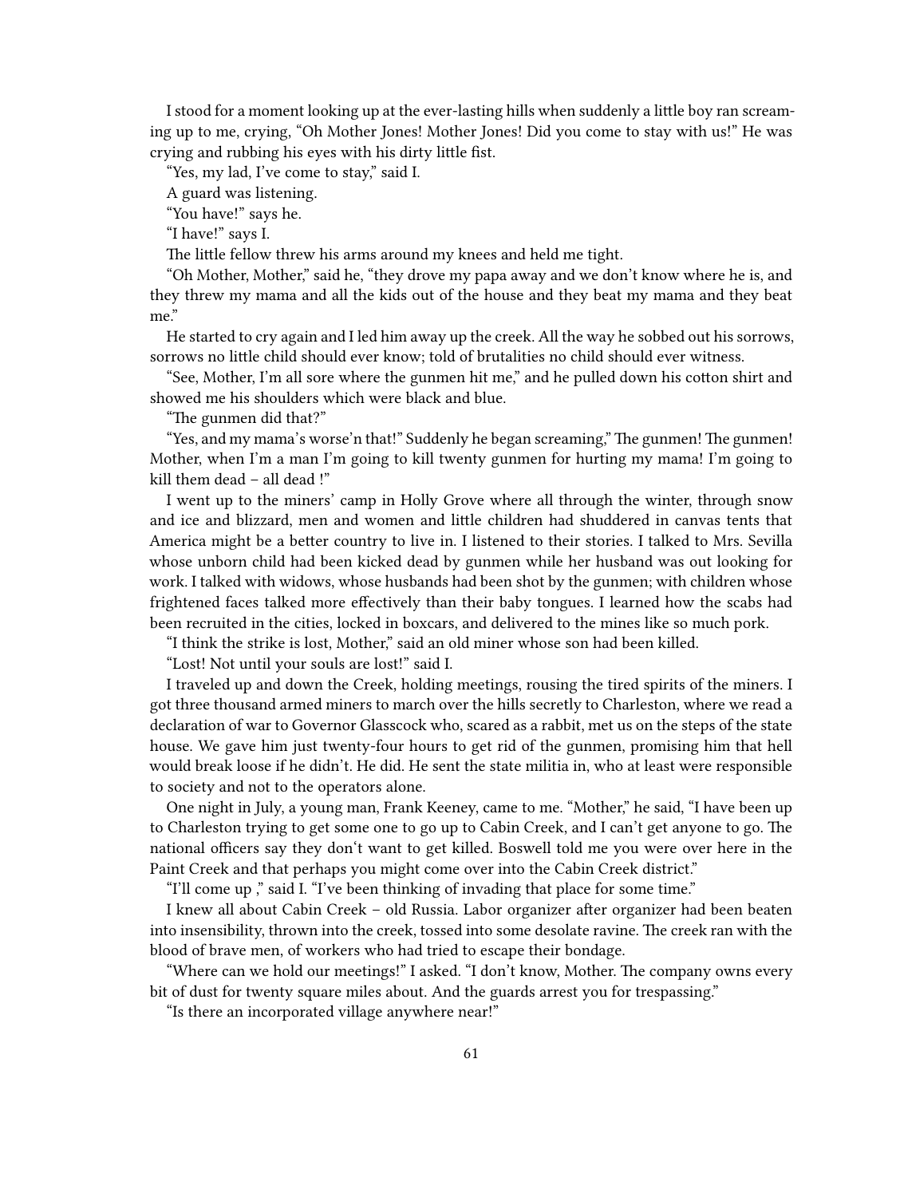I stood for a moment looking up at the ever-lasting hills when suddenly a little boy ran screaming up to me, crying, "Oh Mother Jones! Mother Jones! Did you come to stay with us!" He was crying and rubbing his eyes with his dirty little fist.

"Yes, my lad, I've come to stay," said I.

A guard was listening.

"You have!" says he.

"I have!" says I.

The little fellow threw his arms around my knees and held me tight.

"Oh Mother, Mother," said he, "they drove my papa away and we don't know where he is, and they threw my mama and all the kids out of the house and they beat my mama and they beat me."

He started to cry again and I led him away up the creek. All the way he sobbed out his sorrows, sorrows no little child should ever know; told of brutalities no child should ever witness.

"See, Mother, I'm all sore where the gunmen hit me," and he pulled down his cotton shirt and showed me his shoulders which were black and blue.

"The gunmen did that?"

"Yes, and my mama's worse'n that!" Suddenly he began screaming," The gunmen! The gunmen! Mother, when I'm a man I'm going to kill twenty gunmen for hurting my mama! I'm going to kill them dead – all dead !"

I went up to the miners' camp in Holly Grove where all through the winter, through snow and ice and blizzard, men and women and little children had shuddered in canvas tents that America might be a better country to live in. I listened to their stories. I talked to Mrs. Sevilla whose unborn child had been kicked dead by gunmen while her husband was out looking for work. I talked with widows, whose husbands had been shot by the gunmen; with children whose frightened faces talked more effectively than their baby tongues. I learned how the scabs had been recruited in the cities, locked in boxcars, and delivered to the mines like so much pork.

"I think the strike is lost, Mother," said an old miner whose son had been killed.

"Lost! Not until your souls are lost!" said I.

I traveled up and down the Creek, holding meetings, rousing the tired spirits of the miners. I got three thousand armed miners to march over the hills secretly to Charleston, where we read a declaration of war to Governor Glasscock who, scared as a rabbit, met us on the steps of the state house. We gave him just twenty-four hours to get rid of the gunmen, promising him that hell would break loose if he didn't. He did. He sent the state militia in, who at least were responsible to society and not to the operators alone.

One night in July, a young man, Frank Keeney, came to me. "Mother," he said, "I have been up to Charleston trying to get some one to go up to Cabin Creek, and I can't get anyone to go. The national officers say they don't want to get killed. Boswell told me you were over here in the Paint Creek and that perhaps you might come over into the Cabin Creek district."

"I'll come up ," said I. "I've been thinking of invading that place for some time."

I knew all about Cabin Creek – old Russia. Labor organizer after organizer had been beaten into insensibility, thrown into the creek, tossed into some desolate ravine. The creek ran with the blood of brave men, of workers who had tried to escape their bondage.

"Where can we hold our meetings!" I asked. "I don't know, Mother. The company owns every bit of dust for twenty square miles about. And the guards arrest you for trespassing."

"Is there an incorporated village anywhere near!"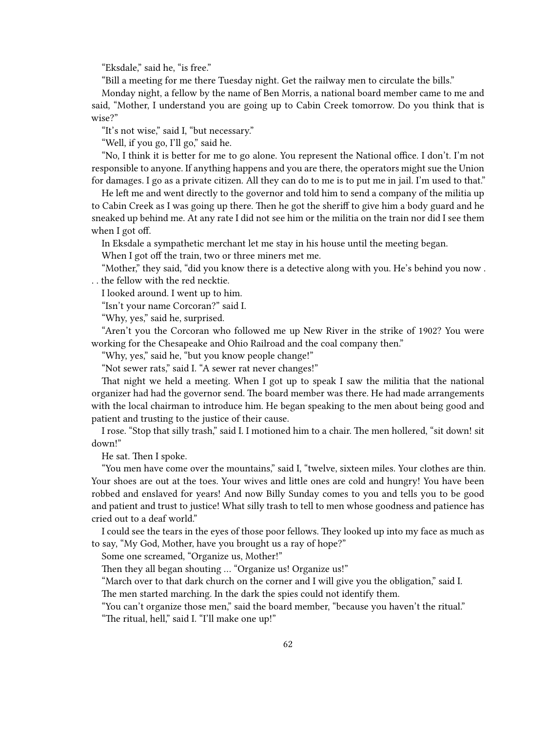"Eksdale," said he, "is free."

"Bill a meeting for me there Tuesday night. Get the railway men to circulate the bills."

Monday night, a fellow by the name of Ben Morris, a national board member came to me and said, "Mother, I understand you are going up to Cabin Creek tomorrow. Do you think that is wise?"

"It's not wise," said I, "but necessary."

"Well, if you go, I'll go," said he.

"No, I think it is better for me to go alone. You represent the National office. I don't. I'm not responsible to anyone. If anything happens and you are there, the operators might sue the Union for damages. I go as a private citizen. All they can do to me is to put me in jail. I'm used to that."

He left me and went directly to the governor and told him to send a company of the militia up to Cabin Creek as I was going up there. Then he got the sheriff to give him a body guard and he sneaked up behind me. At any rate I did not see him or the militia on the train nor did I see them when I got off.

In Eksdale a sympathetic merchant let me stay in his house until the meeting began.

When I got off the train, two or three miners met me.

"Mother," they said, "did you know there is a detective along with you. He's behind you now . . . the fellow with the red necktie.

I looked around. I went up to him.

"Isn't your name Corcoran?" said I.

"Why, yes," said he, surprised.

"Aren't you the Corcoran who followed me up New River in the strike of 1902? You were working for the Chesapeake and Ohio Railroad and the coal company then."

"Why, yes," said he, "but you know people change!"

"Not sewer rats," said I. "A sewer rat never changes!"

That night we held a meeting. When I got up to speak I saw the militia that the national organizer had had the governor send. The board member was there. He had made arrangements with the local chairman to introduce him. He began speaking to the men about being good and patient and trusting to the justice of their cause.

I rose. "Stop that silly trash," said I. I motioned him to a chair. The men hollered, "sit down! sit down!"

He sat. Then I spoke.

"You men have come over the mountains," said I, "twelve, sixteen miles. Your clothes are thin. Your shoes are out at the toes. Your wives and little ones are cold and hungry! You have been robbed and enslaved for years! And now Billy Sunday comes to you and tells you to be good and patient and trust to justice! What silly trash to tell to men whose goodness and patience has cried out to a deaf world."

I could see the tears in the eyes of those poor fellows. They looked up into my face as much as to say, "My God, Mother, have you brought us a ray of hope?"

Some one screamed, "Organize us, Mother!"

Then they all began shouting … "Organize us! Organize us!"

"March over to that dark church on the corner and I will give you the obligation," said I.

The men started marching. In the dark the spies could not identify them.

"You can't organize those men," said the board member, "because you haven't the ritual."

"The ritual, hell," said I. "I'll make one up!"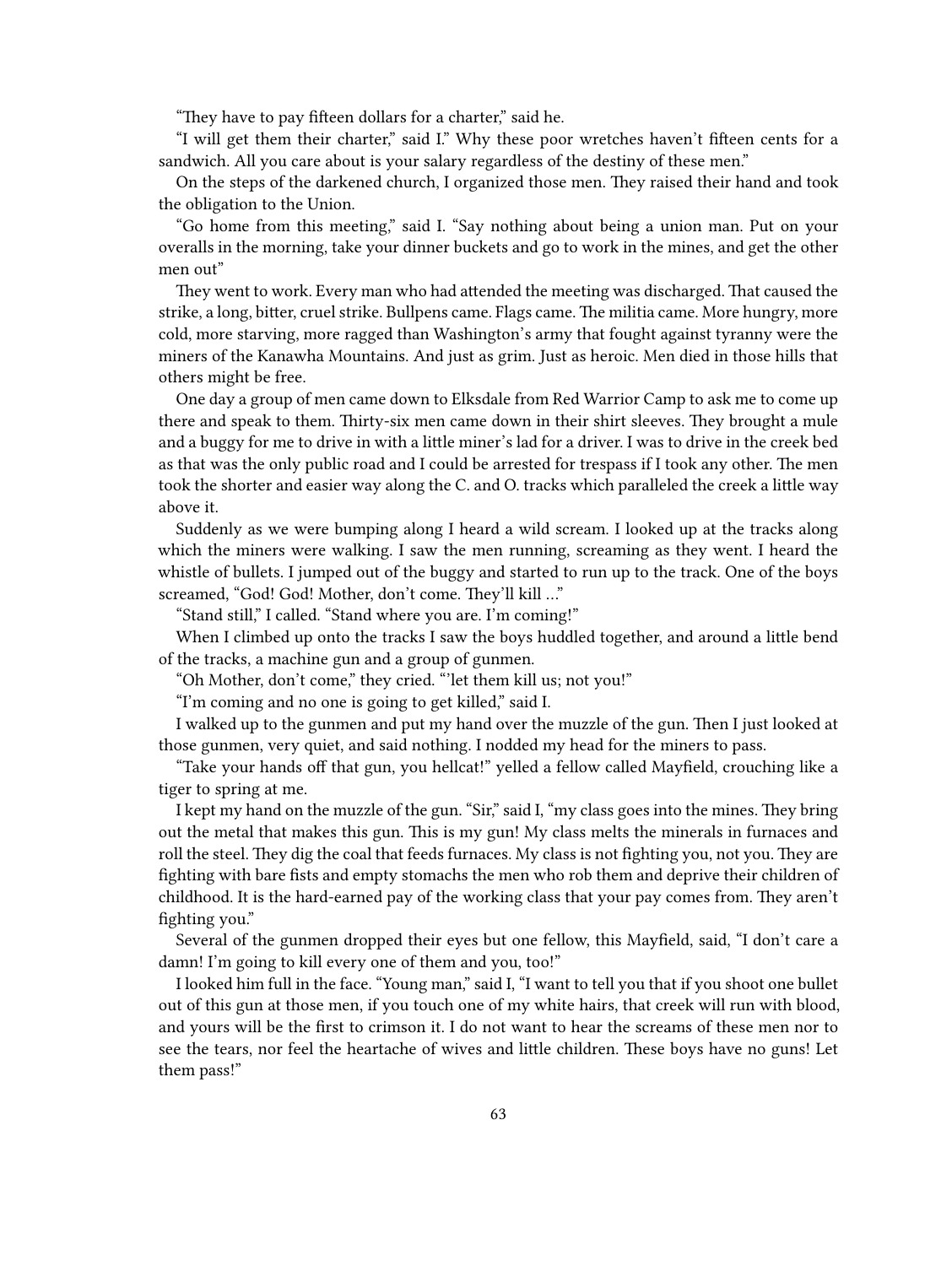"They have to pay fifteen dollars for a charter," said he.

"I will get them their charter," said I." Why these poor wretches haven't fifteen cents for a sandwich. All you care about is your salary regardless of the destiny of these men."

On the steps of the darkened church, I organized those men. They raised their hand and took the obligation to the Union.

"Go home from this meeting," said I. "Say nothing about being a union man. Put on your overalls in the morning, take your dinner buckets and go to work in the mines, and get the other men out"

They went to work. Every man who had attended the meeting was discharged. That caused the strike, a long, bitter, cruel strike. Bullpens came. Flags came. The militia came. More hungry, more cold, more starving, more ragged than Washington's army that fought against tyranny were the miners of the Kanawha Mountains. And just as grim. Just as heroic. Men died in those hills that others might be free.

One day a group of men came down to Elksdale from Red Warrior Camp to ask me to come up there and speak to them. Thirty-six men came down in their shirt sleeves. They brought a mule and a buggy for me to drive in with a little miner's lad for a driver. I was to drive in the creek bed as that was the only public road and I could be arrested for trespass if I took any other. The men took the shorter and easier way along the C. and O. tracks which paralleled the creek a little way above it.

Suddenly as we were bumping along I heard a wild scream. I looked up at the tracks along which the miners were walking. I saw the men running, screaming as they went. I heard the whistle of bullets. I jumped out of the buggy and started to run up to the track. One of the boys screamed, "God! God! Mother, don't come. They'll kill …"

"Stand still," I called. "Stand where you are. I'm coming!"

When I climbed up onto the tracks I saw the boys huddled together, and around a little bend of the tracks, a machine gun and a group of gunmen.

"Oh Mother, don't come," they cried. "'let them kill us; not you!"

"I'm coming and no one is going to get killed," said I.

I walked up to the gunmen and put my hand over the muzzle of the gun. Then I just looked at those gunmen, very quiet, and said nothing. I nodded my head for the miners to pass.

"Take your hands off that gun, you hellcat!" yelled a fellow called Mayfield, crouching like a tiger to spring at me.

I kept my hand on the muzzle of the gun. "Sir," said I, "my class goes into the mines. They bring out the metal that makes this gun. This is my gun! My class melts the minerals in furnaces and roll the steel. They dig the coal that feeds furnaces. My class is not fighting you, not you. They are fighting with bare fists and empty stomachs the men who rob them and deprive their children of childhood. It is the hard-earned pay of the working class that your pay comes from. They aren't fighting you."

Several of the gunmen dropped their eyes but one fellow, this Mayfield, said, "I don't care a damn! I'm going to kill every one of them and you, too!"

I looked him full in the face. "Young man," said I, "I want to tell you that if you shoot one bullet out of this gun at those men, if you touch one of my white hairs, that creek will run with blood, and yours will be the first to crimson it. I do not want to hear the screams of these men nor to see the tears, nor feel the heartache of wives and little children. These boys have no guns! Let them pass!"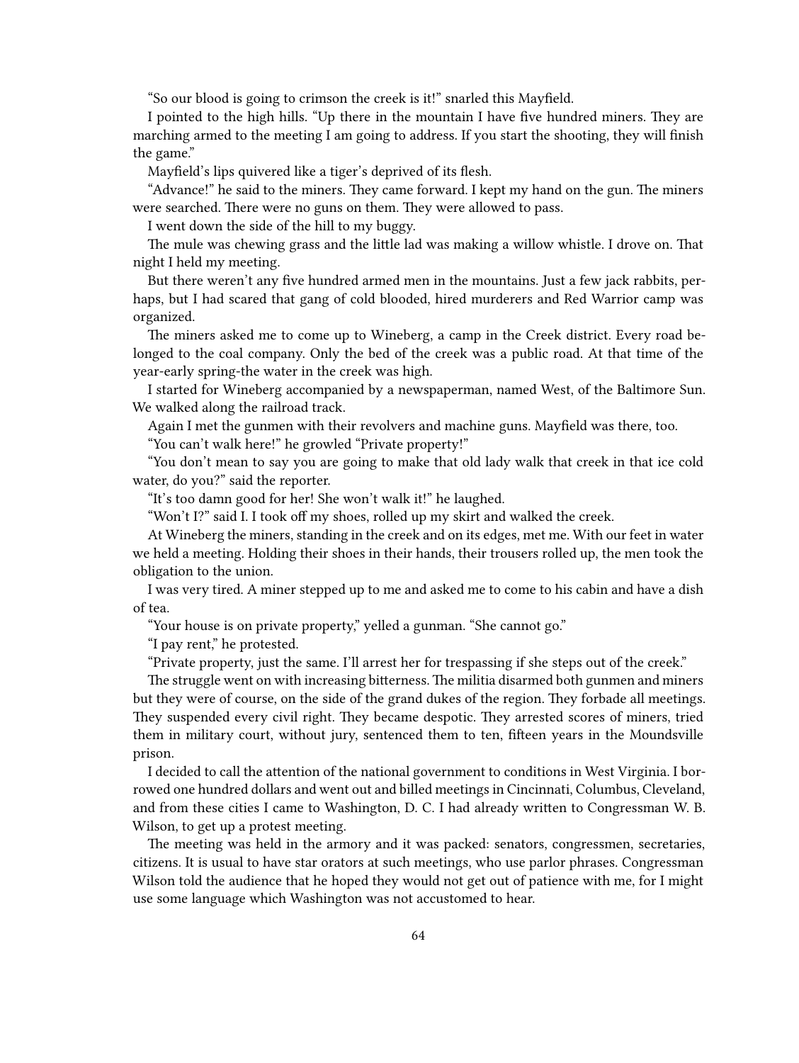"So our blood is going to crimson the creek is it!" snarled this Mayfield.

I pointed to the high hills. "Up there in the mountain I have five hundred miners. They are marching armed to the meeting I am going to address. If you start the shooting, they will finish the game."

Mayfield's lips quivered like a tiger's deprived of its flesh.

"Advance!" he said to the miners. They came forward. I kept my hand on the gun. The miners were searched. There were no guns on them. They were allowed to pass.

I went down the side of the hill to my buggy.

The mule was chewing grass and the little lad was making a willow whistle. I drove on. That night I held my meeting.

But there weren't any five hundred armed men in the mountains. Just a few jack rabbits, perhaps, but I had scared that gang of cold blooded, hired murderers and Red Warrior camp was organized.

The miners asked me to come up to Wineberg, a camp in the Creek district. Every road belonged to the coal company. Only the bed of the creek was a public road. At that time of the year-early spring-the water in the creek was high.

I started for Wineberg accompanied by a newspaperman, named West, of the Baltimore Sun. We walked along the railroad track.

Again I met the gunmen with their revolvers and machine guns. Mayfield was there, too.

"You can't walk here!" he growled "Private property!"

"You don't mean to say you are going to make that old lady walk that creek in that ice cold water, do you?" said the reporter.

"It's too damn good for her! She won't walk it!" he laughed.

"Won't I?" said I. I took off my shoes, rolled up my skirt and walked the creek.

At Wineberg the miners, standing in the creek and on its edges, met me. With our feet in water we held a meeting. Holding their shoes in their hands, their trousers rolled up, the men took the obligation to the union.

I was very tired. A miner stepped up to me and asked me to come to his cabin and have a dish of tea.

"Your house is on private property," yelled a gunman. "She cannot go."

"I pay rent," he protested.

"Private property, just the same. I'll arrest her for trespassing if she steps out of the creek."

The struggle went on with increasing bitterness. The militia disarmed both gunmen and miners but they were of course, on the side of the grand dukes of the region. They forbade all meetings. They suspended every civil right. They became despotic. They arrested scores of miners, tried them in military court, without jury, sentenced them to ten, fifteen years in the Moundsville prison.

I decided to call the attention of the national government to conditions in West Virginia. I borrowed one hundred dollars and went out and billed meetings in Cincinnati, Columbus, Cleveland, and from these cities I came to Washington, D. C. I had already written to Congressman W. B. Wilson, to get up a protest meeting.

The meeting was held in the armory and it was packed: senators, congressmen, secretaries, citizens. It is usual to have star orators at such meetings, who use parlor phrases. Congressman Wilson told the audience that he hoped they would not get out of patience with me, for I might use some language which Washington was not accustomed to hear.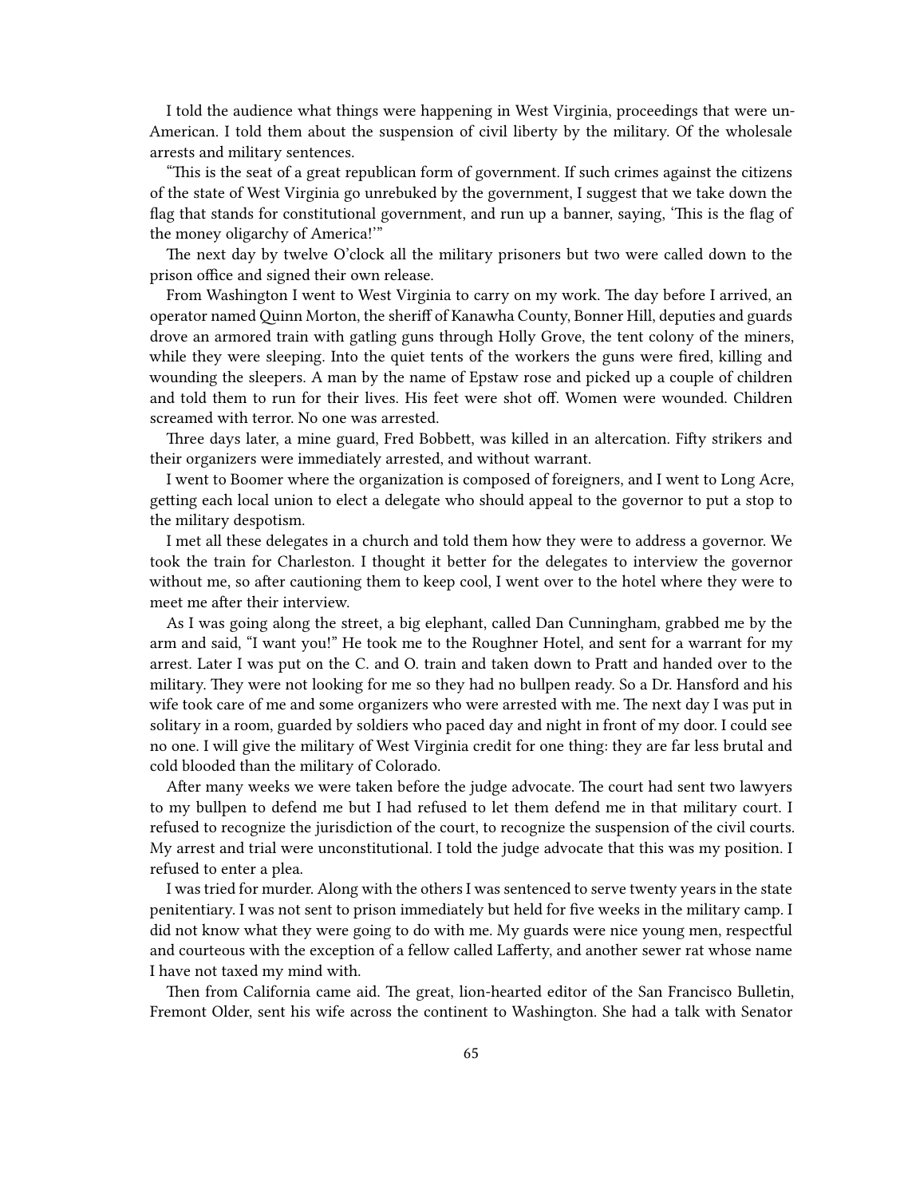I told the audience what things were happening in West Virginia, proceedings that were un-American. I told them about the suspension of civil liberty by the military. Of the wholesale arrests and military sentences.

"This is the seat of a great republican form of government. If such crimes against the citizens of the state of West Virginia go unrebuked by the government, I suggest that we take down the flag that stands for constitutional government, and run up a banner, saying, 'This is the flag of the money oligarchy of America!'"

The next day by twelve O'clock all the military prisoners but two were called down to the prison office and signed their own release.

From Washington I went to West Virginia to carry on my work. The day before I arrived, an operator named Quinn Morton, the sheriff of Kanawha County, Bonner Hill, deputies and guards drove an armored train with gatling guns through Holly Grove, the tent colony of the miners, while they were sleeping. Into the quiet tents of the workers the guns were fired, killing and wounding the sleepers. A man by the name of Epstaw rose and picked up a couple of children and told them to run for their lives. His feet were shot off. Women were wounded. Children screamed with terror. No one was arrested.

Three days later, a mine guard, Fred Bobbett, was killed in an altercation. Fifty strikers and their organizers were immediately arrested, and without warrant.

I went to Boomer where the organization is composed of foreigners, and I went to Long Acre, getting each local union to elect a delegate who should appeal to the governor to put a stop to the military despotism.

I met all these delegates in a church and told them how they were to address a governor. We took the train for Charleston. I thought it better for the delegates to interview the governor without me, so after cautioning them to keep cool, I went over to the hotel where they were to meet me after their interview.

As I was going along the street, a big elephant, called Dan Cunningham, grabbed me by the arm and said, "I want you!" He took me to the Roughner Hotel, and sent for a warrant for my arrest. Later I was put on the C. and O. train and taken down to Pratt and handed over to the military. They were not looking for me so they had no bullpen ready. So a Dr. Hansford and his wife took care of me and some organizers who were arrested with me. The next day I was put in solitary in a room, guarded by soldiers who paced day and night in front of my door. I could see no one. I will give the military of West Virginia credit for one thing: they are far less brutal and cold blooded than the military of Colorado.

After many weeks we were taken before the judge advocate. The court had sent two lawyers to my bullpen to defend me but I had refused to let them defend me in that military court. I refused to recognize the jurisdiction of the court, to recognize the suspension of the civil courts. My arrest and trial were unconstitutional. I told the judge advocate that this was my position. I refused to enter a plea.

I was tried for murder. Along with the others I was sentenced to serve twenty years in the state penitentiary. I was not sent to prison immediately but held for five weeks in the military camp. I did not know what they were going to do with me. My guards were nice young men, respectful and courteous with the exception of a fellow called Lafferty, and another sewer rat whose name I have not taxed my mind with.

Then from California came aid. The great, lion-hearted editor of the San Francisco Bulletin, Fremont Older, sent his wife across the continent to Washington. She had a talk with Senator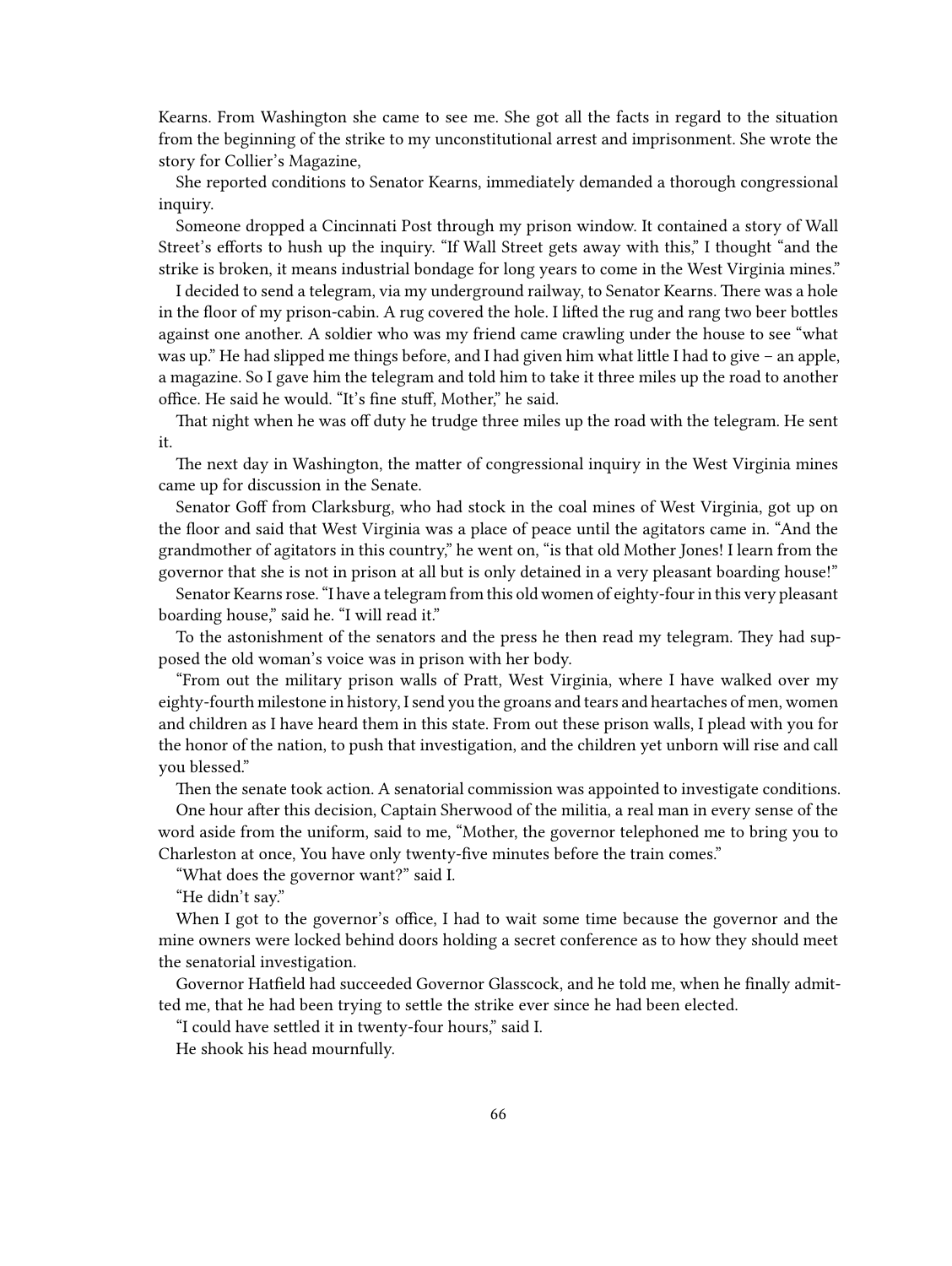Kearns. From Washington she came to see me. She got all the facts in regard to the situation from the beginning of the strike to my unconstitutional arrest and imprisonment. She wrote the story for Collier's Magazine,

She reported conditions to Senator Kearns, immediately demanded a thorough congressional inquiry.

Someone dropped a Cincinnati Post through my prison window. It contained a story of Wall Street's efforts to hush up the inquiry. "If Wall Street gets away with this," I thought "and the strike is broken, it means industrial bondage for long years to come in the West Virginia mines."

I decided to send a telegram, via my underground railway, to Senator Kearns. There was a hole in the floor of my prison-cabin. A rug covered the hole. I lifted the rug and rang two beer bottles against one another. A soldier who was my friend came crawling under the house to see "what was up." He had slipped me things before, and I had given him what little I had to give – an apple, a magazine. So I gave him the telegram and told him to take it three miles up the road to another office. He said he would. "It's fine stuff, Mother," he said.

That night when he was off duty he trudge three miles up the road with the telegram. He sent it.

The next day in Washington, the matter of congressional inquiry in the West Virginia mines came up for discussion in the Senate.

Senator Goff from Clarksburg, who had stock in the coal mines of West Virginia, got up on the floor and said that West Virginia was a place of peace until the agitators came in. "And the grandmother of agitators in this country," he went on, "is that old Mother Jones! I learn from the governor that she is not in prison at all but is only detained in a very pleasant boarding house!"

Senator Kearns rose. "I have a telegram from this old women of eighty-four in this very pleasant boarding house," said he. "I will read it."

To the astonishment of the senators and the press he then read my telegram. They had supposed the old woman's voice was in prison with her body.

"From out the military prison walls of Pratt, West Virginia, where I have walked over my eighty-fourth milestone in history, I send you the groans and tears and heartaches of men, women and children as I have heard them in this state. From out these prison walls, I plead with you for the honor of the nation, to push that investigation, and the children yet unborn will rise and call you blessed."

Then the senate took action. A senatorial commission was appointed to investigate conditions.

One hour after this decision, Captain Sherwood of the militia, a real man in every sense of the word aside from the uniform, said to me, "Mother, the governor telephoned me to bring you to Charleston at once, You have only twenty-five minutes before the train comes."

"What does the governor want?" said I.

"He didn't say."

When I got to the governor's office, I had to wait some time because the governor and the mine owners were locked behind doors holding a secret conference as to how they should meet the senatorial investigation.

Governor Hatfield had succeeded Governor Glasscock, and he told me, when he finally admitted me, that he had been trying to settle the strike ever since he had been elected.

"I could have settled it in twenty-four hours," said I.

He shook his head mournfully.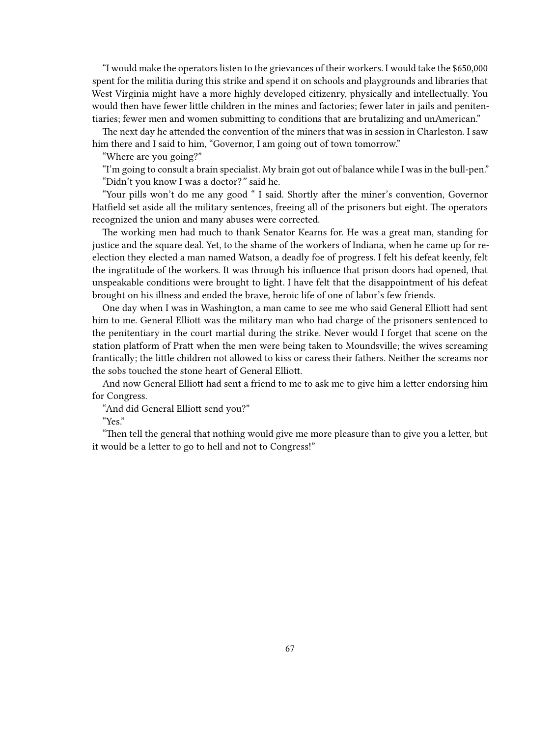"I would make the operators listen to the grievances of their workers. I would take the $650,000 spent for the militia during this strike and spend it on schools and playgrounds and libraries that West Virginia might have a more highly developed citizenry, physically and intellectually. You would then have fewer little children in the mines and factories; fewer later in jails and penitentiaries; fewer men and women submitting to conditions that are brutalizing and unAmerican."

The next day he attended the convention of the miners that was in session in Charleston. I saw him there and I said to him, "Governor, I am going out of town tomorrow."

"Where are you going?"

"I'm going to consult a brain specialist. My brain got out of balance while I was in the bull-pen."

"Didn't you know I was a doctor? " said he.

"Your pills won't do me any good " I said. Shortly after the miner's convention, Governor Hatfield set aside all the military sentences, freeing all of the prisoners but eight. The operators recognized the union and many abuses were corrected.

The working men had much to thank Senator Kearns for. He was a great man, standing for justice and the square deal. Yet, to the shame of the workers of Indiana, when he came up for re-election they elected a man named Watson, a deadly foe of progress. I felt his defeat keenly, felt the ingratitude of the workers. It was through his influence that prison doors had opened, that unspeakable conditions were brought to light. I have felt that the disappointment of his defeat brought on his illness and ended the brave, heroic life of one of labor's few friends.

One day when I was in Washington, a man came to see me who said General Elliott had sent him to me. General Elliott was the military man who had charge of the prisoners sentenced to the penitentiary in the court martial during the strike. Never would I forget that scene on the station platform of Pratt when the men were being taken to Moundsville; the wives screaming frantically; the little children not allowed to kiss or caress their fathers. Neither the screams nor the sobs touched the stone heart of General Elliott.

And now General Elliott had sent a friend to me to ask me to give him a letter endorsing him for Congress.

"And did General Elliott send you?"

"Yes."

"Then tell the general that nothing would give me more pleasure than to give you a letter, but it would be a letter to go to hell and not to Congress!"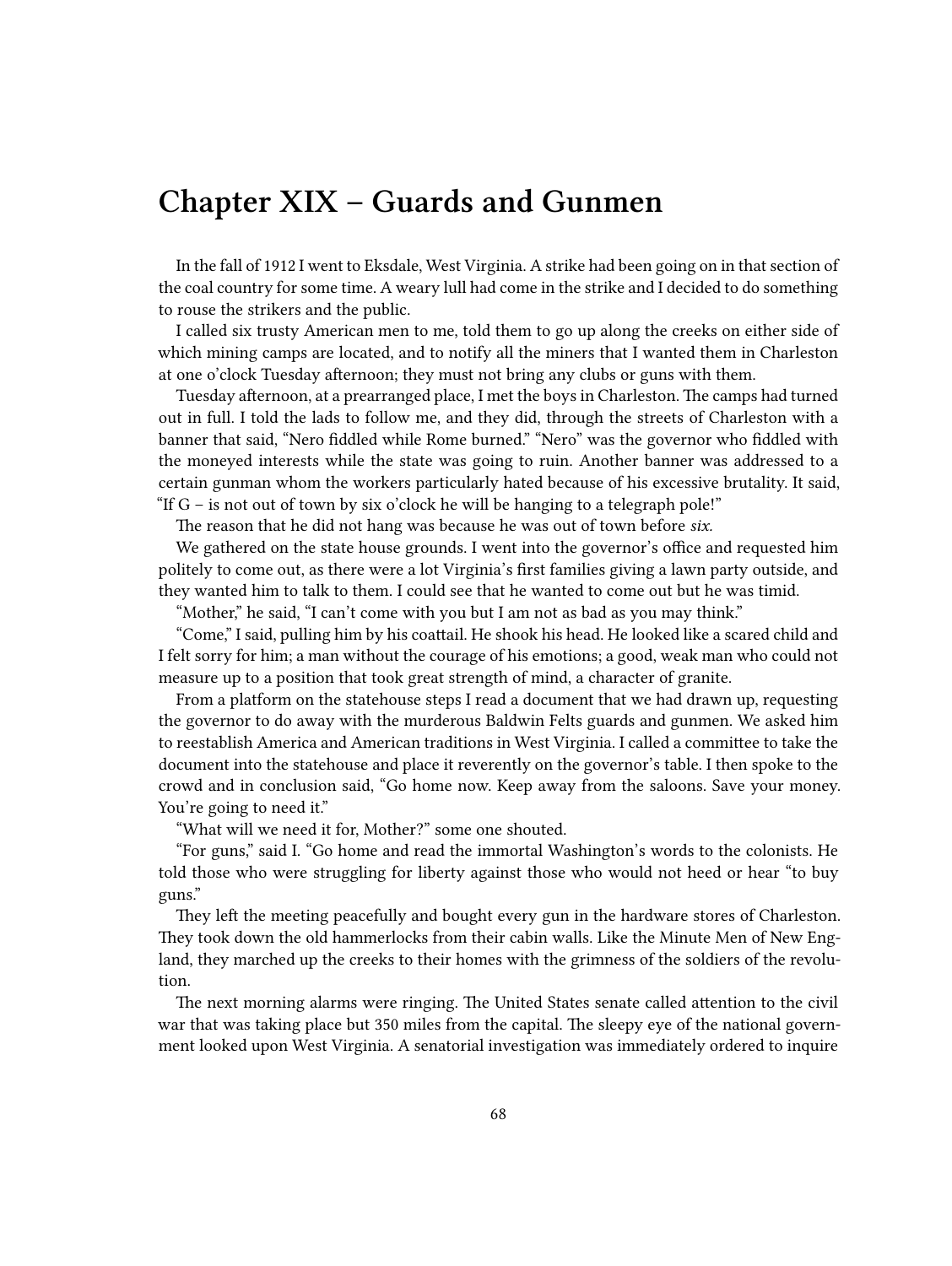# Chapter XIX – Guards and Gunmen

In the fall of 1912 I went to Eksdale, West Virginia. A strike had been going on in that section of the coal country for some time. A weary lull had come in the strike and I decided to do something to rouse the strikers and the public.

I called six trusty American men to me, told them to go up along the creeks on either side of which mining camps are located, and to notify all the miners that I wanted them in Charleston at one o'clock Tuesday afternoon; they must not bring any clubs or guns with them.

Tuesday afternoon, at a prearranged place, I met the boys in Charleston. The camps had turned out in full. I told the lads to follow me, and they did, through the streets of Charleston with a banner that said, "Nero fiddled while Rome burned." "Nero" was the governor who fiddled with the moneyed interests while the state was going to ruin. Another banner was addressed to a certain gunman whom the workers particularly hated because of his excessive brutality. It said, "If G – is not out of town by six o'clock he will be hanging to a telegraph pole!"

The reason that he did not hang was because he was out of town before *six*.

We gathered on the state house grounds. I went into the governor's office and requested him politely to come out, as there were a lot Virginia's first families giving a lawn party outside, and they wanted him to talk to them. I could see that he wanted to come out but he was timid.

"Mother," he said, "I can't come with you but I am not as bad as you may think."

"Come," I said, pulling him by his coattail. He shook his head. He looked like a scared child and I felt sorry for him; a man without the courage of his emotions; a good, weak man who could not measure up to a position that took great strength of mind, a character of granite.

From a platform on the statehouse steps I read a document that we had drawn up, requesting the governor to do away with the murderous Baldwin Felts guards and gunmen. We asked him to reestablish America and American traditions in West Virginia. I called a committee to take the document into the statehouse and place it reverently on the governor's table. I then spoke to the crowd and in conclusion said, "Go home now. Keep away from the saloons. Save your money. You're going to need it."

"What will we need it for, Mother?" some one shouted.

"For guns," said I. "Go home and read the immortal Washington's words to the colonists. He told those who were struggling for liberty against those who would not heed or hear "to buy guns."

They left the meeting peacefully and bought every gun in the hardware stores of Charleston. They took down the old hammerlocks from their cabin walls. Like the Minute Men of New England, they marched up the creeks to their homes with the grimness of the soldiers of the revolution.

The next morning alarms were ringing. The United States senate called attention to the civil war that was taking place but 350 miles from the capital. The sleepy eye of the national government looked upon West Virginia. A senatorial investigation was immediately ordered to inquire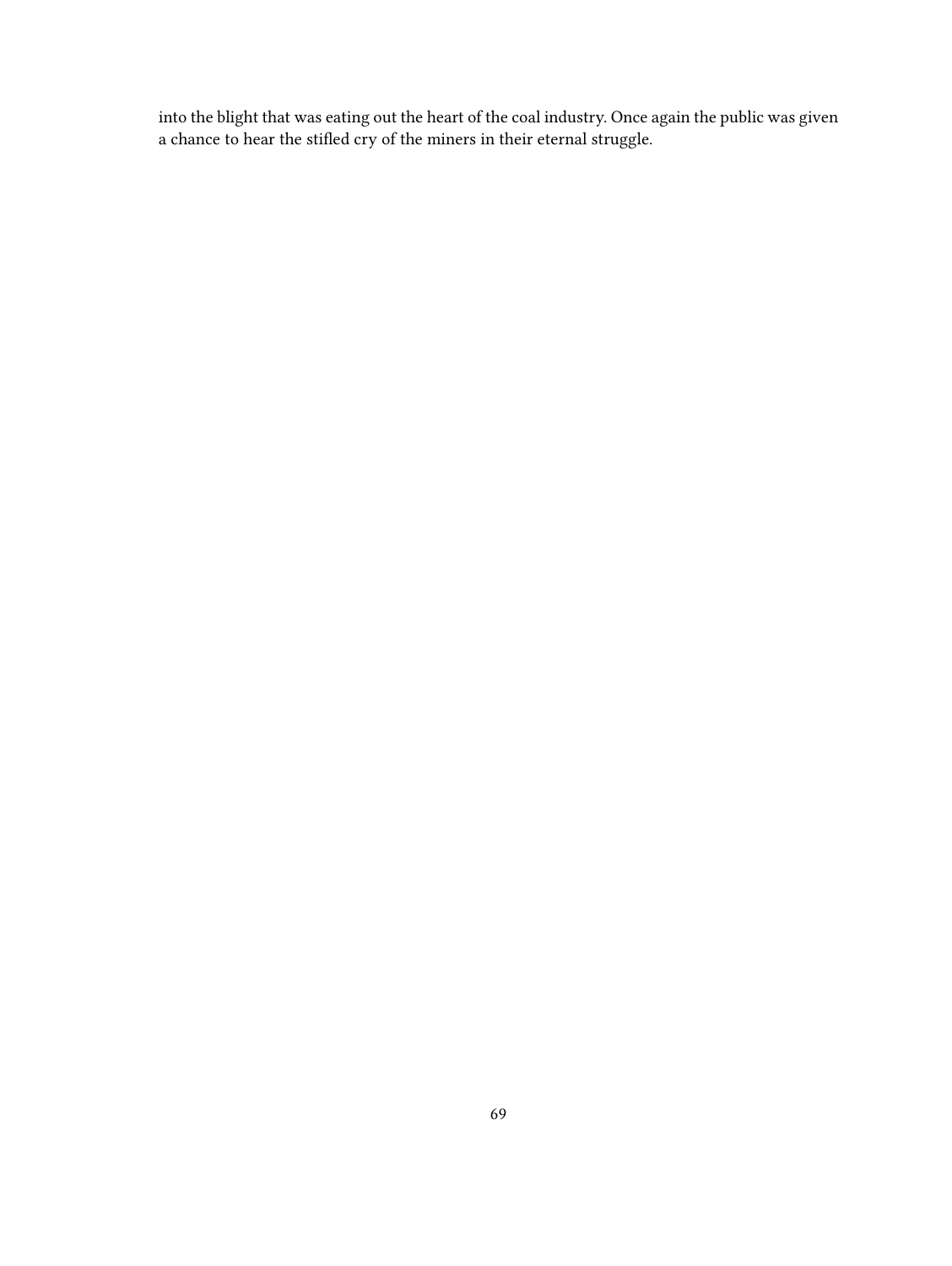into the blight that was eating out the heart of the coal industry. Once again the public was given a chance to hear the stifled cry of the miners in their eternal struggle.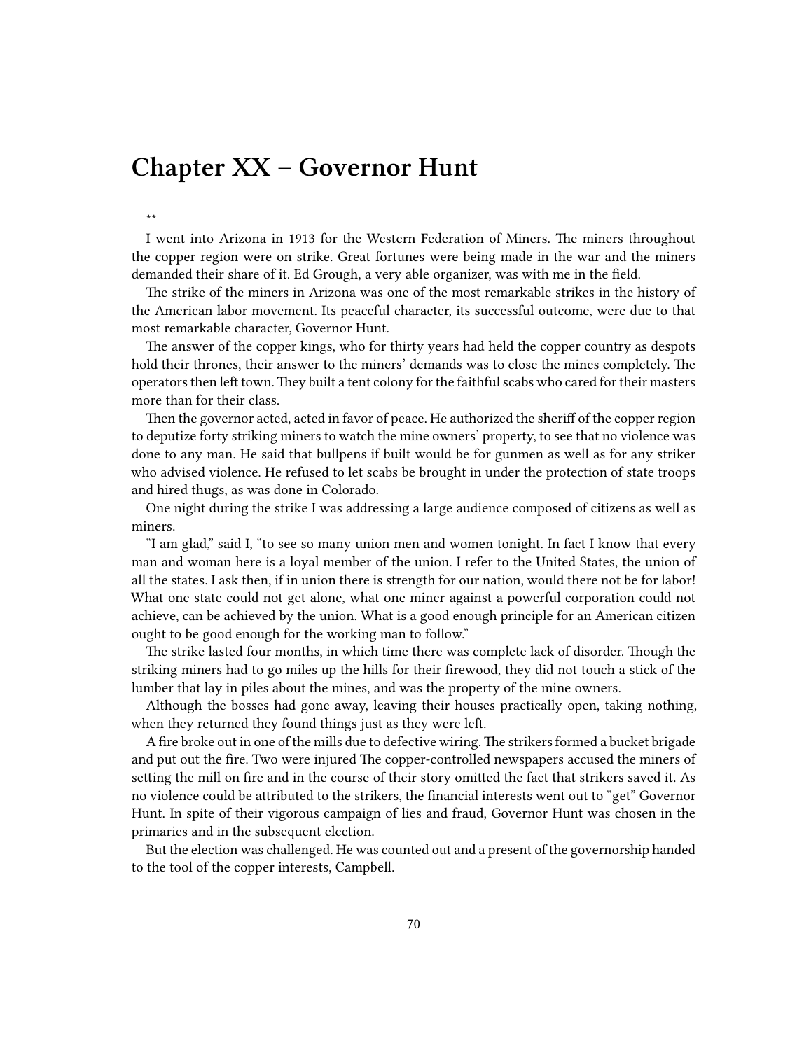# Chapter XX – Governor Hunt

**

I went into Arizona in 1913 for the Western Federation of Miners. The miners throughout the copper region were on strike. Great fortunes were being made in the war and the miners demanded their share of it. Ed Grough, a very able organizer, was with me in the field.

The strike of the miners in Arizona was one of the most remarkable strikes in the history of the American labor movement. Its peaceful character, its successful outcome, were due to that most remarkable character, Governor Hunt.

The answer of the copper kings, who for thirty years had held the copper country as despots hold their thrones, their answer to the miners' demands was to close the mines completely. The operators then left town. They built a tent colony for the faithful scabs who cared for their masters more than for their class.

Then the governor acted, acted in favor of peace. He authorized the sheriff of the copper region to deputize forty striking miners to watch the mine owners' property, to see that no violence was done to any man. He said that bullpens if built would be for gunmen as well as for any striker who advised violence. He refused to let scabs be brought in under the protection of state troops and hired thugs, as was done in Colorado.

One night during the strike I was addressing a large audience composed of citizens as well as miners.

"I am glad," said I, "to see so many union men and women tonight. In fact I know that every man and woman here is a loyal member of the union. I refer to the United States, the union of all the states. I ask then, if in union there is strength for our nation, would there not be for labor! What one state could not get alone, what one miner against a powerful corporation could not achieve, can be achieved by the union. What is a good enough principle for an American citizen ought to be good enough for the working man to follow."

The strike lasted four months, in which time there was complete lack of disorder. Though the striking miners had to go miles up the hills for their firewood, they did not touch a stick of the lumber that lay in piles about the mines, and was the property of the mine owners.

Although the bosses had gone away, leaving their houses practically open, taking nothing, when they returned they found things just as they were left.

A fire broke out in one of the mills due to defective wiring. The strikers formed a bucket brigade and put out the fire. Two were injured The copper-controlled newspapers accused the miners of setting the mill on fire and in the course of their story omitted the fact that strikers saved it. As no violence could be attributed to the strikers, the financial interests went out to "get" Governor Hunt. In spite of their vigorous campaign of lies and fraud, Governor Hunt was chosen in the primaries and in the subsequent election.

But the election was challenged. He was counted out and a present of the governorship handed to the tool of the copper interests, Campbell.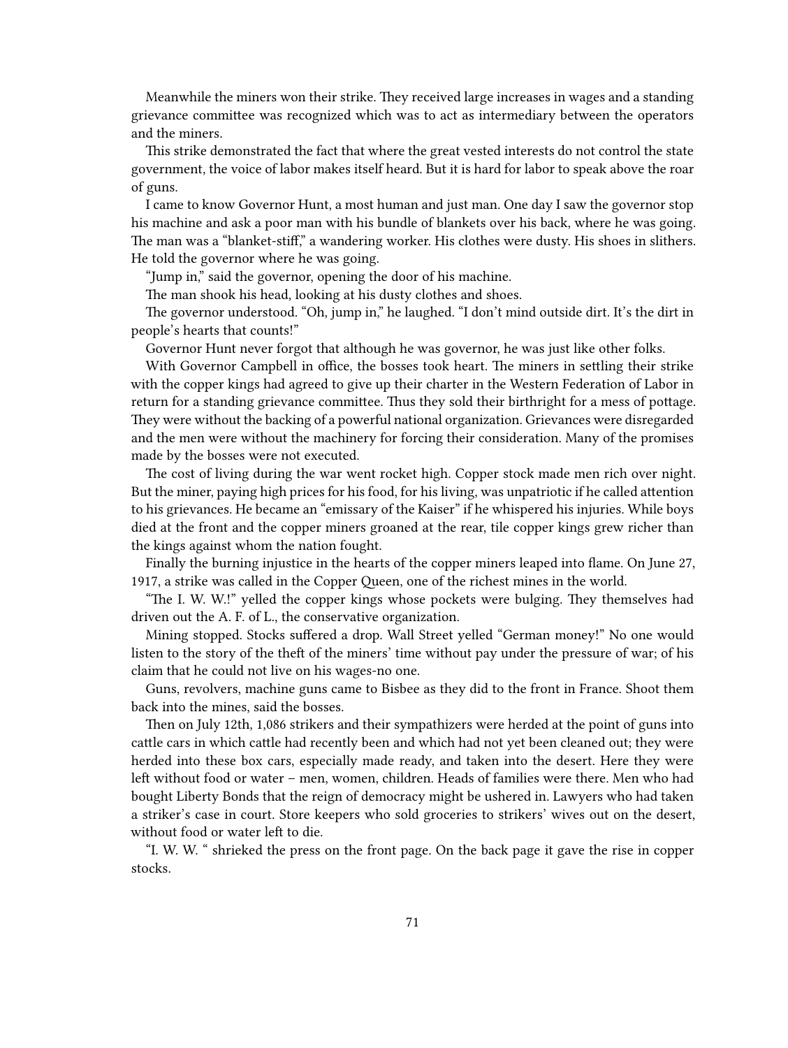Meanwhile the miners won their strike. They received large increases in wages and a standing grievance committee was recognized which was to act as intermediary between the operators and the miners.

This strike demonstrated the fact that where the great vested interests do not control the state government, the voice of labor makes itself heard. But it is hard for labor to speak above the roar of guns.

I came to know Governor Hunt, a most human and just man. One day I saw the governor stop his machine and ask a poor man with his bundle of blankets over his back, where he was going. The man was a "blanket-stiff," a wandering worker. His clothes were dusty. His shoes in slithers. He told the governor where he was going.

"Jump in," said the governor, opening the door of his machine.

The man shook his head, looking at his dusty clothes and shoes.

The governor understood. "Oh, jump in," he laughed. "I don't mind outside dirt. It's the dirt in people's hearts that counts!"

Governor Hunt never forgot that although he was governor, he was just like other folks.

With Governor Campbell in office, the bosses took heart. The miners in settling their strike with the copper kings had agreed to give up their charter in the Western Federation of Labor in return for a standing grievance committee. Thus they sold their birthright for a mess of pottage. They were without the backing of a powerful national organization. Grievances were disregarded and the men were without the machinery for forcing their consideration. Many of the promises made by the bosses were not executed.

The cost of living during the war went rocket high. Copper stock made men rich over night. But the miner, paying high prices for his food, for his living, was unpatriotic if he called attention to his grievances. He became an "emissary of the Kaiser" if he whispered his injuries. While boys died at the front and the copper miners groaned at the rear, tile copper kings grew richer than the kings against whom the nation fought.

Finally the burning injustice in the hearts of the copper miners leaped into flame. On June 27, 1917, a strike was called in the Copper Queen, one of the richest mines in the world.

"The I. W. W.!" yelled the copper kings whose pockets were bulging. They themselves had driven out the A. F. of L., the conservative organization.

Mining stopped. Stocks suffered a drop. Wall Street yelled "German money!" No one would listen to the story of the theft of the miners' time without pay under the pressure of war; of his claim that he could not live on his wages-no one.

Guns, revolvers, machine guns came to Bisbee as they did to the front in France. Shoot them back into the mines, said the bosses.

Then on July 12th, 1,086 strikers and their sympathizers were herded at the point of guns into cattle cars in which cattle had recently been and which had not yet been cleaned out; they were herded into these box cars, especially made ready, and taken into the desert. Here they were left without food or water – men, women, children. Heads of families were there. Men who had bought Liberty Bonds that the reign of democracy might be ushered in. Lawyers who had taken a striker's case in court. Store keepers who sold groceries to strikers' wives out on the desert, without food or water left to die.

"I. W. W. " shrieked the press on the front page. On the back page it gave the rise in copper stocks.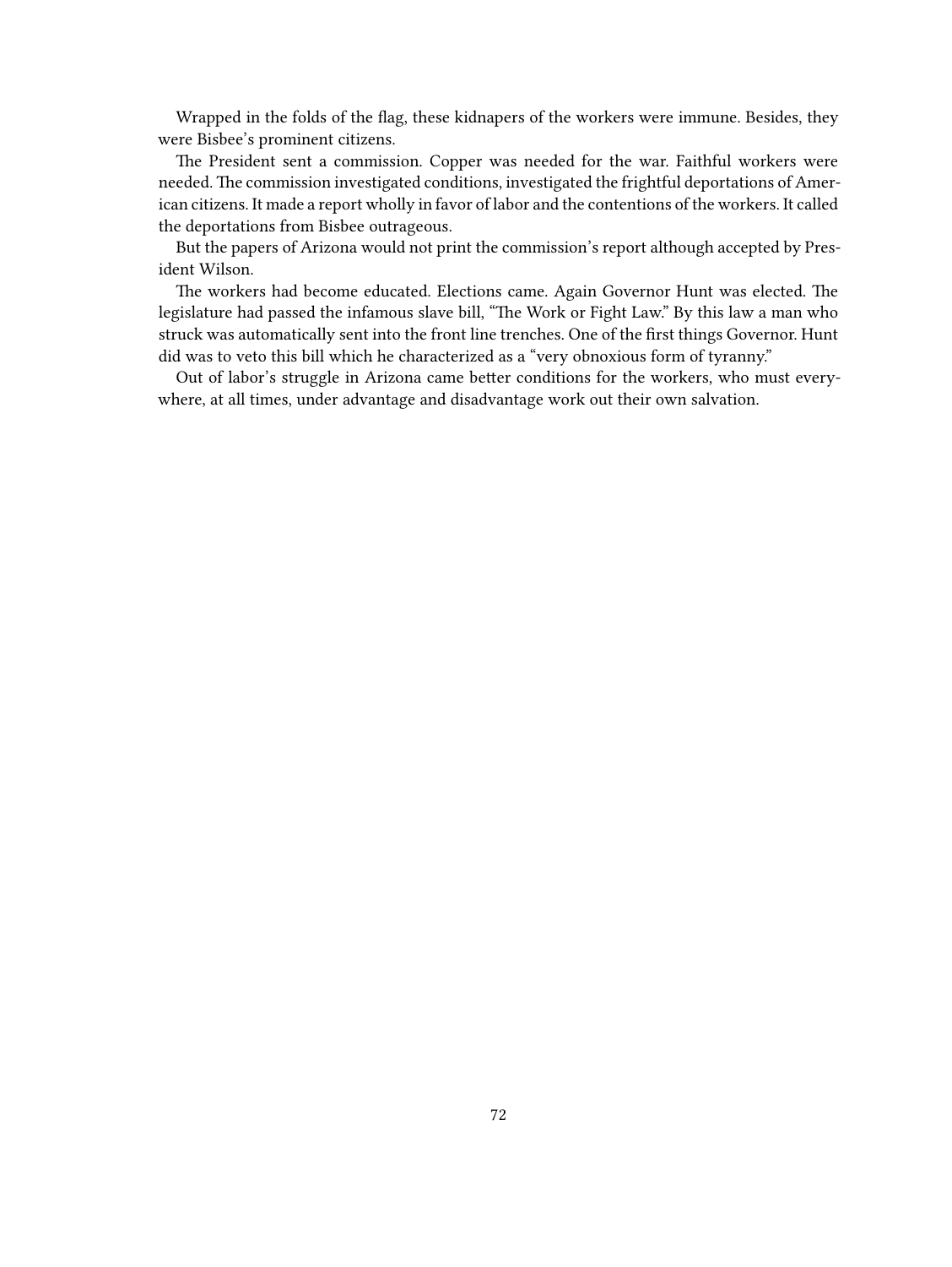Wrapped in the folds of the flag, these kidnapers of the workers were immune. Besides, they were Bisbee's prominent citizens.

The President sent a commission. Copper was needed for the war. Faithful workers were needed. The commission investigated conditions, investigated the frightful deportations of American citizens. It made a report wholly in favor of labor and the contentions of the workers. It called the deportations from Bisbee outrageous.

But the papers of Arizona would not print the commission's report although accepted by President Wilson.

The workers had become educated. Elections came. Again Governor Hunt was elected. The legislature had passed the infamous slave bill, "The Work or Fight Law." By this law a man who struck was automatically sent into the front line trenches. One of the first things Governor. Hunt did was to veto this bill which he characterized as a "very obnoxious form of tyranny."

Out of labor's struggle in Arizona came better conditions for the workers, who must everywhere, at all times, under advantage and disadvantage work out their own salvation.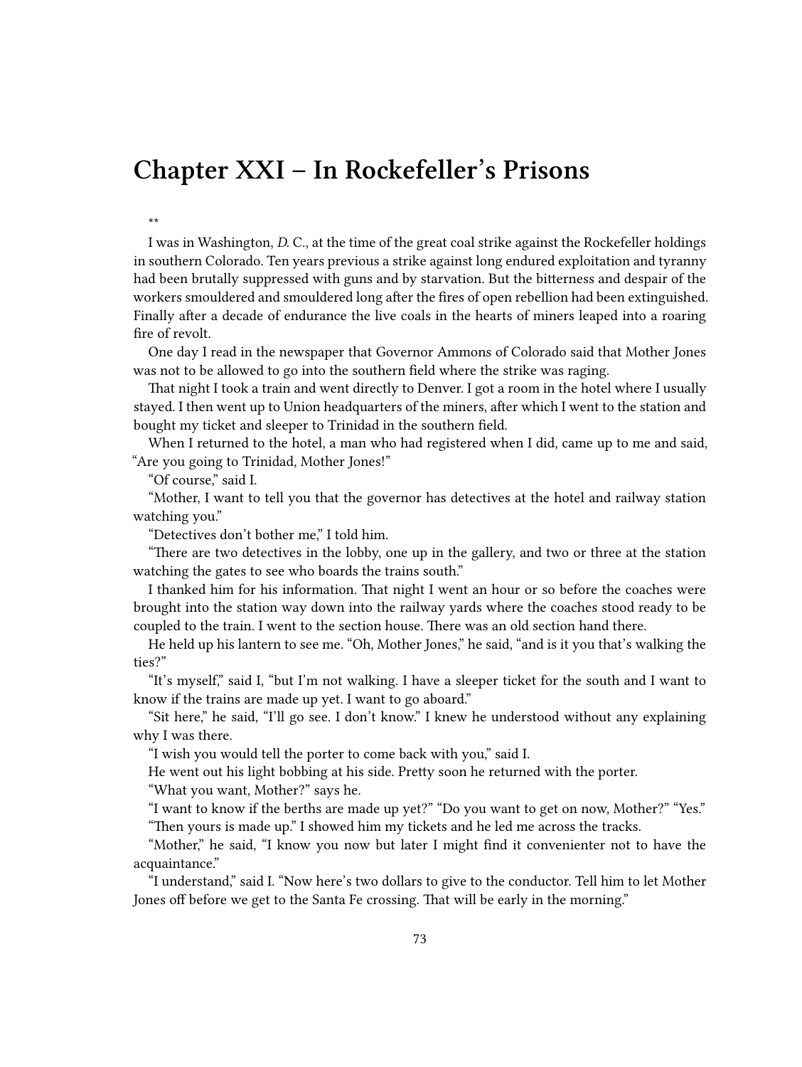# Chapter XXI – In Rockefeller's Prisons

**

I was in Washington, *D.* C., at the time of the great coal strike against the Rockefeller holdings in southern Colorado. Ten years previous a strike against long endured exploitation and tyranny had been brutally suppressed with guns and by starvation. But the bitterness and despair of the workers smouldered and smouldered long after the fires of open rebellion had been extinguished. Finally after a decade of endurance the live coals in the hearts of miners leaped into a roaring fire of revolt.

One day I read in the newspaper that Governor Ammons of Colorado said that Mother Jones was not to be allowed to go into the southern field where the strike was raging.

That night I took a train and went directly to Denver. I got a room in the hotel where I usually stayed. I then went up to Union headquarters of the miners, after which I went to the station and bought my ticket and sleeper to Trinidad in the southern field.

When I returned to the hotel, a man who had registered when I did, came up to me and said, "Are you going to Trinidad, Mother Jones!"

"Of course," said I.

"Mother, I want to tell you that the governor has detectives at the hotel and railway station watching you."

"Detectives don't bother me," I told him.

"There are two detectives in the lobby, one up in the gallery, and two or three at the station watching the gates to see who boards the trains south."

I thanked him for his information. That night I went an hour or so before the coaches were brought into the station way down into the railway yards where the coaches stood ready to be coupled to the train. I went to the section house. There was an old section hand there.

He held up his lantern to see me. "Oh, Mother Jones," he said, "and is it you that's walking the ties?"

"It's myself," said I, "but I'm not walking. I have a sleeper ticket for the south and I want to know if the trains are made up yet. I want to go aboard."

"Sit here," he said, "I'll go see. I don't know." I knew he understood without any explaining why I was there.

"I wish you would tell the porter to come back with you," said I.

He went out his light bobbing at his side. Pretty soon he returned with the porter.

"What you want, Mother?" says he.

"I want to know if the berths are made up yet?" "Do you want to get on now, Mother?" "Yes."

"Then yours is made up." I showed him my tickets and he led me across the tracks.

"Mother," he said, "I know you now but later I might find it convenienter not to have the acquaintance."

"I understand," said I. "Now here's two dollars to give to the conductor. Tell him to let Mother Jones off before we get to the Santa Fe crossing. That will be early in the morning."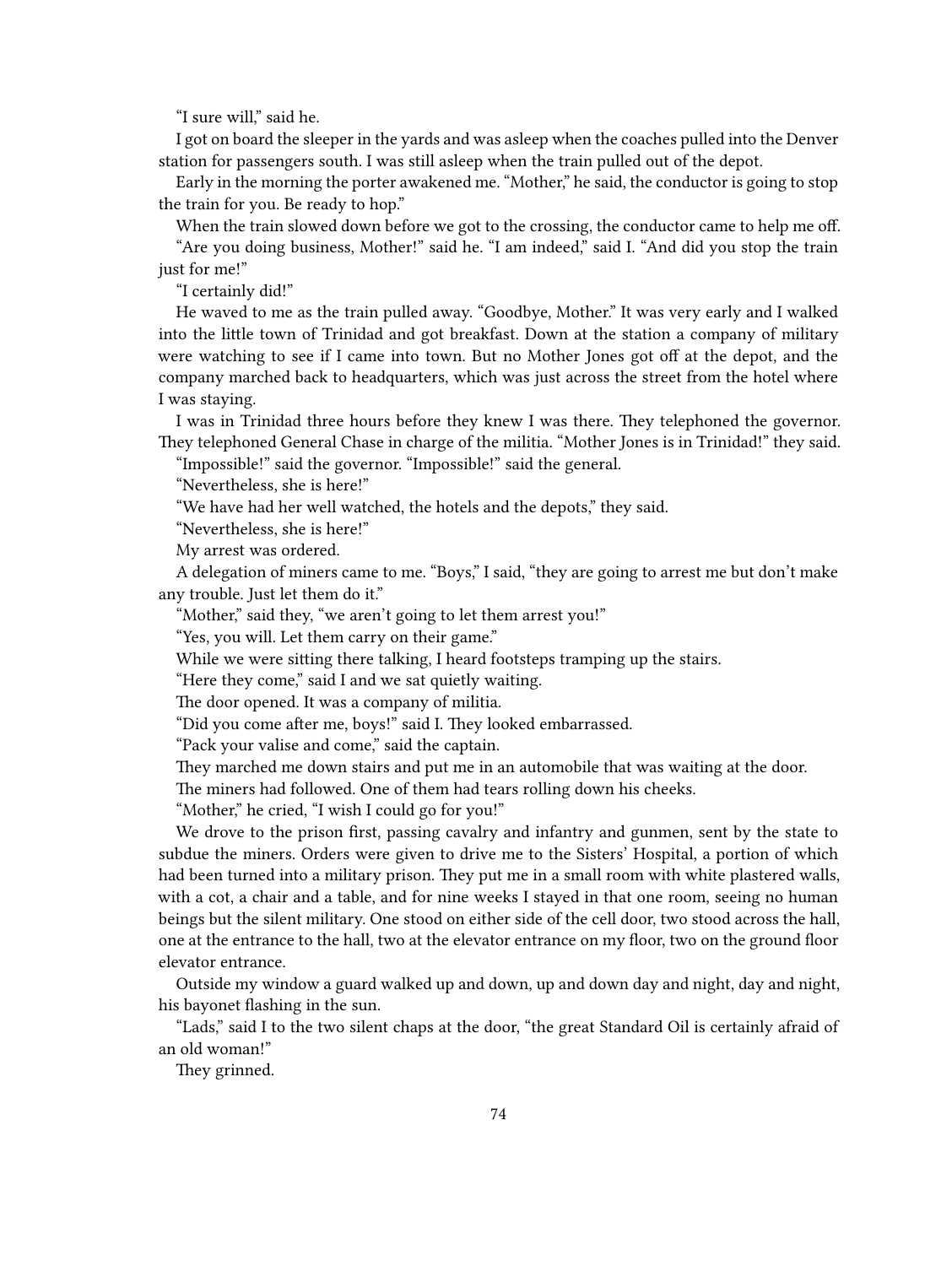"I sure will," said he.

I got on board the sleeper in the yards and was asleep when the coaches pulled into the Denver station for passengers south. I was still asleep when the train pulled out of the depot.

Early in the morning the porter awakened me. "Mother," he said, the conductor is going to stop the train for you. Be ready to hop."

When the train slowed down before we got to the crossing, the conductor came to help me off.

"Are you doing business, Mother!" said he. "I am indeed," said I. "And did you stop the train just for me!"

"I certainly did!"

He waved to me as the train pulled away. "Goodbye, Mother." It was very early and I walked into the little town of Trinidad and got breakfast. Down at the station a company of military were watching to see if I came into town. But no Mother Jones got off at the depot, and the company marched back to headquarters, which was just across the street from the hotel where I was staying.

I was in Trinidad three hours before they knew I was there. They telephoned the governor. They telephoned General Chase in charge of the militia. "Mother Jones is in Trinidad!" they said.

"Impossible!" said the governor. "Impossible!" said the general.

"Nevertheless, she is here!"

"We have had her well watched, the hotels and the depots," they said.

"Nevertheless, she is here!"

My arrest was ordered.

A delegation of miners came to me. "Boys," I said, "they are going to arrest me but don't make any trouble. Just let them do it."

"Mother," said they, "we aren't going to let them arrest you!"

"Yes, you will. Let them carry on their game."

While we were sitting there talking, I heard footsteps tramping up the stairs.

"Here they come," said I and we sat quietly waiting.

The door opened. It was a company of militia.

"Did you come after me, boys!" said I. They looked embarrassed.

"Pack your valise and come," said the captain.

They marched me down stairs and put me in an automobile that was waiting at the door.

The miners had followed. One of them had tears rolling down his cheeks.

"Mother," he cried, "I wish I could go for you!"

We drove to the prison first, passing cavalry and infantry and gunmen, sent by the state to subdue the miners. Orders were given to drive me to the Sisters' Hospital, a portion of which had been turned into a military prison. They put me in a small room with white plastered walls, with a cot, a chair and a table, and for nine weeks I stayed in that one room, seeing no human beings but the silent military. One stood on either side of the cell door, two stood across the hall, one at the entrance to the hall, two at the elevator entrance on my floor, two on the ground floor elevator entrance.

Outside my window a guard walked up and down, up and down day and night, day and night, his bayonet flashing in the sun.

"Lads," said I to the two silent chaps at the door, "the great Standard Oil is certainly afraid of an old woman!"

They grinned.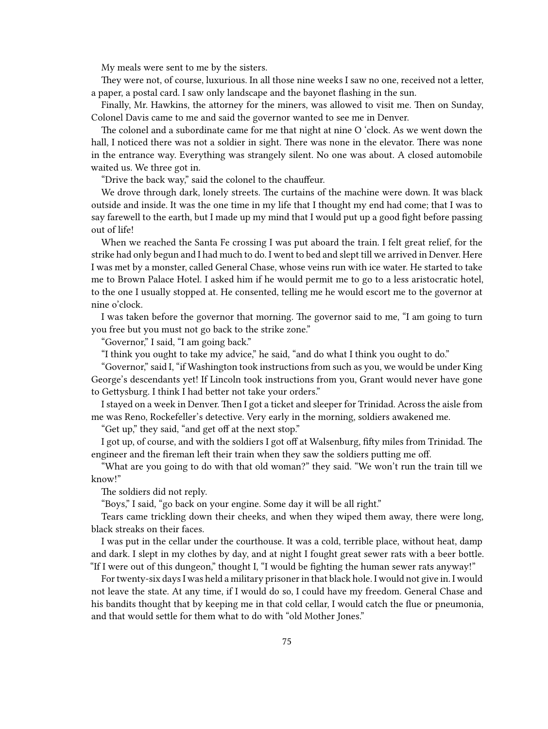My meals were sent to me by the sisters.

They were not, of course, luxurious. In all those nine weeks I saw no one, received not a letter, a paper, a postal card. I saw only landscape and the bayonet flashing in the sun.

Finally, Mr. Hawkins, the attorney for the miners, was allowed to visit me. Then on Sunday, Colonel Davis came to me and said the governor wanted to see me in Denver.

The colonel and a subordinate came for me that night at nine O 'clock. As we went down the hall, I noticed there was not a soldier in sight. There was none in the elevator. There was none in the entrance way. Everything was strangely silent. No one was about. A closed automobile waited us. We three got in.

"Drive the back way," said the colonel to the chauffeur.

We drove through dark, lonely streets. The curtains of the machine were down. It was black outside and inside. It was the one time in my life that I thought my end had come; that I was to say farewell to the earth, but I made up my mind that I would put up a good fight before passing out of life!

When we reached the Santa Fe crossing I was put aboard the train. I felt great relief, for the strike had only begun and I had much to do. I went to bed and slept till we arrived in Denver. Here I was met by a monster, called General Chase, whose veins run with ice water. He started to take me to Brown Palace Hotel. I asked him if he would permit me to go to a less aristocratic hotel, to the one I usually stopped at. He consented, telling me he would escort me to the governor at nine o'clock.

I was taken before the governor that morning. The governor said to me, "I am going to turn you free but you must not go back to the strike zone."

"Governor," I said, "I am going back."

"I think you ought to take my advice," he said, "and do what I think you ought to do."

"Governor," said I, "if Washington took instructions from such as you, we would be under King George's descendants yet! If Lincoln took instructions from you, Grant would never have gone to Gettysburg. I think I had better not take your orders."

I stayed on a week in Denver. Then I got a ticket and sleeper for Trinidad. Across the aisle from me was Reno, Rockefeller's detective. Very early in the morning, soldiers awakened me.

"Get up," they said, "and get off at the next stop."

I got up, of course, and with the soldiers I got off at Walsenburg, fifty miles from Trinidad. The engineer and the fireman left their train when they saw the soldiers putting me off.

"What are you going to do with that old woman?" they said. "We won't run the train till we know!"

The soldiers did not reply.

"Boys," I said, "go back on your engine. Some day it will be all right."

Tears came trickling down their cheeks, and when they wiped them away, there were long, black streaks on their faces.

I was put in the cellar under the courthouse. It was a cold, terrible place, without heat, damp and dark. I slept in my clothes by day, and at night I fought great sewer rats with a beer bottle. "If I were out of this dungeon," thought I, "I would be fighting the human sewer rats anyway!"

For twenty-six days I was held a military prisoner in that black hole. I would not give in. I would not leave the state. At any time, if I would do so, I could have my freedom. General Chase and his bandits thought that by keeping me in that cold cellar, I would catch the flue or pneumonia, and that would settle for them what to do with "old Mother Jones."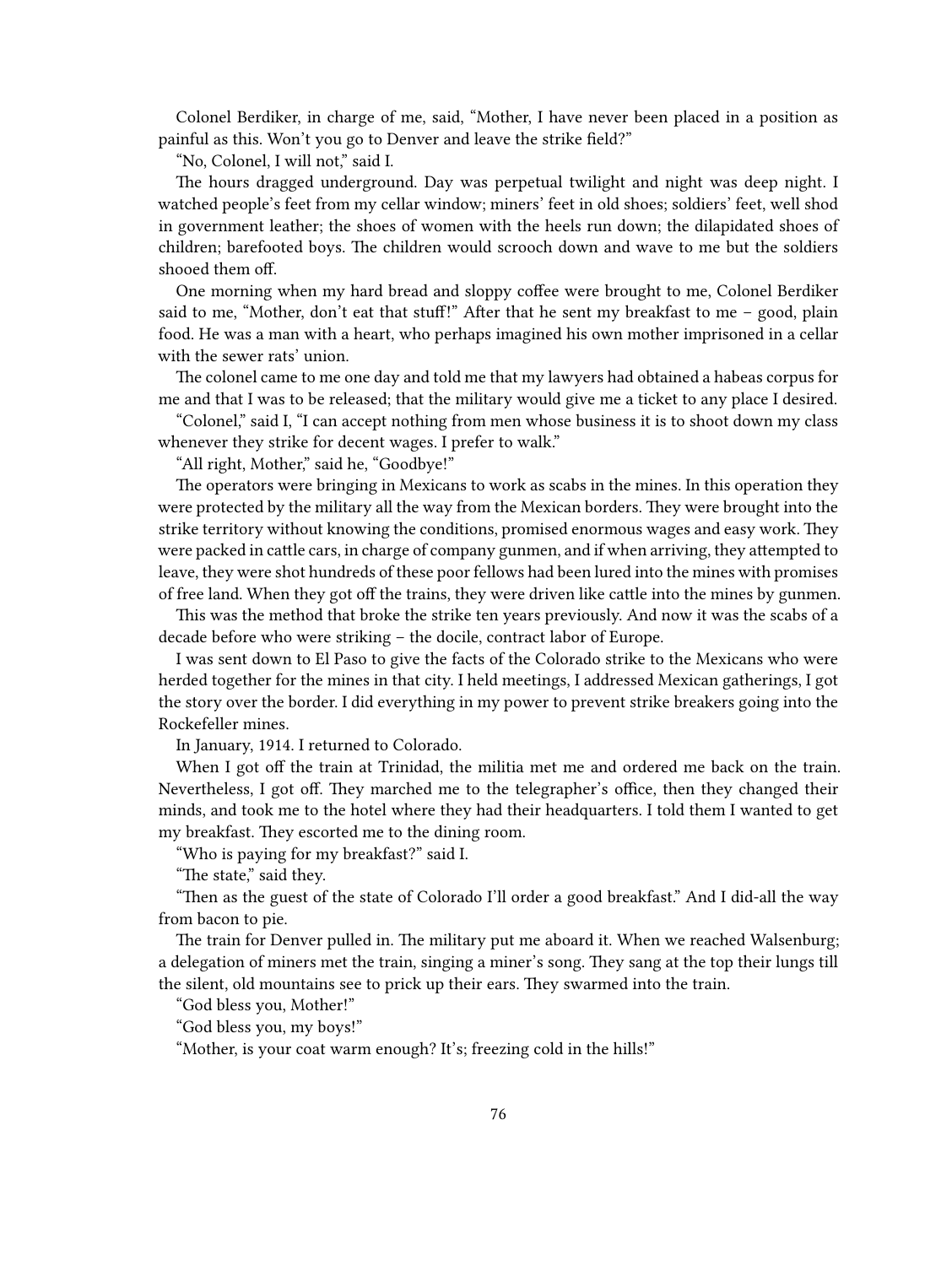Colonel Berdiker, in charge of me, said, "Mother, I have never been placed in a position as painful as this. Won't you go to Denver and leave the strike field?"

"No, Colonel, I will not," said I.

The hours dragged underground. Day was perpetual twilight and night was deep night. I watched people's feet from my cellar window; miners' feet in old shoes; soldiers' feet, well shod in government leather; the shoes of women with the heels run down; the dilapidated shoes of children; barefooted boys. The children would scrooch down and wave to me but the soldiers shooed them off.

One morning when my hard bread and sloppy coffee were brought to me, Colonel Berdiker said to me, "Mother, don't eat that stuff!" After that he sent my breakfast to me – good, plain food. He was a man with a heart, who perhaps imagined his own mother imprisoned in a cellar with the sewer rats' union.

The colonel came to me one day and told me that my lawyers had obtained a habeas corpus for me and that I was to be released; that the military would give me a ticket to any place I desired.

"Colonel," said I, "I can accept nothing from men whose business it is to shoot down my class whenever they strike for decent wages. I prefer to walk."

"All right, Mother," said he, "Goodbye!"

The operators were bringing in Mexicans to work as scabs in the mines. In this operation they were protected by the military all the way from the Mexican borders. They were brought into the strike territory without knowing the conditions, promised enormous wages and easy work. They were packed in cattle cars, in charge of company gunmen, and if when arriving, they attempted to leave, they were shot hundreds of these poor fellows had been lured into the mines with promises of free land. When they got off the trains, they were driven like cattle into the mines by gunmen.

This was the method that broke the strike ten years previously. And now it was the scabs of a decade before who were striking – the docile, contract labor of Europe.

I was sent down to El Paso to give the facts of the Colorado strike to the Mexicans who were herded together for the mines in that city. I held meetings, I addressed Mexican gatherings, I got the story over the border. I did everything in my power to prevent strike breakers going into the Rockefeller mines.

In January, 1914. I returned to Colorado.

When I got off the train at Trinidad, the militia met me and ordered me back on the train. Nevertheless, I got off. They marched me to the telegrapher's office, then they changed their minds, and took me to the hotel where they had their headquarters. I told them I wanted to get my breakfast. They escorted me to the dining room.

"Who is paying for my breakfast?" said I.

"The state," said they.

"Then as the guest of the state of Colorado I'll order a good breakfast." And I did-all the way from bacon to pie.

The train for Denver pulled in. The military put me aboard it. When we reached Walsenburg; a delegation of miners met the train, singing a miner's song. They sang at the top their lungs till the silent, old mountains see to prick up their ears. They swarmed into the train.

"God bless you, Mother!"

"God bless you, my boys!"

"Mother, is your coat warm enough? It's; freezing cold in the hills!"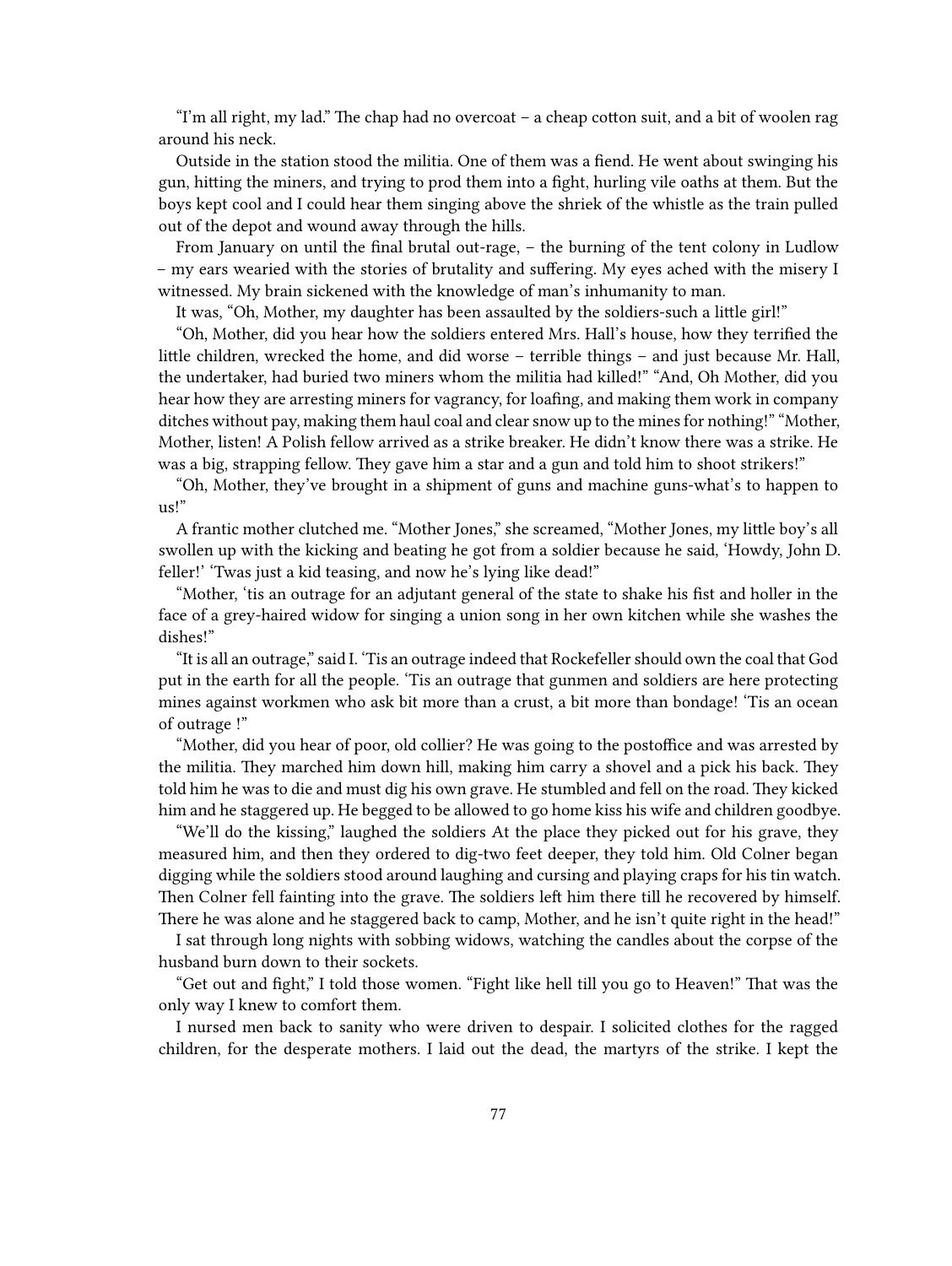"I'm all right, my lad." The chap had no overcoat – a cheap cotton suit, and a bit of woolen rag around his neck.

Outside in the station stood the militia. One of them was a fiend. He went about swinging his gun, hitting the miners, and trying to prod them into a fight, hurling vile oaths at them. But the boys kept cool and I could hear them singing above the shriek of the whistle as the train pulled out of the depot and wound away through the hills.

From January on until the final brutal out-rage, – the burning of the tent colony in Ludlow – my ears wearied with the stories of brutality and suffering. My eyes ached with the misery I witnessed. My brain sickened with the knowledge of man's inhumanity to man.

It was, "Oh, Mother, my daughter has been assaulted by the soldiers-such a little girl!"

"Oh, Mother, did you hear how the soldiers entered Mrs. Hall's house, how they terrified the little children, wrecked the home, and did worse – terrible things – and just because Mr. Hall, the undertaker, had buried two miners whom the militia had killed!" "And, Oh Mother, did you hear how they are arresting miners for vagrancy, for loafing, and making them work in company ditches without pay, making them haul coal and clear snow up to the mines for nothing!" "Mother, Mother, listen! A Polish fellow arrived as a strike breaker. He didn't know there was a strike. He was a big, strapping fellow. They gave him a star and a gun and told him to shoot strikers!"

"Oh, Mother, they've brought in a shipment of guns and machine guns-what's to happen to us!"

A frantic mother clutched me. "Mother Jones," she screamed, "Mother Jones, my little boy's all swollen up with the kicking and beating he got from a soldier because he said, 'Howdy, John D. feller!' 'Twas just a kid teasing, and now he's lying like dead!"

"Mother, 'tis an outrage for an adjutant general of the state to shake his fist and holler in the face of a grey-haired widow for singing a union song in her own kitchen while she washes the dishes!"

"It is all an outrage," said I. 'Tis an outrage indeed that Rockefeller should own the coal that God put in the earth for all the people. 'Tis an outrage that gunmen and soldiers are here protecting mines against workmen who ask bit more than a crust, a bit more than bondage! 'Tis an ocean of outrage !"

"Mother, did you hear of poor, old collier? He was going to the postoffice and was arrested by the militia. They marched him down hill, making him carry a shovel and a pick his back. They told him he was to die and must dig his own grave. He stumbled and fell on the road. They kicked him and he staggered up. He begged to be allowed to go home kiss his wife and children goodbye.

"We'll do the kissing," laughed the soldiers At the place they picked out for his grave, they measured him, and then they ordered to dig-two feet deeper, they told him. Old Colner began digging while the soldiers stood around laughing and cursing and playing craps for his tin watch. Then Colner fell fainting into the grave. The soldiers left him there till he recovered by himself. There he was alone and he staggered back to camp, Mother, and he isn't quite right in the head!"

I sat through long nights with sobbing widows, watching the candles about the corpse of the husband burn down to their sockets.

"Get out and fight," I told those women. "Fight like hell till you go to Heaven!" That was the only way I knew to comfort them.

I nursed men back to sanity who were driven to despair. I solicited clothes for the ragged children, for the desperate mothers. I laid out the dead, the martyrs of the strike. I kept the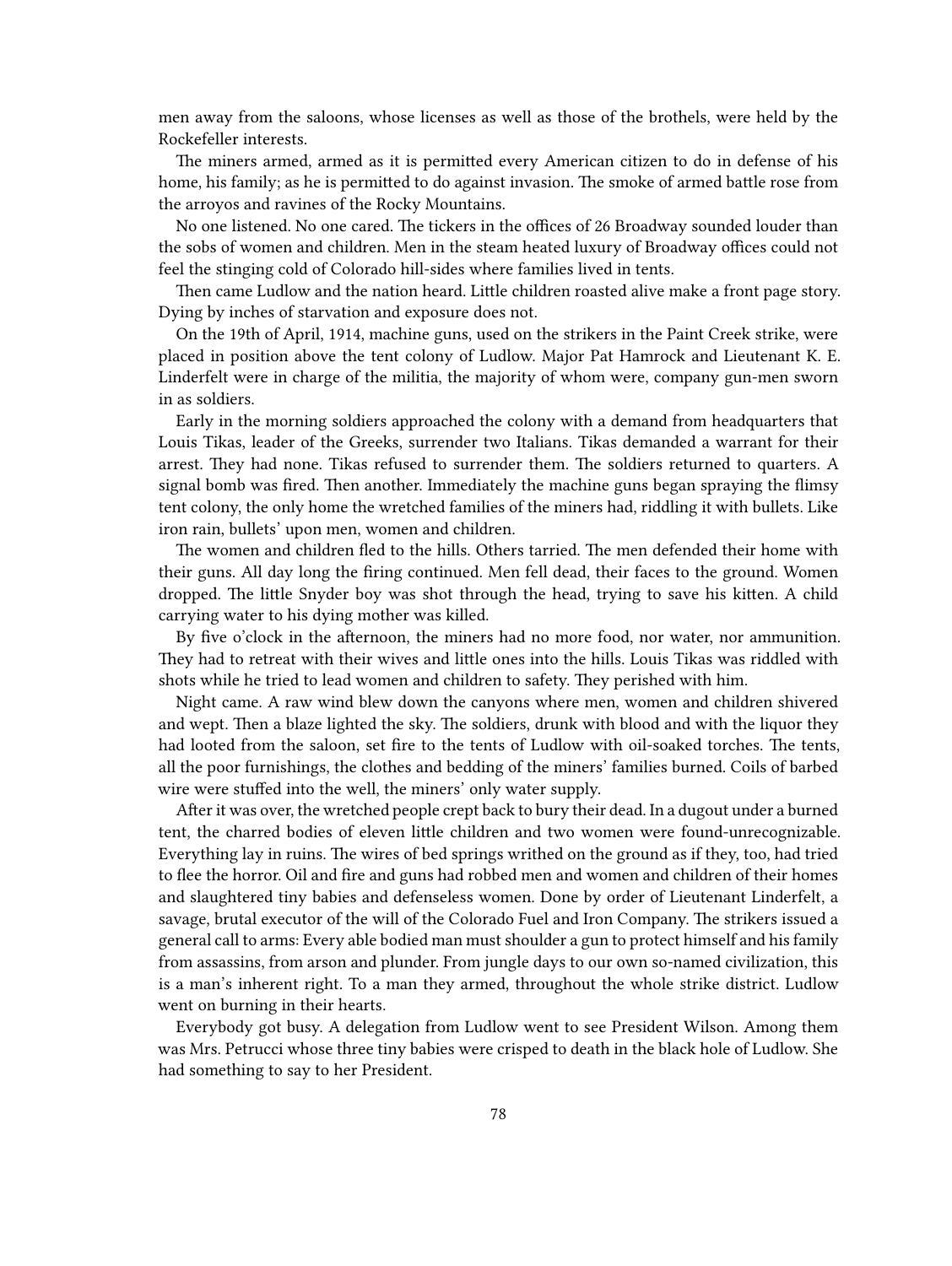men away from the saloons, whose licenses as well as those of the brothels, were held by the Rockefeller interests.

The miners armed, armed as it is permitted every American citizen to do in defense of his home, his family; as he is permitted to do against invasion. The smoke of armed battle rose from the arroyos and ravines of the Rocky Mountains.

No one listened. No one cared. The tickers in the offices of 26 Broadway sounded louder than the sobs of women and children. Men in the steam heated luxury of Broadway offices could not feel the stinging cold of Colorado hill-sides where families lived in tents.

Then came Ludlow and the nation heard. Little children roasted alive make a front page story. Dying by inches of starvation and exposure does not.

On the 19th of April, 1914, machine guns, used on the strikers in the Paint Creek strike, were placed in position above the tent colony of Ludlow. Major Pat Hamrock and Lieutenant K. E. Linderfelt were in charge of the militia, the majority of whom were, company gun-men sworn in as soldiers.

Early in the morning soldiers approached the colony with a demand from headquarters that Louis Tikas, leader of the Greeks, surrender two Italians. Tikas demanded a warrant for their arrest. They had none. Tikas refused to surrender them. The soldiers returned to quarters. A signal bomb was fired. Then another. Immediately the machine guns began spraying the flimsy tent colony, the only home the wretched families of the miners had, riddling it with bullets. Like iron rain, bullets' upon men, women and children.

The women and children fled to the hills. Others tarried. The men defended their home with their guns. All day long the firing continued. Men fell dead, their faces to the ground. Women dropped. The little Snyder boy was shot through the head, trying to save his kitten. A child carrying water to his dying mother was killed.

By five o'clock in the afternoon, the miners had no more food, nor water, nor ammunition. They had to retreat with their wives and little ones into the hills. Louis Tikas was riddled with shots while he tried to lead women and children to safety. They perished with him.

Night came. A raw wind blew down the canyons where men, women and children shivered and wept. Then a blaze lighted the sky. The soldiers, drunk with blood and with the liquor they had looted from the saloon, set fire to the tents of Ludlow with oil-soaked torches. The tents, all the poor furnishings, the clothes and bedding of the miners' families burned. Coils of barbed wire were stuffed into the well, the miners' only water supply.

After it was over, the wretched people crept back to bury their dead. In a dugout under a burned tent, the charred bodies of eleven little children and two women were found-unrecognizable. Everything lay in ruins. The wires of bed springs writhed on the ground as if they, too, had tried to flee the horror. Oil and fire and guns had robbed men and women and children of their homes and slaughtered tiny babies and defenseless women. Done by order of Lieutenant Linderfelt, a savage, brutal executor of the will of the Colorado Fuel and Iron Company. The strikers issued a general call to arms: Every able bodied man must shoulder a gun to protect himself and his family from assassins, from arson and plunder. From jungle days to our own so-named civilization, this is a man's inherent right. To a man they armed, throughout the whole strike district. Ludlow went on burning in their hearts.

Everybody got busy. A delegation from Ludlow went to see President Wilson. Among them was Mrs. Petrucci whose three tiny babies were crisped to death in the black hole of Ludlow. She had something to say to her President.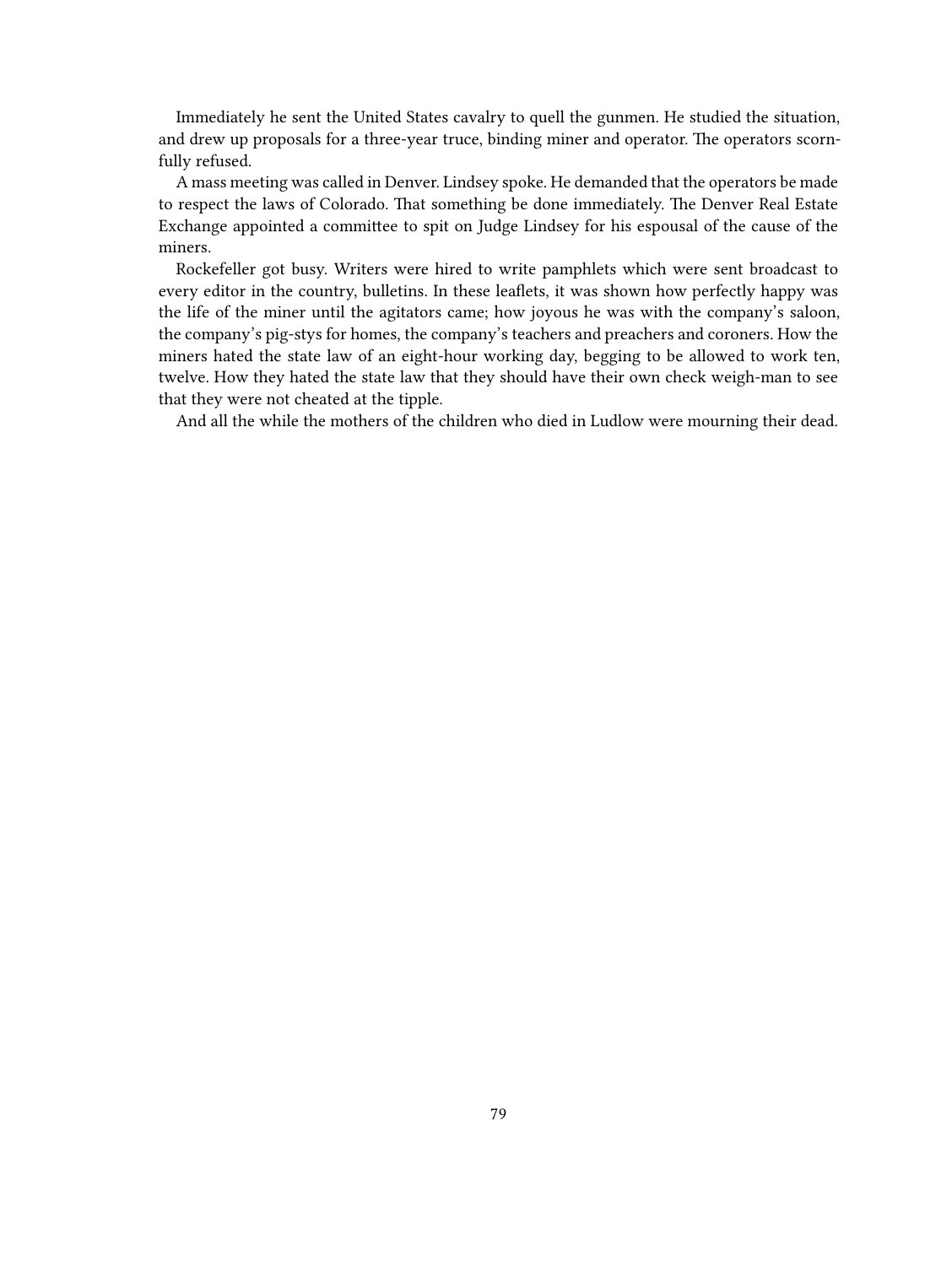Immediately he sent the United States cavalry to quell the gunmen. He studied the situation, and drew up proposals for a three-year truce, binding miner and operator. The operators scornfully refused.

A mass meeting was called in Denver. Lindsey spoke. He demanded that the operators be made to respect the laws of Colorado. That something be done immediately. The Denver Real Estate Exchange appointed a committee to spit on Judge Lindsey for his espousal of the cause of the miners.

Rockefeller got busy. Writers were hired to write pamphlets which were sent broadcast to every editor in the country, bulletins. In these leaflets, it was shown how perfectly happy was the life of the miner until the agitators came; how joyous he was with the company's saloon, the company's pig-stys for homes, the company's teachers and preachers and coroners. How the miners hated the state law of an eight-hour working day, begging to be allowed to work ten, twelve. How they hated the state law that they should have their own check weigh-man to see that they were not cheated at the tipple.

And all the while the mothers of the children who died in Ludlow were mourning their dead.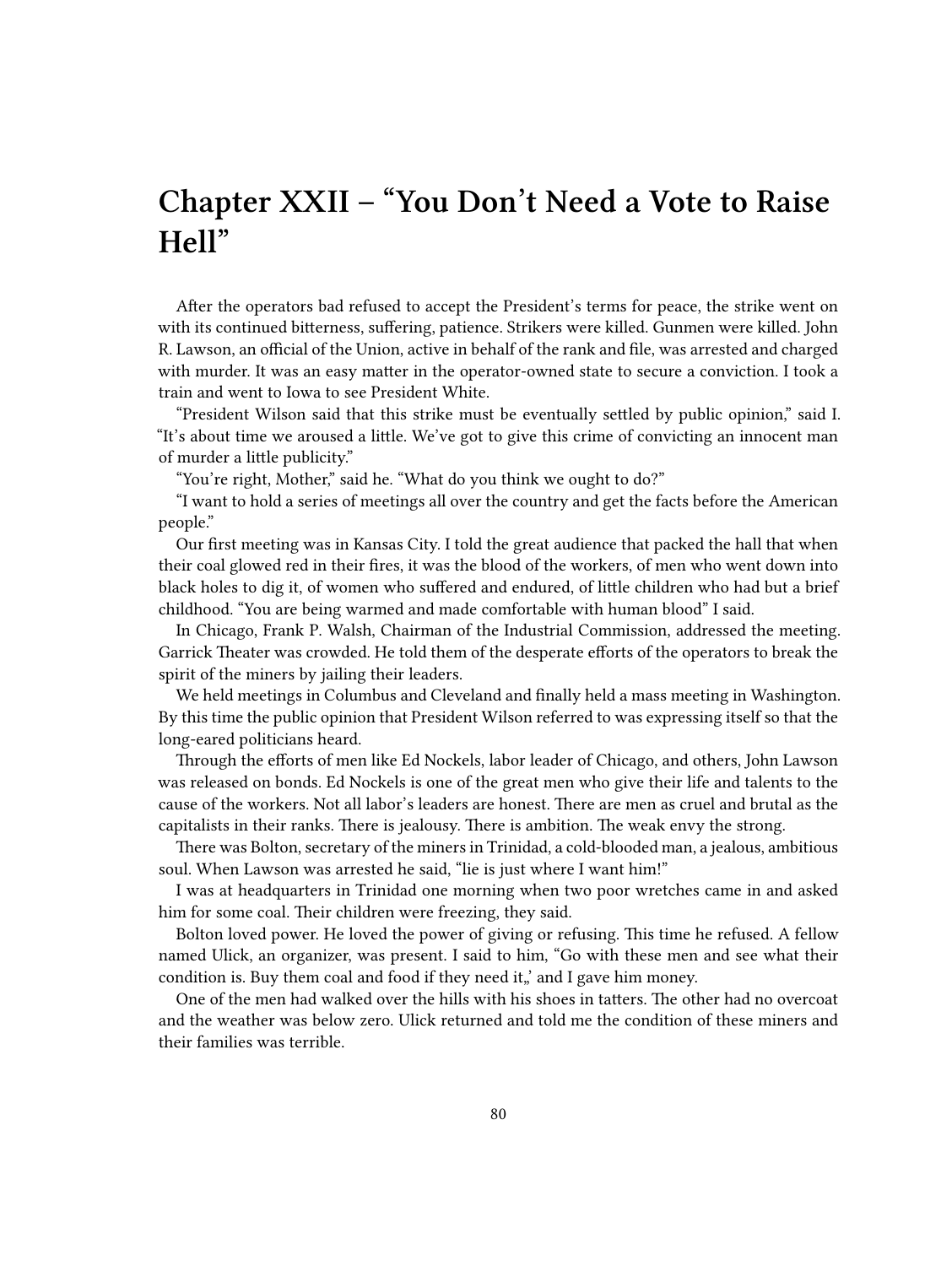# Chapter XXII – “You Don’t Need a Vote to Raise Hell”

After the operators bad refused to accept the President’s terms for peace, the strike went on with its continued bitterness, suffering, patience. Strikers were killed. Gunmen were killed. John R. Lawson, an official of the Union, active in behalf of the rank and file, was arrested and charged with murder. It was an easy matter in the operator-owned state to secure a conviction. I took a train and went to Iowa to see President White.

“President Wilson said that this strike must be eventually settled by public opinion,” said I. “It’s about time we aroused a little. We’ve got to give this crime of convicting an innocent man of murder a little publicity.”

“You’re right, Mother,” said he. “What do you think we ought to do?”

“I want to hold a series of meetings all over the country and get the facts before the American people.”

Our first meeting was in Kansas City. I told the great audience that packed the hall that when their coal glowed red in their fires, it was the blood of the workers, of men who went down into black holes to dig it, of women who suffered and endured, of little children who had but a brief childhood. “You are being warmed and made comfortable with human blood” I said.

In Chicago, Frank P. Walsh, Chairman of the Industrial Commission, addressed the meeting. Garrick Theater was crowded. He told them of the desperate efforts of the operators to break the spirit of the miners by jailing their leaders.

We held meetings in Columbus and Cleveland and finally held a mass meeting in Washington. By this time the public opinion that President Wilson referred to was expressing itself so that the long-eared politicians heard.

Through the efforts of men like Ed Nockels, labor leader of Chicago, and others, John Lawson was released on bonds. Ed Nockels is one of the great men who give their life and talents to the cause of the workers. Not all labor’s leaders are honest. There are men as cruel and brutal as the capitalists in their ranks. There is jealousy. There is ambition. The weak envy the strong.

There was Bolton, secretary of the miners in Trinidad, a cold-blooded man, a jealous, ambitious soul. When Lawson was arrested he said, “lie is just where I want him!”

I was at headquarters in Trinidad one morning when two poor wretches came in and asked him for some coal. Their children were freezing, they said.

Bolton loved power. He loved the power of giving or refusing. This time he refused. A fellow named Ulick, an organizer, was present. I said to him, “Go with these men and see what their condition is. Buy them coal and food if they need it„’ and I gave him money.

One of the men had walked over the hills with his shoes in tatters. The other had no overcoat and the weather was below zero. Ulick returned and told me the condition of these miners and their families was terrible.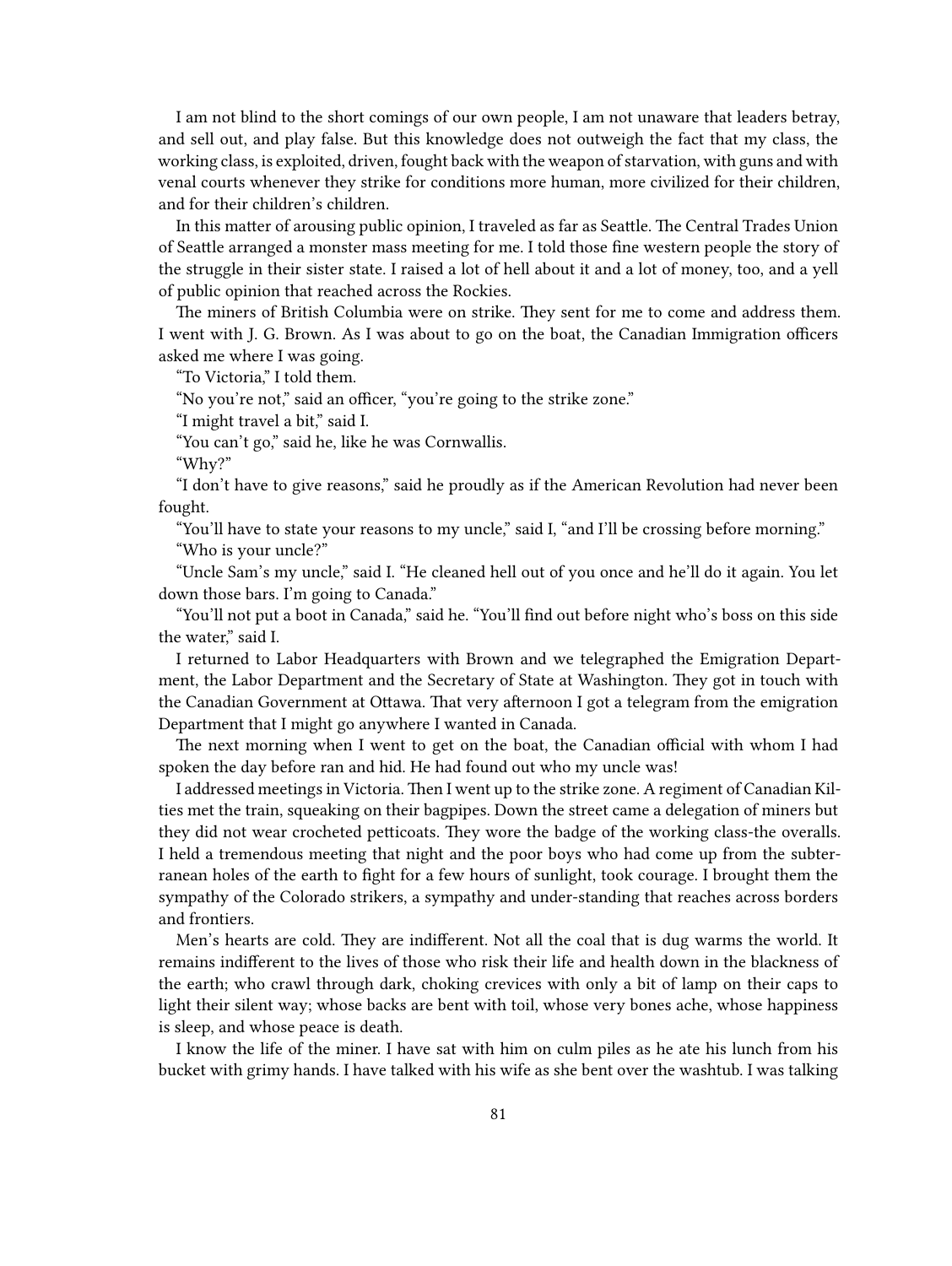I am not blind to the short comings of our own people, I am not unaware that leaders betray, and sell out, and play false. But this knowledge does not outweigh the fact that my class, the working class, is exploited, driven, fought back with the weapon of starvation, with guns and with venal courts whenever they strike for conditions more human, more civilized for their children, and for their children's children.

In this matter of arousing public opinion, I traveled as far as Seattle. The Central Trades Union of Seattle arranged a monster mass meeting for me. I told those fine western people the story of the struggle in their sister state. I raised a lot of hell about it and a lot of money, too, and a yell of public opinion that reached across the Rockies.

The miners of British Columbia were on strike. They sent for me to come and address them. I went with J. G. Brown. As I was about to go on the boat, the Canadian Immigration officers asked me where I was going.

"To Victoria," I told them.

"No you're not," said an officer, "you're going to the strike zone."

"I might travel a bit," said I.

"You can't go," said he, like he was Cornwallis.

"Why?"

"I don't have to give reasons," said he proudly as if the American Revolution had never been fought.

"You'll have to state your reasons to my uncle," said I, "and I'll be crossing before morning."

"Who is your uncle?"

"Uncle Sam's my uncle," said I. "He cleaned hell out of you once and he'll do it again. You let down those bars. I'm going to Canada."

"You'll not put a boot in Canada," said he. "You'll find out before night who's boss on this side the water," said I.

I returned to Labor Headquarters with Brown and we telegraphed the Emigration Department, the Labor Department and the Secretary of State at Washington. They got in touch with the Canadian Government at Ottawa. That very afternoon I got a telegram from the emigration Department that I might go anywhere I wanted in Canada.

The next morning when I went to get on the boat, the Canadian official with whom I had spoken the day before ran and hid. He had found out who my uncle was!

I addressed meetings in Victoria. Then I went up to the strike zone. A regiment of Canadian Kilties met the train, squeaking on their bagpipes. Down the street came a delegation of miners but they did not wear crocheted petticoats. They wore the badge of the working class-the overalls. I held a tremendous meeting that night and the poor boys who had come up from the subterranean holes of the earth to fight for a few hours of sunlight, took courage. I brought them the sympathy of the Colorado strikers, a sympathy and under-standing that reaches across borders and frontiers.

Men's hearts are cold. They are indifferent. Not all the coal that is dug warms the world. It remains indifferent to the lives of those who risk their life and health down in the blackness of the earth; who crawl through dark, choking crevices with only a bit of lamp on their caps to light their silent way; whose backs are bent with toil, whose very bones ache, whose happiness is sleep, and whose peace is death.

I know the life of the miner. I have sat with him on culm piles as he ate his lunch from his bucket with grimy hands. I have talked with his wife as she bent over the washtub. I was talking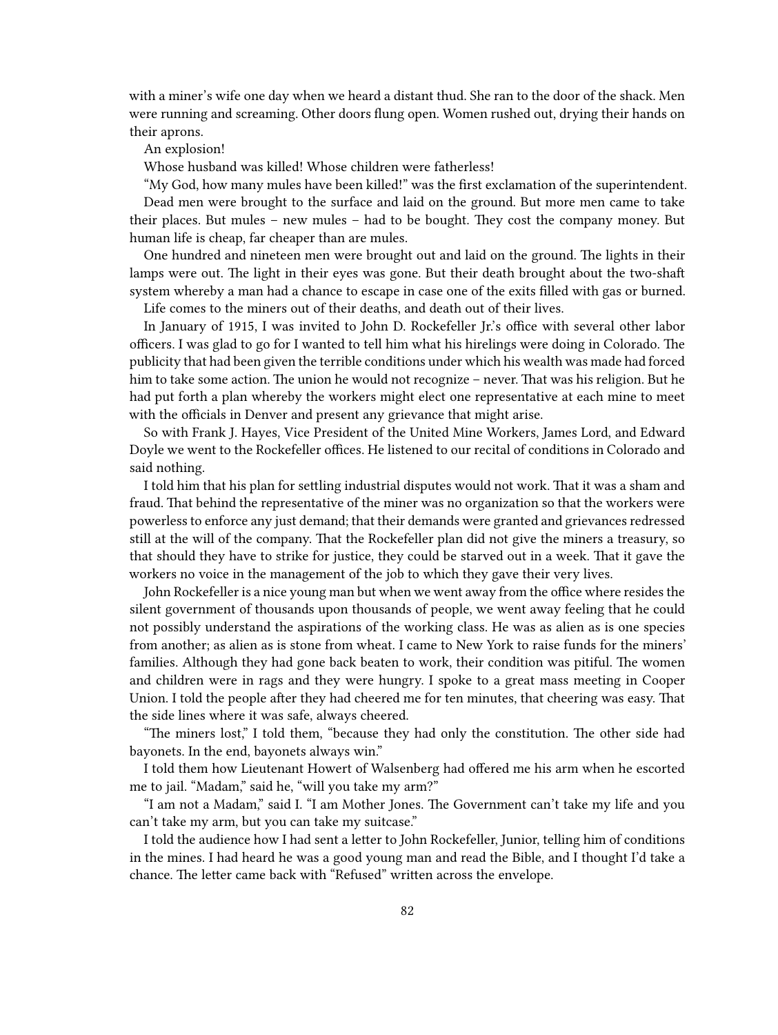with a miner's wife one day when we heard a distant thud. She ran to the door of the shack. Men were running and screaming. Other doors flung open. Women rushed out, drying their hands on their aprons.

An explosion!

Whose husband was killed! Whose children were fatherless!

"My God, how many mules have been killed!" was the first exclamation of the superintendent.

Dead men were brought to the surface and laid on the ground. But more men came to take their places. But mules – new mules – had to be bought. They cost the company money. But human life is cheap, far cheaper than are mules.

One hundred and nineteen men were brought out and laid on the ground. The lights in their lamps were out. The light in their eyes was gone. But their death brought about the two-shaft system whereby a man had a chance to escape in case one of the exits filled with gas or burned.

Life comes to the miners out of their deaths, and death out of their lives.

In January of 1915, I was invited to John D. Rockefeller Jr.'s office with several other labor officers. I was glad to go for I wanted to tell him what his hirelings were doing in Colorado. The publicity that had been given the terrible conditions under which his wealth was made had forced him to take some action. The union he would not recognize – never. That was his religion. But he had put forth a plan whereby the workers might elect one representative at each mine to meet with the officials in Denver and present any grievance that might arise.

So with Frank J. Hayes, Vice President of the United Mine Workers, James Lord, and Edward Doyle we went to the Rockefeller offices. He listened to our recital of conditions in Colorado and said nothing.

I told him that his plan for settling industrial disputes would not work. That it was a sham and fraud. That behind the representative of the miner was no organization so that the workers were powerless to enforce any just demand; that their demands were granted and grievances redressed still at the will of the company. That the Rockefeller plan did not give the miners a treasury, so that should they have to strike for justice, they could be starved out in a week. That it gave the workers no voice in the management of the job to which they gave their very lives.

John Rockefeller is a nice young man but when we went away from the office where resides the silent government of thousands upon thousands of people, we went away feeling that he could not possibly understand the aspirations of the working class. He was as alien as is one species from another; as alien as is stone from wheat. I came to New York to raise funds for the miners' families. Although they had gone back beaten to work, their condition was pitiful. The women and children were in rags and they were hungry. I spoke to a great mass meeting in Cooper Union. I told the people after they had cheered me for ten minutes, that cheering was easy. That the side lines where it was safe, always cheered.

"The miners lost," I told them, "because they had only the constitution. The other side had bayonets. In the end, bayonets always win."

I told them how Lieutenant Howert of Walsenberg had offered me his arm when he escorted me to jail. "Madam," said he, "will you take my arm?"

"I am not a Madam," said I. "I am Mother Jones. The Government can't take my life and you can't take my arm, but you can take my suitcase."

I told the audience how I had sent a letter to John Rockefeller, Junior, telling him of conditions in the mines. I had heard he was a good young man and read the Bible, and I thought I'd take a chance. The letter came back with "Refused" written across the envelope.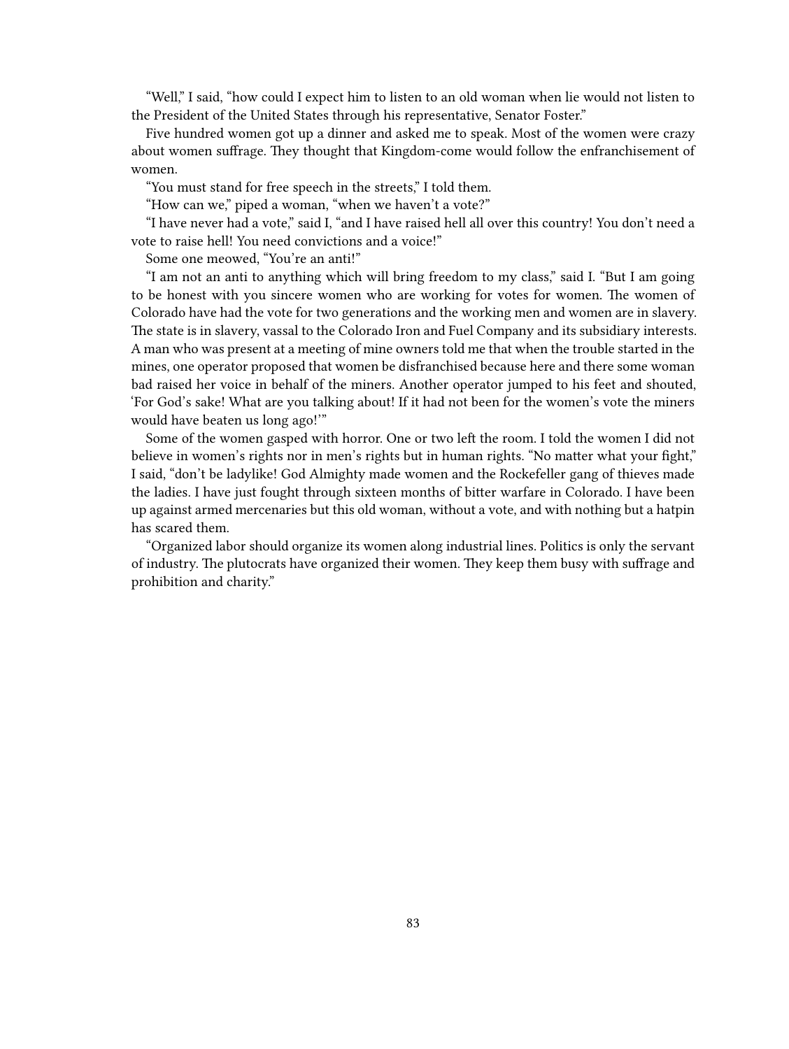"Well," I said, "how could I expect him to listen to an old woman when lie would not listen to the President of the United States through his representative, Senator Foster."

Five hundred women got up a dinner and asked me to speak. Most of the women were crazy about women suffrage. They thought that Kingdom-come would follow the enfranchisement of women.

"You must stand for free speech in the streets," I told them.

"How can we," piped a woman, "when we haven't a vote?"

"I have never had a vote," said I, "and I have raised hell all over this country! You don't need a vote to raise hell! You need convictions and a voice!"

Some one meowed, "You're an anti!"

"I am not an anti to anything which will bring freedom to my class," said I. "But I am going to be honest with you sincere women who are working for votes for women. The women of Colorado have had the vote for two generations and the working men and women are in slavery. The state is in slavery, vassal to the Colorado Iron and Fuel Company and its subsidiary interests. A man who was present at a meeting of mine owners told me that when the trouble started in the mines, one operator proposed that women be disfranchised because here and there some woman bad raised her voice in behalf of the miners. Another operator jumped to his feet and shouted, 'For God's sake! What are you talking about! If it had not been for the women's vote the miners would have beaten us long ago!'"

Some of the women gasped with horror. One or two left the room. I told the women I did not believe in women's rights nor in men's rights but in human rights. "No matter what your fight," I said, "don't be ladylike! God Almighty made women and the Rockefeller gang of thieves made the ladies. I have just fought through sixteen months of bitter warfare in Colorado. I have been up against armed mercenaries but this old woman, without a vote, and with nothing but a hatpin has scared them.

"Organized labor should organize its women along industrial lines. Politics is only the servant of industry. The plutocrats have organized their women. They keep them busy with suffrage and prohibition and charity."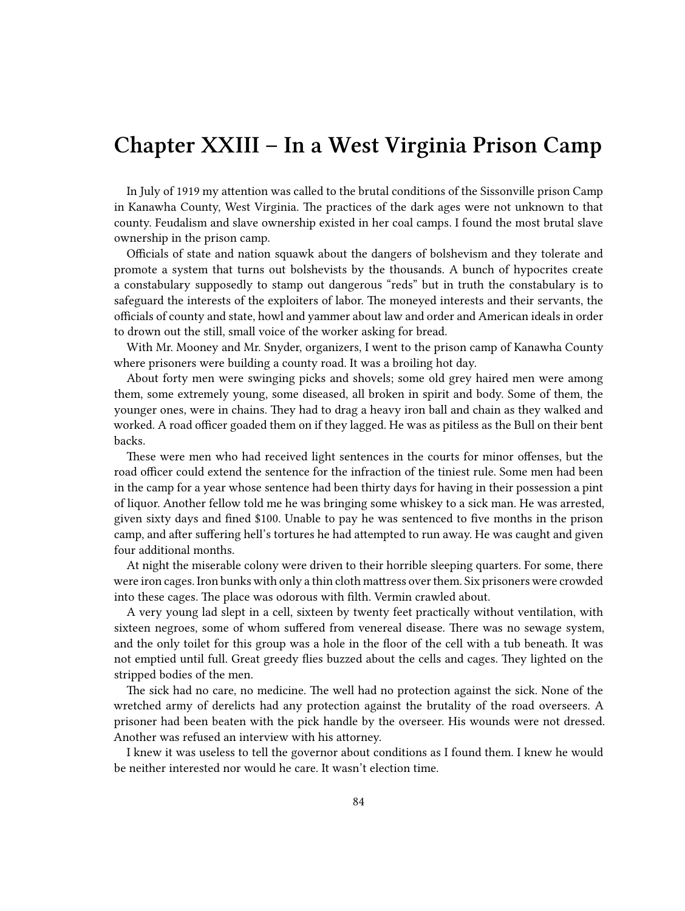# Chapter XXIII – In a West Virginia Prison Camp

In July of 1919 my attention was called to the brutal conditions of the Sissonville prison Camp in Kanawha County, West Virginia. The practices of the dark ages were not unknown to that county. Feudalism and slave ownership existed in her coal camps. I found the most brutal slave ownership in the prison camp.

Officials of state and nation squawk about the dangers of bolshevism and they tolerate and promote a system that turns out bolshevists by the thousands. A bunch of hypocrites create a constabulary supposedly to stamp out dangerous "reds" but in truth the constabulary is to safeguard the interests of the exploiters of labor. The moneyed interests and their servants, the officials of county and state, howl and yammer about law and order and American ideals in order to drown out the still, small voice of the worker asking for bread.

With Mr. Mooney and Mr. Snyder, organizers, I went to the prison camp of Kanawha County where prisoners were building a county road. It was a broiling hot day.

About forty men were swinging picks and shovels; some old grey haired men were among them, some extremely young, some diseased, all broken in spirit and body. Some of them, the younger ones, were in chains. They had to drag a heavy iron ball and chain as they walked and worked. A road officer goaded them on if they lagged. He was as pitiless as the Bull on their bent backs.

These were men who had received light sentences in the courts for minor offenses, but the road officer could extend the sentence for the infraction of the tiniest rule. Some men had been in the camp for a year whose sentence had been thirty days for having in their possession a pint of liquor. Another fellow told me he was bringing some whiskey to a sick man. He was arrested, given sixty days and fined $100. Unable to pay he was sentenced to five months in the prison camp, and after suffering hell's tortures he had attempted to run away. He was caught and given four additional months.

At night the miserable colony were driven to their horrible sleeping quarters. For some, there were iron cages. Iron bunks with only a thin cloth mattress over them. Six prisoners were crowded into these cages. The place was odorous with filth. Vermin crawled about.

A very young lad slept in a cell, sixteen by twenty feet practically without ventilation, with sixteen negroes, some of whom suffered from venereal disease. There was no sewage system, and the only toilet for this group was a hole in the floor of the cell with a tub beneath. It was not emptied until full. Great greedy flies buzzed about the cells and cages. They lighted on the stripped bodies of the men.

The sick had no care, no medicine. The well had no protection against the sick. None of the wretched army of derelicts had any protection against the brutality of the road overseers. A prisoner had been beaten with the pick handle by the overseer. His wounds were not dressed. Another was refused an interview with his attorney.

I knew it was useless to tell the governor about conditions as I found them. I knew he would be neither interested nor would he care. It wasn't election time.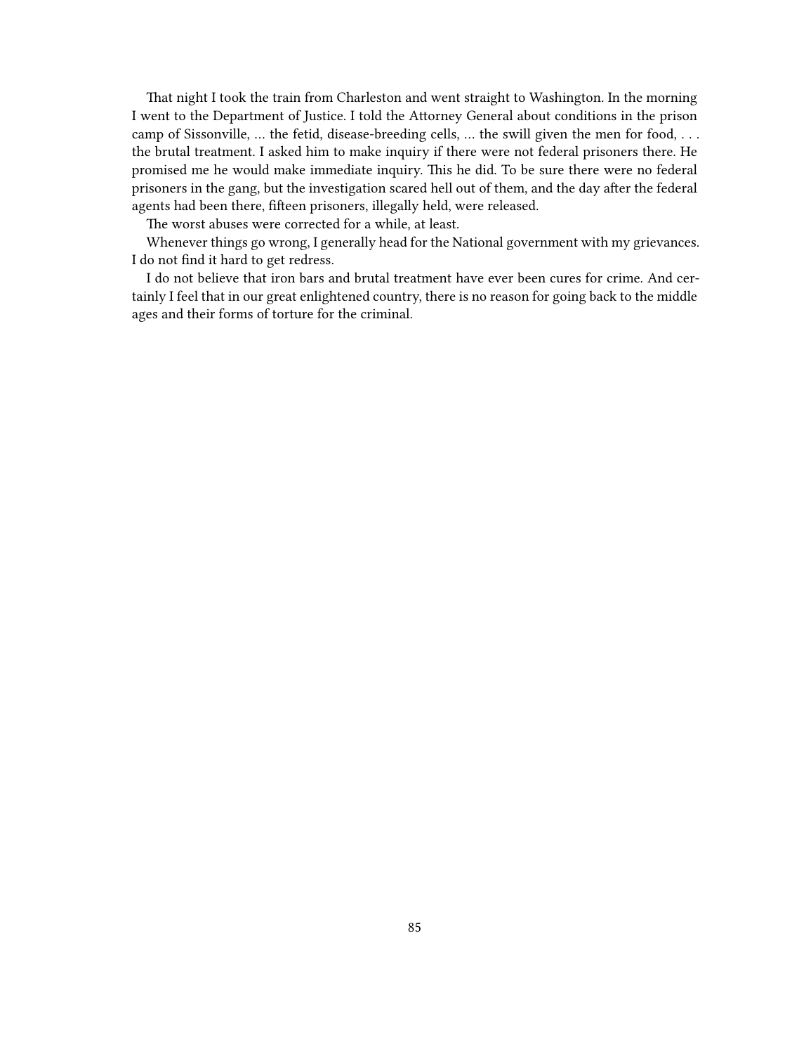That night I took the train from Charleston and went straight to Washington. In the morning I went to the Department of Justice. I told the Attorney General about conditions in the prison camp of Sissonville, … the fetid, disease-breeding cells, … the swill given the men for food, . . . the brutal treatment. I asked him to make inquiry if there were not federal prisoners there. He promised me he would make immediate inquiry. This he did. To be sure there were no federal prisoners in the gang, but the investigation scared hell out of them, and the day after the federal agents had been there, fifteen prisoners, illegally held, were released.

The worst abuses were corrected for a while, at least.

Whenever things go wrong, I generally head for the National government with my grievances. I do not find it hard to get redress.

I do not believe that iron bars and brutal treatment have ever been cures for crime. And certainly I feel that in our great enlightened country, there is no reason for going back to the middle ages and their forms of torture for the criminal.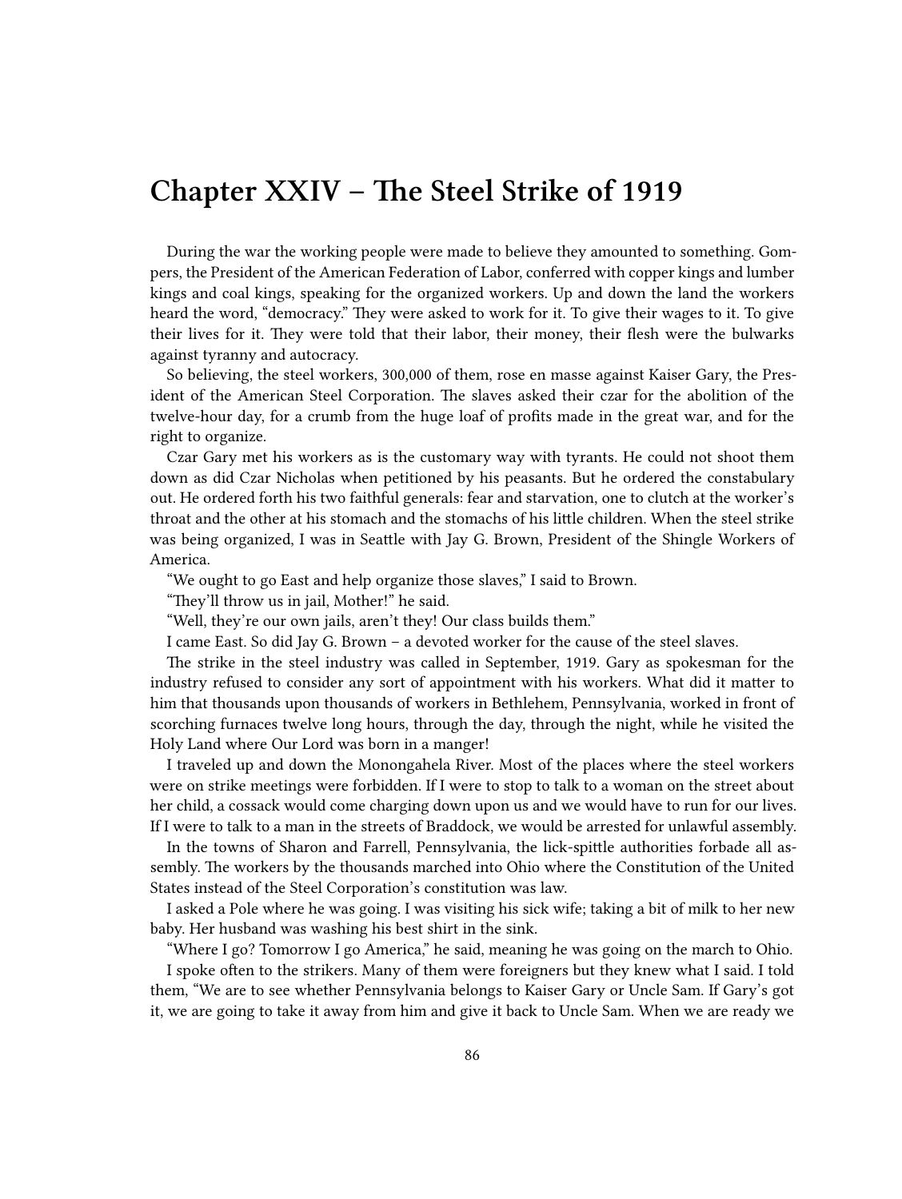## Chapter XXIV – The Steel Strike of 1919

During the war the working people were made to believe they amounted to something. Gompers, the President of the American Federation of Labor, conferred with copper kings and lumber kings and coal kings, speaking for the organized workers. Up and down the land the workers heard the word, "democracy." They were asked to work for it. To give their wages to it. To give their lives for it. They were told that their labor, their money, their flesh were the bulwarks against tyranny and autocracy.

So believing, the steel workers, 300,000 of them, rose en masse against Kaiser Gary, the President of the American Steel Corporation. The slaves asked their czar for the abolition of the twelve-hour day, for a crumb from the huge loaf of profits made in the great war, and for the right to organize.

Czar Gary met his workers as is the customary way with tyrants. He could not shoot them down as did Czar Nicholas when petitioned by his peasants. But he ordered the constabulary out. He ordered forth his two faithful generals: fear and starvation, one to clutch at the worker's throat and the other at his stomach and the stomachs of his little children. When the steel strike was being organized, I was in Seattle with Jay G. Brown, President of the Shingle Workers of America.

"We ought to go East and help organize those slaves," I said to Brown.

"They'll throw us in jail, Mother!" he said.

"Well, they're our own jails, aren't they! Our class builds them."

I came East. So did Jay G. Brown – a devoted worker for the cause of the steel slaves.

The strike in the steel industry was called in September, 1919. Gary as spokesman for the industry refused to consider any sort of appointment with his workers. What did it matter to him that thousands upon thousands of workers in Bethlehem, Pennsylvania, worked in front of scorching furnaces twelve long hours, through the day, through the night, while he visited the Holy Land where Our Lord was born in a manger!

I traveled up and down the Monongahela River. Most of the places where the steel workers were on strike meetings were forbidden. If I were to stop to talk to a woman on the street about her child, a cossack would come charging down upon us and we would have to run for our lives. If I were to talk to a man in the streets of Braddock, we would be arrested for unlawful assembly.

In the towns of Sharon and Farrell, Pennsylvania, the lick-spittle authorities forbade all assembly. The workers by the thousands marched into Ohio where the Constitution of the United States instead of the Steel Corporation's constitution was law.

I asked a Pole where he was going. I was visiting his sick wife; taking a bit of milk to her new baby. Her husband was washing his best shirt in the sink.

"Where I go? Tomorrow I go America," he said, meaning he was going on the march to Ohio.

I spoke often to the strikers. Many of them were foreigners but they knew what I said. I told them, "We are to see whether Pennsylvania belongs to Kaiser Gary or Uncle Sam. If Gary's got it, we are going to take it away from him and give it back to Uncle Sam. When we are ready we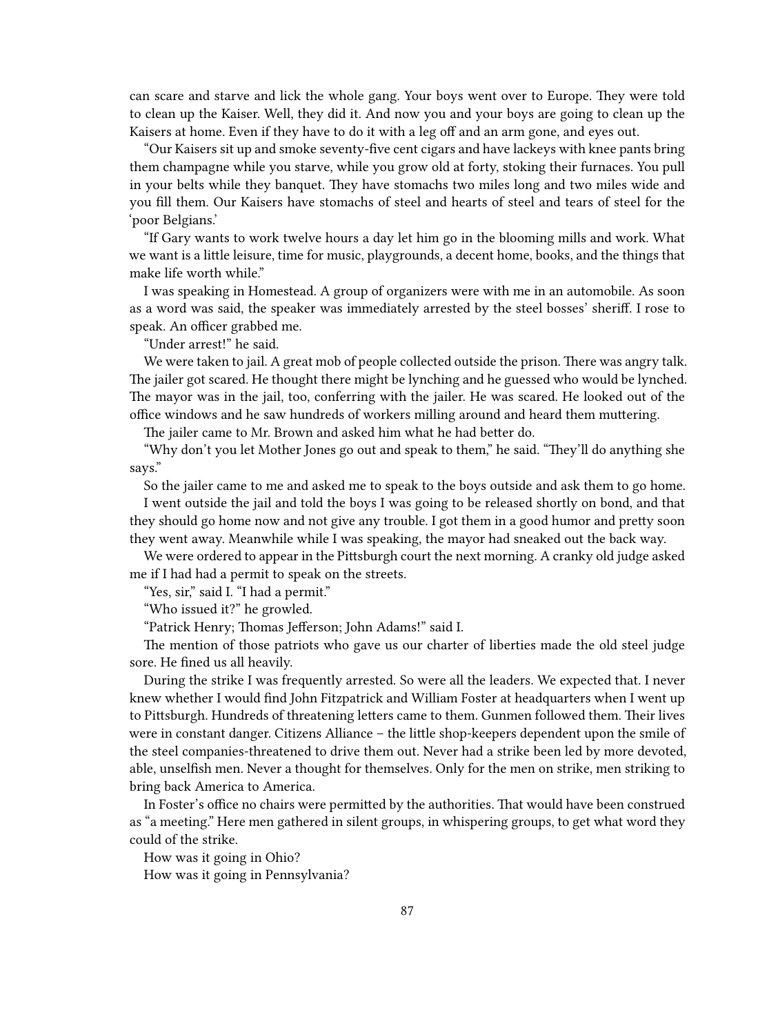can scare and starve and lick the whole gang. Your boys went over to Europe. They were told to clean up the Kaiser. Well, they did it. And now you and your boys are going to clean up the Kaisers at home. Even if they have to do it with a leg off and an arm gone, and eyes out.

"Our Kaisers sit up and smoke seventy-five cent cigars and have lackeys with knee pants bring them champagne while you starve, while you grow old at forty, stoking their furnaces. You pull in your belts while they banquet. They have stomachs two miles long and two miles wide and you fill them. Our Kaisers have stomachs of steel and hearts of steel and tears of steel for the 'poor Belgians.'

"If Gary wants to work twelve hours a day let him go in the blooming mills and work. What we want is a little leisure, time for music, playgrounds, a decent home, books, and the things that make life worth while."

I was speaking in Homestead. A group of organizers were with me in an automobile. As soon as a word was said, the speaker was immediately arrested by the steel bosses' sheriff. I rose to speak. An officer grabbed me.

"Under arrest!" he said.

We were taken to jail. A great mob of people collected outside the prison. There was angry talk. The jailer got scared. He thought there might be lynching and he guessed who would be lynched. The mayor was in the jail, too, conferring with the jailer. He was scared. He looked out of the office windows and he saw hundreds of workers milling around and heard them muttering.

The jailer came to Mr. Brown and asked him what he had better do.

"Why don't you let Mother Jones go out and speak to them," he said. "They'll do anything she says."

So the jailer came to me and asked me to speak to the boys outside and ask them to go home.

I went outside the jail and told the boys I was going to be released shortly on bond, and that they should go home now and not give any trouble. I got them in a good humor and pretty soon they went away. Meanwhile while I was speaking, the mayor had sneaked out the back way.

We were ordered to appear in the Pittsburgh court the next morning. A cranky old judge asked me if I had had a permit to speak on the streets.

"Yes, sir," said I. "I had a permit."

"Who issued it?" he growled.

"Patrick Henry; Thomas Jefferson; John Adams!" said I.

The mention of those patriots who gave us our charter of liberties made the old steel judge sore. He fined us all heavily.

During the strike I was frequently arrested. So were all the leaders. We expected that. I never knew whether I would find John Fitzpatrick and William Foster at headquarters when I went up to Pittsburgh. Hundreds of threatening letters came to them. Gunmen followed them. Their lives were in constant danger. Citizens Alliance – the little shop-keepers dependent upon the smile of the steel companies-threatened to drive them out. Never had a strike been led by more devoted, able, unselfish men. Never a thought for themselves. Only for the men on strike, men striking to bring back America to America.

In Foster's office no chairs were permitted by the authorities. That would have been construed as "a meeting." Here men gathered in silent groups, in whispering groups, to get what word they could of the strike.

How was it going in Ohio?

How was it going in Pennsylvania?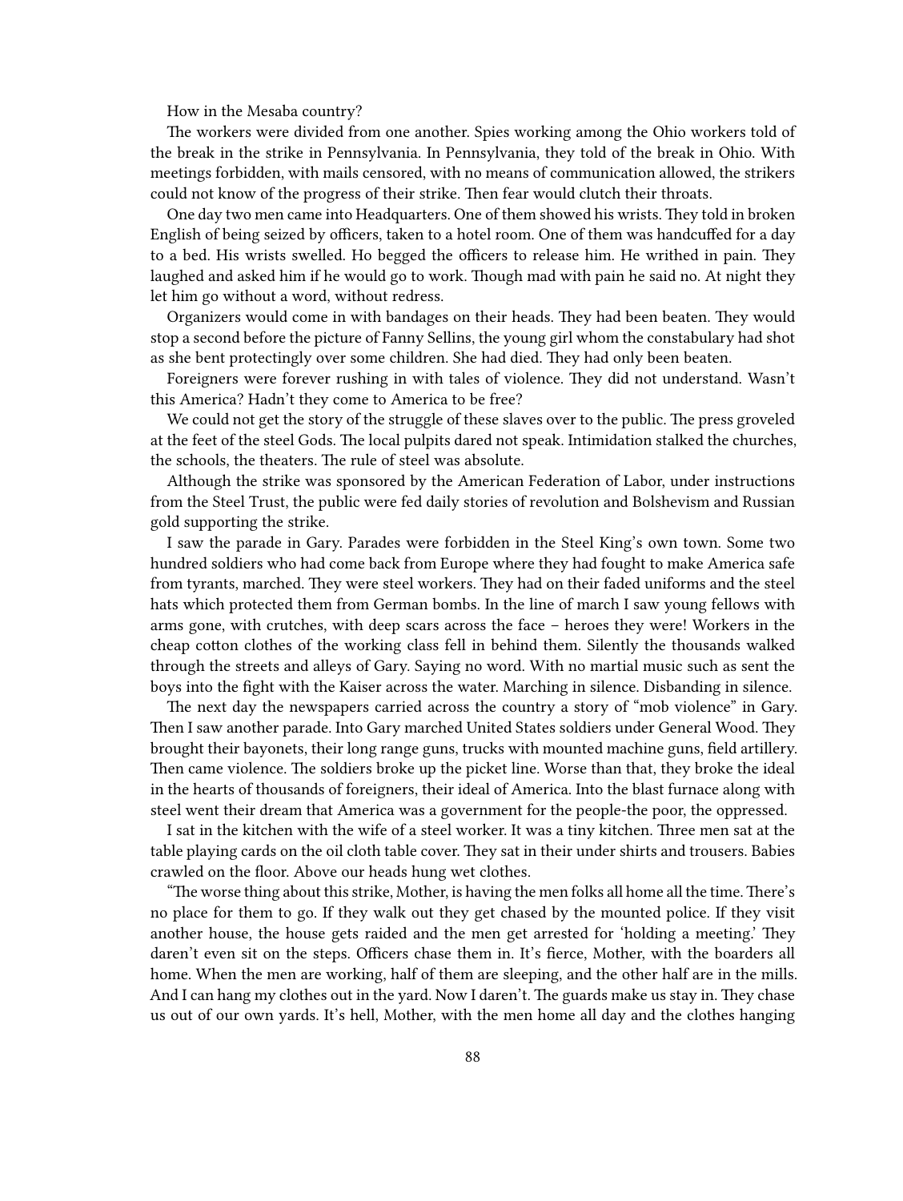How in the Mesaba country?

The workers were divided from one another. Spies working among the Ohio workers told of the break in the strike in Pennsylvania. In Pennsylvania, they told of the break in Ohio. With meetings forbidden, with mails censored, with no means of communication allowed, the strikers could not know of the progress of their strike. Then fear would clutch their throats.

One day two men came into Headquarters. One of them showed his wrists. They told in broken English of being seized by officers, taken to a hotel room. One of them was handcuffed for a day to a bed. His wrists swelled. Ho begged the officers to release him. He writhed in pain. They laughed and asked him if he would go to work. Though mad with pain he said no. At night they let him go without a word, without redress.

Organizers would come in with bandages on their heads. They had been beaten. They would stop a second before the picture of Fanny Sellins, the young girl whom the constabulary had shot as she bent protectingly over some children. She had died. They had only been beaten.

Foreigners were forever rushing in with tales of violence. They did not understand. Wasn't this America? Hadn't they come to America to be free?

We could not get the story of the struggle of these slaves over to the public. The press groveled at the feet of the steel Gods. The local pulpits dared not speak. Intimidation stalked the churches, the schools, the theaters. The rule of steel was absolute.

Although the strike was sponsored by the American Federation of Labor, under instructions from the Steel Trust, the public were fed daily stories of revolution and Bolshevism and Russian gold supporting the strike.

I saw the parade in Gary. Parades were forbidden in the Steel King's own town. Some two hundred soldiers who had come back from Europe where they had fought to make America safe from tyrants, marched. They were steel workers. They had on their faded uniforms and the steel hats which protected them from German bombs. In the line of march I saw young fellows with arms gone, with crutches, with deep scars across the face – heroes they were! Workers in the cheap cotton clothes of the working class fell in behind them. Silently the thousands walked through the streets and alleys of Gary. Saying no word. With no martial music such as sent the boys into the fight with the Kaiser across the water. Marching in silence. Disbanding in silence.

The next day the newspapers carried across the country a story of "mob violence" in Gary. Then I saw another parade. Into Gary marched United States soldiers under General Wood. They brought their bayonets, their long range guns, trucks with mounted machine guns, field artillery. Then came violence. The soldiers broke up the picket line. Worse than that, they broke the ideal in the hearts of thousands of foreigners, their ideal of America. Into the blast furnace along with steel went their dream that America was a government for the people-the poor, the oppressed.

I sat in the kitchen with the wife of a steel worker. It was a tiny kitchen. Three men sat at the table playing cards on the oil cloth table cover. They sat in their under shirts and trousers. Babies crawled on the floor. Above our heads hung wet clothes.

"The worse thing about this strike, Mother, is having the men folks all home all the time. There's no place for them to go. If they walk out they get chased by the mounted police. If they visit another house, the house gets raided and the men get arrested for 'holding a meeting.' They daren't even sit on the steps. Officers chase them in. It's fierce, Mother, with the boarders all home. When the men are working, half of them are sleeping, and the other half are in the mills. And I can hang my clothes out in the yard. Now I daren't. The guards make us stay in. They chase us out of our own yards. It's hell, Mother, with the men home all day and the clothes hanging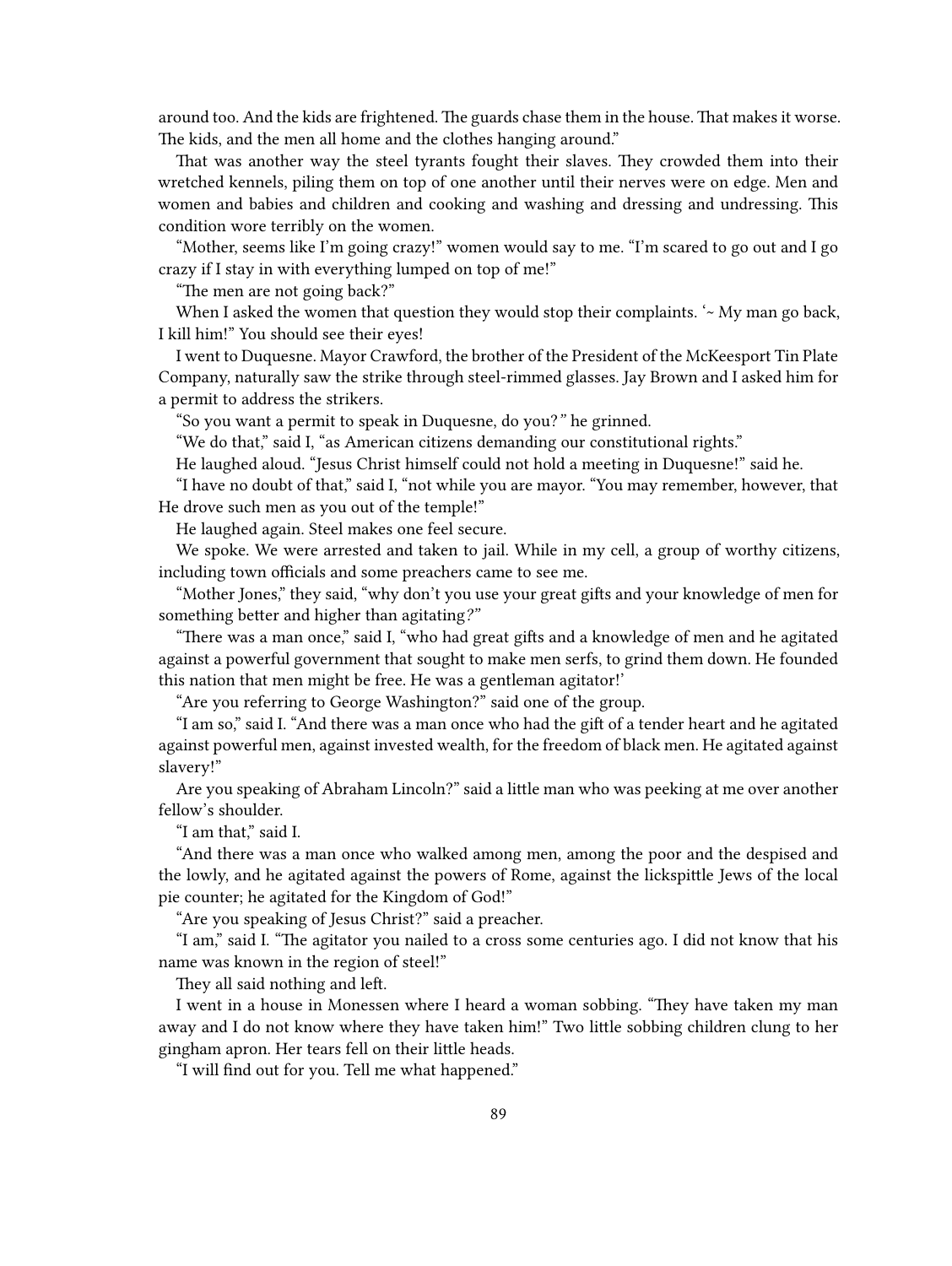around too. And the kids are frightened. The guards chase them in the house. That makes it worse. The kids, and the men all home and the clothes hanging around."

That was another way the steel tyrants fought their slaves. They crowded them into their wretched kennels, piling them on top of one another until their nerves were on edge. Men and women and babies and children and cooking and washing and dressing and undressing. This condition wore terribly on the women.

"Mother, seems like I'm going crazy!" women would say to me. "I'm scared to go out and I go crazy if I stay in with everything lumped on top of me!"

"The men are not going back?"

When I asked the women that question they would stop their complaints. '~ My man go back, I kill him!" You should see their eyes!

I went to Duquesne. Mayor Crawford, the brother of the President of the McKeesport Tin Plate Company, naturally saw the strike through steel-rimmed glasses. Jay Brown and I asked him for a permit to address the strikers.

"So you want a permit to speak in Duquesne, do you?" he grinned.

"We do that," said I, "as American citizens demanding our constitutional rights."

He laughed aloud. "Jesus Christ himself could not hold a meeting in Duquesne!" said he.

"I have no doubt of that," said I, "not while you are mayor. "You may remember, however, that He drove such men as you out of the temple!"

He laughed again. Steel makes one feel secure.

We spoke. We were arrested and taken to jail. While in my cell, a group of worthy citizens, including town officials and some preachers came to see me.

"Mother Jones," they said, "why don't you use your great gifts and your knowledge of men for something better and higher than agitating?"

"There was a man once," said I, "who had great gifts and a knowledge of men and he agitated against a powerful government that sought to make men serfs, to grind them down. He founded this nation that men might be free. He was a gentleman agitator!'

"Are you referring to George Washington?" said one of the group.

"I am so," said I. "And there was a man once who had the gift of a tender heart and he agitated against powerful men, against invested wealth, for the freedom of black men. He agitated against slavery!"

Are you speaking of Abraham Lincoln?" said a little man who was peeking at me over another fellow's shoulder.

"I am that," said I.

"And there was a man once who walked among men, among the poor and the despised and the lowly, and he agitated against the powers of Rome, against the lickspittle Jews of the local pie counter; he agitated for the Kingdom of God!"

"Are you speaking of Jesus Christ?" said a preacher.

"I am," said I. "The agitator you nailed to a cross some centuries ago. I did not know that his name was known in the region of steel!"

They all said nothing and left.

I went in a house in Monessen where I heard a woman sobbing. "They have taken my man away and I do not know where they have taken him!" Two little sobbing children clung to her gingham apron. Her tears fell on their little heads.

"I will find out for you. Tell me what happened."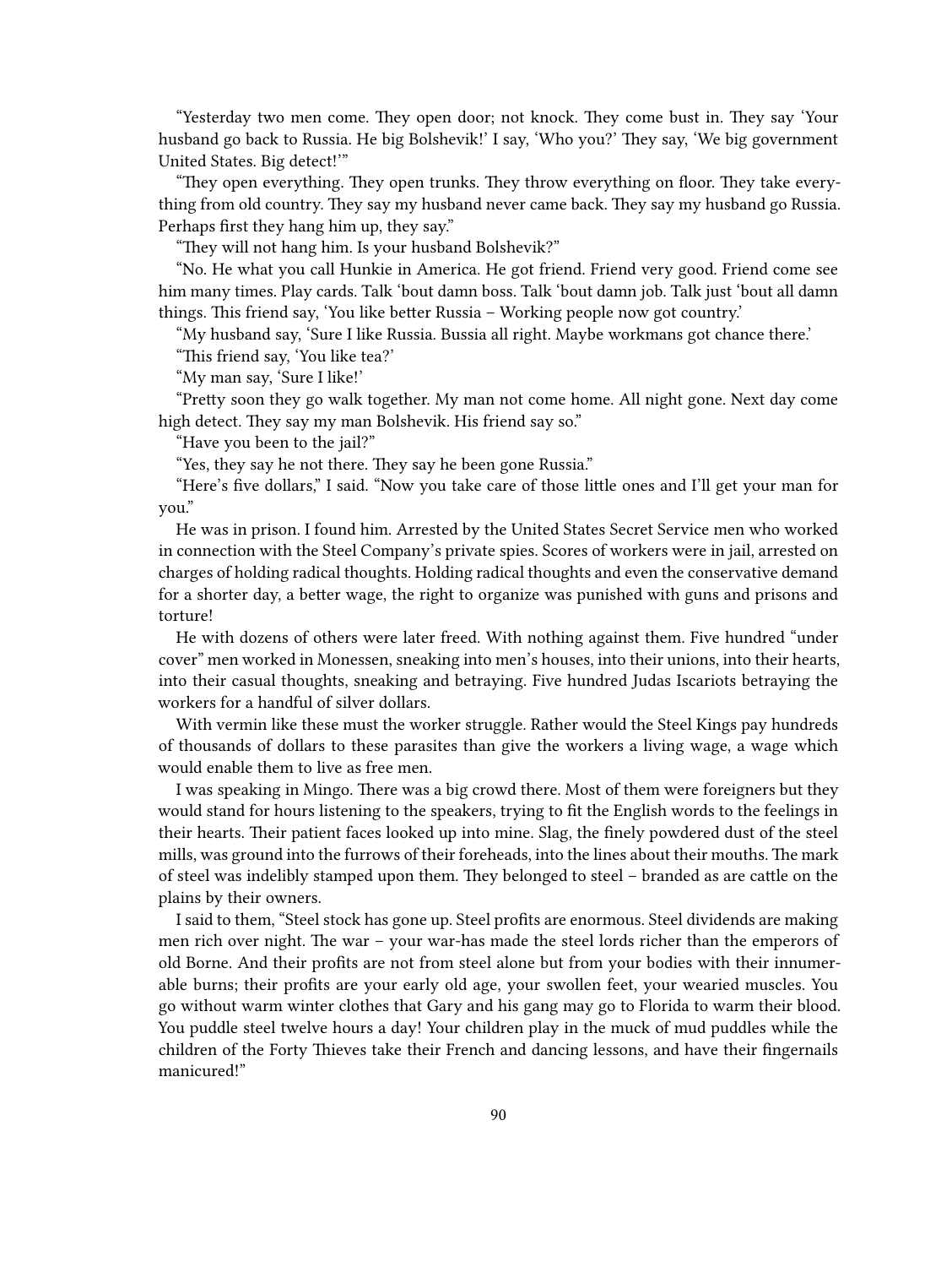"Yesterday two men come. They open door; not knock. They come bust in. They say 'Your husband go back to Russia. He big Bolshevik!' I say, 'Who you?' They say, 'We big government United States. Big detect!'"

"They open everything. They open trunks. They throw everything on floor. They take everything from old country. They say my husband never came back. They say my husband go Russia. Perhaps first they hang him up, they say."

"They will not hang him. Is your husband Bolshevik?"

"No. He what you call Hunkie in America. He got friend. Friend very good. Friend come see him many times. Play cards. Talk 'bout damn boss. Talk 'bout damn job. Talk just 'bout all damn things. This friend say, 'You like better Russia – Working people now got country.'

"My husband say, 'Sure I like Russia. Bussia all right. Maybe workmans got chance there.'

"This friend say, 'You like tea?'

"My man say, 'Sure I like!'

"Pretty soon they go walk together. My man not come home. All night gone. Next day come high detect. They say my man Bolshevik. His friend say so."

"Have you been to the jail?"

"Yes, they say he not there. They say he been gone Russia."

"Here's five dollars," I said. "Now you take care of those little ones and I'll get your man for you."

He was in prison. I found him. Arrested by the United States Secret Service men who worked in connection with the Steel Company's private spies. Scores of workers were in jail, arrested on charges of holding radical thoughts. Holding radical thoughts and even the conservative demand for a shorter day, a better wage, the right to organize was punished with guns and prisons and torture!

He with dozens of others were later freed. With nothing against them. Five hundred "under cover" men worked in Monessen, sneaking into men's houses, into their unions, into their hearts, into their casual thoughts, sneaking and betraying. Five hundred Judas Iscariots betraying the workers for a handful of silver dollars.

With vermin like these must the worker struggle. Rather would the Steel Kings pay hundreds of thousands of dollars to these parasites than give the workers a living wage, a wage which would enable them to live as free men.

I was speaking in Mingo. There was a big crowd there. Most of them were foreigners but they would stand for hours listening to the speakers, trying to fit the English words to the feelings in their hearts. Their patient faces looked up into mine. Slag, the finely powdered dust of the steel mills, was ground into the furrows of their foreheads, into the lines about their mouths. The mark of steel was indelibly stamped upon them. They belonged to steel – branded as are cattle on the plains by their owners.

I said to them, "Steel stock has gone up. Steel profits are enormous. Steel dividends are making men rich over night. The war – your war-has made the steel lords richer than the emperors of old Borne. And their profits are not from steel alone but from your bodies with their innumerable burns; their profits are your early old age, your swollen feet, your wearied muscles. You go without warm winter clothes that Gary and his gang may go to Florida to warm their blood. You puddle steel twelve hours a day! Your children play in the muck of mud puddles while the children of the Forty Thieves take their French and dancing lessons, and have their fingernails manicured!"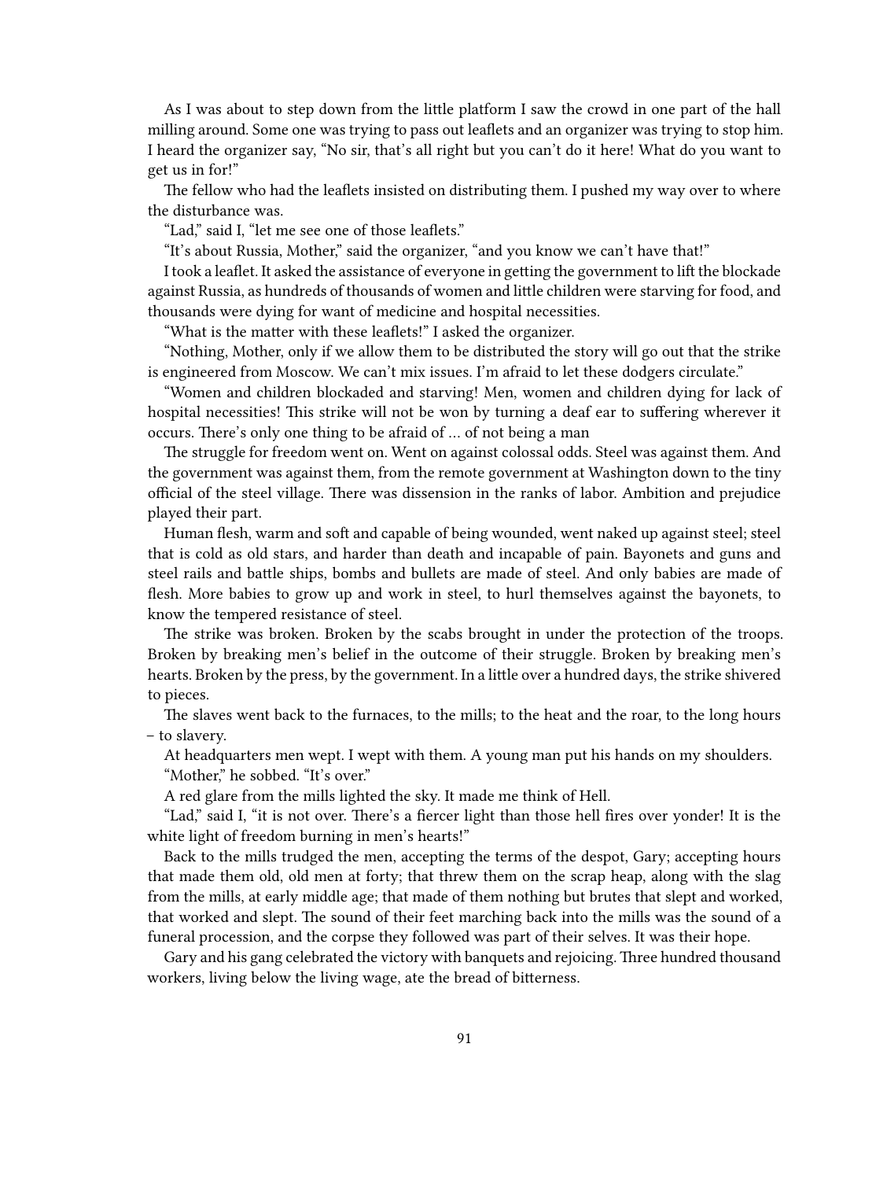As I was about to step down from the little platform I saw the crowd in one part of the hall milling around. Some one was trying to pass out leaflets and an organizer was trying to stop him. I heard the organizer say, "No sir, that's all right but you can't do it here! What do you want to get us in for!"

The fellow who had the leaflets insisted on distributing them. I pushed my way over to where the disturbance was.

"Lad," said I, "let me see one of those leaflets."

"It's about Russia, Mother," said the organizer, "and you know we can't have that!"

I took a leaflet. It asked the assistance of everyone in getting the government to lift the blockade against Russia, as hundreds of thousands of women and little children were starving for food, and thousands were dying for want of medicine and hospital necessities.

"What is the matter with these leaflets!" I asked the organizer.

"Nothing, Mother, only if we allow them to be distributed the story will go out that the strike is engineered from Moscow. We can't mix issues. I'm afraid to let these dodgers circulate."

"Women and children blockaded and starving! Men, women and children dying for lack of hospital necessities! This strike will not be won by turning a deaf ear to suffering wherever it occurs. There's only one thing to be afraid of … of not being a man

The struggle for freedom went on. Went on against colossal odds. Steel was against them. And the government was against them, from the remote government at Washington down to the tiny official of the steel village. There was dissension in the ranks of labor. Ambition and prejudice played their part.

Human flesh, warm and soft and capable of being wounded, went naked up against steel; steel that is cold as old stars, and harder than death and incapable of pain. Bayonets and guns and steel rails and battle ships, bombs and bullets are made of steel. And only babies are made of flesh. More babies to grow up and work in steel, to hurl themselves against the bayonets, to know the tempered resistance of steel.

The strike was broken. Broken by the scabs brought in under the protection of the troops. Broken by breaking men's belief in the outcome of their struggle. Broken by breaking men's hearts. Broken by the press, by the government. In a little over a hundred days, the strike shivered to pieces.

The slaves went back to the furnaces, to the mills; to the heat and the roar, to the long hours – to slavery.

At headquarters men wept. I wept with them. A young man put his hands on my shoulders.

"Mother," he sobbed. "It's over."

A red glare from the mills lighted the sky. It made me think of Hell.

"Lad," said I, "it is not over. There's a fiercer light than those hell fires over yonder! It is the white light of freedom burning in men's hearts!"

Back to the mills trudged the men, accepting the terms of the despot, Gary; accepting hours that made them old, old men at forty; that threw them on the scrap heap, along with the slag from the mills, at early middle age; that made of them nothing but brutes that slept and worked, that worked and slept. The sound of their feet marching back into the mills was the sound of a funeral procession, and the corpse they followed was part of their selves. It was their hope.

Gary and his gang celebrated the victory with banquets and rejoicing. Three hundred thousand workers, living below the living wage, ate the bread of bitterness.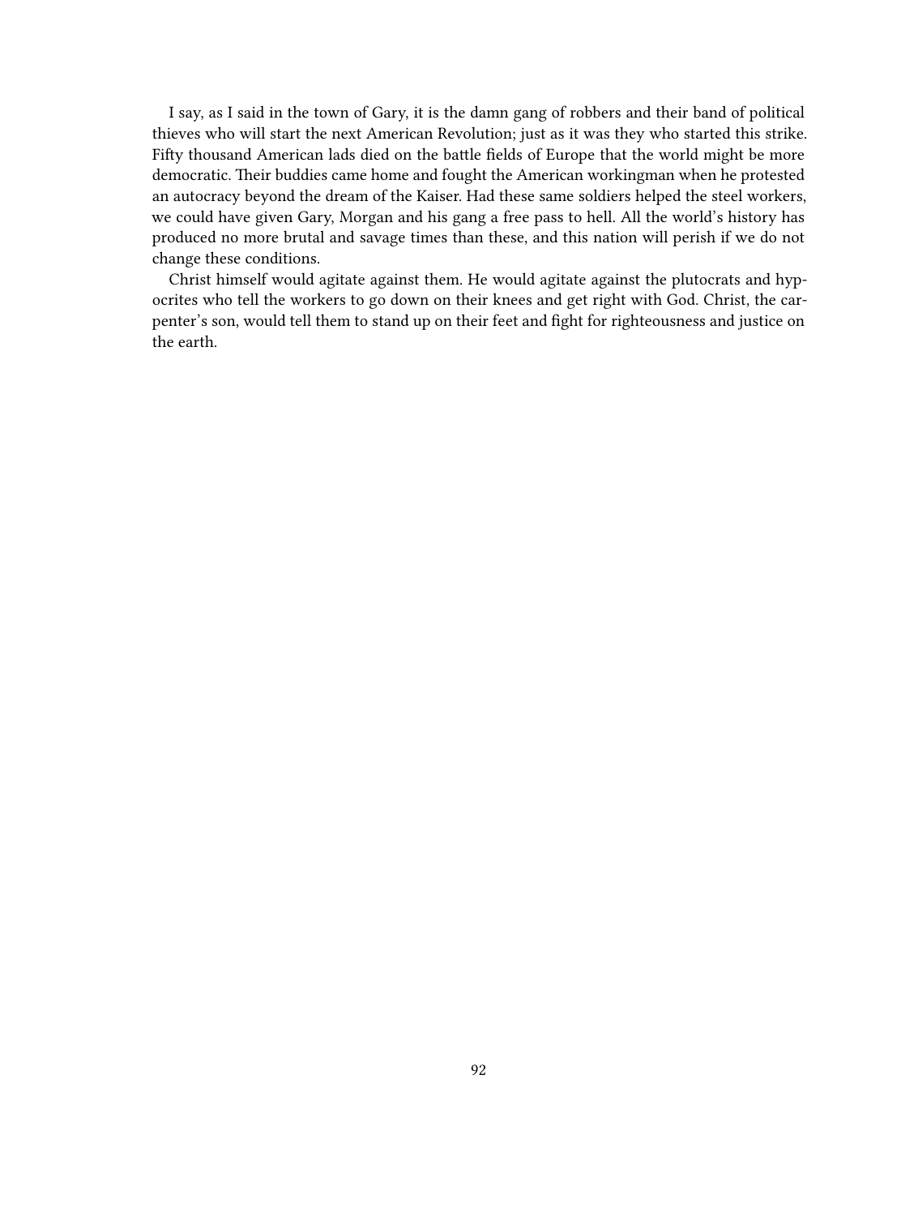I say, as I said in the town of Gary, it is the damn gang of robbers and their band of political thieves who will start the next American Revolution; just as it was they who started this strike. Fifty thousand American lads died on the battle fields of Europe that the world might be more democratic. Their buddies came home and fought the American workingman when he protested an autocracy beyond the dream of the Kaiser. Had these same soldiers helped the steel workers, we could have given Gary, Morgan and his gang a free pass to hell. All the world's history has produced no more brutal and savage times than these, and this nation will perish if we do not change these conditions.

Christ himself would agitate against them. He would agitate against the plutocrats and hypocrites who tell the workers to go down on their knees and get right with God. Christ, the carpenter's son, would tell them to stand up on their feet and fight for righteousness and justice on the earth.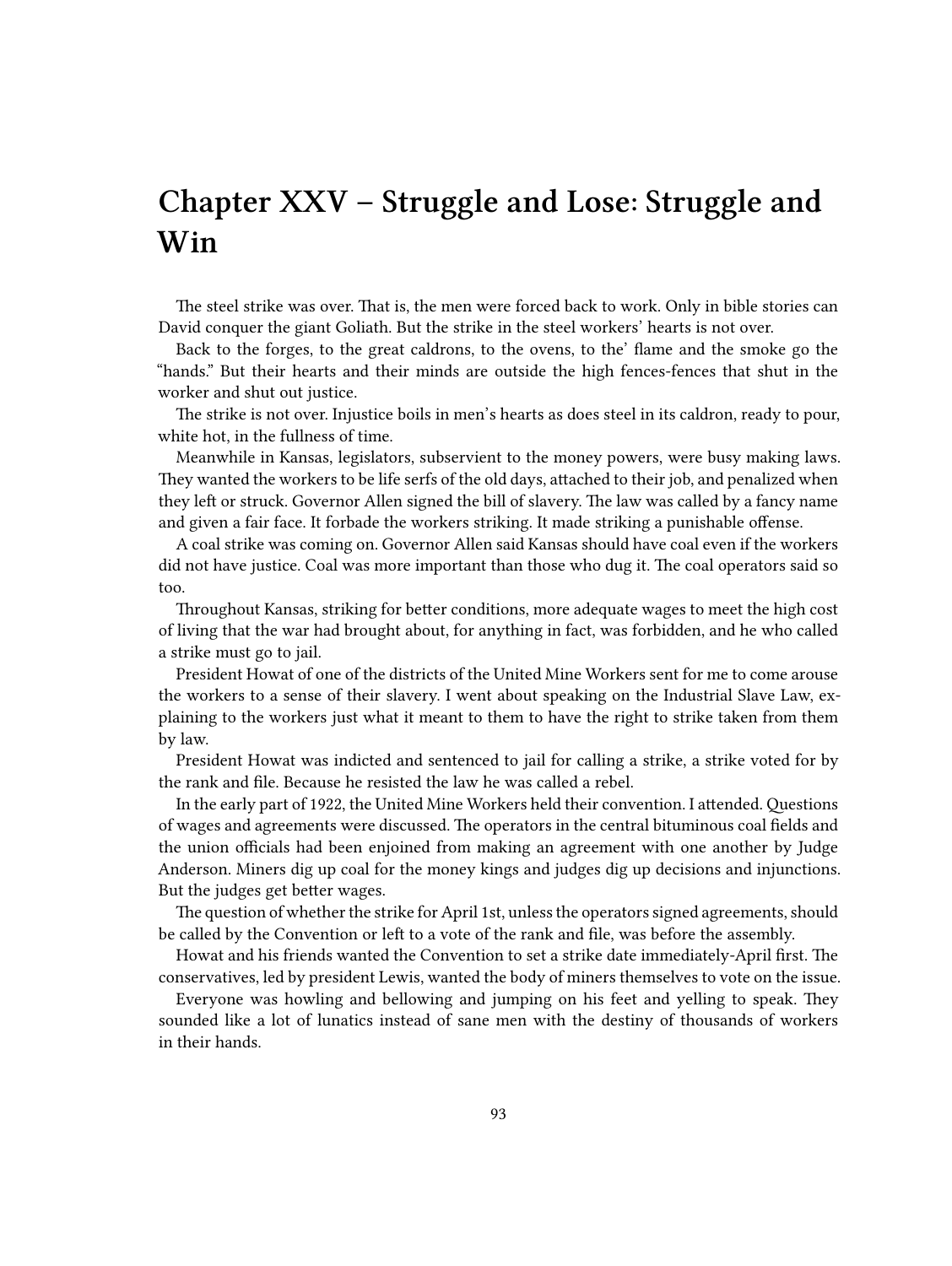# Chapter XXV – Struggle and Lose: Struggle and Win

The steel strike was over. That is, the men were forced back to work. Only in bible stories can David conquer the giant Goliath. But the strike in the steel workers' hearts is not over.

Back to the forges, to the great caldrons, to the ovens, to the' flame and the smoke go the "hands." But their hearts and their minds are outside the high fences-fences that shut in the worker and shut out justice.

The strike is not over. Injustice boils in men's hearts as does steel in its caldron, ready to pour, white hot, in the fullness of time.

Meanwhile in Kansas, legislators, subservient to the money powers, were busy making laws. They wanted the workers to be life serfs of the old days, attached to their job, and penalized when they left or struck. Governor Allen signed the bill of slavery. The law was called by a fancy name and given a fair face. It forbade the workers striking. It made striking a punishable offense.

A coal strike was coming on. Governor Allen said Kansas should have coal even if the workers did not have justice. Coal was more important than those who dug it. The coal operators said so too.

Throughout Kansas, striking for better conditions, more adequate wages to meet the high cost of living that the war had brought about, for anything in fact, was forbidden, and he who called a strike must go to jail.

President Howat of one of the districts of the United Mine Workers sent for me to come arouse the workers to a sense of their slavery. I went about speaking on the Industrial Slave Law, explaining to the workers just what it meant to them to have the right to strike taken from them by law.

President Howat was indicted and sentenced to jail for calling a strike, a strike voted for by the rank and file. Because he resisted the law he was called a rebel.

In the early part of 1922, the United Mine Workers held their convention. I attended. Questions of wages and agreements were discussed. The operators in the central bituminous coal fields and the union officials had been enjoined from making an agreement with one another by Judge Anderson. Miners dig up coal for the money kings and judges dig up decisions and injunctions. But the judges get better wages.

The question of whether the strike for April 1st, unless the operators signed agreements, should be called by the Convention or left to a vote of the rank and file, was before the assembly.

Howat and his friends wanted the Convention to set a strike date immediately-April first. The conservatives, led by president Lewis, wanted the body of miners themselves to vote on the issue.

Everyone was howling and bellowing and jumping on his feet and yelling to speak. They sounded like a lot of lunatics instead of sane men with the destiny of thousands of workers in their hands.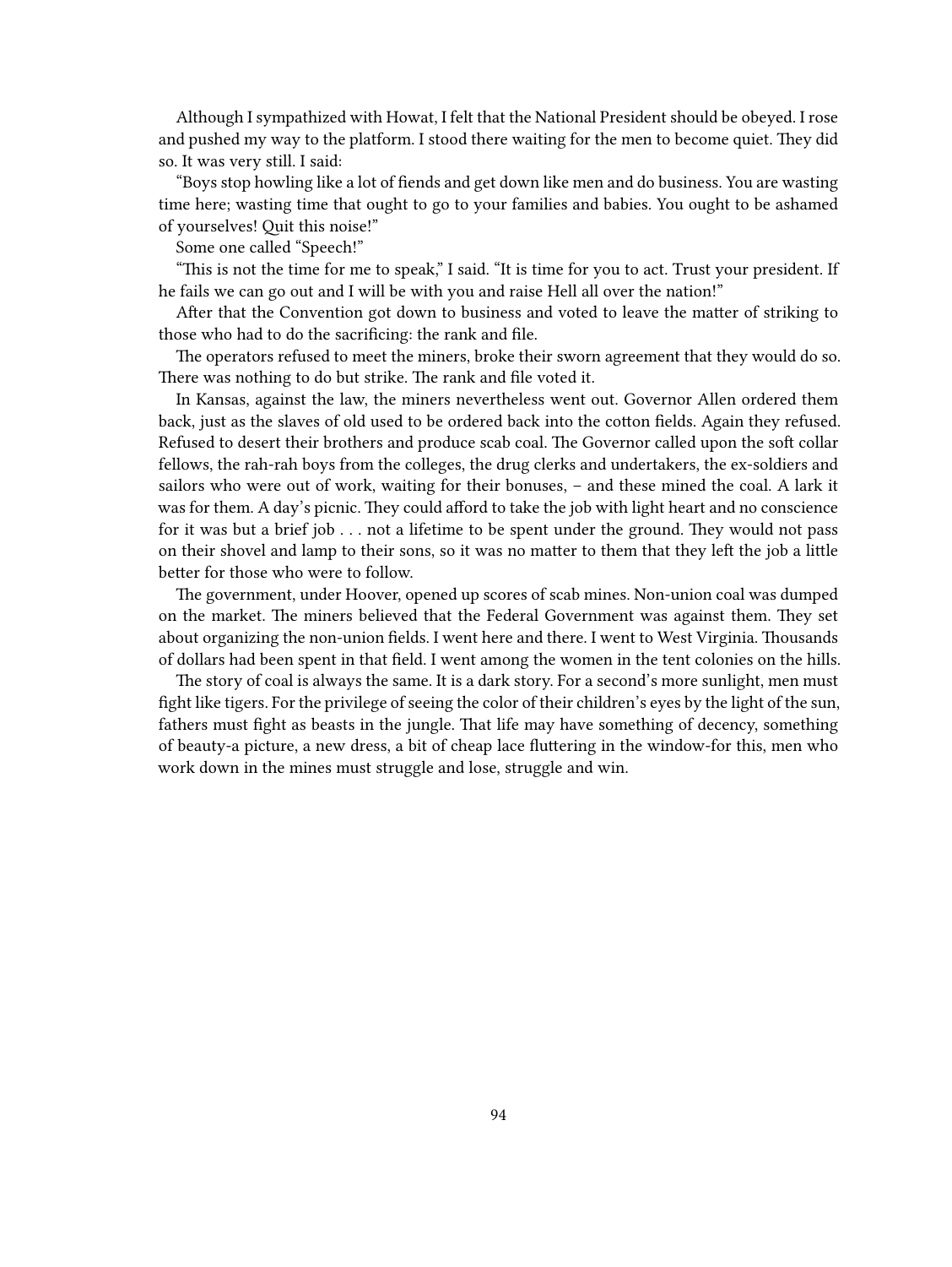Although I sympathized with Howat, I felt that the National President should be obeyed. I rose and pushed my way to the platform. I stood there waiting for the men to become quiet. They did so. It was very still. I said:

"Boys stop howling like a lot of fiends and get down like men and do business. You are wasting time here; wasting time that ought to go to your families and babies. You ought to be ashamed of yourselves! Quit this noise!"

Some one called "Speech!"

"This is not the time for me to speak," I said. "It is time for you to act. Trust your president. If he fails we can go out and I will be with you and raise Hell all over the nation!"

After that the Convention got down to business and voted to leave the matter of striking to those who had to do the sacrificing: the rank and file.

The operators refused to meet the miners, broke their sworn agreement that they would do so. There was nothing to do but strike. The rank and file voted it.

In Kansas, against the law, the miners nevertheless went out. Governor Allen ordered them back, just as the slaves of old used to be ordered back into the cotton fields. Again they refused. Refused to desert their brothers and produce scab coal. The Governor called upon the soft collar fellows, the rah-rah boys from the colleges, the drug clerks and undertakers, the ex-soldiers and sailors who were out of work, waiting for their bonuses, – and these mined the coal. A lark it was for them. A day's picnic. They could afford to take the job with light heart and no conscience for it was but a brief job . . . not a lifetime to be spent under the ground. They would not pass on their shovel and lamp to their sons, so it was no matter to them that they left the job a little better for those who were to follow.

The government, under Hoover, opened up scores of scab mines. Non-union coal was dumped on the market. The miners believed that the Federal Government was against them. They set about organizing the non-union fields. I went here and there. I went to West Virginia. Thousands of dollars had been spent in that field. I went among the women in the tent colonies on the hills.

The story of coal is always the same. It is a dark story. For a second's more sunlight, men must fight like tigers. For the privilege of seeing the color of their children's eyes by the light of the sun, fathers must fight as beasts in the jungle. That life may have something of decency, something of beauty-a picture, a new dress, a bit of cheap lace fluttering in the window-for this, men who work down in the mines must struggle and lose, struggle and win.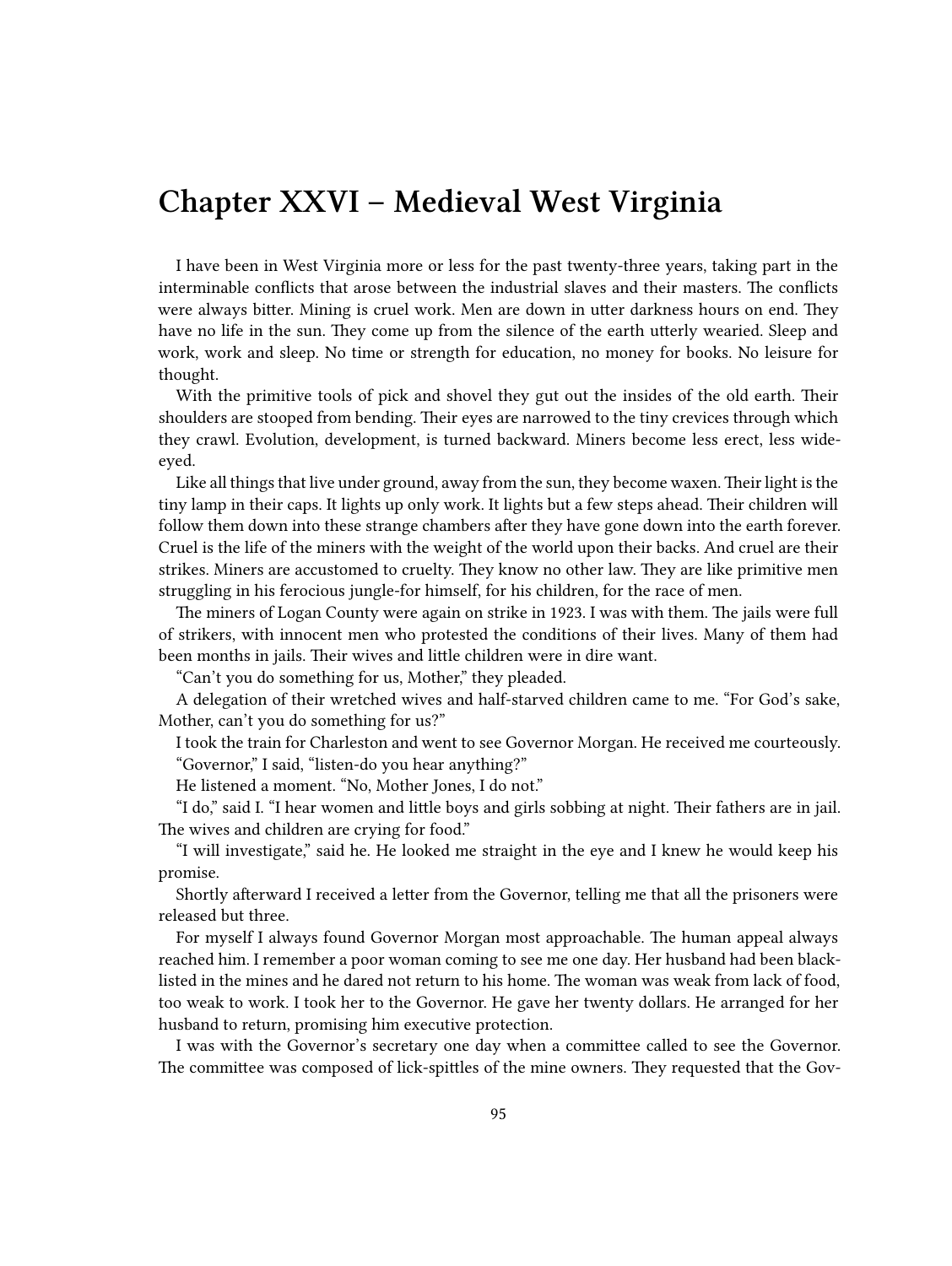# Chapter XXVI – Medieval West Virginia

I have been in West Virginia more or less for the past twenty-three years, taking part in the interminable conflicts that arose between the industrial slaves and their masters. The conflicts were always bitter. Mining is cruel work. Men are down in utter darkness hours on end. They have no life in the sun. They come up from the silence of the earth utterly wearied. Sleep and work, work and sleep. No time or strength for education, no money for books. No leisure for thought.

With the primitive tools of pick and shovel they gut out the insides of the old earth. Their shoulders are stooped from bending. Their eyes are narrowed to the tiny crevices through which they crawl. Evolution, development, is turned backward. Miners become less erect, less wide-eyed.

Like all things that live under ground, away from the sun, they become waxen. Their light is the tiny lamp in their caps. It lights up only work. It lights but a few steps ahead. Their children will follow them down into these strange chambers after they have gone down into the earth forever. Cruel is the life of the miners with the weight of the world upon their backs. And cruel are their strikes. Miners are accustomed to cruelty. They know no other law. They are like primitive men struggling in his ferocious jungle-for himself, for his children, for the race of men.

The miners of Logan County were again on strike in 1923. I was with them. The jails were full of strikers, with innocent men who protested the conditions of their lives. Many of them had been months in jails. Their wives and little children were in dire want.

"Can't you do something for us, Mother," they pleaded.

A delegation of their wretched wives and half-starved children came to me. "For God's sake, Mother, can't you do something for us?"

I took the train for Charleston and went to see Governor Morgan. He received me courteously.

"Governor," I said, "listen-do you hear anything?"

He listened a moment. "No, Mother Jones, I do not."

"I do," said I. "I hear women and little boys and girls sobbing at night. Their fathers are in jail. The wives and children are crying for food."

"I will investigate," said he. He looked me straight in the eye and I knew he would keep his promise.

Shortly afterward I received a letter from the Governor, telling me that all the prisoners were released but three.

For myself I always found Governor Morgan most approachable. The human appeal always reached him. I remember a poor woman coming to see me one day. Her husband had been black-listed in the mines and he dared not return to his home. The woman was weak from lack of food, too weak to work. I took her to the Governor. He gave her twenty dollars. He arranged for her husband to return, promising him executive protection.

I was with the Governor's secretary one day when a committee called to see the Governor. The committee was composed of lick-spittles of the mine owners. They requested that the Gov-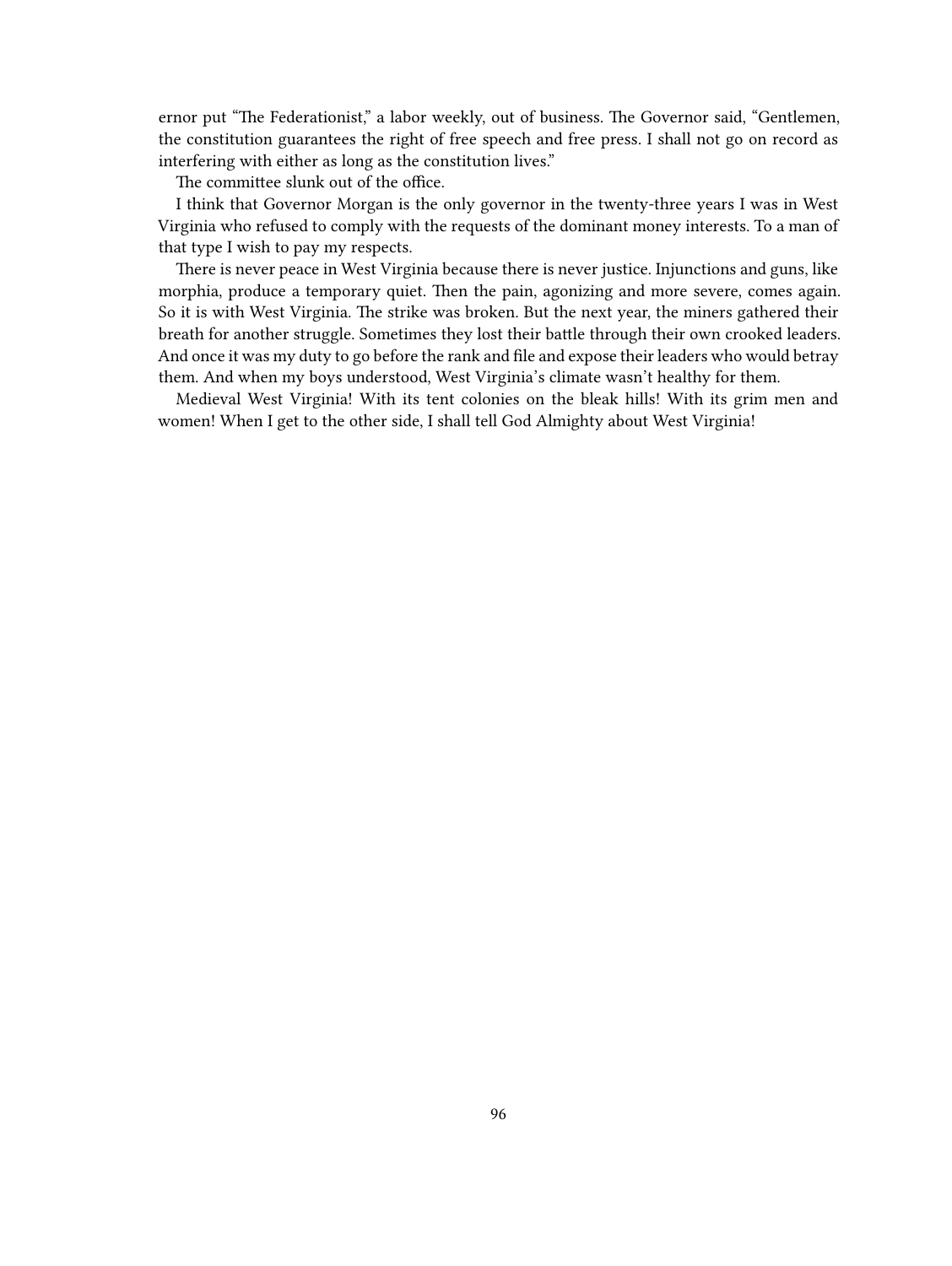ernor put "The Federationist," a labor weekly, out of business. The Governor said, "Gentlemen, the constitution guarantees the right of free speech and free press. I shall not go on record as interfering with either as long as the constitution lives."

The committee slunk out of the office.

I think that Governor Morgan is the only governor in the twenty-three years I was in West Virginia who refused to comply with the requests of the dominant money interests. To a man of that type I wish to pay my respects.

There is never peace in West Virginia because there is never justice. Injunctions and guns, like morphia, produce a temporary quiet. Then the pain, agonizing and more severe, comes again. So it is with West Virginia. The strike was broken. But the next year, the miners gathered their breath for another struggle. Sometimes they lost their battle through their own crooked leaders. And once it was my duty to go before the rank and file and expose their leaders who would betray them. And when my boys understood, West Virginia's climate wasn't healthy for them.

Medieval West Virginia! With its tent colonies on the bleak hills! With its grim men and women! When I get to the other side, I shall tell God Almighty about West Virginia!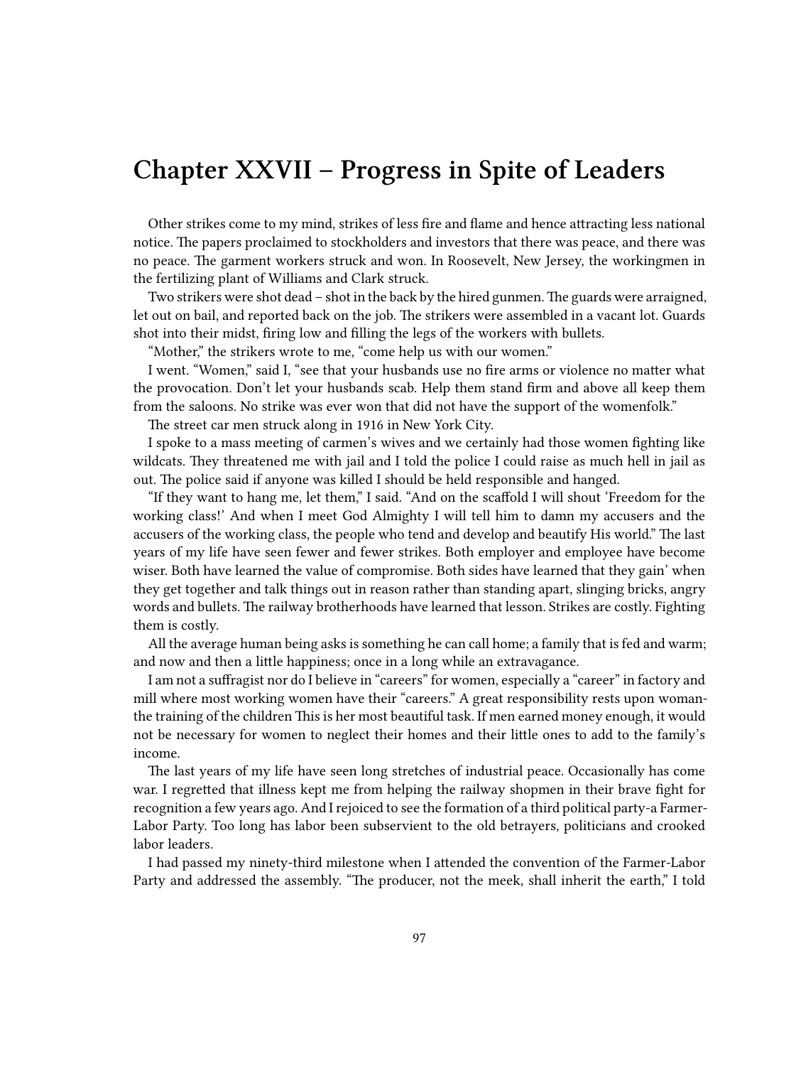# Chapter XXVII – Progress in Spite of Leaders

Other strikes come to my mind, strikes of less fire and flame and hence attracting less national notice. The papers proclaimed to stockholders and investors that there was peace, and there was no peace. The garment workers struck and won. In Roosevelt, New Jersey, the workingmen in the fertilizing plant of Williams and Clark struck.

Two strikers were shot dead – shot in the back by the hired gunmen. The guards were arraigned, let out on bail, and reported back on the job. The strikers were assembled in a vacant lot. Guards shot into their midst, firing low and filling the legs of the workers with bullets.

"Mother," the strikers wrote to me, "come help us with our women."

I went. "Women," said I, "see that your husbands use no fire arms or violence no matter what the provocation. Don't let your husbands scab. Help them stand firm and above all keep them from the saloons. No strike was ever won that did not have the support of the womenfolk."

The street car men struck along in 1916 in New York City.

I spoke to a mass meeting of carmen's wives and we certainly had those women fighting like wildcats. They threatened me with jail and I told the police I could raise as much hell in jail as out. The police said if anyone was killed I should be held responsible and hanged.

"If they want to hang me, let them," I said. "And on the scaffold I will shout 'Freedom for the working class!' And when I meet God Almighty I will tell him to damn my accusers and the accusers of the working class, the people who tend and develop and beautify His world." The last years of my life have seen fewer and fewer strikes. Both employer and employee have become wiser. Both have learned the value of compromise. Both sides have learned that they gain' when they get together and talk things out in reason rather than standing apart, slinging bricks, angry words and bullets. The railway brotherhoods have learned that lesson. Strikes are costly. Fighting them is costly.

All the average human being asks is something he can call home; a family that is fed and warm; and now and then a little happiness; once in a long while an extravagance.

I am not a suffragist nor do I believe in "careers" for women, especially a "career" in factory and mill where most working women have their "careers." A great responsibility rests upon woman-the training of the children This is her most beautiful task. If men earned money enough, it would not be necessary for women to neglect their homes and their little ones to add to the family's income.

The last years of my life have seen long stretches of industrial peace. Occasionally has come war. I regretted that illness kept me from helping the railway shopmen in their brave fight for recognition a few years ago. And I rejoiced to see the formation of a third political party-a Farmer-Labor Party. Too long has labor been subservient to the old betrayers, politicians and crooked labor leaders.

I had passed my ninety-third milestone when I attended the convention of the Farmer-Labor Party and addressed the assembly. "The producer, not the meek, shall inherit the earth," I told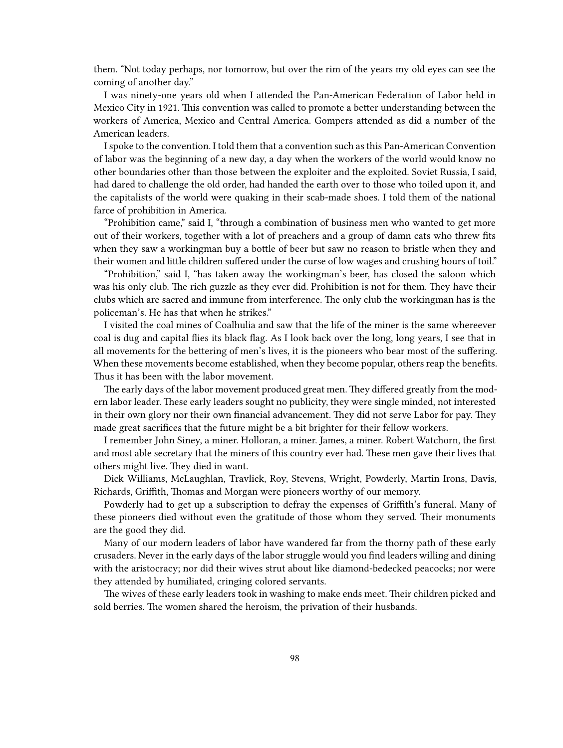them. "Not today perhaps, nor tomorrow, but over the rim of the years my old eyes can see the coming of another day."

I was ninety-one years old when I attended the Pan-American Federation of Labor held in Mexico City in 1921. This convention was called to promote a better understanding between the workers of America, Mexico and Central America. Gompers attended as did a number of the American leaders.

I spoke to the convention. I told them that a convention such as this Pan-American Convention of labor was the beginning of a new day, a day when the workers of the world would know no other boundaries other than those between the exploiter and the exploited. Soviet Russia, I said, had dared to challenge the old order, had handed the earth over to those who toiled upon it, and the capitalists of the world were quaking in their scab-made shoes. I told them of the national farce of prohibition in America.

"Prohibition came," said I, "through a combination of business men who wanted to get more out of their workers, together with a lot of preachers and a group of damn cats who threw fits when they saw a workingman buy a bottle of beer but saw no reason to bristle when they and their women and little children suffered under the curse of low wages and crushing hours of toil."

"Prohibition," said I, "has taken away the workingman's beer, has closed the saloon which was his only club. The rich guzzle as they ever did. Prohibition is not for them. They have their clubs which are sacred and immune from interference. The only club the workingman has is the policeman's. He has that when he strikes."

I visited the coal mines of Coalhulia and saw that the life of the miner is the same whereever coal is dug and capital flies its black flag. As I look back over the long, long years, I see that in all movements for the bettering of men's lives, it is the pioneers who bear most of the suffering. When these movements become established, when they become popular, others reap the benefits. Thus it has been with the labor movement.

The early days of the labor movement produced great men. They differed greatly from the modern labor leader. These early leaders sought no publicity, they were single minded, not interested in their own glory nor their own financial advancement. They did not serve Labor for pay. They made great sacrifices that the future might be a bit brighter for their fellow workers.

I remember John Siney, a miner. Holloran, a miner. James, a miner. Robert Watchorn, the first and most able secretary that the miners of this country ever had. These men gave their lives that others might live. They died in want.

Dick Williams, McLaughlan, Travlick, Roy, Stevens, Wright, Powderly, Martin Irons, Davis, Richards, Griffith, Thomas and Morgan were pioneers worthy of our memory.

Powderly had to get up a subscription to defray the expenses of Griffith's funeral. Many of these pioneers died without even the gratitude of those whom they served. Their monuments are the good they did.

Many of our modern leaders of labor have wandered far from the thorny path of these early crusaders. Never in the early days of the labor struggle would you find leaders willing and dining with the aristocracy; nor did their wives strut about like diamond-bedecked peacocks; nor were they attended by humiliated, cringing colored servants.

The wives of these early leaders took in washing to make ends meet. Their children picked and sold berries. The women shared the heroism, the privation of their husbands.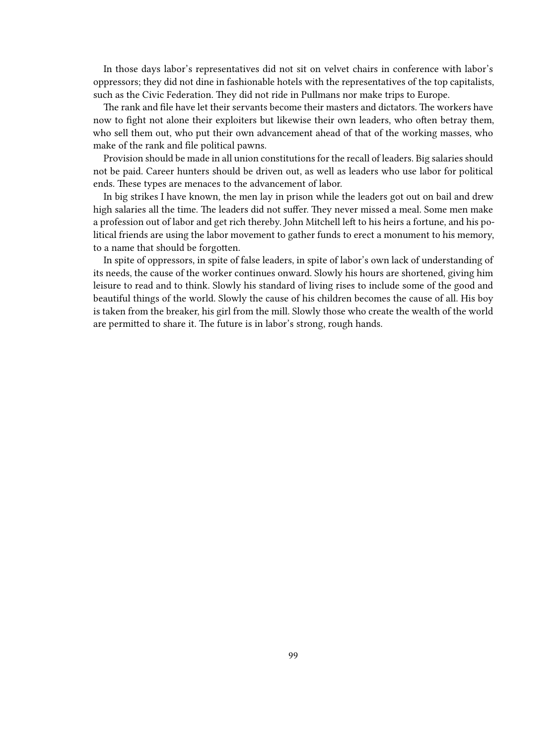In those days labor's representatives did not sit on velvet chairs in conference with labor's oppressors; they did not dine in fashionable hotels with the representatives of the top capitalists, such as the Civic Federation. They did not ride in Pullmans nor make trips to Europe.

The rank and file have let their servants become their masters and dictators. The workers have now to fight not alone their exploiters but likewise their own leaders, who often betray them, who sell them out, who put their own advancement ahead of that of the working masses, who make of the rank and file political pawns.

Provision should be made in all union constitutions for the recall of leaders. Big salaries should not be paid. Career hunters should be driven out, as well as leaders who use labor for political ends. These types are menaces to the advancement of labor.

In big strikes I have known, the men lay in prison while the leaders got out on bail and drew high salaries all the time. The leaders did not suffer. They never missed a meal. Some men make a profession out of labor and get rich thereby. John Mitchell left to his heirs a fortune, and his political friends are using the labor movement to gather funds to erect a monument to his memory, to a name that should be forgotten.

In spite of oppressors, in spite of false leaders, in spite of labor's own lack of understanding of its needs, the cause of the worker continues onward. Slowly his hours are shortened, giving him leisure to read and to think. Slowly his standard of living rises to include some of the good and beautiful things of the world. Slowly the cause of his children becomes the cause of all. His boy is taken from the breaker, his girl from the mill. Slowly those who create the wealth of the world are permitted to share it. The future is in labor's strong, rough hands.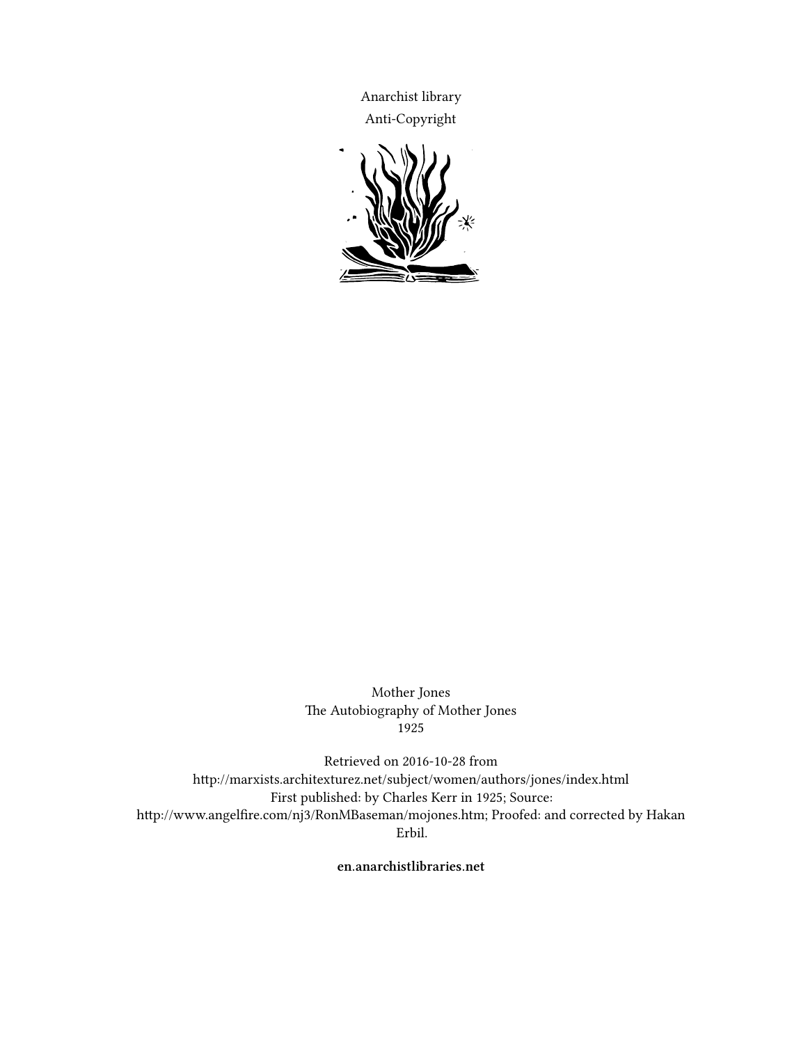Anarchist library

Anti-Copyright

Mother Jones
The Autobiography of Mother Jones
1925

Retrieved on 2016-10-28 from
http://marxists.architexturez.net/subject/women/authors/jones/index.html
First published: by Charles Kerr in 1925; Source:
http://www.angelfire.com/nj3/RonMBaseman/mojones.htm; Proofed: and corrected by Hakan Erbil.

**en.anarchistlibraries.net**